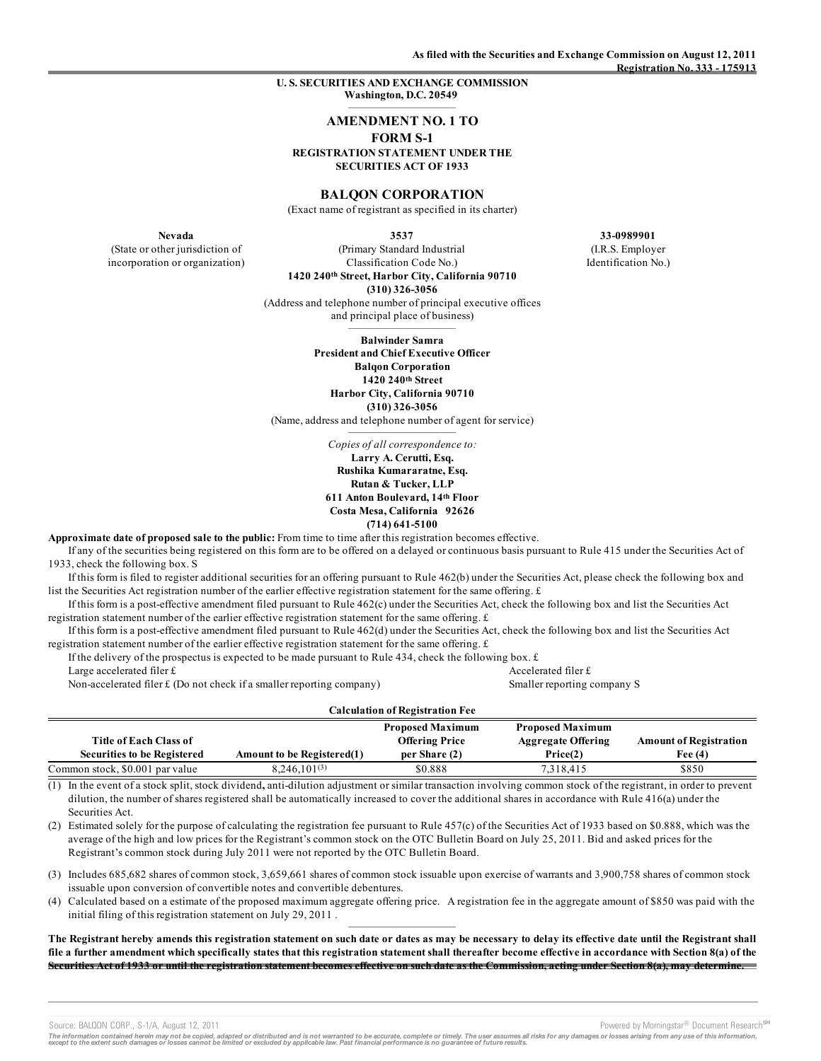As filed with the Securities and Exchange Commission on August 12, 2011
Registration No. 333 - 175913

**U. S. SECURITIES AND EXCHANGE COMMISSION**
**Washington, D.C. 20549**

# AMENDMENT NO. 1 TO
# FORM S-1
## REGISTRATION STATEMENT UNDER THE SECURITIES ACT OF 1933

# BALQON CORPORATION

(Exact name of registrant as specified in its charter)

| **Nevada** | **3537** | **33-0989901** |
|---|---|---|
| (State or other jurisdiction of incorporation or organization) | (Primary Standard Industrial Classification Code No.) | (I.R.S. Employer Identification No.) |

**1420 240th Street, Harbor City, California 90710**
**(310) 326-3056**
(Address and telephone number of principal executive offices and principal place of business)

**Balwinder Samra**
**President and Chief Executive Officer**
**Balqon Corporation**
**1420 240th Street**
**Harbor City, California 90710**
**(310) 326-3056**
(Name, address and telephone number of agent for service)

*Copies of all correspondence to:*
**Larry A. Cerutti, Esq.**
**Rushika Kumararatne, Esq.**
**Rutan & Tucker, LLP**
**611 Anton Boulevard, 14th Floor**
**Costa Mesa, California 92626**
**(714) 641-5100**

**Approximate date of proposed sale to the public:** From time to time after this registration becomes effective.

If any of the securities being registered on this form are to be offered on a delayed or continuous basis pursuant to Rule 415 under the Securities Act of 1933, check the following box. S

If this form is filed to register additional securities for an offering pursuant to Rule 462(b) under the Securities Act, please check the following box and list the Securities Act registration number of the earlier effective registration statement for the same offering. £

If this form is a post-effective amendment filed pursuant to Rule 462(c) under the Securities Act, check the following box and list the Securities Act registration statement number of the earlier effective registration statement for the same offering. £

If this form is a post-effective amendment filed pursuant to Rule 462(d) under the Securities Act, check the following box and list the Securities Act registration statement number of the earlier effective registration statement for the same offering. £

If the delivery of the prospectus is expected to be made pursuant to Rule 434, check the following box. £

Large accelerated filer £ Accelerated filer £
Non-accelerated filer £ (Do not check if a smaller reporting company) Smaller reporting company S

**Calculation of Registration Fee**

| Title of Each Class of Securities to be Registered | Amount to be Registered(1) | Proposed Maximum Offering Price per Share (2) | Proposed Maximum Aggregate Offering Price(2) | Amount of Registration Fee (4) |
|---|---|---|---|---|
| Common stock, $0.001 par value | 8,246,101(3) | $0.888 | 7,318,415 | $850 |

(1) In the event of a stock split, stock dividend, anti-dilution adjustment or similar transaction involving common stock of the registrant, in order to prevent dilution, the number of shares registered shall be automatically increased to cover the additional shares in accordance with Rule 416(a) under the Securities Act.

(2) Estimated solely for the purpose of calculating the registration fee pursuant to Rule 457(c) of the Securities Act of 1933 based on $0.888, which was the average of the high and low prices for the Registrant's common stock on the OTC Bulletin Board on July 25, 2011. Bid and asked prices for the Registrant's common stock during July 2011 were not reported by the OTC Bulletin Board.

(3) Includes 685,682 shares of common stock, 3,659,661 shares of common stock issuable upon exercise of warrants and 3,900,758 shares of common stock issuable upon conversion of convertible notes and convertible debentures.

(4) Calculated based on a estimate of the proposed maximum aggregate offering price. A registration fee in the aggregate amount of $850 was paid with the initial filing of this registration statement on July 29, 2011 .

**The Registrant hereby amends this registration statement on such date or dates as may be necessary to delay its effective date until the Registrant shall file a further amendment which specifically states that this registration statement shall thereafter become effective in accordance with Section 8(a) of the Securities Act of 1933 or until the registration statement becomes effective on such date as the Commission, acting under Section 8(a), may determine.**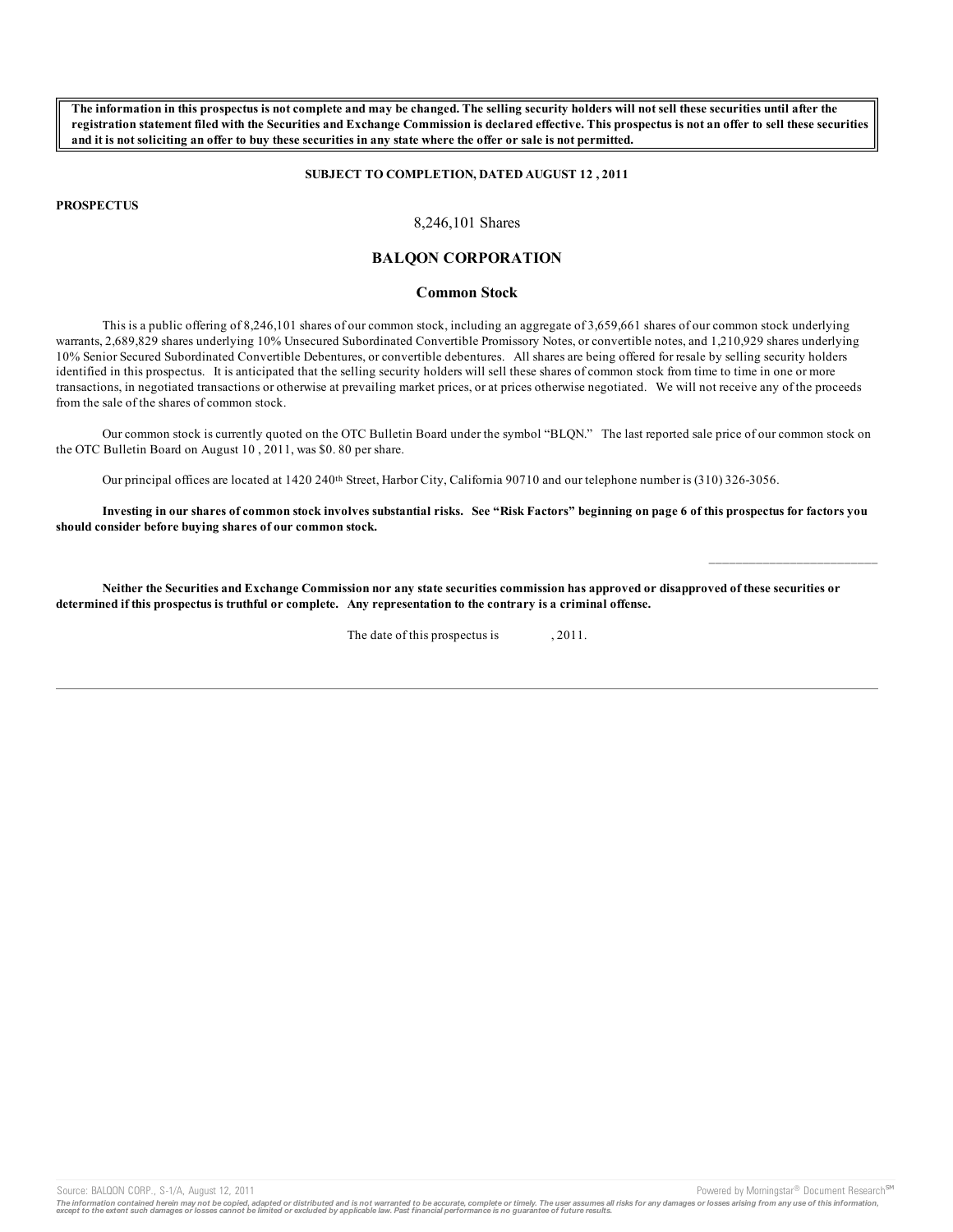**The information in this prospectus is not complete and may be changed. The selling security holders will not sell these securities until after the registration statement filed with the Securities and Exchange Commission is declared effective. This prospectus is not an offer to sell these securities and it is not soliciting an offer to buy these securities in any state where the offer or sale is not permitted.**

**SUBJECT TO COMPLETION, DATED AUGUST 12 , 2011**

**PROSPECTUS**

8,246,101 Shares

## BALQON CORPORATION

### Common Stock

This is a public offering of 8,246,101 shares of our common stock, including an aggregate of 3,659,661 shares of our common stock underlying warrants, 2,689,829 shares underlying 10% Unsecured Subordinated Convertible Promissory Notes, or convertible notes, and 1,210,929 shares underlying 10% Senior Secured Subordinated Convertible Debentures, or convertible debentures. All shares are being offered for resale by selling security holders identified in this prospectus. It is anticipated that the selling security holders will sell these shares of common stock from time to time in one or more transactions, in negotiated transactions or otherwise at prevailing market prices, or at prices otherwise negotiated. We will not receive any of the proceeds from the sale of the shares of common stock.

Our common stock is currently quoted on the OTC Bulletin Board under the symbol "BLQN." The last reported sale price of our common stock on the OTC Bulletin Board on August 10 , 2011, was $0. 80 per share.

Our principal offices are located at 1420 240th Street, Harbor City, California 90710 and our telephone number is (310) 326-3056.

**Investing in our shares of common stock involves substantial risks. See "Risk Factors" beginning on page 6 of this prospectus for factors you should consider before buying shares of our common stock.**

**Neither the Securities and Exchange Commission nor any state securities commission has approved or disapproved of these securities or determined if this prospectus is truthful or complete. Any representation to the contrary is a criminal offense.**

The date of this prospectus is , 2011.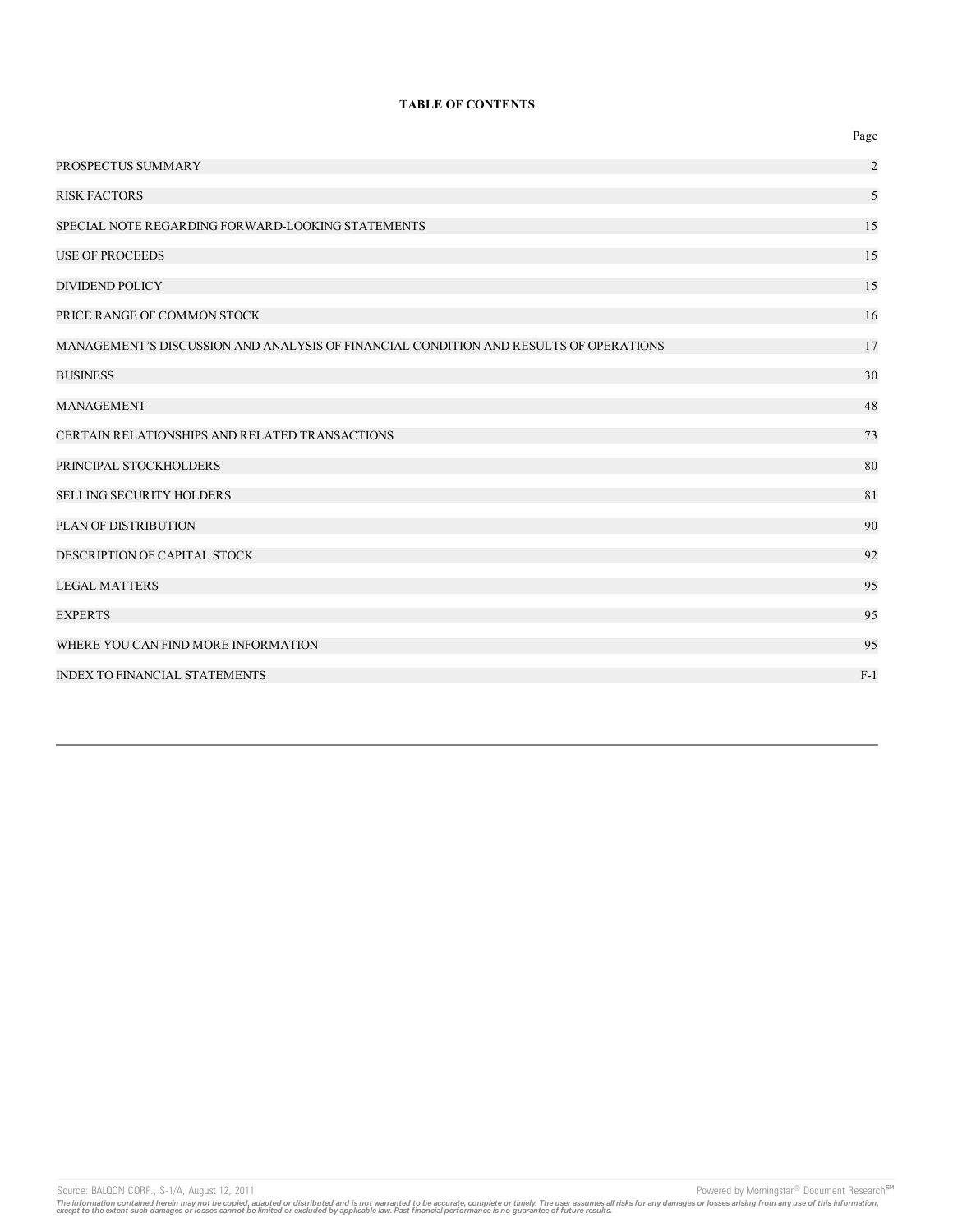**TABLE OF CONTENTS**

| | Page |
|---|---|
| PROSPECTUS SUMMARY | 2 |
| RISK FACTORS | 5 |
| SPECIAL NOTE REGARDING FORWARD-LOOKING STATEMENTS | 15 |
| USE OF PROCEEDS | 15 |
| DIVIDEND POLICY | 15 |
| PRICE RANGE OF COMMON STOCK | 16 |
| MANAGEMENT'S DISCUSSION AND ANALYSIS OF FINANCIAL CONDITION AND RESULTS OF OPERATIONS | 17 |
| BUSINESS | 30 |
| MANAGEMENT | 48 |
| CERTAIN RELATIONSHIPS AND RELATED TRANSACTIONS | 73 |
| PRINCIPAL STOCKHOLDERS | 80 |
| SELLING SECURITY HOLDERS | 81 |
| PLAN OF DISTRIBUTION | 90 |
| DESCRIPTION OF CAPITAL STOCK | 92 |
| LEGAL MATTERS | 95 |
| EXPERTS | 95 |
| WHERE YOU CAN FIND MORE INFORMATION | 95 |
| INDEX TO FINANCIAL STATEMENTS | F-1 |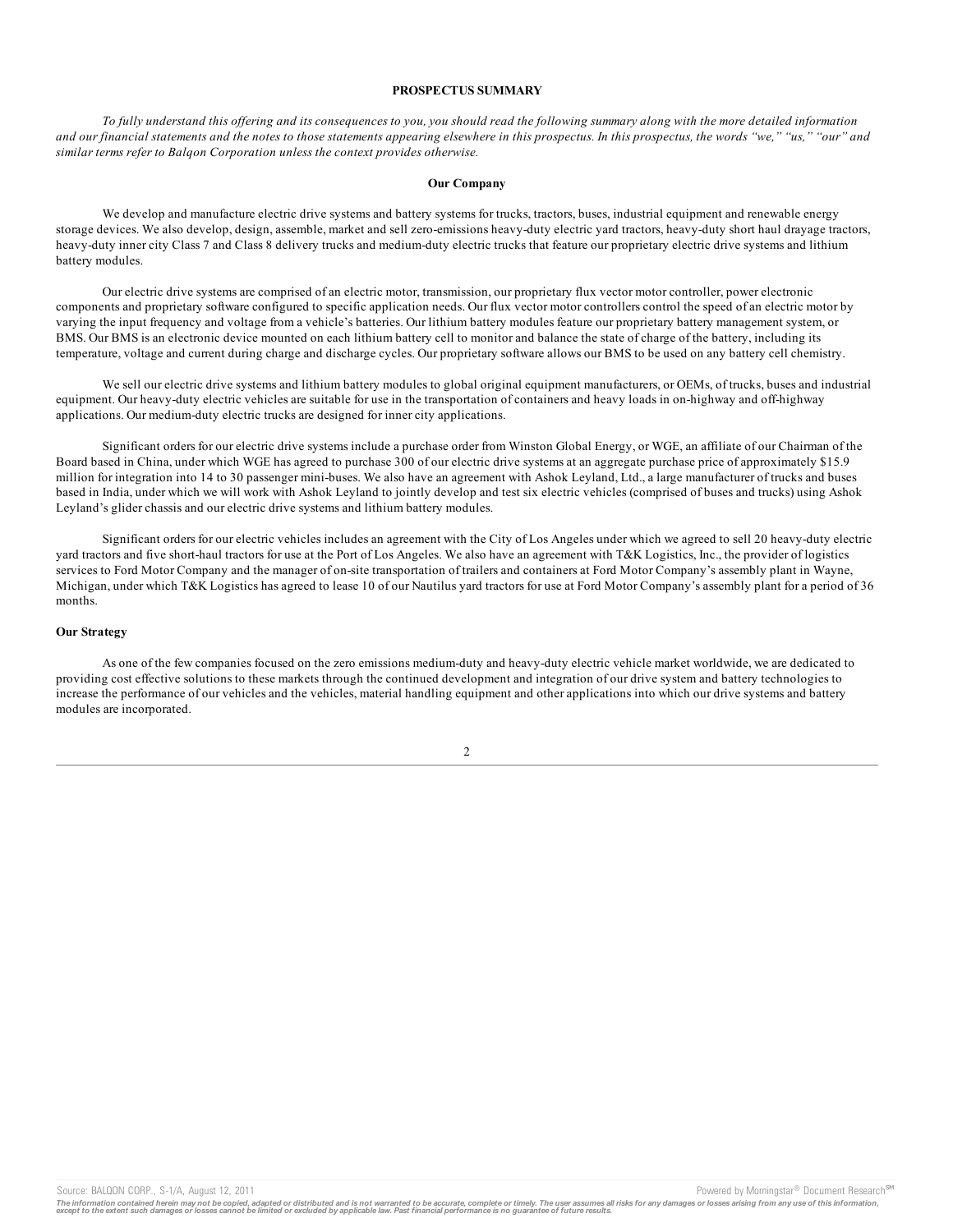# PROSPECTUS SUMMARY

*To fully understand this offering and its consequences to you, you should read the following summary along with the more detailed information and our financial statements and the notes to those statements appearing elsewhere in this prospectus. In this prospectus, the words "we," "us," "our" and similar terms refer to Balqon Corporation unless the context provides otherwise.*

## Our Company

We develop and manufacture electric drive systems and battery systems for trucks, tractors, buses, industrial equipment and renewable energy storage devices. We also develop, design, assemble, market and sell zero-emissions heavy-duty electric yard tractors, heavy-duty short haul drayage tractors, heavy-duty inner city Class 7 and Class 8 delivery trucks and medium-duty electric trucks that feature our proprietary electric drive systems and lithium battery modules.

Our electric drive systems are comprised of an electric motor, transmission, our proprietary flux vector motor controller, power electronic components and proprietary software configured to specific application needs. Our flux vector motor controllers control the speed of an electric motor by varying the input frequency and voltage from a vehicle's batteries. Our lithium battery modules feature our proprietary battery management system, or BMS. Our BMS is an electronic device mounted on each lithium battery cell to monitor and balance the state of charge of the battery, including its temperature, voltage and current during charge and discharge cycles. Our proprietary software allows our BMS to be used on any battery cell chemistry.

We sell our electric drive systems and lithium battery modules to global original equipment manufacturers, or OEMs, of trucks, buses and industrial equipment. Our heavy-duty electric vehicles are suitable for use in the transportation of containers and heavy loads in on-highway and off-highway applications. Our medium-duty electric trucks are designed for inner city applications.

Significant orders for our electric drive systems include a purchase order from Winston Global Energy, or WGE, an affiliate of our Chairman of the Board based in China, under which WGE has agreed to purchase 300 of our electric drive systems at an aggregate purchase price of approximately $15.9 million for integration into 14 to 30 passenger mini-buses. We also have an agreement with Ashok Leyland, Ltd., a large manufacturer of trucks and buses based in India, under which we will work with Ashok Leyland to jointly develop and test six electric vehicles (comprised of buses and trucks) using Ashok Leyland's glider chassis and our electric drive systems and lithium battery modules.

Significant orders for our electric vehicles includes an agreement with the City of Los Angeles under which we agreed to sell 20 heavy-duty electric yard tractors and five short-haul tractors for use at the Port of Los Angeles. We also have an agreement with T&K Logistics, Inc., the provider of logistics services to Ford Motor Company and the manager of on-site transportation of trailers and containers at Ford Motor Company's assembly plant in Wayne, Michigan, under which T&K Logistics has agreed to lease 10 of our Nautilus yard tractors for use at Ford Motor Company's assembly plant for a period of 36 months.

## Our Strategy

As one of the few companies focused on the zero emissions medium-duty and heavy-duty electric vehicle market worldwide, we are dedicated to providing cost effective solutions to these markets through the continued development and integration of our drive system and battery technologies to increase the performance of our vehicles and the vehicles, material handling equipment and other applications into which our drive systems and battery modules are incorporated.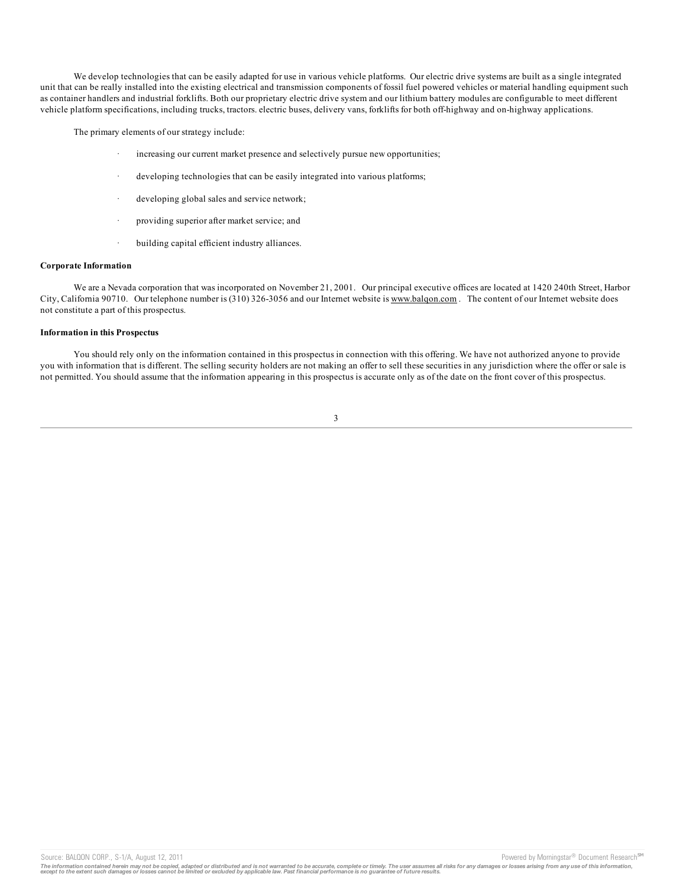We develop technologies that can be easily adapted for use in various vehicle platforms. Our electric drive systems are built as a single integrated unit that can be really installed into the existing electrical and transmission components of fossil fuel powered vehicles or material handling equipment such as container handlers and industrial forklifts. Both our proprietary electric drive system and our lithium battery modules are configurable to meet different vehicle platform specifications, including trucks, tractors. electric buses, delivery vans, forklifts for both off-highway and on-highway applications.

The primary elements of our strategy include:

- increasing our current market presence and selectively pursue new opportunities;
- developing technologies that can be easily integrated into various platforms;
- developing global sales and service network;
- providing superior after market service; and
- building capital efficient industry alliances.

**Corporate Information**

We are a Nevada corporation that was incorporated on November 21, 2001. Our principal executive offices are located at 1420 240th Street, Harbor City, California 90710. Our telephone number is (310) 326-3056 and our Internet website is www.balqon.com . The content of our Internet website does not constitute a part of this prospectus.

**Information in this Prospectus**

You should rely only on the information contained in this prospectus in connection with this offering. We have not authorized anyone to provide you with information that is different. The selling security holders are not making an offer to sell these securities in any jurisdiction where the offer or sale is not permitted. You should assume that the information appearing in this prospectus is accurate only as of the date on the front cover of this prospectus.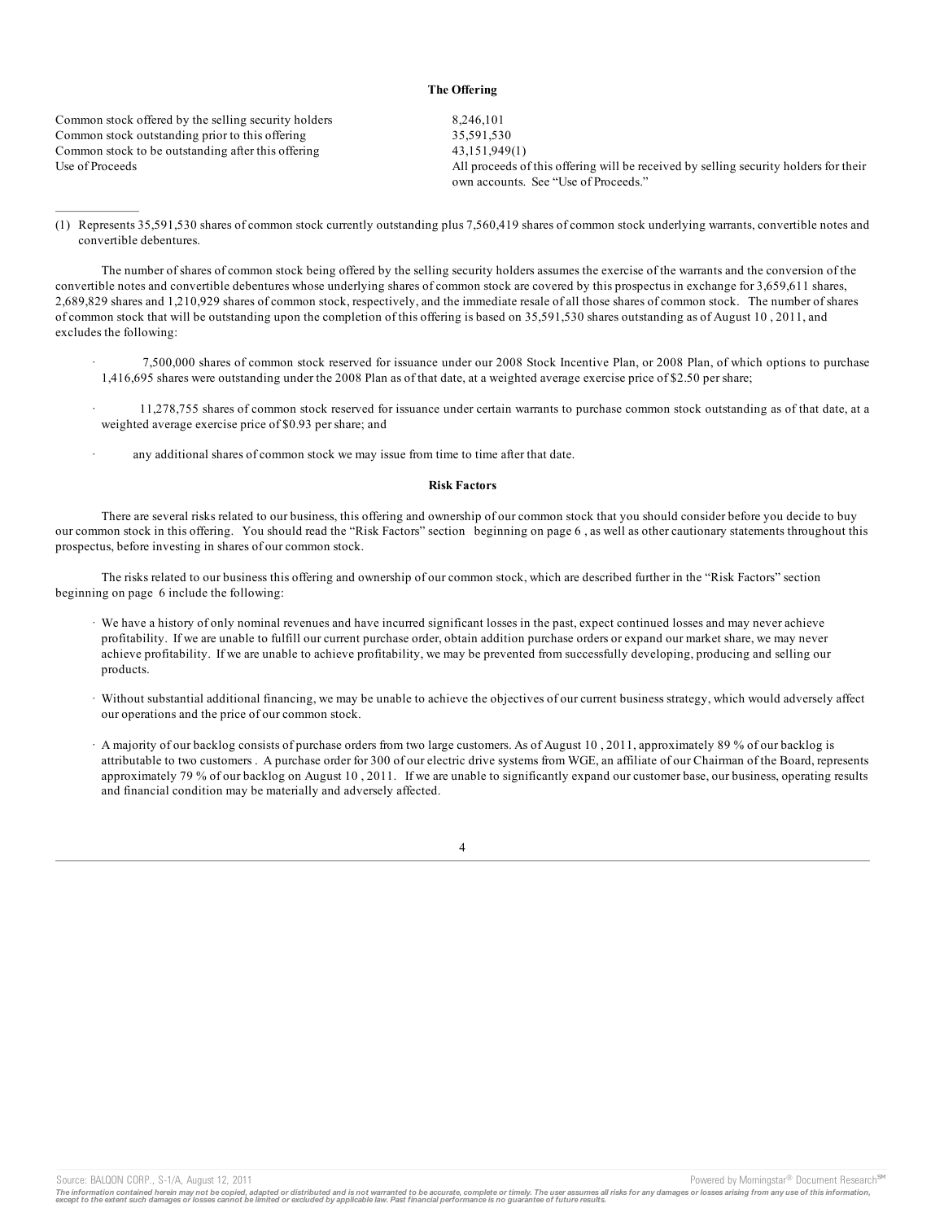## The Offering

| | |
|---|---|
| Common stock offered by the selling security holders | 8,246,101 |
| Common stock outstanding prior to this offering | 35,591,530 |
| Common stock to be outstanding after this offering | 43,151,949(1) |
| Use of Proceeds | All proceeds of this offering will be received by selling security holders for their own accounts. See "Use of Proceeds." |

(1) Represents 35,591,530 shares of common stock currently outstanding plus 7,560,419 shares of common stock underlying warrants, convertible notes and convertible debentures.

The number of shares of common stock being offered by the selling security holders assumes the exercise of the warrants and the conversion of the convertible notes and convertible debentures whose underlying shares of common stock are covered by this prospectus in exchange for 3,659,611 shares, 2,689,829 shares and 1,210,929 shares of common stock, respectively, and the immediate resale of all those shares of common stock. The number of shares of common stock that will be outstanding upon the completion of this offering is based on 35,591,530 shares outstanding as of August 10 , 2011, and excludes the following:

- 7,500,000 shares of common stock reserved for issuance under our 2008 Stock Incentive Plan, or 2008 Plan, of which options to purchase 1,416,695 shares were outstanding under the 2008 Plan as of that date, at a weighted average exercise price of $2.50 per share;
- 11,278,755 shares of common stock reserved for issuance under certain warrants to purchase common stock outstanding as of that date, at a weighted average exercise price of $0.93 per share; and
- any additional shares of common stock we may issue from time to time after that date.

## Risk Factors

There are several risks related to our business, this offering and ownership of our common stock that you should consider before you decide to buy our common stock in this offering. You should read the "Risk Factors" section beginning on page 6 , as well as other cautionary statements throughout this prospectus, before investing in shares of our common stock.

The risks related to our business this offering and ownership of our common stock, which are described further in the "Risk Factors" section beginning on page 6 include the following:

- We have a history of only nominal revenues and have incurred significant losses in the past, expect continued losses and may never achieve profitability. If we are unable to fulfill our current purchase order, obtain addition purchase orders or expand our market share, we may never achieve profitability. If we are unable to achieve profitability, we may be prevented from successfully developing, producing and selling our products.
- Without substantial additional financing, we may be unable to achieve the objectives of our current business strategy, which would adversely affect our operations and the price of our common stock.
- A majority of our backlog consists of purchase orders from two large customers. As of August 10 , 2011, approximately 89 % of our backlog is attributable to two customers . A purchase order for 300 of our electric drive systems from WGE, an affiliate of our Chairman of the Board, represents approximately 79 % of our backlog on August 10 , 2011. If we are unable to significantly expand our customer base, our business, operating results and financial condition may be materially and adversely affected.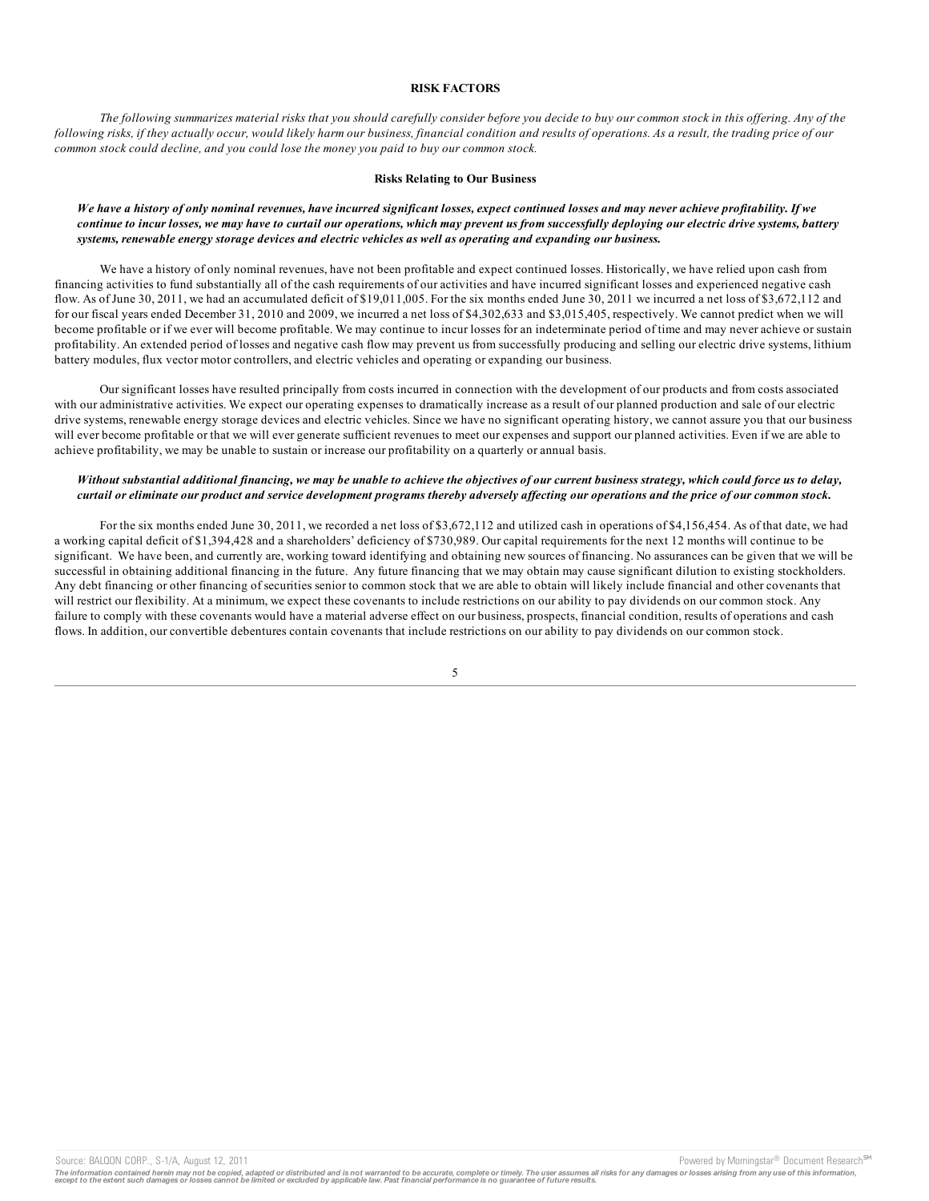## RISK FACTORS

*The following summarizes material risks that you should carefully consider before you decide to buy our common stock in this offering. Any of the following risks, if they actually occur, would likely harm our business, financial condition and results of operations. As a result, the trading price of our common stock could decline, and you could lose the money you paid to buy our common stock.*

### Risks Relating to Our Business

***We have a history of only nominal revenues, have incurred significant losses, expect continued losses and may never achieve profitability. If we continue to incur losses, we may have to curtail our operations, which may prevent us from successfully deploying our electric drive systems, battery systems, renewable energy storage devices and electric vehicles as well as operating and expanding our business.***

We have a history of only nominal revenues, have not been profitable and expect continued losses. Historically, we have relied upon cash from financing activities to fund substantially all of the cash requirements of our activities and have incurred significant losses and experienced negative cash flow. As of June 30, 2011, we had an accumulated deficit of $19,011,005. For the six months ended June 30, 2011 we incurred a net loss of $3,672,112 and for our fiscal years ended December 31, 2010 and 2009, we incurred a net loss of $4,302,633 and $3,015,405, respectively. We cannot predict when we will become profitable or if we ever will become profitable. We may continue to incur losses for an indeterminate period of time and may never achieve or sustain profitability. An extended period of losses and negative cash flow may prevent us from successfully producing and selling our electric drive systems, lithium battery modules, flux vector motor controllers, and electric vehicles and operating or expanding our business.

Our significant losses have resulted principally from costs incurred in connection with the development of our products and from costs associated with our administrative activities. We expect our operating expenses to dramatically increase as a result of our planned production and sale of our electric drive systems, renewable energy storage devices and electric vehicles. Since we have no significant operating history, we cannot assure you that our business will ever become profitable or that we will ever generate sufficient revenues to meet our expenses and support our planned activities. Even if we are able to achieve profitability, we may be unable to sustain or increase our profitability on a quarterly or annual basis.

***Without substantial additional financing, we may be unable to achieve the objectives of our current business strategy, which could force us to delay, curtail or eliminate our product and service development programs thereby adversely affecting our operations and the price of our common stock.***

For the six months ended June 30, 2011, we recorded a net loss of $3,672,112 and utilized cash in operations of $4,156,454. As of that date, we had a working capital deficit of $1,394,428 and a shareholders' deficiency of $730,989. Our capital requirements for the next 12 months will continue to be significant. We have been, and currently are, working toward identifying and obtaining new sources of financing. No assurances can be given that we will be successful in obtaining additional financing in the future. Any future financing that we may obtain may cause significant dilution to existing stockholders. Any debt financing or other financing of securities senior to common stock that we are able to obtain will likely include financial and other covenants that will restrict our flexibility. At a minimum, we expect these covenants to include restrictions on our ability to pay dividends on our common stock. Any failure to comply with these covenants would have a material adverse effect on our business, prospects, financial condition, results of operations and cash flows. In addition, our convertible debentures contain covenants that include restrictions on our ability to pay dividends on our common stock.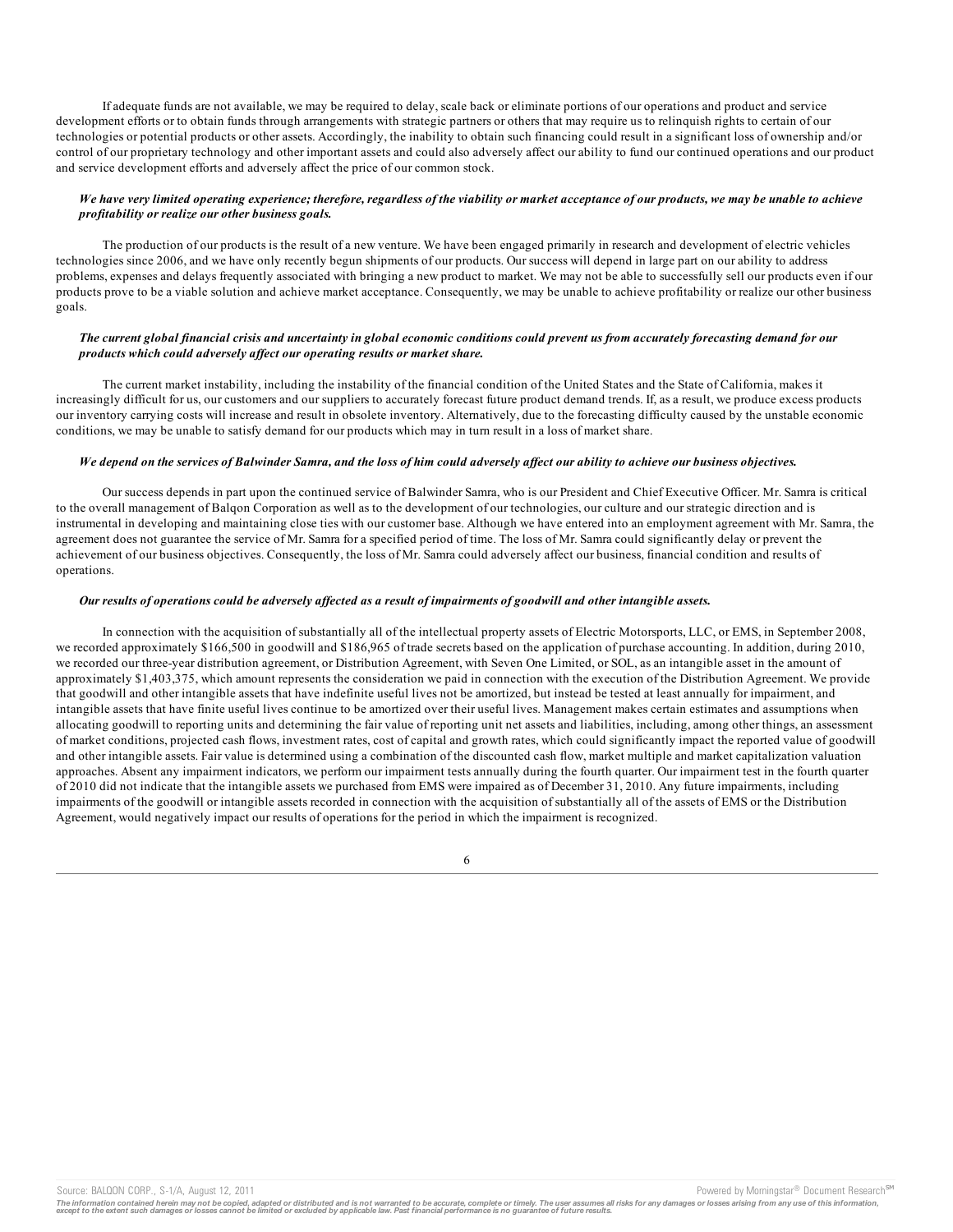If adequate funds are not available, we may be required to delay, scale back or eliminate portions of our operations and product and service development efforts or to obtain funds through arrangements with strategic partners or others that may require us to relinquish rights to certain of our technologies or potential products or other assets. Accordingly, the inability to obtain such financing could result in a significant loss of ownership and/or control of our proprietary technology and other important assets and could also adversely affect our ability to fund our continued operations and our product and service development efforts and adversely affect the price of our common stock.

***We have very limited operating experience; therefore, regardless of the viability or market acceptance of our products, we may be unable to achieve profitability or realize our other business goals.***

The production of our products is the result of a new venture. We have been engaged primarily in research and development of electric vehicles technologies since 2006, and we have only recently begun shipments of our products. Our success will depend in large part on our ability to address problems, expenses and delays frequently associated with bringing a new product to market. We may not be able to successfully sell our products even if our products prove to be a viable solution and achieve market acceptance. Consequently, we may be unable to achieve profitability or realize our other business goals.

***The current global financial crisis and uncertainty in global economic conditions could prevent us from accurately forecasting demand for our products which could adversely affect our operating results or market share.***

The current market instability, including the instability of the financial condition of the United States and the State of California, makes it increasingly difficult for us, our customers and our suppliers to accurately forecast future product demand trends. If, as a result, we produce excess products our inventory carrying costs will increase and result in obsolete inventory. Alternatively, due to the forecasting difficulty caused by the unstable economic conditions, we may be unable to satisfy demand for our products which may in turn result in a loss of market share.

***We depend on the services of Balwinder Samra, and the loss of him could adversely affect our ability to achieve our business objectives.***

Our success depends in part upon the continued service of Balwinder Samra, who is our President and Chief Executive Officer. Mr. Samra is critical to the overall management of Balqon Corporation as well as to the development of our technologies, our culture and our strategic direction and is instrumental in developing and maintaining close ties with our customer base. Although we have entered into an employment agreement with Mr. Samra, the agreement does not guarantee the service of Mr. Samra for a specified period of time. The loss of Mr. Samra could significantly delay or prevent the achievement of our business objectives. Consequently, the loss of Mr. Samra could adversely affect our business, financial condition and results of operations.

***Our results of operations could be adversely affected as a result of impairments of goodwill and other intangible assets.***

In connection with the acquisition of substantially all of the intellectual property assets of Electric Motorsports, LLC, or EMS, in September 2008, we recorded approximately $166,500 in goodwill and $186,965 of trade secrets based on the application of purchase accounting. In addition, during 2010, we recorded our three-year distribution agreement, or Distribution Agreement, with Seven One Limited, or SOL, as an intangible asset in the amount of approximately $1,403,375, which amount represents the consideration we paid in connection with the execution of the Distribution Agreement. We provide that goodwill and other intangible assets that have indefinite useful lives not be amortized, but instead be tested at least annually for impairment, and intangible assets that have finite useful lives continue to be amortized over their useful lives. Management makes certain estimates and assumptions when allocating goodwill to reporting units and determining the fair value of reporting unit net assets and liabilities, including, among other things, an assessment of market conditions, projected cash flows, investment rates, cost of capital and growth rates, which could significantly impact the reported value of goodwill and other intangible assets. Fair value is determined using a combination of the discounted cash flow, market multiple and market capitalization valuation approaches. Absent any impairment indicators, we perform our impairment tests annually during the fourth quarter. Our impairment test in the fourth quarter of 2010 did not indicate that the intangible assets we purchased from EMS were impaired as of December 31, 2010. Any future impairments, including impairments of the goodwill or intangible assets recorded in connection with the acquisition of substantially all of the assets of EMS or the Distribution Agreement, would negatively impact our results of operations for the period in which the impairment is recognized.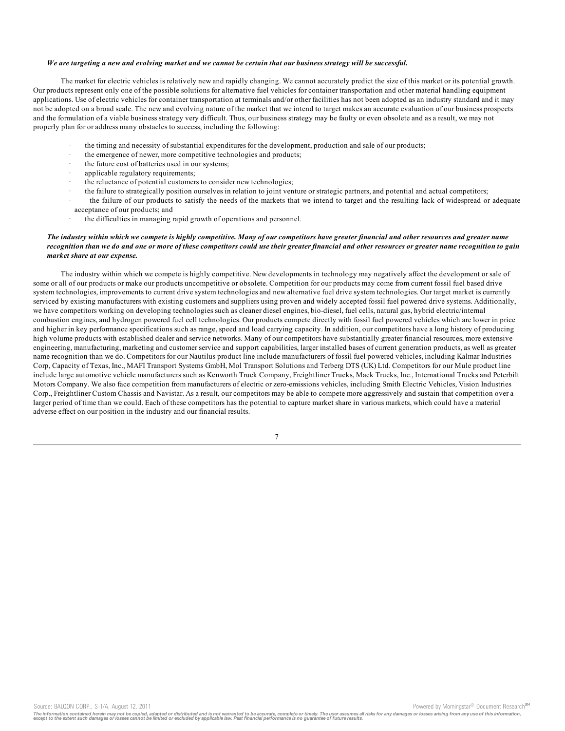***We are targeting a new and evolving market and we cannot be certain that our business strategy will be successful.***

The market for electric vehicles is relatively new and rapidly changing. We cannot accurately predict the size of this market or its potential growth. Our products represent only one of the possible solutions for alternative fuel vehicles for container transportation and other material handling equipment applications. Use of electric vehicles for container transportation at terminals and/or other facilities has not been adopted as an industry standard and it may not be adopted on a broad scale. The new and evolving nature of the market that we intend to target makes an accurate evaluation of our business prospects and the formulation of a viable business strategy very difficult. Thus, our business strategy may be faulty or even obsolete and as a result, we may not properly plan for or address many obstacles to success, including the following:

- the timing and necessity of substantial expenditures for the development, production and sale of our products;
- the emergence of newer, more competitive technologies and products;
- the future cost of batteries used in our systems;
- applicable regulatory requirements;
- the reluctance of potential customers to consider new technologies;
- the failure to strategically position ourselves in relation to joint venture or strategic partners, and potential and actual competitors;
- the failure of our products to satisfy the needs of the markets that we intend to target and the resulting lack of widespread or adequate acceptance of our products; and
- the difficulties in managing rapid growth of operations and personnel.

***The industry within which we compete is highly competitive. Many of our competitors have greater financial and other resources and greater name recognition than we do and one or more of these competitors could use their greater financial and other resources or greater name recognition to gain market share at our expense.***

The industry within which we compete is highly competitive. New developments in technology may negatively affect the development or sale of some or all of our products or make our products uncompetitive or obsolete. Competition for our products may come from current fossil fuel based drive system technologies, improvements to current drive system technologies and new alternative fuel drive system technologies. Our target market is currently serviced by existing manufacturers with existing customers and suppliers using proven and widely accepted fossil fuel powered drive systems. Additionally, we have competitors working on developing technologies such as cleaner diesel engines, bio-diesel, fuel cells, natural gas, hybrid electric/internal combustion engines, and hydrogen powered fuel cell technologies. Our products compete directly with fossil fuel powered vehicles which are lower in price and higher in key performance specifications such as range, speed and load carrying capacity. In addition, our competitors have a long history of producing high volume products with established dealer and service networks. Many of our competitors have substantially greater financial resources, more extensive engineering, manufacturing, marketing and customer service and support capabilities, larger installed bases of current generation products, as well as greater name recognition than we do. Competitors for our Nautilus product line include manufacturers of fossil fuel powered vehicles, including Kalmar Industries Corp, Capacity of Texas, Inc., MAFI Transport Systems GmbH, Mol Transport Solutions and Terberg DTS (UK) Ltd. Competitors for our Mule product line include large automotive vehicle manufacturers such as Kenworth Truck Company, Freightliner Trucks, Mack Trucks, Inc., International Trucks and Peterbilt Motors Company. We also face competition from manufacturers of electric or zero-emissions vehicles, including Smith Electric Vehicles, Vision Industries Corp., Freightliner Custom Chassis and Navistar. As a result, our competitors may be able to compete more aggressively and sustain that competition over a larger period of time than we could. Each of these competitors has the potential to capture market share in various markets, which could have a material adverse effect on our position in the industry and our financial results.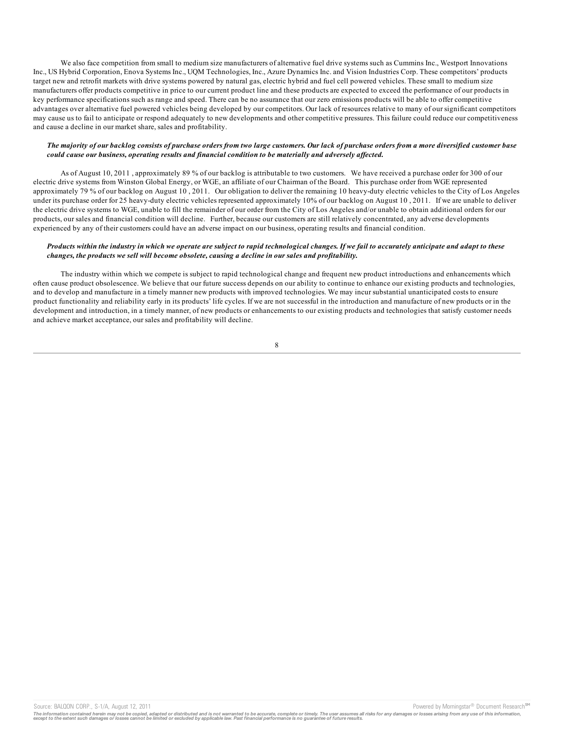We also face competition from small to medium size manufacturers of alternative fuel drive systems such as Cummins Inc., Westport Innovations Inc., US Hybrid Corporation, Enova Systems Inc., UQM Technologies, Inc., Azure Dynamics Inc. and Vision Industries Corp. These competitors' products target new and retrofit markets with drive systems powered by natural gas, electric hybrid and fuel cell powered vehicles. These small to medium size manufacturers offer products competitive in price to our current product line and these products are expected to exceed the performance of our products in key performance specifications such as range and speed. There can be no assurance that our zero emissions products will be able to offer competitive advantages over alternative fuel powered vehicles being developed by our competitors. Our lack of resources relative to many of our significant competitors may cause us to fail to anticipate or respond adequately to new developments and other competitive pressures. This failure could reduce our competitiveness and cause a decline in our market share, sales and profitability.

***The majority of our backlog consists of purchase orders from two large customers. Our lack of purchase orders from a more diversified customer base could cause our business, operating results and financial condition to be materially and adversely affected.***

As of August 10, 2011 , approximately 89 % of our backlog is attributable to two customers. We have received a purchase order for 300 of our electric drive systems from Winston Global Energy, or WGE, an affiliate of our Chairman of the Board. This purchase order from WGE represented approximately 79 % of our backlog on August 10 , 2011. Our obligation to deliver the remaining 10 heavy-duty electric vehicles to the City of Los Angeles under its purchase order for 25 heavy-duty electric vehicles represented approximately 10% of our backlog on August 10 , 2011. If we are unable to deliver the electric drive systems to WGE, unable to fill the remainder of our order from the City of Los Angeles and/or unable to obtain additional orders for our products, our sales and financial condition will decline. Further, because our customers are still relatively concentrated, any adverse developments experienced by any of their customers could have an adverse impact on our business, operating results and financial condition.

***Products within the industry in which we operate are subject to rapid technological changes. If we fail to accurately anticipate and adapt to these changes, the products we sell will become obsolete, causing a decline in our sales and profitability.***

The industry within which we compete is subject to rapid technological change and frequent new product introductions and enhancements which often cause product obsolescence. We believe that our future success depends on our ability to continue to enhance our existing products and technologies, and to develop and manufacture in a timely manner new products with improved technologies. We may incur substantial unanticipated costs to ensure product functionality and reliability early in its products' life cycles. If we are not successful in the introduction and manufacture of new products or in the development and introduction, in a timely manner, of new products or enhancements to our existing products and technologies that satisfy customer needs and achieve market acceptance, our sales and profitability will decline.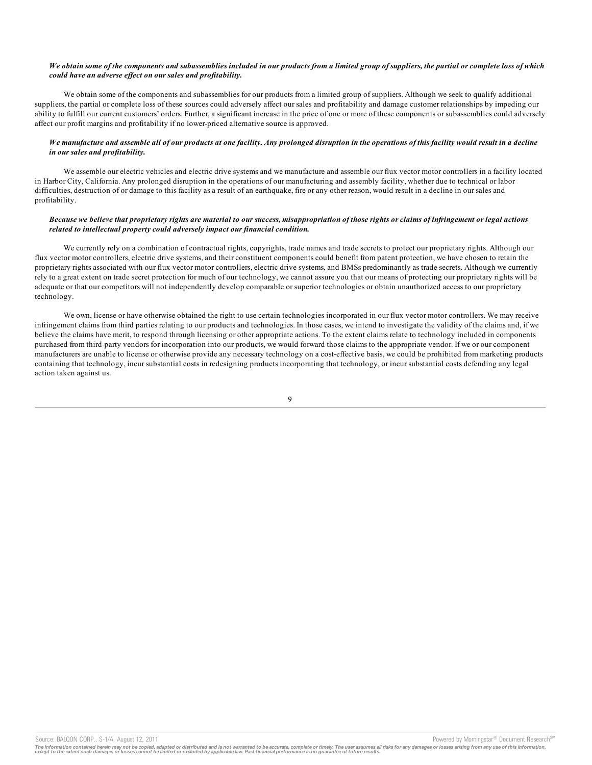***We obtain some of the components and subassemblies included in our products from a limited group of suppliers, the partial or complete loss of which could have an adverse effect on our sales and profitability.***

We obtain some of the components and subassemblies for our products from a limited group of suppliers. Although we seek to qualify additional suppliers, the partial or complete loss of these sources could adversely affect our sales and profitability and damage customer relationships by impeding our ability to fulfill our current customers' orders. Further, a significant increase in the price of one or more of these components or subassemblies could adversely affect our profit margins and profitability if no lower-priced alternative source is approved.

***We manufacture and assemble all of our products at one facility. Any prolonged disruption in the operations of this facility would result in a decline in our sales and profitability.***

We assemble our electric vehicles and electric drive systems and we manufacture and assemble our flux vector motor controllers in a facility located in Harbor City, California. Any prolonged disruption in the operations of our manufacturing and assembly facility, whether due to technical or labor difficulties, destruction of or damage to this facility as a result of an earthquake, fire or any other reason, would result in a decline in our sales and profitability.

***Because we believe that proprietary rights are material to our success, misappropriation of those rights or claims of infringement or legal actions related to intellectual property could adversely impact our financial condition.***

We currently rely on a combination of contractual rights, copyrights, trade names and trade secrets to protect our proprietary rights. Although our flux vector motor controllers, electric drive systems, and their constituent components could benefit from patent protection, we have chosen to retain the proprietary rights associated with our flux vector motor controllers, electric drive systems, and BMSs predominantly as trade secrets. Although we currently rely to a great extent on trade secret protection for much of our technology, we cannot assure you that our means of protecting our proprietary rights will be adequate or that our competitors will not independently develop comparable or superior technologies or obtain unauthorized access to our proprietary technology.

We own, license or have otherwise obtained the right to use certain technologies incorporated in our flux vector motor controllers. We may receive infringement claims from third parties relating to our products and technologies. In those cases, we intend to investigate the validity of the claims and, if we believe the claims have merit, to respond through licensing or other appropriate actions. To the extent claims relate to technology included in components purchased from third-party vendors for incorporation into our products, we would forward those claims to the appropriate vendor. If we or our component manufacturers are unable to license or otherwise provide any necessary technology on a cost-effective basis, we could be prohibited from marketing products containing that technology, incur substantial costs in redesigning products incorporating that technology, or incur substantial costs defending any legal action taken against us.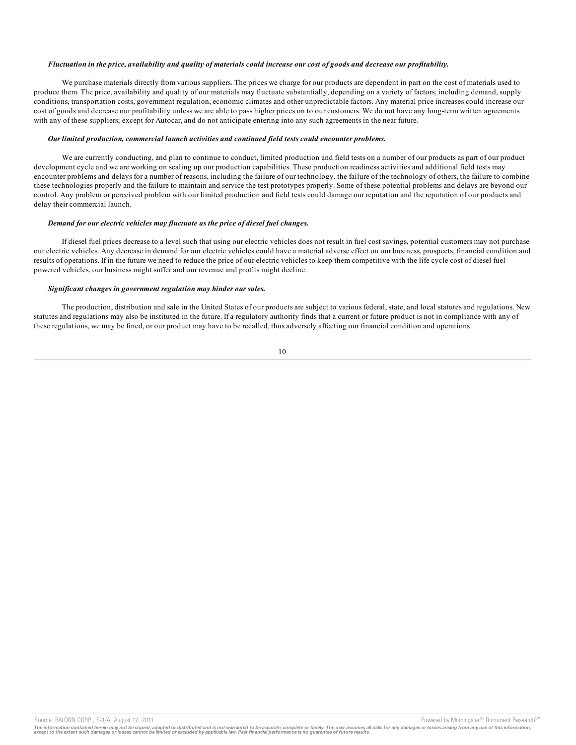***Fluctuation in the price, availability and quality of materials could increase our cost of goods and decrease our profitability.***

We purchase materials directly from various suppliers. The prices we charge for our products are dependent in part on the cost of materials used to produce them. The price, availability and quality of our materials may fluctuate substantially, depending on a variety of factors, including demand, supply conditions, transportation costs, government regulation, economic climates and other unpredictable factors. Any material price increases could increase our cost of goods and decrease our profitability unless we are able to pass higher prices on to our customers. We do not have any long-term written agreements with any of these suppliers; except for Autocar, and do not anticipate entering into any such agreements in the near future.

***Our limited production, commercial launch activities and continued field tests could encounter problems.***

We are currently conducting, and plan to continue to conduct, limited production and field tests on a number of our products as part of our product development cycle and we are working on scaling up our production capabilities. These production readiness activities and additional field tests may encounter problems and delays for a number of reasons, including the failure of our technology, the failure of the technology of others, the failure to combine these technologies properly and the failure to maintain and service the test prototypes properly. Some of these potential problems and delays are beyond our control. Any problem or perceived problem with our limited production and field tests could damage our reputation and the reputation of our products and delay their commercial launch.

***Demand for our electric vehicles may fluctuate as the price of diesel fuel changes.***

If diesel fuel prices decrease to a level such that using our electric vehicles does not result in fuel cost savings, potential customers may not purchase our electric vehicles. Any decrease in demand for our electric vehicles could have a material adverse effect on our business, prospects, financial condition and results of operations. If in the future we need to reduce the price of our electric vehicles to keep them competitive with the life cycle cost of diesel fuel powered vehicles, our business might suffer and our revenue and profits might decline.

***Significant changes in government regulation may hinder our sales.***

The production, distribution and sale in the United States of our products are subject to various federal, state, and local statutes and regulations. New statutes and regulations may also be instituted in the future. If a regulatory authority finds that a current or future product is not in compliance with any of these regulations, we may be fined, or our product may have to be recalled, thus adversely affecting our financial condition and operations.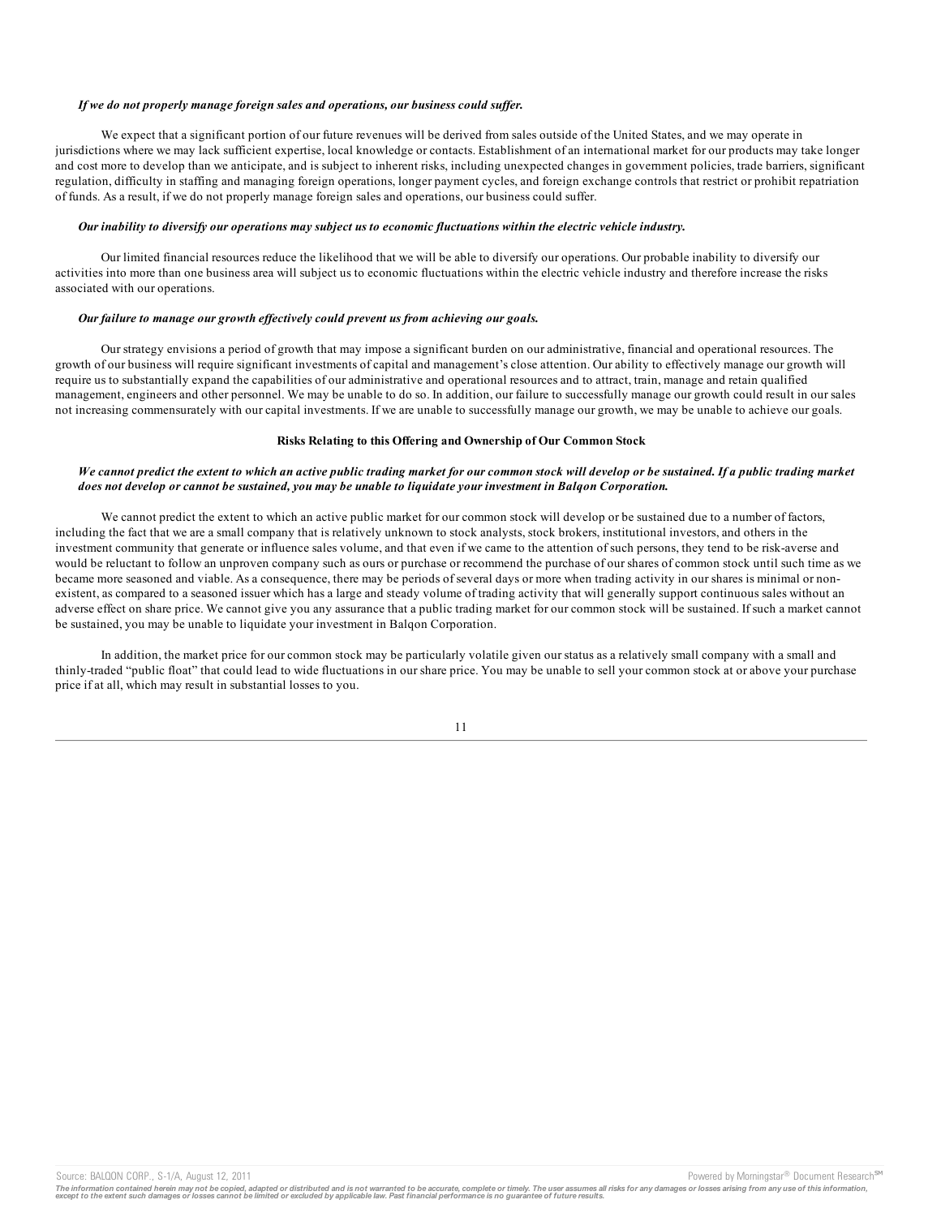*If we do not properly manage foreign sales and operations, our business could suffer.*

We expect that a significant portion of our future revenues will be derived from sales outside of the United States, and we may operate in jurisdictions where we may lack sufficient expertise, local knowledge or contacts. Establishment of an international market for our products may take longer and cost more to develop than we anticipate, and is subject to inherent risks, including unexpected changes in government policies, trade barriers, significant regulation, difficulty in staffing and managing foreign operations, longer payment cycles, and foreign exchange controls that restrict or prohibit repatriation of funds. As a result, if we do not properly manage foreign sales and operations, our business could suffer.

*Our inability to diversify our operations may subject us to economic fluctuations within the electric vehicle industry.*

Our limited financial resources reduce the likelihood that we will be able to diversify our operations. Our probable inability to diversify our activities into more than one business area will subject us to economic fluctuations within the electric vehicle industry and therefore increase the risks associated with our operations.

*Our failure to manage our growth effectively could prevent us from achieving our goals.*

Our strategy envisions a period of growth that may impose a significant burden on our administrative, financial and operational resources. The growth of our business will require significant investments of capital and management's close attention. Our ability to effectively manage our growth will require us to substantially expand the capabilities of our administrative and operational resources and to attract, train, manage and retain qualified management, engineers and other personnel. We may be unable to do so. In addition, our failure to successfully manage our growth could result in our sales not increasing commensurately with our capital investments. If we are unable to successfully manage our growth, we may be unable to achieve our goals.

**Risks Relating to this Offering and Ownership of Our Common Stock**

*We cannot predict the extent to which an active public trading market for our common stock will develop or be sustained. If a public trading market does not develop or cannot be sustained, you may be unable to liquidate your investment in Balqon Corporation.*

We cannot predict the extent to which an active public market for our common stock will develop or be sustained due to a number of factors, including the fact that we are a small company that is relatively unknown to stock analysts, stock brokers, institutional investors, and others in the investment community that generate or influence sales volume, and that even if we came to the attention of such persons, they tend to be risk-averse and would be reluctant to follow an unproven company such as ours or purchase or recommend the purchase of our shares of common stock until such time as we became more seasoned and viable. As a consequence, there may be periods of several days or more when trading activity in our shares is minimal or non-existent, as compared to a seasoned issuer which has a large and steady volume of trading activity that will generally support continuous sales without an adverse effect on share price. We cannot give you any assurance that a public trading market for our common stock will be sustained. If such a market cannot be sustained, you may be unable to liquidate your investment in Balqon Corporation.

In addition, the market price for our common stock may be particularly volatile given our status as a relatively small company with a small and thinly-traded "public float" that could lead to wide fluctuations in our share price. You may be unable to sell your common stock at or above your purchase price if at all, which may result in substantial losses to you.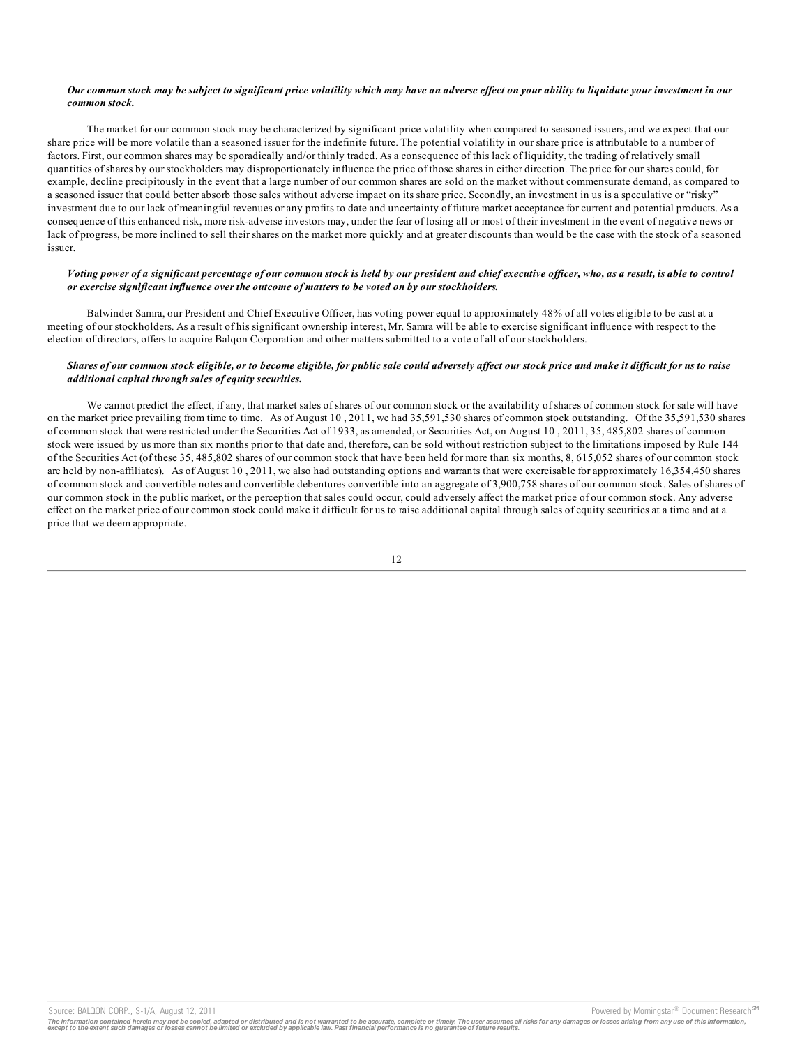***Our common stock may be subject to significant price volatility which may have an adverse effect on your ability to liquidate your investment in our common stock.***

The market for our common stock may be characterized by significant price volatility when compared to seasoned issuers, and we expect that our share price will be more volatile than a seasoned issuer for the indefinite future. The potential volatility in our share price is attributable to a number of factors. First, our common shares may be sporadically and/or thinly traded. As a consequence of this lack of liquidity, the trading of relatively small quantities of shares by our stockholders may disproportionately influence the price of those shares in either direction. The price for our shares could, for example, decline precipitously in the event that a large number of our common shares are sold on the market without commensurate demand, as compared to a seasoned issuer that could better absorb those sales without adverse impact on its share price. Secondly, an investment in us is a speculative or "risky" investment due to our lack of meaningful revenues or any profits to date and uncertainty of future market acceptance for current and potential products. As a consequence of this enhanced risk, more risk-adverse investors may, under the fear of losing all or most of their investment in the event of negative news or lack of progress, be more inclined to sell their shares on the market more quickly and at greater discounts than would be the case with the stock of a seasoned issuer.

***Voting power of a significant percentage of our common stock is held by our president and chief executive officer, who, as a result, is able to control or exercise significant influence over the outcome of matters to be voted on by our stockholders.***

Balwinder Samra, our President and Chief Executive Officer, has voting power equal to approximately 48% of all votes eligible to be cast at a meeting of our stockholders. As a result of his significant ownership interest, Mr. Samra will be able to exercise significant influence with respect to the election of directors, offers to acquire Balqon Corporation and other matters submitted to a vote of all of our stockholders.

***Shares of our common stock eligible, or to become eligible, for public sale could adversely affect our stock price and make it difficult for us to raise additional capital through sales of equity securities.***

We cannot predict the effect, if any, that market sales of shares of our common stock or the availability of shares of common stock for sale will have on the market price prevailing from time to time. As of August 10 , 2011, we had 35,591,530 shares of common stock outstanding. Of the 35,591,530 shares of common stock that were restricted under the Securities Act of 1933, as amended, or Securities Act, on August 10 , 2011, 35, 485,802 shares of common stock were issued by us more than six months prior to that date and, therefore, can be sold without restriction subject to the limitations imposed by Rule 144 of the Securities Act (of these 35, 485,802 shares of our common stock that have been held for more than six months, 8, 615,052 shares of our common stock are held by non-affiliates). As of August 10 , 2011, we also had outstanding options and warrants that were exercisable for approximately 16,354,450 shares of common stock and convertible notes and convertible debentures convertible into an aggregate of 3,900,758 shares of our common stock. Sales of shares of our common stock in the public market, or the perception that sales could occur, could adversely affect the market price of our common stock. Any adverse effect on the market price of our common stock could make it difficult for us to raise additional capital through sales of equity securities at a time and at a price that we deem appropriate.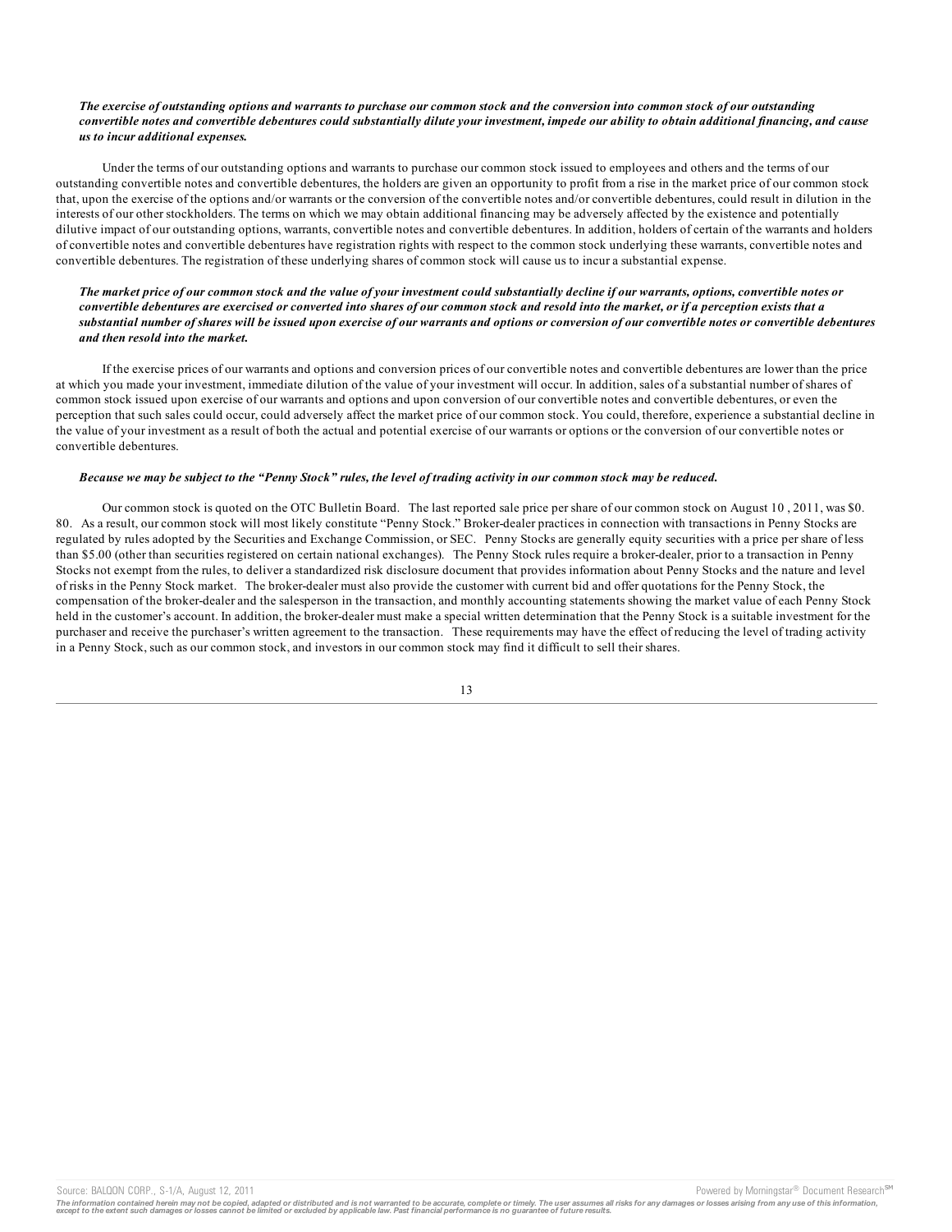***The exercise of outstanding options and warrants to purchase our common stock and the conversion into common stock of our outstanding convertible notes and convertible debentures could substantially dilute your investment, impede our ability to obtain additional financing, and cause us to incur additional expenses.***

Under the terms of our outstanding options and warrants to purchase our common stock issued to employees and others and the terms of our outstanding convertible notes and convertible debentures, the holders are given an opportunity to profit from a rise in the market price of our common stock that, upon the exercise of the options and/or warrants or the conversion of the convertible notes and/or convertible debentures, could result in dilution in the interests of our other stockholders. The terms on which we may obtain additional financing may be adversely affected by the existence and potentially dilutive impact of our outstanding options, warrants, convertible notes and convertible debentures. In addition, holders of certain of the warrants and holders of convertible notes and convertible debentures have registration rights with respect to the common stock underlying these warrants, convertible notes and convertible debentures. The registration of these underlying shares of common stock will cause us to incur a substantial expense.

***The market price of our common stock and the value of your investment could substantially decline if our warrants, options, convertible notes or convertible debentures are exercised or converted into shares of our common stock and resold into the market, or if a perception exists that a substantial number of shares will be issued upon exercise of our warrants and options or conversion of our convertible notes or convertible debentures and then resold into the market.***

If the exercise prices of our warrants and options and conversion prices of our convertible notes and convertible debentures are lower than the price at which you made your investment, immediate dilution of the value of your investment will occur. In addition, sales of a substantial number of shares of common stock issued upon exercise of our warrants and options and upon conversion of our convertible notes and convertible debentures, or even the perception that such sales could occur, could adversely affect the market price of our common stock. You could, therefore, experience a substantial decline in the value of your investment as a result of both the actual and potential exercise of our warrants or options or the conversion of our convertible notes or convertible debentures.

***Because we may be subject to the "Penny Stock" rules, the level of trading activity in our common stock may be reduced.***

Our common stock is quoted on the OTC Bulletin Board. The last reported sale price per share of our common stock on August 10 , 2011, was $0. 80. As a result, our common stock will most likely constitute "Penny Stock." Broker-dealer practices in connection with transactions in Penny Stocks are regulated by rules adopted by the Securities and Exchange Commission, or SEC. Penny Stocks are generally equity securities with a price per share of less than $5.00 (other than securities registered on certain national exchanges). The Penny Stock rules require a broker-dealer, prior to a transaction in Penny Stocks not exempt from the rules, to deliver a standardized risk disclosure document that provides information about Penny Stocks and the nature and level of risks in the Penny Stock market. The broker-dealer must also provide the customer with current bid and offer quotations for the Penny Stock, the compensation of the broker-dealer and the salesperson in the transaction, and monthly accounting statements showing the market value of each Penny Stock held in the customer's account. In addition, the broker-dealer must make a special written determination that the Penny Stock is a suitable investment for the purchaser and receive the purchaser's written agreement to the transaction. These requirements may have the effect of reducing the level of trading activity in a Penny Stock, such as our common stock, and investors in our common stock may find it difficult to sell their shares.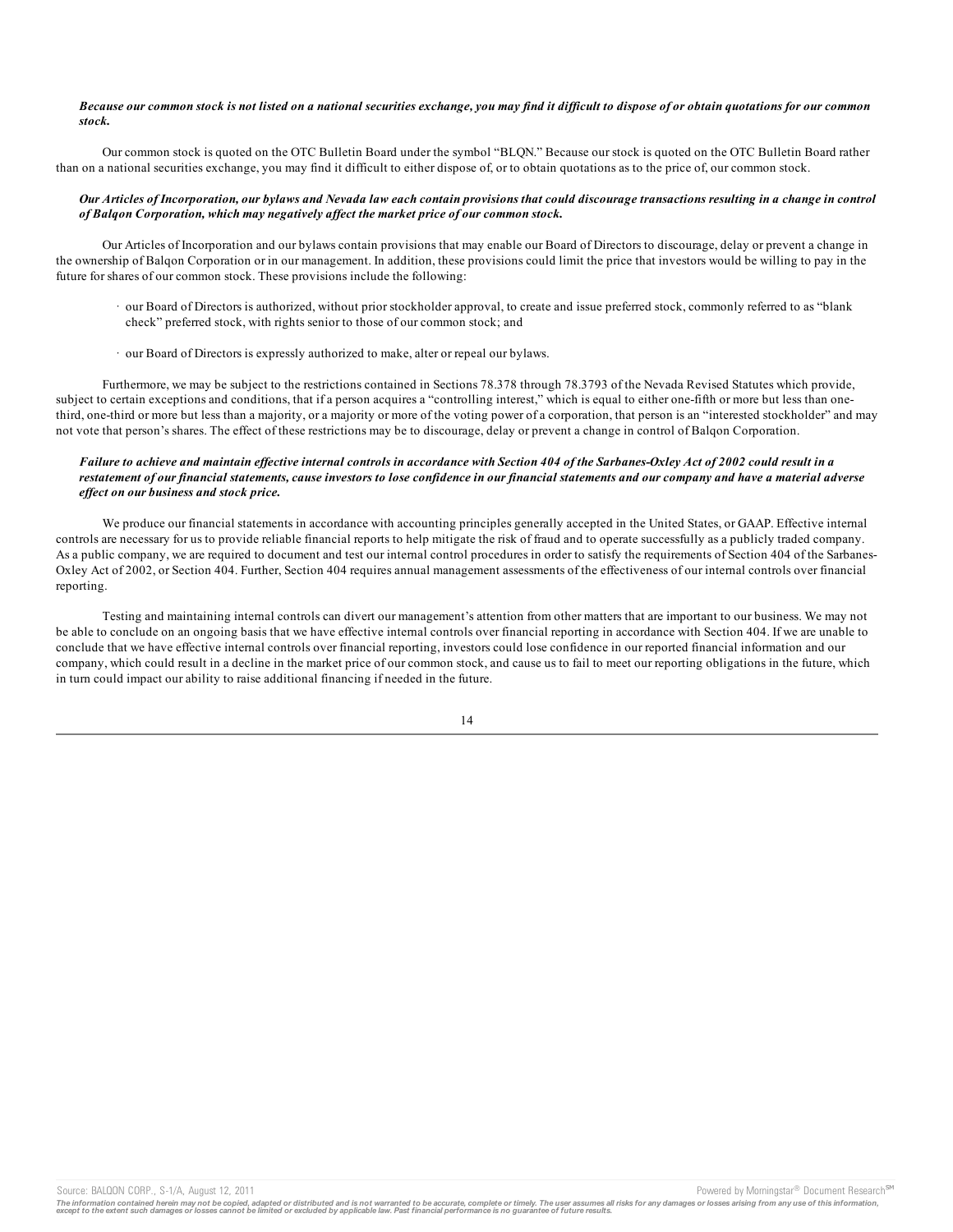***Because our common stock is not listed on a national securities exchange, you may find it difficult to dispose of or obtain quotations for our common stock.***

Our common stock is quoted on the OTC Bulletin Board under the symbol "BLQN." Because our stock is quoted on the OTC Bulletin Board rather than on a national securities exchange, you may find it difficult to either dispose of, or to obtain quotations as to the price of, our common stock.

***Our Articles of Incorporation, our bylaws and Nevada law each contain provisions that could discourage transactions resulting in a change in control of Balqon Corporation, which may negatively affect the market price of our common stock.***

Our Articles of Incorporation and our bylaws contain provisions that may enable our Board of Directors to discourage, delay or prevent a change in the ownership of Balqon Corporation or in our management. In addition, these provisions could limit the price that investors would be willing to pay in the future for shares of our common stock. These provisions include the following:

- our Board of Directors is authorized, without prior stockholder approval, to create and issue preferred stock, commonly referred to as "blank check" preferred stock, with rights senior to those of our common stock; and
- our Board of Directors is expressly authorized to make, alter or repeal our bylaws.

Furthermore, we may be subject to the restrictions contained in Sections 78.378 through 78.3793 of the Nevada Revised Statutes which provide, subject to certain exceptions and conditions, that if a person acquires a "controlling interest," which is equal to either one-fifth or more but less than one-third, one-third or more but less than a majority, or a majority or more of the voting power of a corporation, that person is an "interested stockholder" and may not vote that person's shares. The effect of these restrictions may be to discourage, delay or prevent a change in control of Balqon Corporation.

***Failure to achieve and maintain effective internal controls in accordance with Section 404 of the Sarbanes-Oxley Act of 2002 could result in a restatement of our financial statements, cause investors to lose confidence in our financial statements and our company and have a material adverse effect on our business and stock price.***

We produce our financial statements in accordance with accounting principles generally accepted in the United States, or GAAP. Effective internal controls are necessary for us to provide reliable financial reports to help mitigate the risk of fraud and to operate successfully as a publicly traded company. As a public company, we are required to document and test our internal control procedures in order to satisfy the requirements of Section 404 of the Sarbanes-Oxley Act of 2002, or Section 404. Further, Section 404 requires annual management assessments of the effectiveness of our internal controls over financial reporting.

Testing and maintaining internal controls can divert our management's attention from other matters that are important to our business. We may not be able to conclude on an ongoing basis that we have effective internal controls over financial reporting in accordance with Section 404. If we are unable to conclude that we have effective internal controls over financial reporting, investors could lose confidence in our reported financial information and our company, which could result in a decline in the market price of our common stock, and cause us to fail to meet our reporting obligations in the future, which in turn could impact our ability to raise additional financing if needed in the future.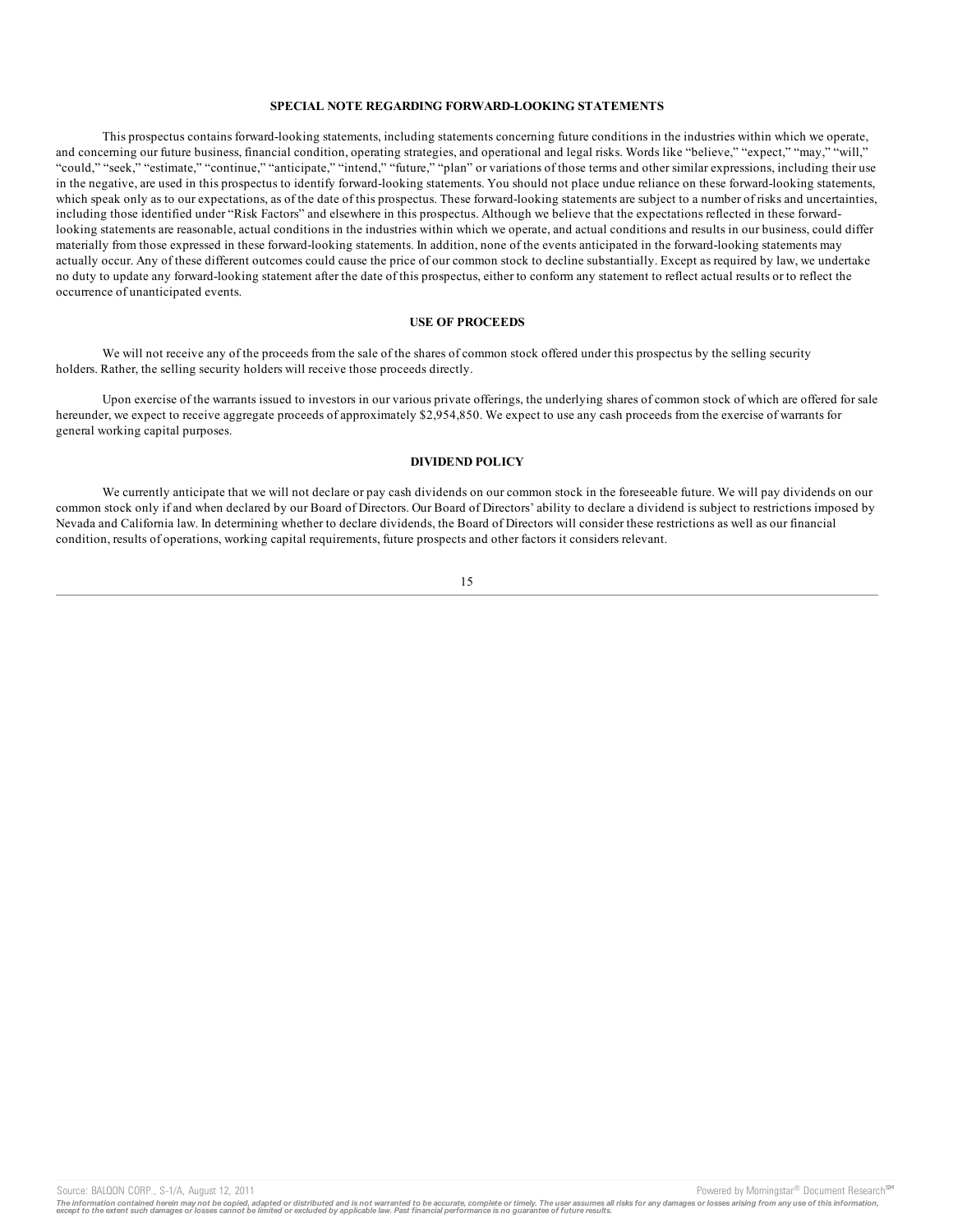## SPECIAL NOTE REGARDING FORWARD-LOOKING STATEMENTS

This prospectus contains forward-looking statements, including statements concerning future conditions in the industries within which we operate, and concerning our future business, financial condition, operating strategies, and operational and legal risks. Words like "believe," "expect," "may," "will," "could," "seek," "estimate," "continue," "anticipate," "intend," "future," "plan" or variations of those terms and other similar expressions, including their use in the negative, are used in this prospectus to identify forward-looking statements. You should not place undue reliance on these forward-looking statements, which speak only as to our expectations, as of the date of this prospectus. These forward-looking statements are subject to a number of risks and uncertainties, including those identified under "Risk Factors" and elsewhere in this prospectus. Although we believe that the expectations reflected in these forward-looking statements are reasonable, actual conditions in the industries within which we operate, and actual conditions and results in our business, could differ materially from those expressed in these forward-looking statements. In addition, none of the events anticipated in the forward-looking statements may actually occur. Any of these different outcomes could cause the price of our common stock to decline substantially. Except as required by law, we undertake no duty to update any forward-looking statement after the date of this prospectus, either to conform any statement to reflect actual results or to reflect the occurrence of unanticipated events.

## USE OF PROCEEDS

We will not receive any of the proceeds from the sale of the shares of common stock offered under this prospectus by the selling security holders. Rather, the selling security holders will receive those proceeds directly.

Upon exercise of the warrants issued to investors in our various private offerings, the underlying shares of common stock of which are offered for sale hereunder, we expect to receive aggregate proceeds of approximately $2,954,850. We expect to use any cash proceeds from the exercise of warrants for general working capital purposes.

## DIVIDEND POLICY

We currently anticipate that we will not declare or pay cash dividends on our common stock in the foreseeable future. We will pay dividends on our common stock only if and when declared by our Board of Directors. Our Board of Directors' ability to declare a dividend is subject to restrictions imposed by Nevada and California law. In determining whether to declare dividends, the Board of Directors will consider these restrictions as well as our financial condition, results of operations, working capital requirements, future prospects and other factors it considers relevant.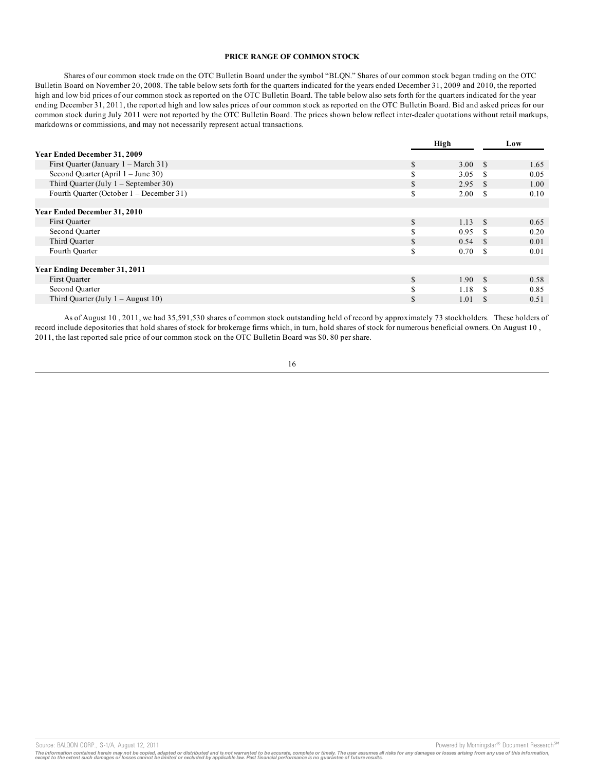## PRICE RANGE OF COMMON STOCK

Shares of our common stock trade on the OTC Bulletin Board under the symbol "BLQN." Shares of our common stock began trading on the OTC Bulletin Board on November 20, 2008. The table below sets forth for the quarters indicated for the years ended December 31, 2009 and 2010, the reported high and low bid prices of our common stock as reported on the OTC Bulletin Board. The table below also sets forth for the quarters indicated for the year ending December 31, 2011, the reported high and low sales prices of our common stock as reported on the OTC Bulletin Board. Bid and asked prices for our common stock during July 2011 were not reported by the OTC Bulletin Board. The prices shown below reflect inter-dealer quotations without retail markups, markdowns or commissions, and may not necessarily represent actual transactions.

| | High | Low |
|---|---|---|
| **Year Ended December 31, 2009** | | |
| First Quarter (January 1 – March 31) | $ 3.00 | $ 1.65 |
| Second Quarter (April 1 – June 30) | $ 3.05 | $ 0.05 |
| Third Quarter (July 1 – September 30) | $ 2.95 | $ 1.00 |
| Fourth Quarter (October 1 – December 31) | $ 2.00 | $ 0.10 |
| **Year Ended December 31, 2010** | | |
| First Quarter | $ 1.13 | $ 0.65 |
| Second Quarter | $ 0.95 | $ 0.20 |
| Third Quarter | $ 0.54 | $ 0.01 |
| Fourth Quarter | $ 0.70 | $ 0.01 |
| **Year Ending December 31, 2011** | | |
| First Quarter | $ 1.90 | $ 0.58 |
| Second Quarter | $ 1.18 | $ 0.85 |
| Third Quarter (July 1 – August 10) | $ 1.01 | $ 0.51 |

As of August 10 , 2011, we had 35,591,530 shares of common stock outstanding held of record by approximately 73 stockholders. These holders of record include depositories that hold shares of stock for brokerage firms which, in turn, hold shares of stock for numerous beneficial owners. On August 10 , 2011, the last reported sale price of our common stock on the OTC Bulletin Board was $0. 80 per share.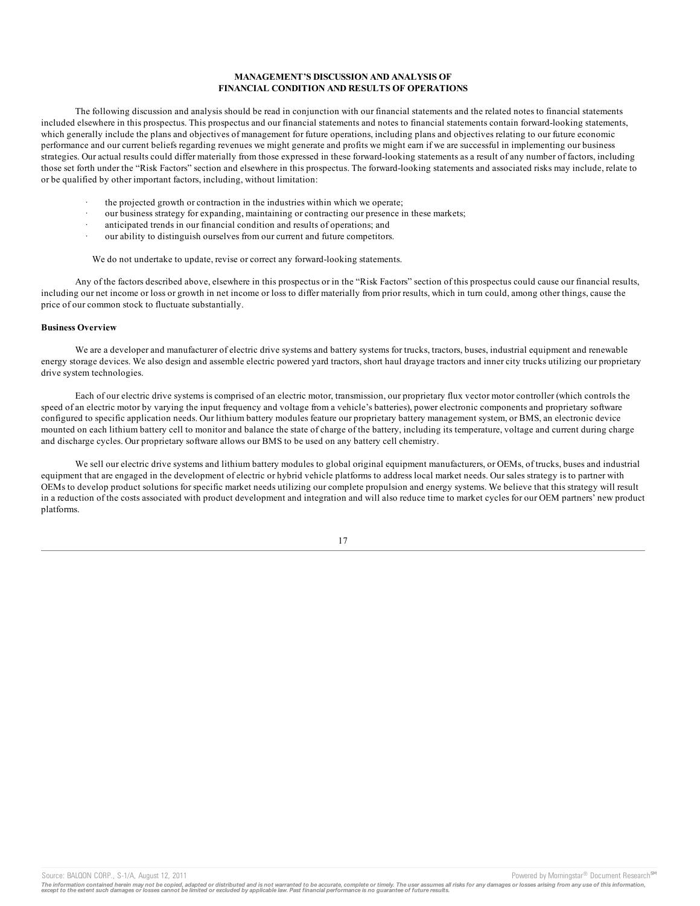## MANAGEMENT'S DISCUSSION AND ANALYSIS OF FINANCIAL CONDITION AND RESULTS OF OPERATIONS

The following discussion and analysis should be read in conjunction with our financial statements and the related notes to financial statements included elsewhere in this prospectus. This prospectus and our financial statements and notes to financial statements contain forward-looking statements, which generally include the plans and objectives of management for future operations, including plans and objectives relating to our future economic performance and our current beliefs regarding revenues we might generate and profits we might earn if we are successful in implementing our business strategies. Our actual results could differ materially from those expressed in these forward-looking statements as a result of any number of factors, including those set forth under the "Risk Factors" section and elsewhere in this prospectus. The forward-looking statements and associated risks may include, relate to or be qualified by other important factors, including, without limitation:

- the projected growth or contraction in the industries within which we operate;
- our business strategy for expanding, maintaining or contracting our presence in these markets;
- anticipated trends in our financial condition and results of operations; and
- our ability to distinguish ourselves from our current and future competitors.

We do not undertake to update, revise or correct any forward-looking statements.

Any of the factors described above, elsewhere in this prospectus or in the "Risk Factors" section of this prospectus could cause our financial results, including our net income or loss or growth in net income or loss to differ materially from prior results, which in turn could, among other things, cause the price of our common stock to fluctuate substantially.

**Business Overview**

We are a developer and manufacturer of electric drive systems and battery systems for trucks, tractors, buses, industrial equipment and renewable energy storage devices. We also design and assemble electric powered yard tractors, short haul drayage tractors and inner city trucks utilizing our proprietary drive system technologies.

Each of our electric drive systems is comprised of an electric motor, transmission, our proprietary flux vector motor controller (which controls the speed of an electric motor by varying the input frequency and voltage from a vehicle's batteries), power electronic components and proprietary software configured to specific application needs. Our lithium battery modules feature our proprietary battery management system, or BMS, an electronic device mounted on each lithium battery cell to monitor and balance the state of charge of the battery, including its temperature, voltage and current during charge and discharge cycles. Our proprietary software allows our BMS to be used on any battery cell chemistry.

We sell our electric drive systems and lithium battery modules to global original equipment manufacturers, or OEMs, of trucks, buses and industrial equipment that are engaged in the development of electric or hybrid vehicle platforms to address local market needs. Our sales strategy is to partner with OEMs to develop product solutions for specific market needs utilizing our complete propulsion and energy systems. We believe that this strategy will result in a reduction of the costs associated with product development and integration and will also reduce time to market cycles for our OEM partners' new product platforms.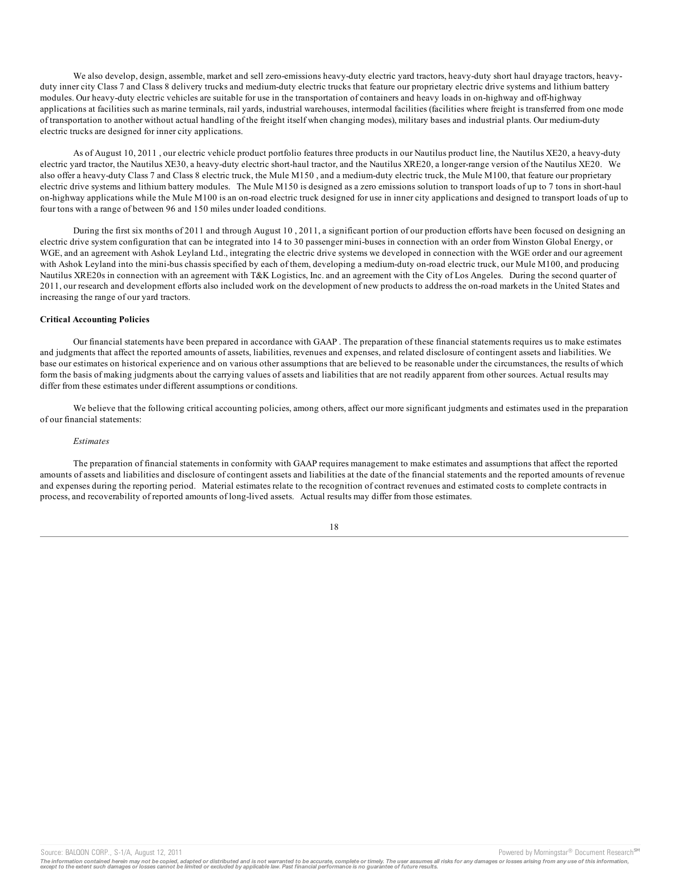We also develop, design, assemble, market and sell zero-emissions heavy-duty electric yard tractors, heavy-duty short haul drayage tractors, heavy-duty inner city Class 7 and Class 8 delivery trucks and medium-duty electric trucks that feature our proprietary electric drive systems and lithium battery modules. Our heavy-duty electric vehicles are suitable for use in the transportation of containers and heavy loads in on-highway and off-highway applications at facilities such as marine terminals, rail yards, industrial warehouses, intermodal facilities (facilities where freight is transferred from one mode of transportation to another without actual handling of the freight itself when changing modes), military bases and industrial plants. Our medium-duty electric trucks are designed for inner city applications.

As of August 10, 2011 , our electric vehicle product portfolio features three products in our Nautilus product line, the Nautilus XE20, a heavy-duty electric yard tractor, the Nautilus XE30, a heavy-duty electric short-haul tractor, and the Nautilus XRE20, a longer-range version of the Nautilus XE20. We also offer a heavy-duty Class 7 and Class 8 electric truck, the Mule M150 , and a medium-duty electric truck, the Mule M100, that feature our proprietary electric drive systems and lithium battery modules. The Mule M150 is designed as a zero emissions solution to transport loads of up to 7 tons in short-haul on-highway applications while the Mule M100 is an on-road electric truck designed for use in inner city applications and designed to transport loads of up to four tons with a range of between 96 and 150 miles under loaded conditions.

During the first six months of 2011 and through August 10 , 2011, a significant portion of our production efforts have been focused on designing an electric drive system configuration that can be integrated into 14 to 30 passenger mini-buses in connection with an order from Winston Global Energy, or WGE, and an agreement with Ashok Leyland Ltd., integrating the electric drive systems we developed in connection with the WGE order and our agreement with Ashok Leyland into the mini-bus chassis specified by each of them, developing a medium-duty on-road electric truck, our Mule M100, and producing Nautilus XRE20s in connection with an agreement with T&K Logistics, Inc. and an agreement with the City of Los Angeles. During the second quarter of 2011, our research and development efforts also included work on the development of new products to address the on-road markets in the United States and increasing the range of our yard tractors.

**Critical Accounting Policies**

Our financial statements have been prepared in accordance with GAAP . The preparation of these financial statements requires us to make estimates and judgments that affect the reported amounts of assets, liabilities, revenues and expenses, and related disclosure of contingent assets and liabilities. We base our estimates on historical experience and on various other assumptions that are believed to be reasonable under the circumstances, the results of which form the basis of making judgments about the carrying values of assets and liabilities that are not readily apparent from other sources. Actual results may differ from these estimates under different assumptions or conditions.

We believe that the following critical accounting policies, among others, affect our more significant judgments and estimates used in the preparation of our financial statements:

*Estimates*

The preparation of financial statements in conformity with GAAP requires management to make estimates and assumptions that affect the reported amounts of assets and liabilities and disclosure of contingent assets and liabilities at the date of the financial statements and the reported amounts of revenue and expenses during the reporting period. Material estimates relate to the recognition of contract revenues and estimated costs to complete contracts in process, and recoverability of reported amounts of long-lived assets. Actual results may differ from those estimates.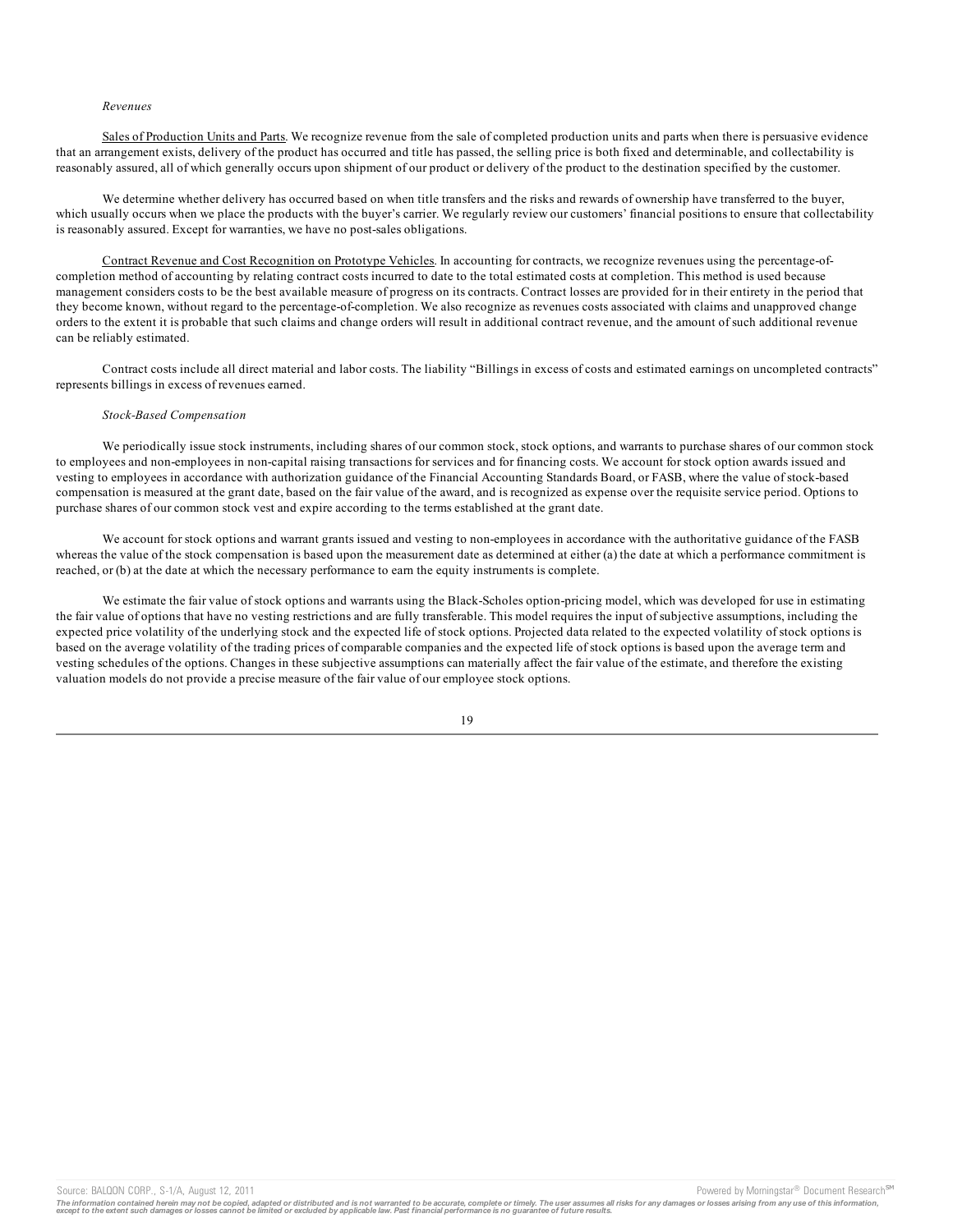*Revenues*

Sales of Production Units and Parts. We recognize revenue from the sale of completed production units and parts when there is persuasive evidence that an arrangement exists, delivery of the product has occurred and title has passed, the selling price is both fixed and determinable, and collectability is reasonably assured, all of which generally occurs upon shipment of our product or delivery of the product to the destination specified by the customer.

We determine whether delivery has occurred based on when title transfers and the risks and rewards of ownership have transferred to the buyer, which usually occurs when we place the products with the buyer's carrier. We regularly review our customers' financial positions to ensure that collectability is reasonably assured. Except for warranties, we have no post-sales obligations.

Contract Revenue and Cost Recognition on Prototype Vehicles. In accounting for contracts, we recognize revenues using the percentage-of-completion method of accounting by relating contract costs incurred to date to the total estimated costs at completion. This method is used because management considers costs to be the best available measure of progress on its contracts. Contract losses are provided for in their entirety in the period that they become known, without regard to the percentage-of-completion. We also recognize as revenues costs associated with claims and unapproved change orders to the extent it is probable that such claims and change orders will result in additional contract revenue, and the amount of such additional revenue can be reliably estimated.

Contract costs include all direct material and labor costs. The liability "Billings in excess of costs and estimated earnings on uncompleted contracts" represents billings in excess of revenues earned.

*Stock-Based Compensation*

We periodically issue stock instruments, including shares of our common stock, stock options, and warrants to purchase shares of our common stock to employees and non-employees in non-capital raising transactions for services and for financing costs. We account for stock option awards issued and vesting to employees in accordance with authorization guidance of the Financial Accounting Standards Board, or FASB, where the value of stock-based compensation is measured at the grant date, based on the fair value of the award, and is recognized as expense over the requisite service period. Options to purchase shares of our common stock vest and expire according to the terms established at the grant date.

We account for stock options and warrant grants issued and vesting to non-employees in accordance with the authoritative guidance of the FASB whereas the value of the stock compensation is based upon the measurement date as determined at either (a) the date at which a performance commitment is reached, or (b) at the date at which the necessary performance to earn the equity instruments is complete.

We estimate the fair value of stock options and warrants using the Black-Scholes option-pricing model, which was developed for use in estimating the fair value of options that have no vesting restrictions and are fully transferable. This model requires the input of subjective assumptions, including the expected price volatility of the underlying stock and the expected life of stock options. Projected data related to the expected volatility of stock options is based on the average volatility of the trading prices of comparable companies and the expected life of stock options is based upon the average term and vesting schedules of the options. Changes in these subjective assumptions can materially affect the fair value of the estimate, and therefore the existing valuation models do not provide a precise measure of the fair value of our employee stock options.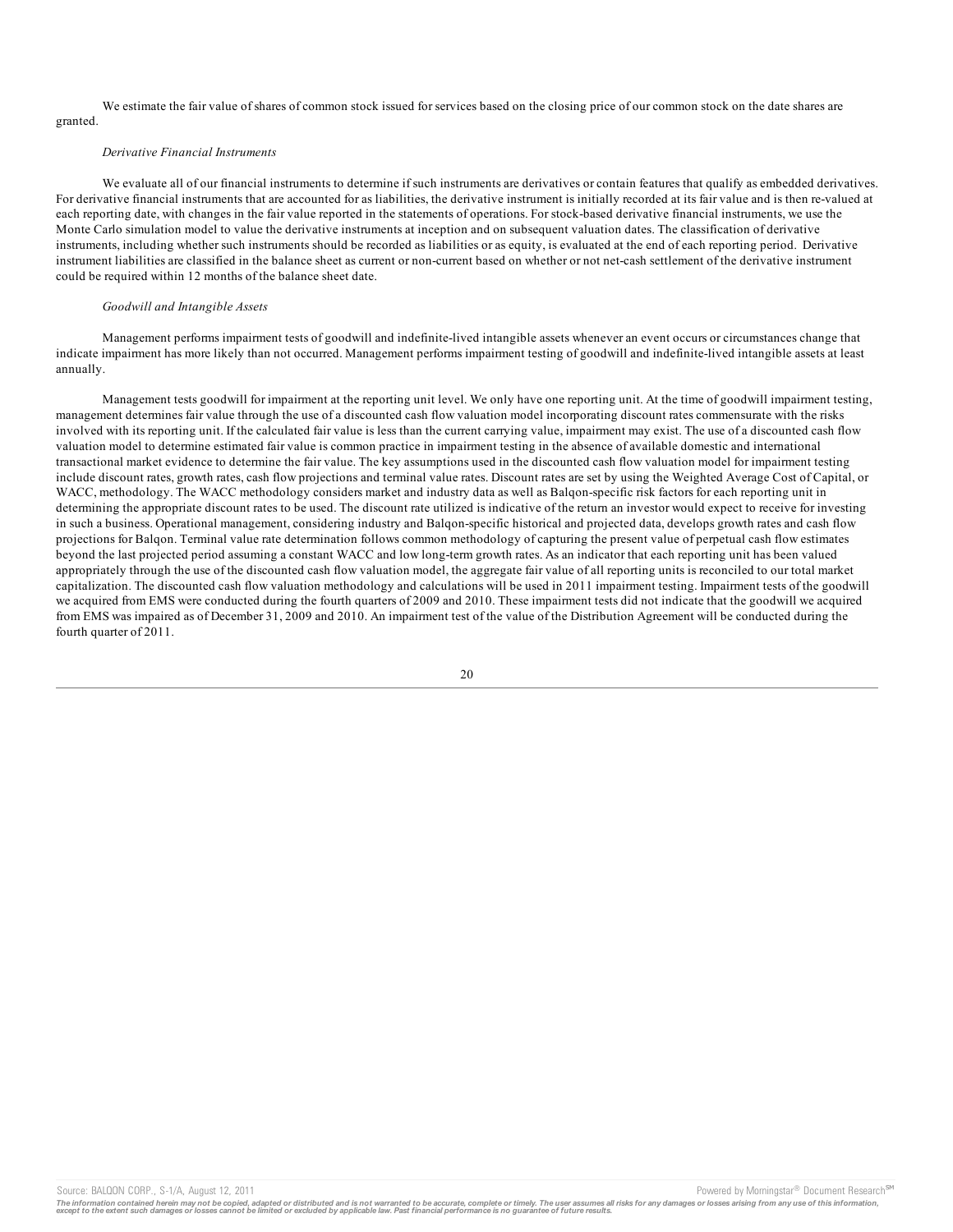We estimate the fair value of shares of common stock issued for services based on the closing price of our common stock on the date shares are granted.

*Derivative Financial Instruments*

We evaluate all of our financial instruments to determine if such instruments are derivatives or contain features that qualify as embedded derivatives. For derivative financial instruments that are accounted for as liabilities, the derivative instrument is initially recorded at its fair value and is then re-valued at each reporting date, with changes in the fair value reported in the statements of operations. For stock-based derivative financial instruments, we use the Monte Carlo simulation model to value the derivative instruments at inception and on subsequent valuation dates. The classification of derivative instruments, including whether such instruments should be recorded as liabilities or as equity, is evaluated at the end of each reporting period. Derivative instrument liabilities are classified in the balance sheet as current or non-current based on whether or not net-cash settlement of the derivative instrument could be required within 12 months of the balance sheet date.

*Goodwill and Intangible Assets*

Management performs impairment tests of goodwill and indefinite-lived intangible assets whenever an event occurs or circumstances change that indicate impairment has more likely than not occurred. Management performs impairment testing of goodwill and indefinite-lived intangible assets at least annually.

Management tests goodwill for impairment at the reporting unit level. We only have one reporting unit. At the time of goodwill impairment testing, management determines fair value through the use of a discounted cash flow valuation model incorporating discount rates commensurate with the risks involved with its reporting unit. If the calculated fair value is less than the current carrying value, impairment may exist. The use of a discounted cash flow valuation model to determine estimated fair value is common practice in impairment testing in the absence of available domestic and international transactional market evidence to determine the fair value. The key assumptions used in the discounted cash flow valuation model for impairment testing include discount rates, growth rates, cash flow projections and terminal value rates. Discount rates are set by using the Weighted Average Cost of Capital, or WACC, methodology. The WACC methodology considers market and industry data as well as Balqon-specific risk factors for each reporting unit in determining the appropriate discount rates to be used. The discount rate utilized is indicative of the return an investor would expect to receive for investing in such a business. Operational management, considering industry and Balqon-specific historical and projected data, develops growth rates and cash flow projections for Balqon. Terminal value rate determination follows common methodology of capturing the present value of perpetual cash flow estimates beyond the last projected period assuming a constant WACC and low long-term growth rates. As an indicator that each reporting unit has been valued appropriately through the use of the discounted cash flow valuation model, the aggregate fair value of all reporting units is reconciled to our total market capitalization. The discounted cash flow valuation methodology and calculations will be used in 2011 impairment testing. Impairment tests of the goodwill we acquired from EMS were conducted during the fourth quarters of 2009 and 2010. These impairment tests did not indicate that the goodwill we acquired from EMS was impaired as of December 31, 2009 and 2010. An impairment test of the value of the Distribution Agreement will be conducted during the fourth quarter of 2011.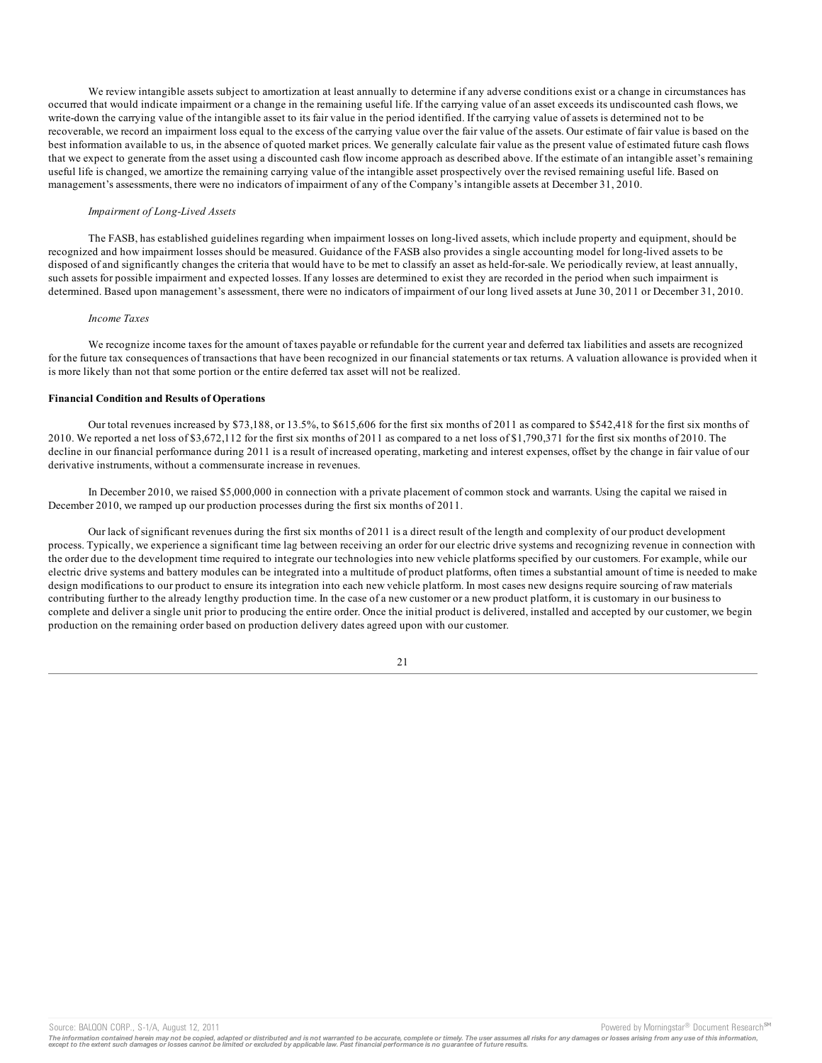We review intangible assets subject to amortization at least annually to determine if any adverse conditions exist or a change in circumstances has occurred that would indicate impairment or a change in the remaining useful life. If the carrying value of an asset exceeds its undiscounted cash flows, we write-down the carrying value of the intangible asset to its fair value in the period identified. If the carrying value of assets is determined not to be recoverable, we record an impairment loss equal to the excess of the carrying value over the fair value of the assets. Our estimate of fair value is based on the best information available to us, in the absence of quoted market prices. We generally calculate fair value as the present value of estimated future cash flows that we expect to generate from the asset using a discounted cash flow income approach as described above. If the estimate of an intangible asset's remaining useful life is changed, we amortize the remaining carrying value of the intangible asset prospectively over the revised remaining useful life. Based on management's assessments, there were no indicators of impairment of any of the Company's intangible assets at December 31, 2010.

*Impairment of Long-Lived Assets*

The FASB, has established guidelines regarding when impairment losses on long-lived assets, which include property and equipment, should be recognized and how impairment losses should be measured. Guidance of the FASB also provides a single accounting model for long-lived assets to be disposed of and significantly changes the criteria that would have to be met to classify an asset as held-for-sale. We periodically review, at least annually, such assets for possible impairment and expected losses. If any losses are determined to exist they are recorded in the period when such impairment is determined. Based upon management's assessment, there were no indicators of impairment of our long lived assets at June 30, 2011 or December 31, 2010.

*Income Taxes*

We recognize income taxes for the amount of taxes payable or refundable for the current year and deferred tax liabilities and assets are recognized for the future tax consequences of transactions that have been recognized in our financial statements or tax returns. A valuation allowance is provided when it is more likely than not that some portion or the entire deferred tax asset will not be realized.

**Financial Condition and Results of Operations**

Our total revenues increased by $73,188, or 13.5%, to $615,606 for the first six months of 2011 as compared to $542,418 for the first six months of 2010. We reported a net loss of $3,672,112 for the first six months of 2011 as compared to a net loss of $1,790,371 for the first six months of 2010. The decline in our financial performance during 2011 is a result of increased operating, marketing and interest expenses, offset by the change in fair value of our derivative instruments, without a commensurate increase in revenues.

In December 2010, we raised $5,000,000 in connection with a private placement of common stock and warrants. Using the capital we raised in December 2010, we ramped up our production processes during the first six months of 2011.

Our lack of significant revenues during the first six months of 2011 is a direct result of the length and complexity of our product development process. Typically, we experience a significant time lag between receiving an order for our electric drive systems and recognizing revenue in connection with the order due to the development time required to integrate our technologies into new vehicle platforms specified by our customers. For example, while our electric drive systems and battery modules can be integrated into a multitude of product platforms, often times a substantial amount of time is needed to make design modifications to our product to ensure its integration into each new vehicle platform. In most cases new designs require sourcing of raw materials contributing further to the already lengthy production time. In the case of a new customer or a new product platform, it is customary in our business to complete and deliver a single unit prior to producing the entire order. Once the initial product is delivered, installed and accepted by our customer, we begin production on the remaining order based on production delivery dates agreed upon with our customer.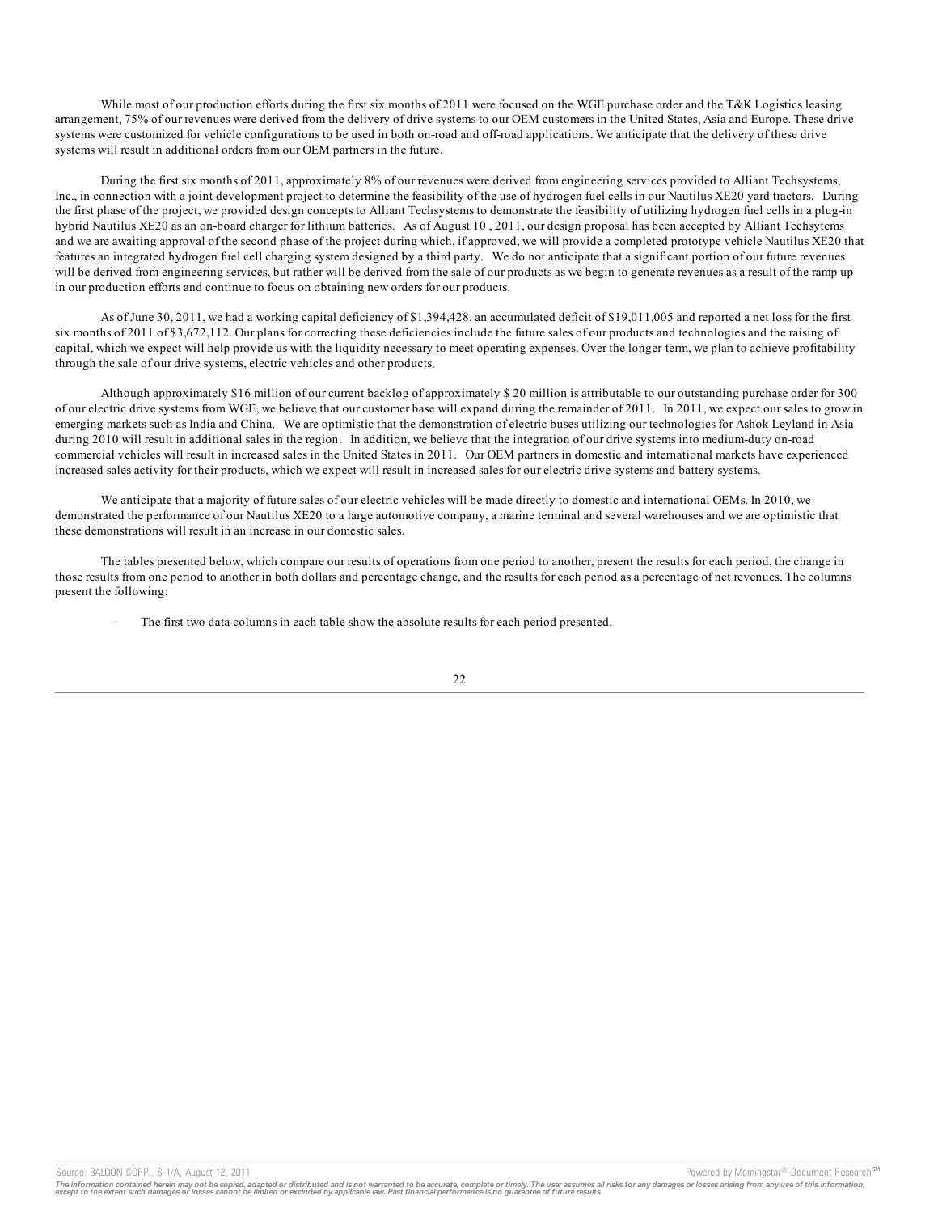While most of our production efforts during the first six months of 2011 were focused on the WGE purchase order and the T&K Logistics leasing arrangement, 75% of our revenues were derived from the delivery of drive systems to our OEM customers in the United States, Asia and Europe. These drive systems were customized for vehicle configurations to be used in both on-road and off-road applications. We anticipate that the delivery of these drive systems will result in additional orders from our OEM partners in the future.

During the first six months of 2011, approximately 8% of our revenues were derived from engineering services provided to Alliant Techsystems, Inc., in connection with a joint development project to determine the feasibility of the use of hydrogen fuel cells in our Nautilus XE20 yard tractors. During the first phase of the project, we provided design concepts to Alliant Techsystems to demonstrate the feasibility of utilizing hydrogen fuel cells in a plug-in hybrid Nautilus XE20 as an on-board charger for lithium batteries. As of August 10 , 2011, our design proposal has been accepted by Alliant Techsytems and we are awaiting approval of the second phase of the project during which, if approved, we will provide a completed prototype vehicle Nautilus XE20 that features an integrated hydrogen fuel cell charging system designed by a third party. We do not anticipate that a significant portion of our future revenues will be derived from engineering services, but rather will be derived from the sale of our products as we begin to generate revenues as a result of the ramp up in our production efforts and continue to focus on obtaining new orders for our products.

As of June 30, 2011, we had a working capital deficiency of $1,394,428, an accumulated deficit of $19,011,005 and reported a net loss for the first six months of 2011 of $3,672,112. Our plans for correcting these deficiencies include the future sales of our products and technologies and the raising of capital, which we expect will help provide us with the liquidity necessary to meet operating expenses. Over the longer-term, we plan to achieve profitability through the sale of our drive systems, electric vehicles and other products.

Although approximately $16 million of our current backlog of approximately $ 20 million is attributable to our outstanding purchase order for 300 of our electric drive systems from WGE, we believe that our customer base will expand during the remainder of 2011. In 2011, we expect our sales to grow in emerging markets such as India and China. We are optimistic that the demonstration of electric buses utilizing our technologies for Ashok Leyland in Asia during 2010 will result in additional sales in the region. In addition, we believe that the integration of our drive systems into medium-duty on-road commercial vehicles will result in increased sales in the United States in 2011. Our OEM partners in domestic and international markets have experienced increased sales activity for their products, which we expect will result in increased sales for our electric drive systems and battery systems.

We anticipate that a majority of future sales of our electric vehicles will be made directly to domestic and international OEMs. In 2010, we demonstrated the performance of our Nautilus XE20 to a large automotive company, a marine terminal and several warehouses and we are optimistic that these demonstrations will result in an increase in our domestic sales.

The tables presented below, which compare our results of operations from one period to another, present the results for each period, the change in those results from one period to another in both dollars and percentage change, and the results for each period as a percentage of net revenues. The columns present the following:

- The first two data columns in each table show the absolute results for each period presented.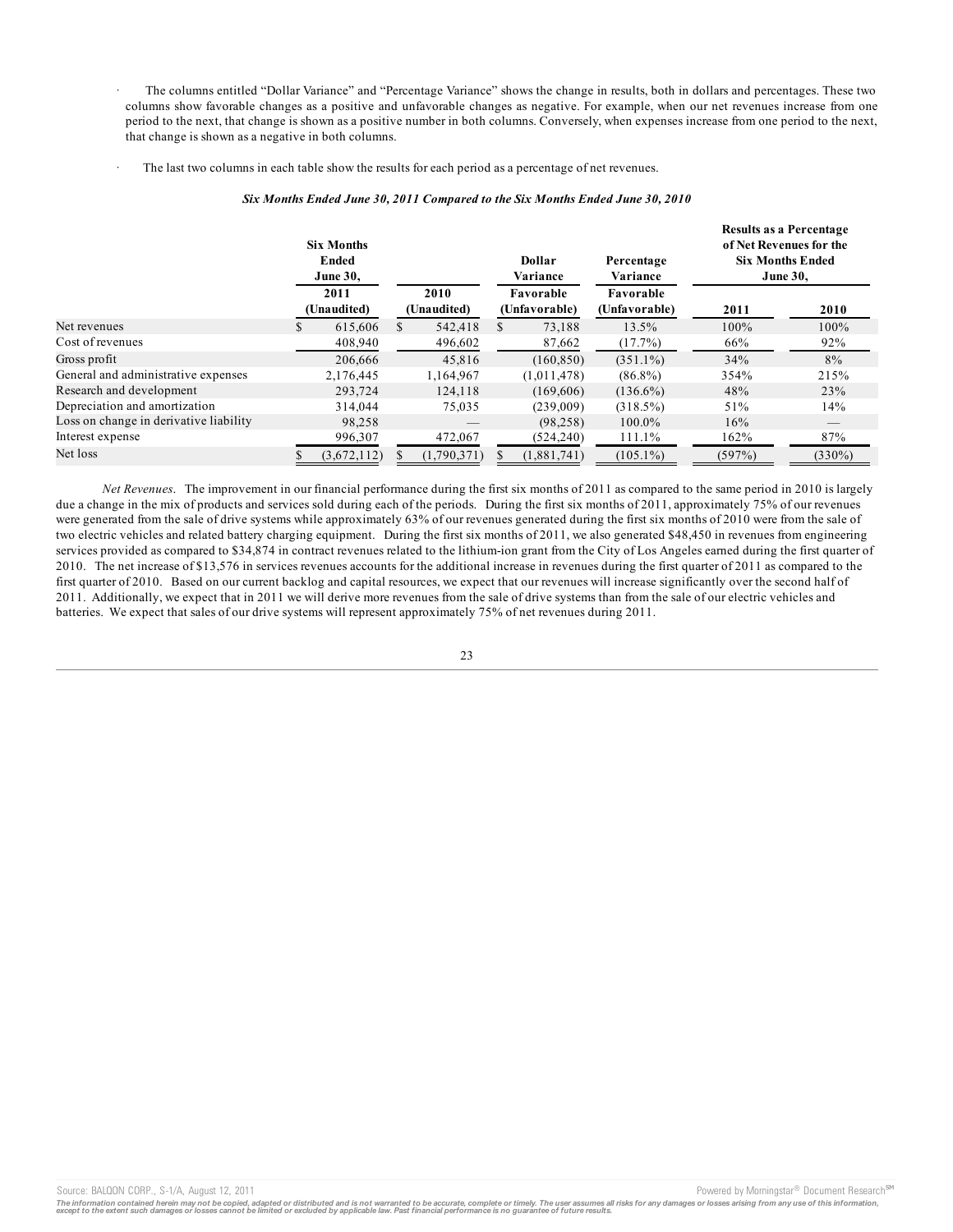- The columns entitled "Dollar Variance" and "Percentage Variance" shows the change in results, both in dollars and percentages. These two columns show favorable changes as a positive and unfavorable changes as negative. For example, when our net revenues increase from one period to the next, that change is shown as a positive number in both columns. Conversely, when expenses increase from one period to the next, that change is shown as a negative in both columns.

- The last two columns in each table show the results for each period as a percentage of net revenues.

***Six Months Ended June 30, 2011 Compared to the Six Months Ended June 30, 2010***

| | Six Months Ended June 30, | | Dollar Variance | Percentage Variance | Results as a Percentage of Net Revenues for the Six Months Ended June 30, | |
|---|---|---|---|---|---|---|
| | 2011 (Unaudited) | 2010 (Unaudited) | Favorable (Unfavorable) | Favorable (Unfavorable) | 2011 | 2010 |
| Net revenues | $ 615,606 | $ 542,418 | $ 73,188 | 13.5% | 100% | 100% |
| Cost of revenues | 408,940 | 496,602 | 87,662 | (17.7%) | 66% | 92% |
| Gross profit | 206,666 | 45,816 | (160,850) | (351.1%) | 34% | 8% |
| General and administrative expenses | 2,176,445 | 1,164,967 | (1,011,478) | (86.8%) | 354% | 215% |
| Research and development | 293,724 | 124,118 | (169,606) | (136.6%) | 48% | 23% |
| Depreciation and amortization | 314,044 | 75,035 | (239,009) | (318.5%) | 51% | 14% |
| Loss on change in derivative liability | 98,258 | — | (98,258) | 100.0% | 16% | — |
| Interest expense | 996,307 | 472,067 | (524,240) | 111.1% | 162% | 87% |
| Net loss | $ (3,672,112) | $ (1,790,371) | $ (1,881,741) | (105.1%) | (597%) | (330%) |

*Net Revenues*. The improvement in our financial performance during the first six months of 2011 as compared to the same period in 2010 is largely due a change in the mix of products and services sold during each of the periods. During the first six months of 2011, approximately 75% of our revenues were generated from the sale of drive systems while approximately 63% of our revenues generated during the first six months of 2010 were from the sale of two electric vehicles and related battery charging equipment. During the first six months of 2011, we also generated $48,450 in revenues from engineering services provided as compared to $34,874 in contract revenues related to the lithium-ion grant from the City of Los Angeles earned during the first quarter of 2010. The net increase of $13,576 in services revenues accounts for the additional increase in revenues during the first quarter of 2011 as compared to the first quarter of 2010. Based on our current backlog and capital resources, we expect that our revenues will increase significantly over the second half of 2011. Additionally, we expect that in 2011 we will derive more revenues from the sale of drive systems than from the sale of our electric vehicles and batteries. We expect that sales of our drive systems will represent approximately 75% of net revenues during 2011.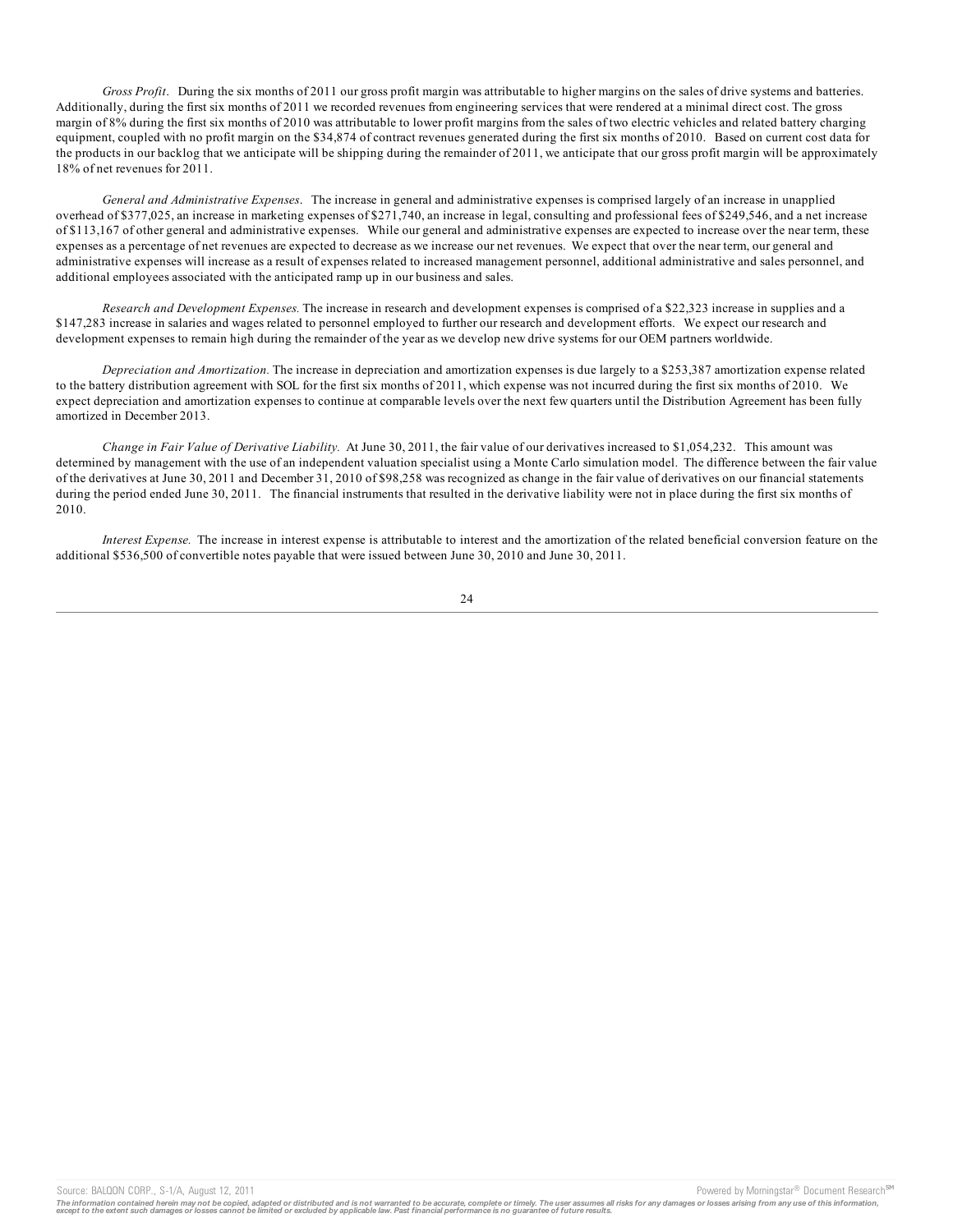*Gross Profit*. During the six months of 2011 our gross profit margin was attributable to higher margins on the sales of drive systems and batteries. Additionally, during the first six months of 2011 we recorded revenues from engineering services that were rendered at a minimal direct cost. The gross margin of 8% during the first six months of 2010 was attributable to lower profit margins from the sales of two electric vehicles and related battery charging equipment, coupled with no profit margin on the $34,874 of contract revenues generated during the first six months of 2010. Based on current cost data for the products in our backlog that we anticipate will be shipping during the remainder of 2011, we anticipate that our gross profit margin will be approximately 18% of net revenues for 2011.

*General and Administrative Expenses*. The increase in general and administrative expenses is comprised largely of an increase in unapplied overhead of $377,025, an increase in marketing expenses of $271,740, an increase in legal, consulting and professional fees of $249,546, and a net increase of $113,167 of other general and administrative expenses. While our general and administrative expenses are expected to increase over the near term, these expenses as a percentage of net revenues are expected to decrease as we increase our net revenues. We expect that over the near term, our general and administrative expenses will increase as a result of expenses related to increased management personnel, additional administrative and sales personnel, and additional employees associated with the anticipated ramp up in our business and sales.

*Research and Development Expenses.* The increase in research and development expenses is comprised of a $22,323 increase in supplies and a $147,283 increase in salaries and wages related to personnel employed to further our research and development efforts. We expect our research and development expenses to remain high during the remainder of the year as we develop new drive systems for our OEM partners worldwide.

*Depreciation and Amortization.* The increase in depreciation and amortization expenses is due largely to a $253,387 amortization expense related to the battery distribution agreement with SOL for the first six months of 2011, which expense was not incurred during the first six months of 2010. We expect depreciation and amortization expenses to continue at comparable levels over the next few quarters until the Distribution Agreement has been fully amortized in December 2013.

*Change in Fair Value of Derivative Liability.* At June 30, 2011, the fair value of our derivatives increased to $1,054,232. This amount was determined by management with the use of an independent valuation specialist using a Monte Carlo simulation model. The difference between the fair value of the derivatives at June 30, 2011 and December 31, 2010 of $98,258 was recognized as change in the fair value of derivatives on our financial statements during the period ended June 30, 2011. The financial instruments that resulted in the derivative liability were not in place during the first six months of 2010.

*Interest Expense.* The increase in interest expense is attributable to interest and the amortization of the related beneficial conversion feature on the additional $536,500 of convertible notes payable that were issued between June 30, 2010 and June 30, 2011.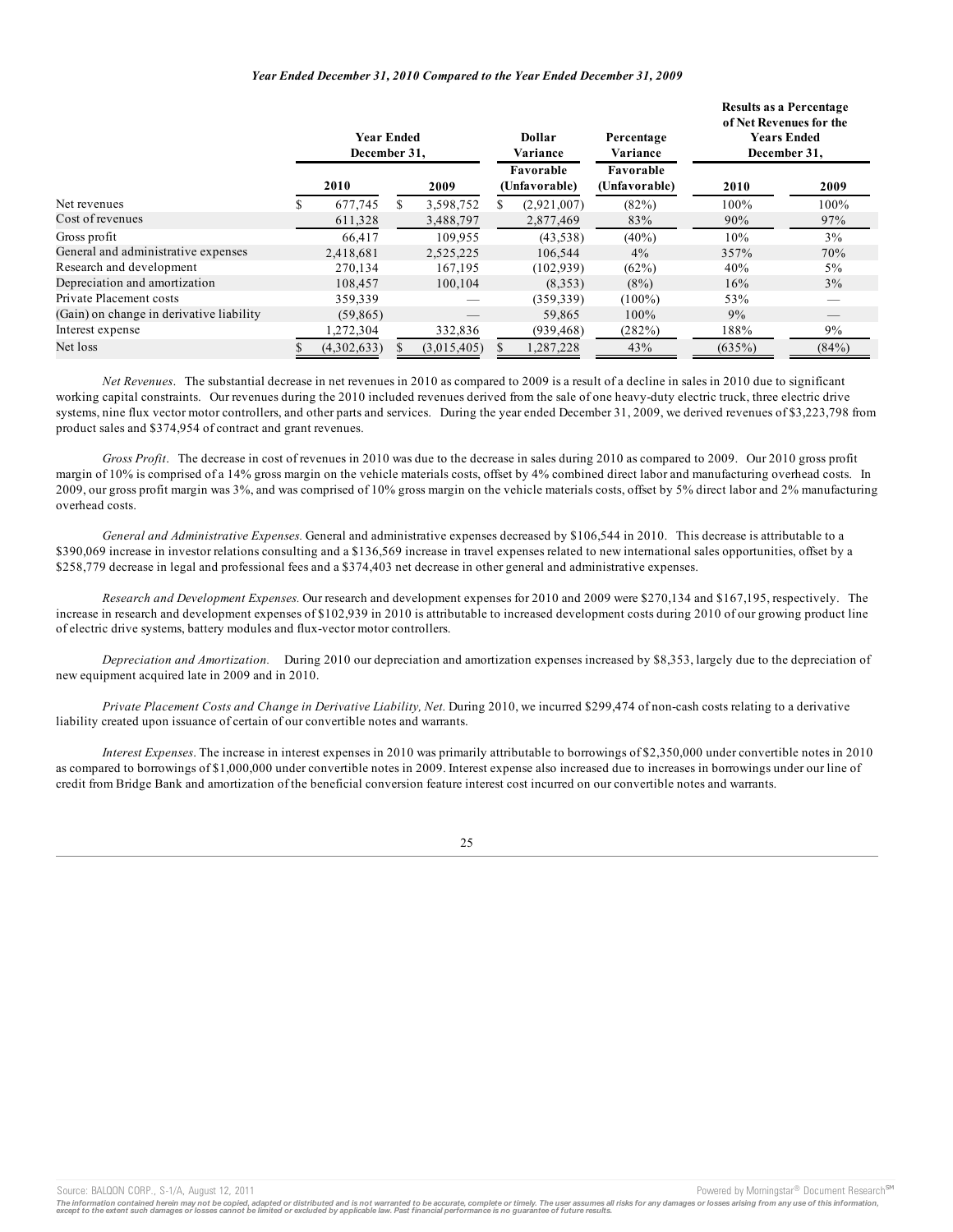*Year Ended December 31, 2010 Compared to the Year Ended December 31, 2009*

| | Year Ended December 31, | | Dollar Variance | Percentage Variance | Results as a Percentage of Net Revenues for the Years Ended December 31, | |
|---|---|---|---|---|---|---|
| | 2010 | 2009 | Favorable (Unfavorable) | Favorable (Unfavorable) | 2010 | 2009 |
| Net revenues | $ 677,745 | $ 3,598,752 | $ (2,921,007) | (82%) | 100% | 100% |
| Cost of revenues | 611,328 | 3,488,797 | 2,877,469 | 83% | 90% | 97% |
| Gross profit | 66,417 | 109,955 | (43,538) | (40%) | 10% | 3% |
| General and administrative expenses | 2,418,681 | 2,525,225 | 106,544 | 4% | 357% | 70% |
| Research and development | 270,134 | 167,195 | (102,939) | (62%) | 40% | 5% |
| Depreciation and amortization | 108,457 | 100,104 | (8,353) | (8%) | 16% | 3% |
| Private Placement costs | 359,339 | — | (359,339) | (100%) | 53% | — |
| (Gain) on change in derivative liability | (59,865) | — | 59,865 | 100% | 9% | — |
| Interest expense | 1,272,304 | 332,836 | (939,468) | (282%) | 188% | 9% |
| Net loss | $ (4,302,633) | $ (3,015,405) | $ 1,287,228 | 43% | (635%) | (84%) |

*Net Revenues*. The substantial decrease in net revenues in 2010 as compared to 2009 is a result of a decline in sales in 2010 due to significant working capital constraints. Our revenues during the 2010 included revenues derived from the sale of one heavy-duty electric truck, three electric drive systems, nine flux vector motor controllers, and other parts and services. During the year ended December 31, 2009, we derived revenues of $3,223,798 from product sales and $374,954 of contract and grant revenues.

*Gross Profit*. The decrease in cost of revenues in 2010 was due to the decrease in sales during 2010 as compared to 2009. Our 2010 gross profit margin of 10% is comprised of a 14% gross margin on the vehicle materials costs, offset by 4% combined direct labor and manufacturing overhead costs. In 2009, our gross profit margin was 3%, and was comprised of 10% gross margin on the vehicle materials costs, offset by 5% direct labor and 2% manufacturing overhead costs.

*General and Administrative Expenses.* General and administrative expenses decreased by $106,544 in 2010. This decrease is attributable to a $390,069 increase in investor relations consulting and a $136,569 increase in travel expenses related to new international sales opportunities, offset by a $258,779 decrease in legal and professional fees and a $374,403 net decrease in other general and administrative expenses.

*Research and Development Expenses.* Our research and development expenses for 2010 and 2009 were $270,134 and $167,195, respectively. The increase in research and development expenses of $102,939 in 2010 is attributable to increased development costs during 2010 of our growing product line of electric drive systems, battery modules and flux-vector motor controllers.

*Depreciation and Amortization.* During 2010 our depreciation and amortization expenses increased by $8,353, largely due to the depreciation of new equipment acquired late in 2009 and in 2010.

*Private Placement Costs and Change in Derivative Liability, Net.* During 2010, we incurred $299,474 of non-cash costs relating to a derivative liability created upon issuance of certain of our convertible notes and warrants.

*Interest Expenses*. The increase in interest expenses in 2010 was primarily attributable to borrowings of $2,350,000 under convertible notes in 2010 as compared to borrowings of $1,000,000 under convertible notes in 2009. Interest expense also increased due to increases in borrowings under our line of credit from Bridge Bank and amortization of the beneficial conversion feature interest cost incurred on our convertible notes and warrants.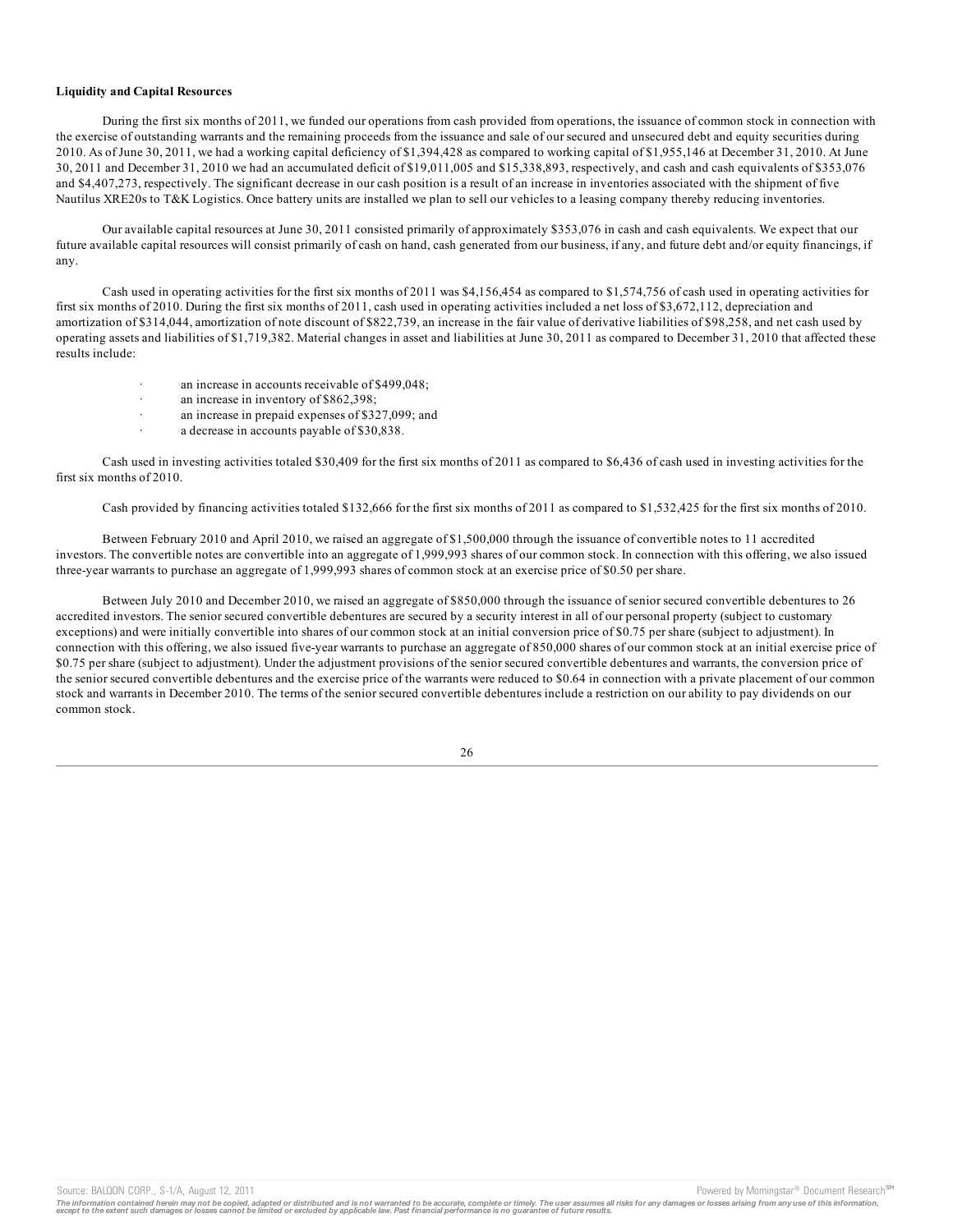**Liquidity and Capital Resources**

During the first six months of 2011, we funded our operations from cash provided from operations, the issuance of common stock in connection with the exercise of outstanding warrants and the remaining proceeds from the issuance and sale of our secured and unsecured debt and equity securities during 2010. As of June 30, 2011, we had a working capital deficiency of $1,394,428 as compared to working capital of $1,955,146 at December 31, 2010. At June 30, 2011 and December 31, 2010 we had an accumulated deficit of $19,011,005 and $15,338,893, respectively, and cash and cash equivalents of $353,076 and $4,407,273, respectively. The significant decrease in our cash position is a result of an increase in inventories associated with the shipment of five Nautilus XRE20s to T&K Logistics. Once battery units are installed we plan to sell our vehicles to a leasing company thereby reducing inventories.

Our available capital resources at June 30, 2011 consisted primarily of approximately $353,076 in cash and cash equivalents. We expect that our future available capital resources will consist primarily of cash on hand, cash generated from our business, if any, and future debt and/or equity financings, if any.

Cash used in operating activities for the first six months of 2011 was $4,156,454 as compared to $1,574,756 of cash used in operating activities for first six months of 2010. During the first six months of 2011, cash used in operating activities included a net loss of $3,672,112, depreciation and amortization of $314,044, amortization of note discount of $822,739, an increase in the fair value of derivative liabilities of $98,258, and net cash used by operating assets and liabilities of $1,719,382. Material changes in asset and liabilities at June 30, 2011 as compared to December 31, 2010 that affected these results include:

- an increase in accounts receivable of $499,048;
- an increase in inventory of $862,398;
- an increase in prepaid expenses of $327,099; and
- a decrease in accounts payable of $30,838.

Cash used in investing activities totaled $30,409 for the first six months of 2011 as compared to $6,436 of cash used in investing activities for the first six months of 2010.

Cash provided by financing activities totaled $132,666 for the first six months of 2011 as compared to $1,532,425 for the first six months of 2010.

Between February 2010 and April 2010, we raised an aggregate of $1,500,000 through the issuance of convertible notes to 11 accredited investors. The convertible notes are convertible into an aggregate of 1,999,993 shares of our common stock. In connection with this offering, we also issued three-year warrants to purchase an aggregate of 1,999,993 shares of common stock at an exercise price of $0.50 per share.

Between July 2010 and December 2010, we raised an aggregate of $850,000 through the issuance of senior secured convertible debentures to 26 accredited investors. The senior secured convertible debentures are secured by a security interest in all of our personal property (subject to customary exceptions) and were initially convertible into shares of our common stock at an initial conversion price of $0.75 per share (subject to adjustment). In connection with this offering, we also issued five-year warrants to purchase an aggregate of 850,000 shares of our common stock at an initial exercise price of $0.75 per share (subject to adjustment). Under the adjustment provisions of the senior secured convertible debentures and warrants, the conversion price of the senior secured convertible debentures and the exercise price of the warrants were reduced to $0.64 in connection with a private placement of our common stock and warrants in December 2010. The terms of the senior secured convertible debentures include a restriction on our ability to pay dividends on our common stock.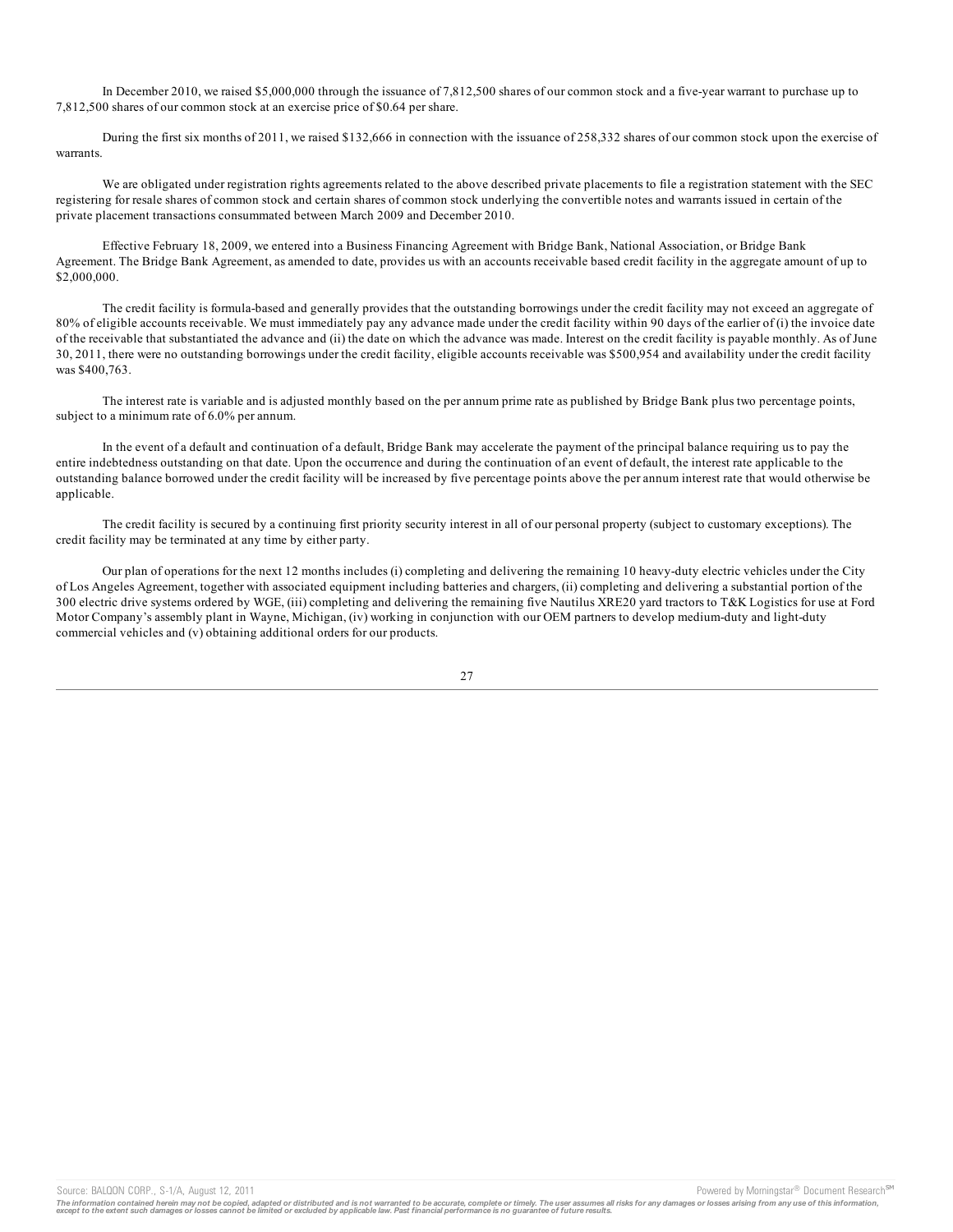In December 2010, we raised $5,000,000 through the issuance of 7,812,500 shares of our common stock and a five-year warrant to purchase up to 7,812,500 shares of our common stock at an exercise price of $0.64 per share.

During the first six months of 2011, we raised $132,666 in connection with the issuance of 258,332 shares of our common stock upon the exercise of warrants.

We are obligated under registration rights agreements related to the above described private placements to file a registration statement with the SEC registering for resale shares of common stock and certain shares of common stock underlying the convertible notes and warrants issued in certain of the private placement transactions consummated between March 2009 and December 2010.

Effective February 18, 2009, we entered into a Business Financing Agreement with Bridge Bank, National Association, or Bridge Bank Agreement. The Bridge Bank Agreement, as amended to date, provides us with an accounts receivable based credit facility in the aggregate amount of up to $2,000,000.

The credit facility is formula-based and generally provides that the outstanding borrowings under the credit facility may not exceed an aggregate of 80% of eligible accounts receivable. We must immediately pay any advance made under the credit facility within 90 days of the earlier of (i) the invoice date of the receivable that substantiated the advance and (ii) the date on which the advance was made. Interest on the credit facility is payable monthly. As of June 30, 2011, there were no outstanding borrowings under the credit facility, eligible accounts receivable was $500,954 and availability under the credit facility was $400,763.

The interest rate is variable and is adjusted monthly based on the per annum prime rate as published by Bridge Bank plus two percentage points, subject to a minimum rate of 6.0% per annum.

In the event of a default and continuation of a default, Bridge Bank may accelerate the payment of the principal balance requiring us to pay the entire indebtedness outstanding on that date. Upon the occurrence and during the continuation of an event of default, the interest rate applicable to the outstanding balance borrowed under the credit facility will be increased by five percentage points above the per annum interest rate that would otherwise be applicable.

The credit facility is secured by a continuing first priority security interest in all of our personal property (subject to customary exceptions). The credit facility may be terminated at any time by either party.

Our plan of operations for the next 12 months includes (i) completing and delivering the remaining 10 heavy-duty electric vehicles under the City of Los Angeles Agreement, together with associated equipment including batteries and chargers, (ii) completing and delivering a substantial portion of the 300 electric drive systems ordered by WGE, (iii) completing and delivering the remaining five Nautilus XRE20 yard tractors to T&K Logistics for use at Ford Motor Company's assembly plant in Wayne, Michigan, (iv) working in conjunction with our OEM partners to develop medium-duty and light-duty commercial vehicles and (v) obtaining additional orders for our products.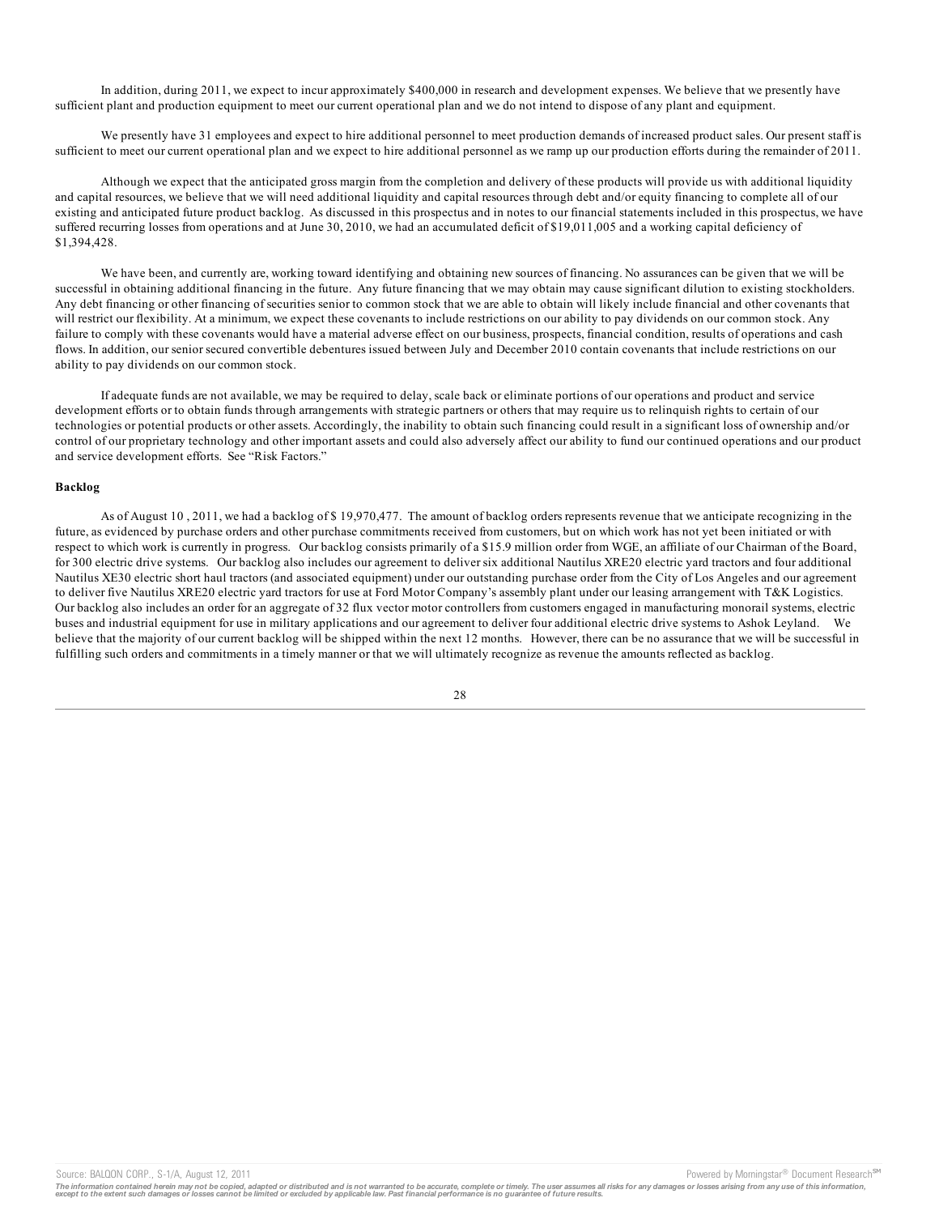In addition, during 2011, we expect to incur approximately $400,000 in research and development expenses. We believe that we presently have sufficient plant and production equipment to meet our current operational plan and we do not intend to dispose of any plant and equipment.

We presently have 31 employees and expect to hire additional personnel to meet production demands of increased product sales. Our present staff is sufficient to meet our current operational plan and we expect to hire additional personnel as we ramp up our production efforts during the remainder of 2011.

Although we expect that the anticipated gross margin from the completion and delivery of these products will provide us with additional liquidity and capital resources, we believe that we will need additional liquidity and capital resources through debt and/or equity financing to complete all of our existing and anticipated future product backlog. As discussed in this prospectus and in notes to our financial statements included in this prospectus, we have suffered recurring losses from operations and at June 30, 2010, we had an accumulated deficit of $19,011,005 and a working capital deficiency of $1,394,428.

We have been, and currently are, working toward identifying and obtaining new sources of financing. No assurances can be given that we will be successful in obtaining additional financing in the future. Any future financing that we may obtain may cause significant dilution to existing stockholders. Any debt financing or other financing of securities senior to common stock that we are able to obtain will likely include financial and other covenants that will restrict our flexibility. At a minimum, we expect these covenants to include restrictions on our ability to pay dividends on our common stock. Any failure to comply with these covenants would have a material adverse effect on our business, prospects, financial condition, results of operations and cash flows. In addition, our senior secured convertible debentures issued between July and December 2010 contain covenants that include restrictions on our ability to pay dividends on our common stock.

If adequate funds are not available, we may be required to delay, scale back or eliminate portions of our operations and product and service development efforts or to obtain funds through arrangements with strategic partners or others that may require us to relinquish rights to certain of our technologies or potential products or other assets. Accordingly, the inability to obtain such financing could result in a significant loss of ownership and/or control of our proprietary technology and other important assets and could also adversely affect our ability to fund our continued operations and our product and service development efforts. See "Risk Factors."

**Backlog**

As of August 10 , 2011, we had a backlog of $ 19,970,477. The amount of backlog orders represents revenue that we anticipate recognizing in the future, as evidenced by purchase orders and other purchase commitments received from customers, but on which work has not yet been initiated or with respect to which work is currently in progress. Our backlog consists primarily of a $15.9 million order from WGE, an affiliate of our Chairman of the Board, for 300 electric drive systems. Our backlog also includes our agreement to deliver six additional Nautilus XRE20 electric yard tractors and four additional Nautilus XE30 electric short haul tractors (and associated equipment) under our outstanding purchase order from the City of Los Angeles and our agreement to deliver five Nautilus XRE20 electric yard tractors for use at Ford Motor Company's assembly plant under our leasing arrangement with T&K Logistics. Our backlog also includes an order for an aggregate of 32 flux vector motor controllers from customers engaged in manufacturing monorail systems, electric buses and industrial equipment for use in military applications and our agreement to deliver four additional electric drive systems to Ashok Leyland. We believe that the majority of our current backlog will be shipped within the next 12 months. However, there can be no assurance that we will be successful in fulfilling such orders and commitments in a timely manner or that we will ultimately recognize as revenue the amounts reflected as backlog.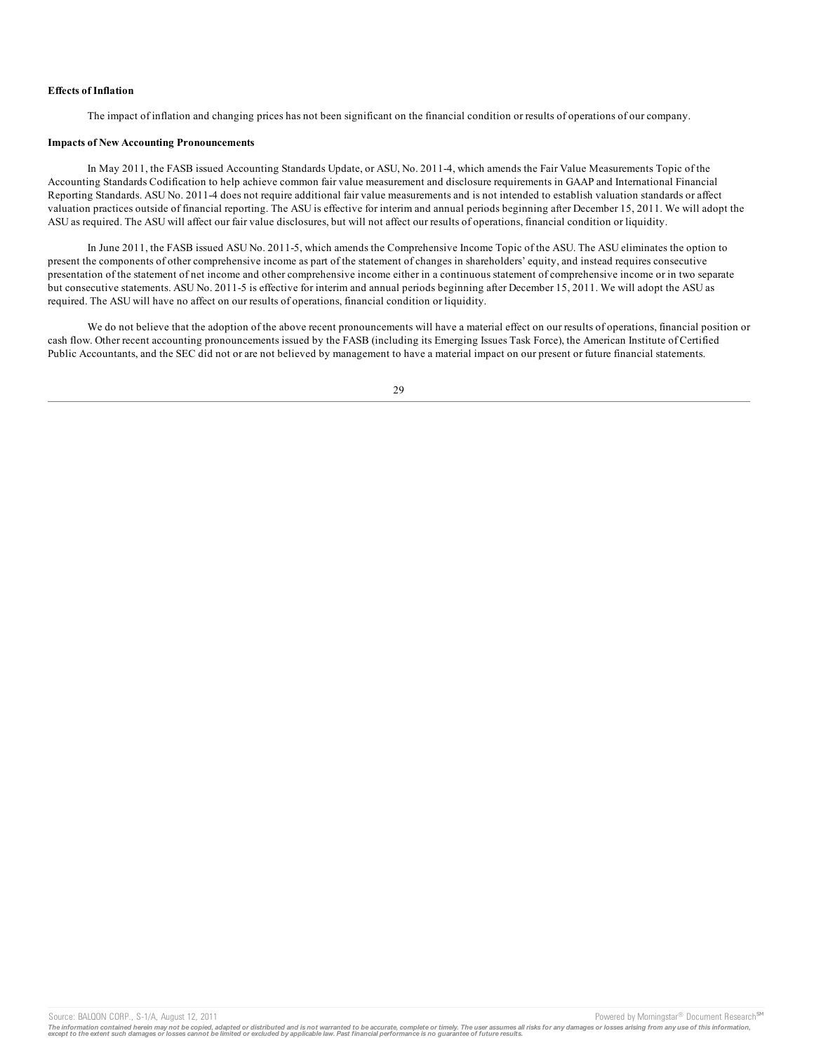**Effects of Inflation**

The impact of inflation and changing prices has not been significant on the financial condition or results of operations of our company.

**Impacts of New Accounting Pronouncements**

In May 2011, the FASB issued Accounting Standards Update, or ASU, No. 2011-4, which amends the Fair Value Measurements Topic of the Accounting Standards Codification to help achieve common fair value measurement and disclosure requirements in GAAP and International Financial Reporting Standards. ASU No. 2011-4 does not require additional fair value measurements and is not intended to establish valuation standards or affect valuation practices outside of financial reporting. The ASU is effective for interim and annual periods beginning after December 15, 2011. We will adopt the ASU as required. The ASU will affect our fair value disclosures, but will not affect our results of operations, financial condition or liquidity.

In June 2011, the FASB issued ASU No. 2011-5, which amends the Comprehensive Income Topic of the ASU. The ASU eliminates the option to present the components of other comprehensive income as part of the statement of changes in shareholders' equity, and instead requires consecutive presentation of the statement of net income and other comprehensive income either in a continuous statement of comprehensive income or in two separate but consecutive statements. ASU No. 2011-5 is effective for interim and annual periods beginning after December 15, 2011. We will adopt the ASU as required. The ASU will have no affect on our results of operations, financial condition or liquidity.

We do not believe that the adoption of the above recent pronouncements will have a material effect on our results of operations, financial position or cash flow. Other recent accounting pronouncements issued by the FASB (including its Emerging Issues Task Force), the American Institute of Certified Public Accountants, and the SEC did not or are not believed by management to have a material impact on our present or future financial statements.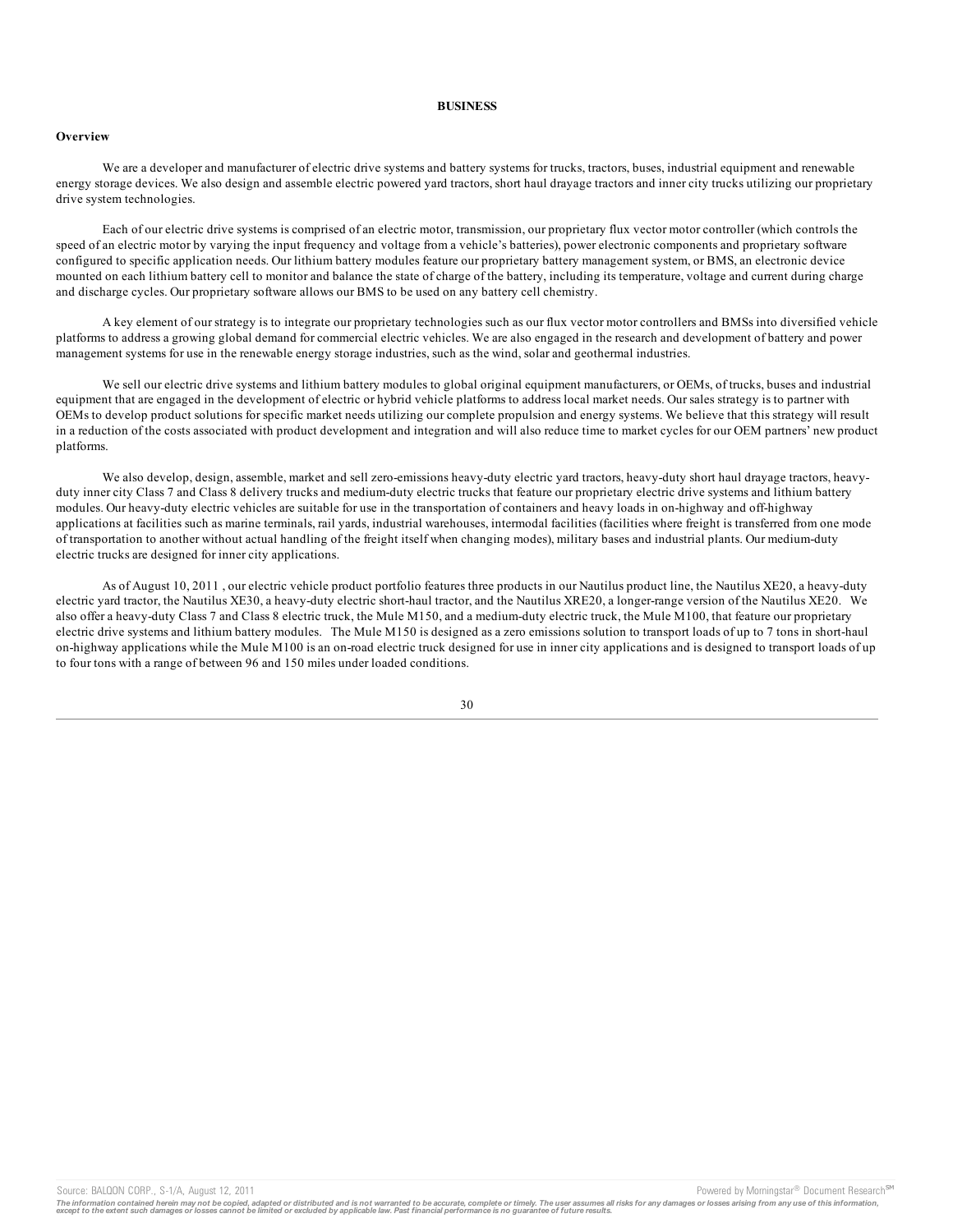**BUSINESS**

**Overview**

We are a developer and manufacturer of electric drive systems and battery systems for trucks, tractors, buses, industrial equipment and renewable energy storage devices. We also design and assemble electric powered yard tractors, short haul drayage tractors and inner city trucks utilizing our proprietary drive system technologies.

Each of our electric drive systems is comprised of an electric motor, transmission, our proprietary flux vector motor controller (which controls the speed of an electric motor by varying the input frequency and voltage from a vehicle's batteries), power electronic components and proprietary software configured to specific application needs. Our lithium battery modules feature our proprietary battery management system, or BMS, an electronic device mounted on each lithium battery cell to monitor and balance the state of charge of the battery, including its temperature, voltage and current during charge and discharge cycles. Our proprietary software allows our BMS to be used on any battery cell chemistry.

A key element of our strategy is to integrate our proprietary technologies such as our flux vector motor controllers and BMSs into diversified vehicle platforms to address a growing global demand for commercial electric vehicles. We are also engaged in the research and development of battery and power management systems for use in the renewable energy storage industries, such as the wind, solar and geothermal industries.

We sell our electric drive systems and lithium battery modules to global original equipment manufacturers, or OEMs, of trucks, buses and industrial equipment that are engaged in the development of electric or hybrid vehicle platforms to address local market needs. Our sales strategy is to partner with OEMs to develop product solutions for specific market needs utilizing our complete propulsion and energy systems. We believe that this strategy will result in a reduction of the costs associated with product development and integration and will also reduce time to market cycles for our OEM partners' new product platforms.

We also develop, design, assemble, market and sell zero-emissions heavy-duty electric yard tractors, heavy-duty short haul drayage tractors, heavy-duty inner city Class 7 and Class 8 delivery trucks and medium-duty electric trucks that feature our proprietary electric drive systems and lithium battery modules. Our heavy-duty electric vehicles are suitable for use in the transportation of containers and heavy loads in on-highway and off-highway applications at facilities such as marine terminals, rail yards, industrial warehouses, intermodal facilities (facilities where freight is transferred from one mode of transportation to another without actual handling of the freight itself when changing modes), military bases and industrial plants. Our medium-duty electric trucks are designed for inner city applications.

As of August 10, 2011 , our electric vehicle product portfolio features three products in our Nautilus product line, the Nautilus XE20, a heavy-duty electric yard tractor, the Nautilus XE30, a heavy-duty electric short-haul tractor, and the Nautilus XRE20, a longer-range version of the Nautilus XE20. We also offer a heavy-duty Class 7 and Class 8 electric truck, the Mule M150, and a medium-duty electric truck, the Mule M100, that feature our proprietary electric drive systems and lithium battery modules. The Mule M150 is designed as a zero emissions solution to transport loads of up to 7 tons in short-haul on-highway applications while the Mule M100 is an on-road electric truck designed for use in inner city applications and is designed to transport loads of up to four tons with a range of between 96 and 150 miles under loaded conditions.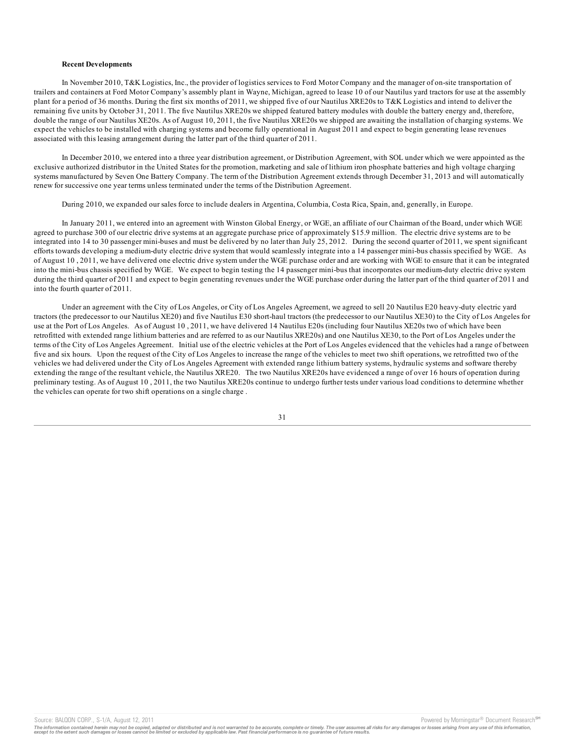**Recent Developments**

In November 2010, T&K Logistics, Inc., the provider of logistics services to Ford Motor Company and the manager of on-site transportation of trailers and containers at Ford Motor Company's assembly plant in Wayne, Michigan, agreed to lease 10 of our Nautilus yard tractors for use at the assembly plant for a period of 36 months. During the first six months of 2011, we shipped five of our Nautilus XRE20s to T&K Logistics and intend to deliver the remaining five units by October 31, 2011. The five Nautilus XRE20s we shipped featured battery modules with double the battery energy and, therefore, double the range of our Nautilus XE20s. As of August 10, 2011, the five Nautilus XRE20s we shipped are awaiting the installation of charging systems. We expect the vehicles to be installed with charging systems and become fully operational in August 2011 and expect to begin generating lease revenues associated with this leasing arrangement during the latter part of the third quarter of 2011.

In December 2010, we entered into a three year distribution agreement, or Distribution Agreement, with SOL under which we were appointed as the exclusive authorized distributor in the United States for the promotion, marketing and sale of lithium iron phosphate batteries and high voltage charging systems manufactured by Seven One Battery Company. The term of the Distribution Agreement extends through December 31, 2013 and will automatically renew for successive one year terms unless terminated under the terms of the Distribution Agreement.

During 2010, we expanded our sales force to include dealers in Argentina, Columbia, Costa Rica, Spain, and, generally, in Europe.

In January 2011, we entered into an agreement with Winston Global Energy, or WGE, an affiliate of our Chairman of the Board, under which WGE agreed to purchase 300 of our electric drive systems at an aggregate purchase price of approximately $15.9 million. The electric drive systems are to be integrated into 14 to 30 passenger mini-buses and must be delivered by no later than July 25, 2012. During the second quarter of 2011, we spent significant efforts towards developing a medium-duty electric drive system that would seamlessly integrate into a 14 passenger mini-bus chassis specified by WGE. As of August 10 , 2011, we have delivered one electric drive system under the WGE purchase order and are working with WGE to ensure that it can be integrated into the mini-bus chassis specified by WGE. We expect to begin testing the 14 passenger mini-bus that incorporates our medium-duty electric drive system during the third quarter of 2011 and expect to begin generating revenues under the WGE purchase order during the latter part of the third quarter of 2011 and into the fourth quarter of 2011.

Under an agreement with the City of Los Angeles, or City of Los Angeles Agreement, we agreed to sell 20 Nautilus E20 heavy-duty electric yard tractors (the predecessor to our Nautilus XE20) and five Nautilus E30 short-haul tractors (the predecessor to our Nautilus XE30) to the City of Los Angeles for use at the Port of Los Angeles. As of August 10 , 2011, we have delivered 14 Nautilus E20s (including four Nautilus XE20s two of which have been retrofitted with extended range lithium batteries and are referred to as our Nautilus XRE20s) and one Nautilus XE30, to the Port of Los Angeles under the terms of the City of Los Angeles Agreement. Initial use of the electric vehicles at the Port of Los Angeles evidenced that the vehicles had a range of between five and six hours. Upon the request of the City of Los Angeles to increase the range of the vehicles to meet two shift operations, we retrofitted two of the vehicles we had delivered under the City of Los Angeles Agreement with extended range lithium battery systems, hydraulic systems and software thereby extending the range of the resultant vehicle, the Nautilus XRE20. The two Nautilus XRE20s have evidenced a range of over 16 hours of operation during preliminary testing. As of August 10 , 2011, the two Nautilus XRE20s continue to undergo further tests under various load conditions to determine whether the vehicles can operate for two shift operations on a single charge .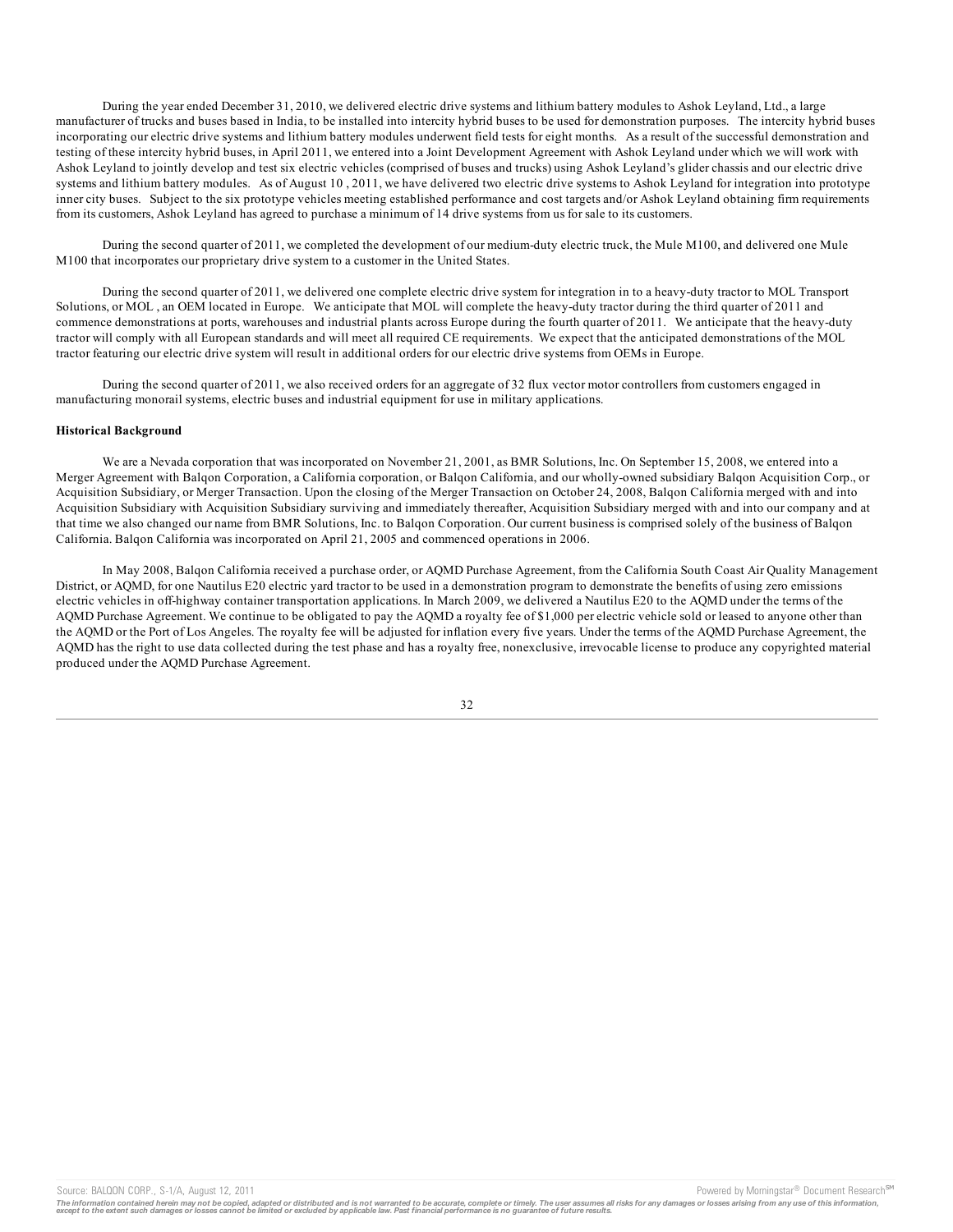During the year ended December 31, 2010, we delivered electric drive systems and lithium battery modules to Ashok Leyland, Ltd., a large manufacturer of trucks and buses based in India, to be installed into intercity hybrid buses to be used for demonstration purposes. The intercity hybrid buses incorporating our electric drive systems and lithium battery modules underwent field tests for eight months. As a result of the successful demonstration and testing of these intercity hybrid buses, in April 2011, we entered into a Joint Development Agreement with Ashok Leyland under which we will work with Ashok Leyland to jointly develop and test six electric vehicles (comprised of buses and trucks) using Ashok Leyland's glider chassis and our electric drive systems and lithium battery modules. As of August 10 , 2011, we have delivered two electric drive systems to Ashok Leyland for integration into prototype inner city buses. Subject to the six prototype vehicles meeting established performance and cost targets and/or Ashok Leyland obtaining firm requirements from its customers, Ashok Leyland has agreed to purchase a minimum of 14 drive systems from us for sale to its customers.

During the second quarter of 2011, we completed the development of our medium-duty electric truck, the Mule M100, and delivered one Mule M100 that incorporates our proprietary drive system to a customer in the United States.

During the second quarter of 2011, we delivered one complete electric drive system for integration in to a heavy-duty tractor to MOL Transport Solutions, or MOL , an OEM located in Europe. We anticipate that MOL will complete the heavy-duty tractor during the third quarter of 2011 and commence demonstrations at ports, warehouses and industrial plants across Europe during the fourth quarter of 2011. We anticipate that the heavy-duty tractor will comply with all European standards and will meet all required CE requirements. We expect that the anticipated demonstrations of the MOL tractor featuring our electric drive system will result in additional orders for our electric drive systems from OEMs in Europe.

During the second quarter of 2011, we also received orders for an aggregate of 32 flux vector motor controllers from customers engaged in manufacturing monorail systems, electric buses and industrial equipment for use in military applications.

**Historical Background**

We are a Nevada corporation that was incorporated on November 21, 2001, as BMR Solutions, Inc. On September 15, 2008, we entered into a Merger Agreement with Balqon Corporation, a California corporation, or Balqon California, and our wholly-owned subsidiary Balqon Acquisition Corp., or Acquisition Subsidiary, or Merger Transaction. Upon the closing of the Merger Transaction on October 24, 2008, Balqon California merged with and into Acquisition Subsidiary with Acquisition Subsidiary surviving and immediately thereafter, Acquisition Subsidiary merged with and into our company and at that time we also changed our name from BMR Solutions, Inc. to Balqon Corporation. Our current business is comprised solely of the business of Balqon California. Balqon California was incorporated on April 21, 2005 and commenced operations in 2006.

In May 2008, Balqon California received a purchase order, or AQMD Purchase Agreement, from the California South Coast Air Quality Management District, or AQMD, for one Nautilus E20 electric yard tractor to be used in a demonstration program to demonstrate the benefits of using zero emissions electric vehicles in off-highway container transportation applications. In March 2009, we delivered a Nautilus E20 to the AQMD under the terms of the AQMD Purchase Agreement. We continue to be obligated to pay the AQMD a royalty fee of $1,000 per electric vehicle sold or leased to anyone other than the AQMD or the Port of Los Angeles. The royalty fee will be adjusted for inflation every five years. Under the terms of the AQMD Purchase Agreement, the AQMD has the right to use data collected during the test phase and has a royalty free, nonexclusive, irrevocable license to produce any copyrighted material produced under the AQMD Purchase Agreement.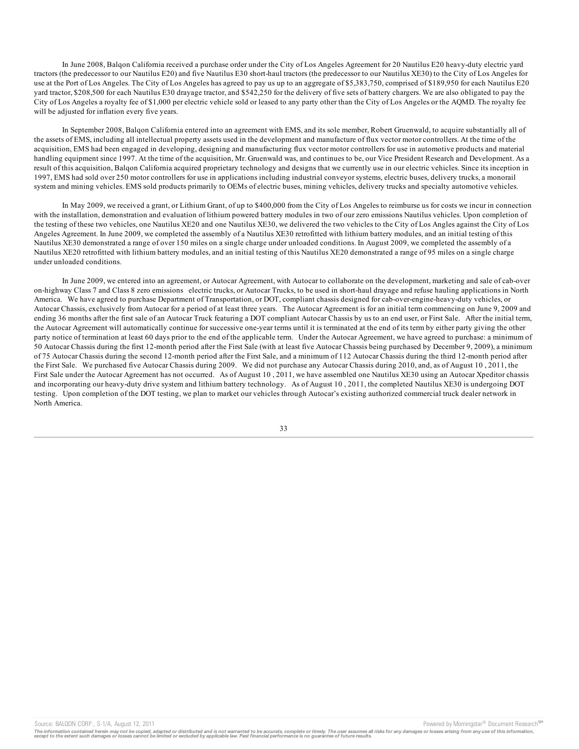In June 2008, Balqon California received a purchase order under the City of Los Angeles Agreement for 20 Nautilus E20 heavy-duty electric yard tractors (the predecessor to our Nautilus E20) and five Nautilus E30 short-haul tractors (the predecessor to our Nautilus XE30) to the City of Los Angeles for use at the Port of Los Angeles. The City of Los Angeles has agreed to pay us up to an aggregate of $5,383,750, comprised of $189,950 for each Nautilus E20 yard tractor, $208,500 for each Nautilus E30 drayage tractor, and $542,250 for the delivery of five sets of battery chargers. We are also obligated to pay the City of Los Angeles a royalty fee of $1,000 per electric vehicle sold or leased to any party other than the City of Los Angeles or the AQMD. The royalty fee will be adjusted for inflation every five years.

In September 2008, Balqon California entered into an agreement with EMS, and its sole member, Robert Gruenwald, to acquire substantially all of the assets of EMS, including all intellectual property assets used in the development and manufacture of flux vector motor controllers. At the time of the acquisition, EMS had been engaged in developing, designing and manufacturing flux vector motor controllers for use in automotive products and material handling equipment since 1997. At the time of the acquisition, Mr. Gruenwald was, and continues to be, our Vice President Research and Development. As a result of this acquisition, Balqon California acquired proprietary technology and designs that we currently use in our electric vehicles. Since its inception in 1997, EMS had sold over 250 motor controllers for use in applications including industrial conveyor systems, electric buses, delivery trucks, a monorail system and mining vehicles. EMS sold products primarily to OEMs of electric buses, mining vehicles, delivery trucks and specialty automotive vehicles.

In May 2009, we received a grant, or Lithium Grant, of up to $400,000 from the City of Los Angeles to reimburse us for costs we incur in connection with the installation, demonstration and evaluation of lithium powered battery modules in two of our zero emissions Nautilus vehicles. Upon completion of the testing of these two vehicles, one Nautilus XE20 and one Nautilus XE30, we delivered the two vehicles to the City of Los Angles against the City of Los Angeles Agreement. In June 2009, we completed the assembly of a Nautilus XE30 retrofitted with lithium battery modules, and an initial testing of this Nautilus XE30 demonstrated a range of over 150 miles on a single charge under unloaded conditions. In August 2009, we completed the assembly of a Nautilus XE20 retrofitted with lithium battery modules, and an initial testing of this Nautilus XE20 demonstrated a range of 95 miles on a single charge under unloaded conditions.

In June 2009, we entered into an agreement, or Autocar Agreement, with Autocar to collaborate on the development, marketing and sale of cab-over on-highway Class 7 and Class 8 zero emissions electric trucks, or Autocar Trucks, to be used in short-haul drayage and refuse hauling applications in North America. We have agreed to purchase Department of Transportation, or DOT, compliant chassis designed for cab-over-engine-heavy-duty vehicles, or Autocar Chassis, exclusively from Autocar for a period of at least three years. The Autocar Agreement is for an initial term commencing on June 9, 2009 and ending 36 months after the first sale of an Autocar Truck featuring a DOT compliant Autocar Chassis by us to an end user, or First Sale. After the initial term, the Autocar Agreement will automatically continue for successive one-year terms until it is terminated at the end of its term by either party giving the other party notice of termination at least 60 days prior to the end of the applicable term. Under the Autocar Agreement, we have agreed to purchase: a minimum of 50 Autocar Chassis during the first 12-month period after the First Sale (with at least five Autocar Chassis being purchased by December 9, 2009), a minimum of 75 Autocar Chassis during the second 12-month period after the First Sale, and a minimum of 112 Autocar Chassis during the third 12-month period after the First Sale. We purchased five Autocar Chassis during 2009. We did not purchase any Autocar Chassis during 2010, and, as of August 10 , 2011, the First Sale under the Autocar Agreement has not occurred. As of August 10 , 2011, we have assembled one Nautilus XE30 using an Autocar Xpeditor chassis and incorporating our heavy-duty drive system and lithium battery technology. As of August 10 , 2011, the completed Nautilus XE30 is undergoing DOT testing. Upon completion of the DOT testing, we plan to market our vehicles through Autocar's existing authorized commercial truck dealer network in North America.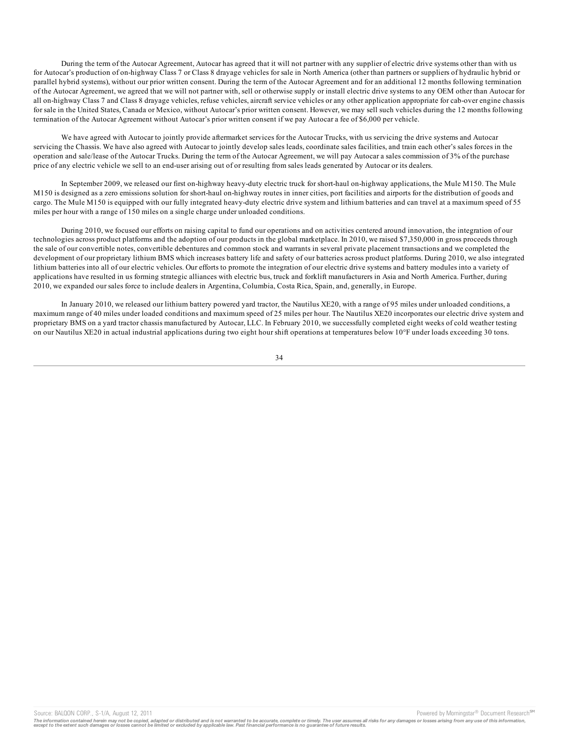During the term of the Autocar Agreement, Autocar has agreed that it will not partner with any supplier of electric drive systems other than with us for Autocar's production of on-highway Class 7 or Class 8 drayage vehicles for sale in North America (other than partners or suppliers of hydraulic hybrid or parallel hybrid systems), without our prior written consent. During the term of the Autocar Agreement and for an additional 12 months following termination of the Autocar Agreement, we agreed that we will not partner with, sell or otherwise supply or install electric drive systems to any OEM other than Autocar for all on-highway Class 7 and Class 8 drayage vehicles, refuse vehicles, aircraft service vehicles or any other application appropriate for cab-over engine chassis for sale in the United States, Canada or Mexico, without Autocar's prior written consent. However, we may sell such vehicles during the 12 months following termination of the Autocar Agreement without Autocar's prior written consent if we pay Autocar a fee of $6,000 per vehicle.

We have agreed with Autocar to jointly provide aftermarket services for the Autocar Trucks, with us servicing the drive systems and Autocar servicing the Chassis. We have also agreed with Autocar to jointly develop sales leads, coordinate sales facilities, and train each other's sales forces in the operation and sale/lease of the Autocar Trucks. During the term of the Autocar Agreement, we will pay Autocar a sales commission of 3% of the purchase price of any electric vehicle we sell to an end-user arising out of or resulting from sales leads generated by Autocar or its dealers.

In September 2009, we released our first on-highway heavy-duty electric truck for short-haul on-highway applications, the Mule M150. The Mule M150 is designed as a zero emissions solution for short-haul on-highway routes in inner cities, port facilities and airports for the distribution of goods and cargo. The Mule M150 is equipped with our fully integrated heavy-duty electric drive system and lithium batteries and can travel at a maximum speed of 55 miles per hour with a range of 150 miles on a single charge under unloaded conditions.

During 2010, we focused our efforts on raising capital to fund our operations and on activities centered around innovation, the integration of our technologies across product platforms and the adoption of our products in the global marketplace. In 2010, we raised $7,350,000 in gross proceeds through the sale of our convertible notes, convertible debentures and common stock and warrants in several private placement transactions and we completed the development of our proprietary lithium BMS which increases battery life and safety of our batteries across product platforms. During 2010, we also integrated lithium batteries into all of our electric vehicles. Our efforts to promote the integration of our electric drive systems and battery modules into a variety of applications have resulted in us forming strategic alliances with electric bus, truck and forklift manufacturers in Asia and North America. Further, during 2010, we expanded our sales force to include dealers in Argentina, Columbia, Costa Rica, Spain, and, generally, in Europe.

In January 2010, we released our lithium battery powered yard tractor, the Nautilus XE20, with a range of 95 miles under unloaded conditions, a maximum range of 40 miles under loaded conditions and maximum speed of 25 miles per hour. The Nautilus XE20 incorporates our electric drive system and proprietary BMS on a yard tractor chassis manufactured by Autocar, LLC. In February 2010, we successfully completed eight weeks of cold weather testing on our Nautilus XE20 in actual industrial applications during two eight hour shift operations at temperatures below 10°F under loads exceeding 30 tons.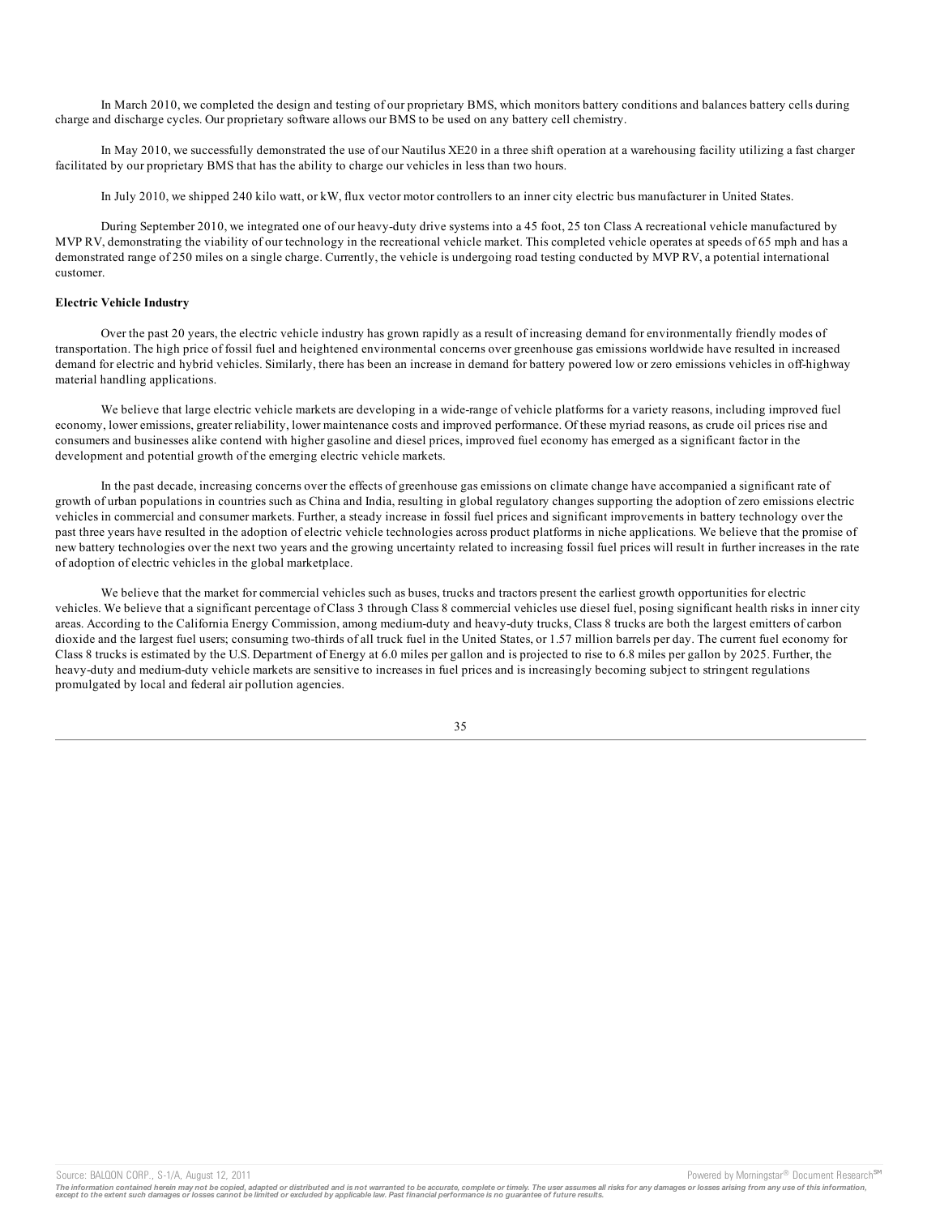In March 2010, we completed the design and testing of our proprietary BMS, which monitors battery conditions and balances battery cells during charge and discharge cycles. Our proprietary software allows our BMS to be used on any battery cell chemistry.

In May 2010, we successfully demonstrated the use of our Nautilus XE20 in a three shift operation at a warehousing facility utilizing a fast charger facilitated by our proprietary BMS that has the ability to charge our vehicles in less than two hours.

In July 2010, we shipped 240 kilo watt, or kW, flux vector motor controllers to an inner city electric bus manufacturer in United States.

During September 2010, we integrated one of our heavy-duty drive systems into a 45 foot, 25 ton Class A recreational vehicle manufactured by MVP RV, demonstrating the viability of our technology in the recreational vehicle market. This completed vehicle operates at speeds of 65 mph and has a demonstrated range of 250 miles on a single charge. Currently, the vehicle is undergoing road testing conducted by MVP RV, a potential international customer.

**Electric Vehicle Industry**

Over the past 20 years, the electric vehicle industry has grown rapidly as a result of increasing demand for environmentally friendly modes of transportation. The high price of fossil fuel and heightened environmental concerns over greenhouse gas emissions worldwide have resulted in increased demand for electric and hybrid vehicles. Similarly, there has been an increase in demand for battery powered low or zero emissions vehicles in off-highway material handling applications.

We believe that large electric vehicle markets are developing in a wide-range of vehicle platforms for a variety reasons, including improved fuel economy, lower emissions, greater reliability, lower maintenance costs and improved performance. Of these myriad reasons, as crude oil prices rise and consumers and businesses alike contend with higher gasoline and diesel prices, improved fuel economy has emerged as a significant factor in the development and potential growth of the emerging electric vehicle markets.

In the past decade, increasing concerns over the effects of greenhouse gas emissions on climate change have accompanied a significant rate of growth of urban populations in countries such as China and India, resulting in global regulatory changes supporting the adoption of zero emissions electric vehicles in commercial and consumer markets. Further, a steady increase in fossil fuel prices and significant improvements in battery technology over the past three years have resulted in the adoption of electric vehicle technologies across product platforms in niche applications. We believe that the promise of new battery technologies over the next two years and the growing uncertainty related to increasing fossil fuel prices will result in further increases in the rate of adoption of electric vehicles in the global marketplace.

We believe that the market for commercial vehicles such as buses, trucks and tractors present the earliest growth opportunities for electric vehicles. We believe that a significant percentage of Class 3 through Class 8 commercial vehicles use diesel fuel, posing significant health risks in inner city areas. According to the California Energy Commission, among medium-duty and heavy-duty trucks, Class 8 trucks are both the largest emitters of carbon dioxide and the largest fuel users; consuming two-thirds of all truck fuel in the United States, or 1.57 million barrels per day. The current fuel economy for Class 8 trucks is estimated by the U.S. Department of Energy at 6.0 miles per gallon and is projected to rise to 6.8 miles per gallon by 2025. Further, the heavy-duty and medium-duty vehicle markets are sensitive to increases in fuel prices and is increasingly becoming subject to stringent regulations promulgated by local and federal air pollution agencies.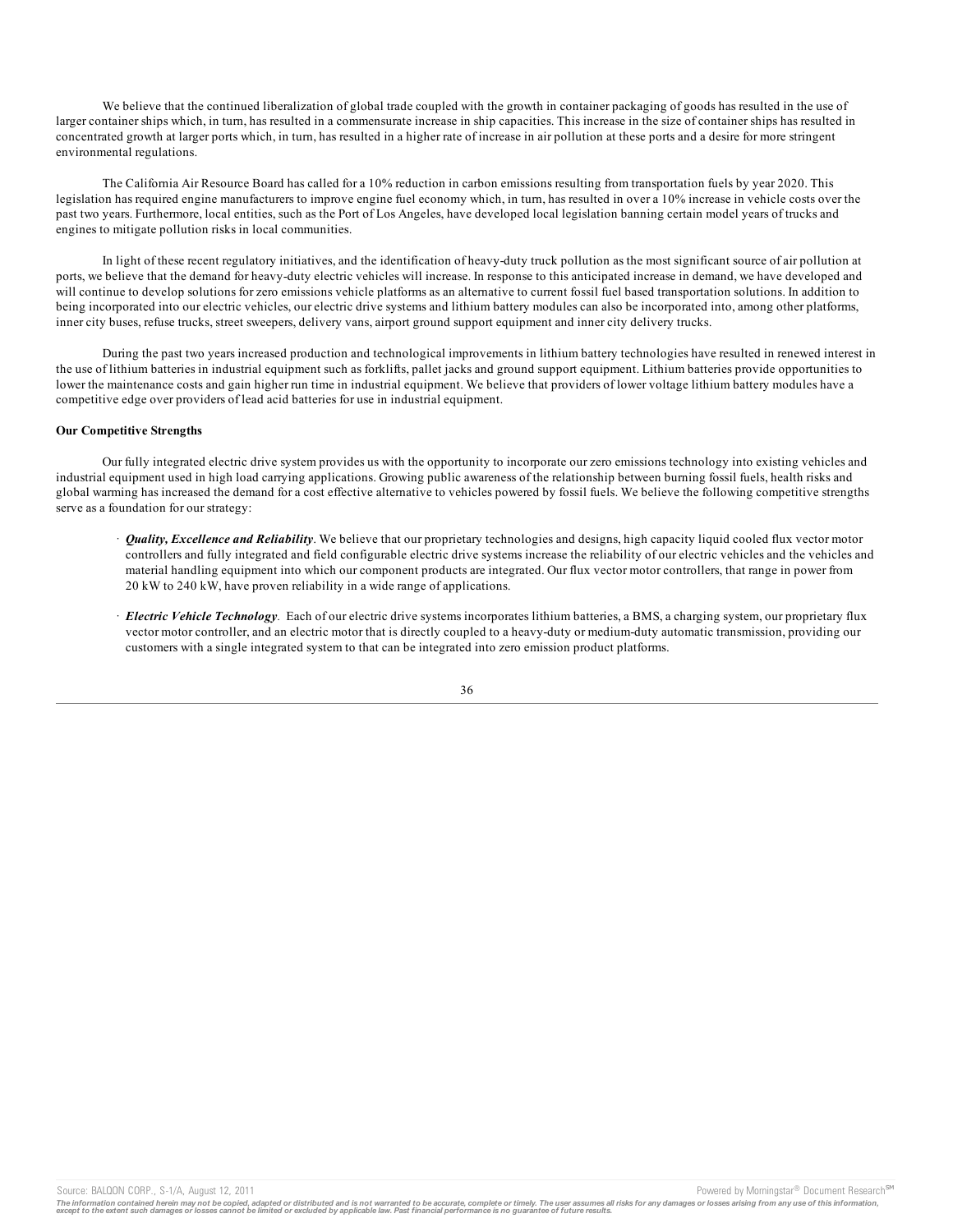We believe that the continued liberalization of global trade coupled with the growth in container packaging of goods has resulted in the use of larger container ships which, in turn, has resulted in a commensurate increase in ship capacities. This increase in the size of container ships has resulted in concentrated growth at larger ports which, in turn, has resulted in a higher rate of increase in air pollution at these ports and a desire for more stringent environmental regulations.

The California Air Resource Board has called for a 10% reduction in carbon emissions resulting from transportation fuels by year 2020. This legislation has required engine manufacturers to improve engine fuel economy which, in turn, has resulted in over a 10% increase in vehicle costs over the past two years. Furthermore, local entities, such as the Port of Los Angeles, have developed local legislation banning certain model years of trucks and engines to mitigate pollution risks in local communities.

In light of these recent regulatory initiatives, and the identification of heavy-duty truck pollution as the most significant source of air pollution at ports, we believe that the demand for heavy-duty electric vehicles will increase. In response to this anticipated increase in demand, we have developed and will continue to develop solutions for zero emissions vehicle platforms as an alternative to current fossil fuel based transportation solutions. In addition to being incorporated into our electric vehicles, our electric drive systems and lithium battery modules can also be incorporated into, among other platforms, inner city buses, refuse trucks, street sweepers, delivery vans, airport ground support equipment and inner city delivery trucks.

During the past two years increased production and technological improvements in lithium battery technologies have resulted in renewed interest in the use of lithium batteries in industrial equipment such as forklifts, pallet jacks and ground support equipment. Lithium batteries provide opportunities to lower the maintenance costs and gain higher run time in industrial equipment. We believe that providers of lower voltage lithium battery modules have a competitive edge over providers of lead acid batteries for use in industrial equipment.

**Our Competitive Strengths**

Our fully integrated electric drive system provides us with the opportunity to incorporate our zero emissions technology into existing vehicles and industrial equipment used in high load carrying applications. Growing public awareness of the relationship between burning fossil fuels, health risks and global warming has increased the demand for a cost effective alternative to vehicles powered by fossil fuels. We believe the following competitive strengths serve as a foundation for our strategy:

- ***Quality, Excellence and Reliability***. We believe that our proprietary technologies and designs, high capacity liquid cooled flux vector motor controllers and fully integrated and field configurable electric drive systems increase the reliability of our electric vehicles and the vehicles and material handling equipment into which our component products are integrated. Our flux vector motor controllers, that range in power from 20 kW to 240 kW, have proven reliability in a wide range of applications.

- ***Electric Vehicle Technology***. Each of our electric drive systems incorporates lithium batteries, a BMS, a charging system, our proprietary flux vector motor controller, and an electric motor that is directly coupled to a heavy-duty or medium-duty automatic transmission, providing our customers with a single integrated system to that can be integrated into zero emission product platforms.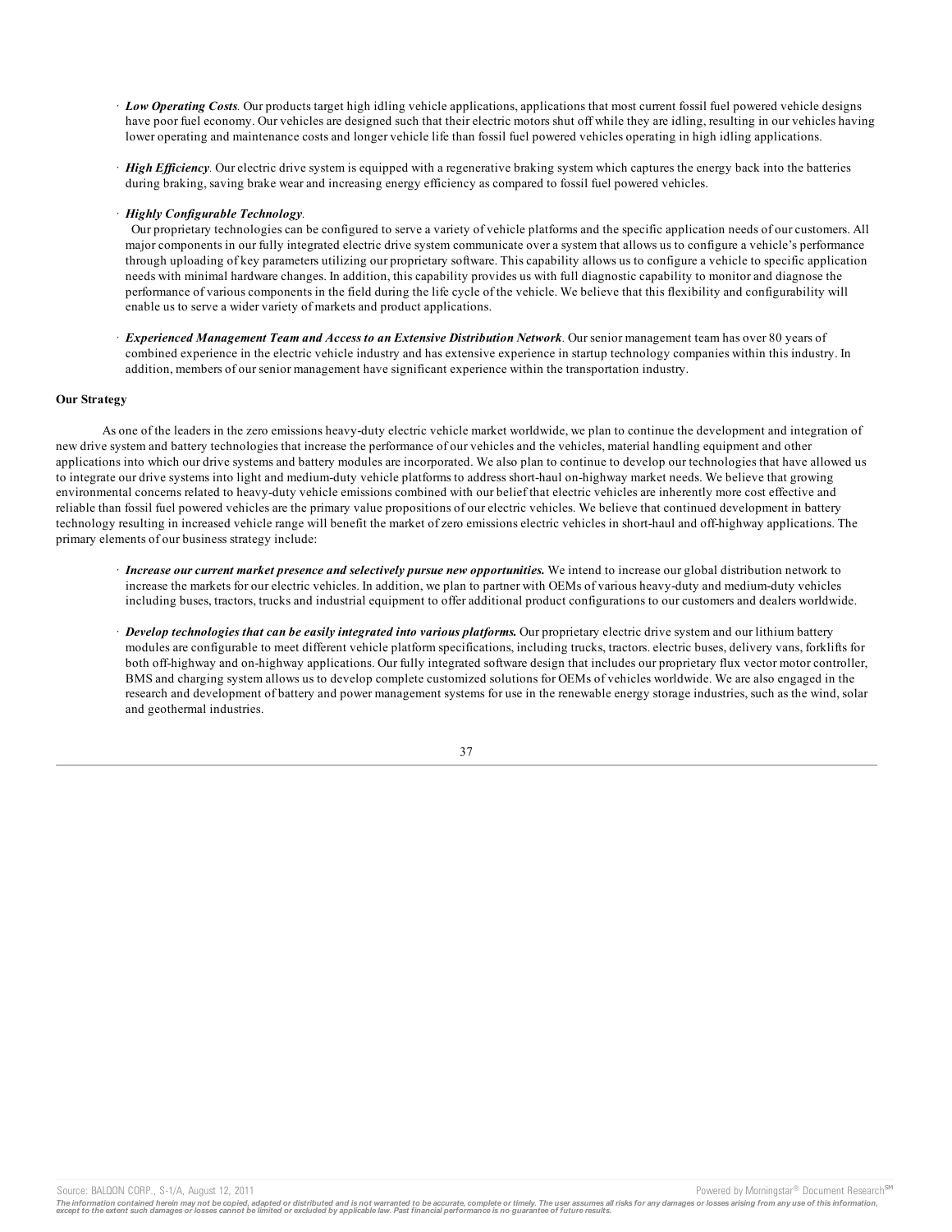- ***Low Operating Costs***. Our products target high idling vehicle applications, applications that most current fossil fuel powered vehicle designs have poor fuel economy. Our vehicles are designed such that their electric motors shut off while they are idling, resulting in our vehicles having lower operating and maintenance costs and longer vehicle life than fossil fuel powered vehicles operating in high idling applications.

- ***High Efficiency***. Our electric drive system is equipped with a regenerative braking system which captures the energy back into the batteries during braking, saving brake wear and increasing energy efficiency as compared to fossil fuel powered vehicles.

- ***Highly Configurable Technology***.
  Our proprietary technologies can be configured to serve a variety of vehicle platforms and the specific application needs of our customers. All major components in our fully integrated electric drive system communicate over a system that allows us to configure a vehicle's performance through uploading of key parameters utilizing our proprietary software. This capability allows us to configure a vehicle to specific application needs with minimal hardware changes. In addition, this capability provides us with full diagnostic capability to monitor and diagnose the performance of various components in the field during the life cycle of the vehicle. We believe that this flexibility and configurability will enable us to serve a wider variety of markets and product applications.

- ***Experienced Management Team and Access to an Extensive Distribution Network***. Our senior management team has over 80 years of combined experience in the electric vehicle industry and has extensive experience in startup technology companies within this industry. In addition, members of our senior management have significant experience within the transportation industry.

**Our Strategy**

As one of the leaders in the zero emissions heavy-duty electric vehicle market worldwide, we plan to continue the development and integration of new drive system and battery technologies that increase the performance of our vehicles and the vehicles, material handling equipment and other applications into which our drive systems and battery modules are incorporated. We also plan to continue to develop our technologies that have allowed us to integrate our drive systems into light and medium-duty vehicle platforms to address short-haul on-highway market needs. We believe that growing environmental concerns related to heavy-duty vehicle emissions combined with our belief that electric vehicles are inherently more cost effective and reliable than fossil fuel powered vehicles are the primary value propositions of our electric vehicles. We believe that continued development in battery technology resulting in increased vehicle range will benefit the market of zero emissions electric vehicles in short-haul and off-highway applications. The primary elements of our business strategy include:

- ***Increase our current market presence and selectively pursue new opportunities.*** We intend to increase our global distribution network to increase the markets for our electric vehicles. In addition, we plan to partner with OEMs of various heavy-duty and medium-duty vehicles including buses, tractors, trucks and industrial equipment to offer additional product configurations to our customers and dealers worldwide.

- ***Develop technologies that can be easily integrated into various platforms.*** Our proprietary electric drive system and our lithium battery modules are configurable to meet different vehicle platform specifications, including trucks, tractors. electric buses, delivery vans, forklifts for both off-highway and on-highway applications. Our fully integrated software design that includes our proprietary flux vector motor controller, BMS and charging system allows us to develop complete customized solutions for OEMs of vehicles worldwide. We are also engaged in the research and development of battery and power management systems for use in the renewable energy storage industries, such as the wind, solar and geothermal industries.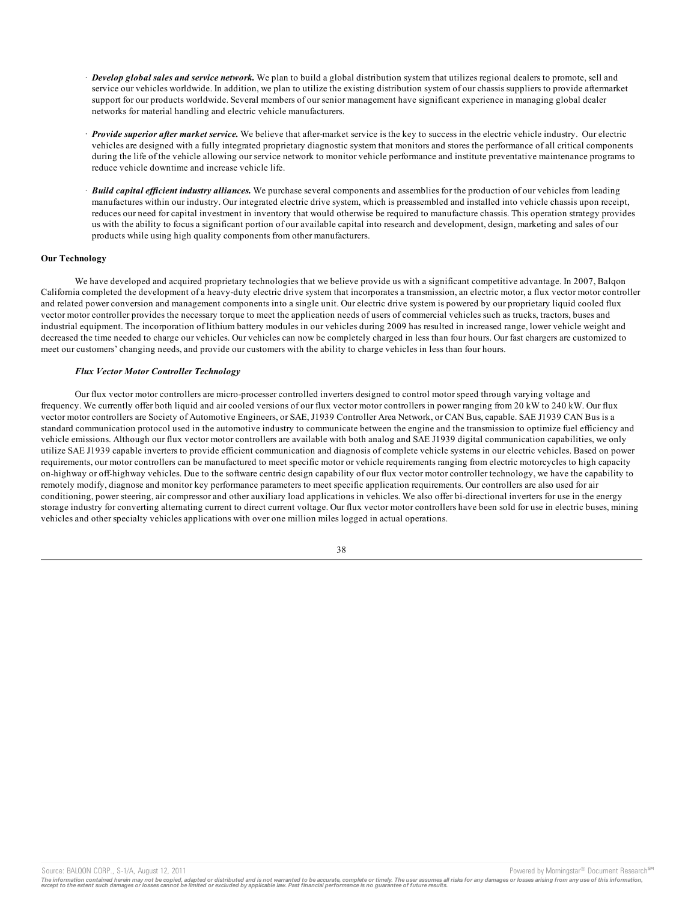- ***Develop global sales and service network.*** We plan to build a global distribution system that utilizes regional dealers to promote, sell and service our vehicles worldwide. In addition, we plan to utilize the existing distribution system of our chassis suppliers to provide aftermarket support for our products worldwide. Several members of our senior management have significant experience in managing global dealer networks for material handling and electric vehicle manufacturers.

- ***Provide superior after market service.*** We believe that after-market service is the key to success in the electric vehicle industry. Our electric vehicles are designed with a fully integrated proprietary diagnostic system that monitors and stores the performance of all critical components during the life of the vehicle allowing our service network to monitor vehicle performance and institute preventative maintenance programs to reduce vehicle downtime and increase vehicle life.

- ***Build capital efficient industry alliances.*** We purchase several components and assemblies for the production of our vehicles from leading manufactures within our industry. Our integrated electric drive system, which is preassembled and installed into vehicle chassis upon receipt, reduces our need for capital investment in inventory that would otherwise be required to manufacture chassis. This operation strategy provides us with the ability to focus a significant portion of our available capital into research and development, design, marketing and sales of our products while using high quality components from other manufacturers.

**Our Technology**

We have developed and acquired proprietary technologies that we believe provide us with a significant competitive advantage. In 2007, Balqon California completed the development of a heavy-duty electric drive system that incorporates a transmission, an electric motor, a flux vector motor controller and related power conversion and management components into a single unit. Our electric drive system is powered by our proprietary liquid cooled flux vector motor controller provides the necessary torque to meet the application needs of users of commercial vehicles such as trucks, tractors, buses and industrial equipment. The incorporation of lithium battery modules in our vehicles during 2009 has resulted in increased range, lower vehicle weight and decreased the time needed to charge our vehicles. Our vehicles can now be completely charged in less than four hours. Our fast chargers are customized to meet our customers' changing needs, and provide our customers with the ability to charge vehicles in less than four hours.

***Flux Vector Motor Controller Technology***

Our flux vector motor controllers are micro-processer controlled inverters designed to control motor speed through varying voltage and frequency. We currently offer both liquid and air cooled versions of our flux vector motor controllers in power ranging from 20 kW to 240 kW. Our flux vector motor controllers are Society of Automotive Engineers, or SAE, J1939 Controller Area Network, or CAN Bus, capable. SAE J1939 CAN Bus is a standard communication protocol used in the automotive industry to communicate between the engine and the transmission to optimize fuel efficiency and vehicle emissions. Although our flux vector motor controllers are available with both analog and SAE J1939 digital communication capabilities, we only utilize SAE J1939 capable inverters to provide efficient communication and diagnosis of complete vehicle systems in our electric vehicles. Based on power requirements, our motor controllers can be manufactured to meet specific motor or vehicle requirements ranging from electric motorcycles to high capacity on-highway or off-highway vehicles. Due to the software centric design capability of our flux vector motor controller technology, we have the capability to remotely modify, diagnose and monitor key performance parameters to meet specific application requirements. Our controllers are also used for air conditioning, power steering, air compressor and other auxiliary load applications in vehicles. We also offer bi-directional inverters for use in the energy storage industry for converting alternating current to direct current voltage. Our flux vector motor controllers have been sold for use in electric buses, mining vehicles and other specialty vehicles applications with over one million miles logged in actual operations.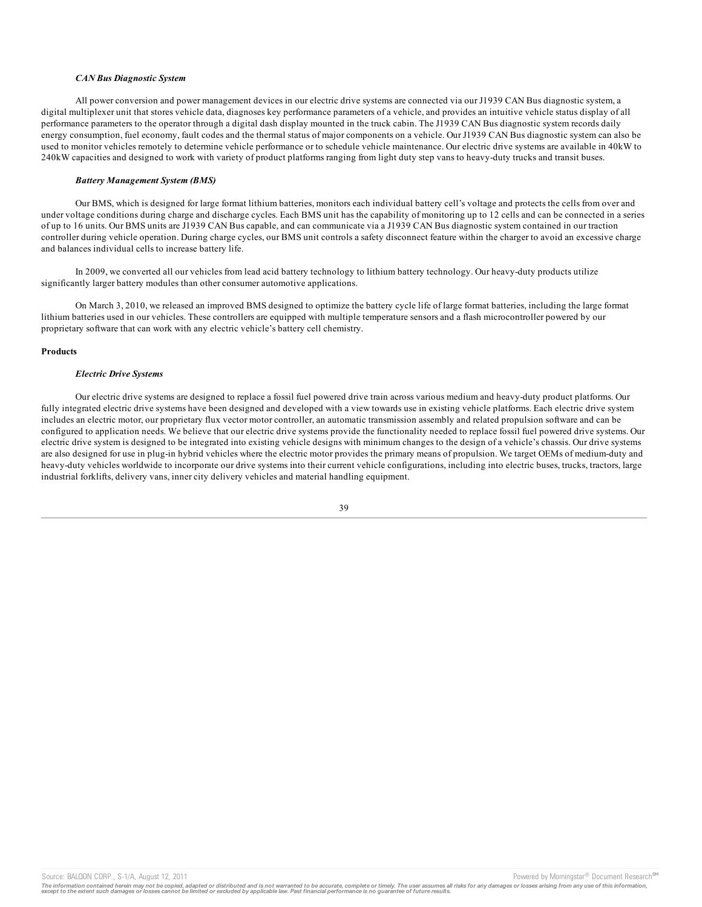### *CAN Bus Diagnostic System*

All power conversion and power management devices in our electric drive systems are connected via our J1939 CAN Bus diagnostic system, a digital multiplexer unit that stores vehicle data, diagnoses key performance parameters of a vehicle, and provides an intuitive vehicle status display of all performance parameters to the operator through a digital dash display mounted in the truck cabin. The J1939 CAN Bus diagnostic system records daily energy consumption, fuel economy, fault codes and the thermal status of major components on a vehicle. Our J1939 CAN Bus diagnostic system can also be used to monitor vehicles remotely to determine vehicle performance or to schedule vehicle maintenance. Our electric drive systems are available in 40kW to 240kW capacities and designed to work with variety of product platforms ranging from light duty step vans to heavy-duty trucks and transit buses.

### *Battery Management System (BMS)*

Our BMS, which is designed for large format lithium batteries, monitors each individual battery cell's voltage and protects the cells from over and under voltage conditions during charge and discharge cycles. Each BMS unit has the capability of monitoring up to 12 cells and can be connected in a series of up to 16 units. Our BMS units are J1939 CAN Bus capable, and can communicate via a J1939 CAN Bus diagnostic system contained in our traction controller during vehicle operation. During charge cycles, our BMS unit controls a safety disconnect feature within the charger to avoid an excessive charge and balances individual cells to increase battery life.

In 2009, we converted all our vehicles from lead acid battery technology to lithium battery technology. Our heavy-duty products utilize significantly larger battery modules than other consumer automotive applications.

On March 3, 2010, we released an improved BMS designed to optimize the battery cycle life of large format batteries, including the large format lithium batteries used in our vehicles. These controllers are equipped with multiple temperature sensors and a flash microcontroller powered by our proprietary software that can work with any electric vehicle's battery cell chemistry.

## Products

### *Electric Drive Systems*

Our electric drive systems are designed to replace a fossil fuel powered drive train across various medium and heavy-duty product platforms. Our fully integrated electric drive systems have been designed and developed with a view towards use in existing vehicle platforms. Each electric drive system includes an electric motor, our proprietary flux vector motor controller, an automatic transmission assembly and related propulsion software and can be configured to application needs. We believe that our electric drive systems provide the functionality needed to replace fossil fuel powered drive systems. Our electric drive system is designed to be integrated into existing vehicle designs with minimum changes to the design of a vehicle's chassis. Our drive systems are also designed for use in plug-in hybrid vehicles where the electric motor provides the primary means of propulsion. We target OEMs of medium-duty and heavy-duty vehicles worldwide to incorporate our drive systems into their current vehicle configurations, including into electric buses, trucks, tractors, large industrial forklifts, delivery vans, inner city delivery vehicles and material handling equipment.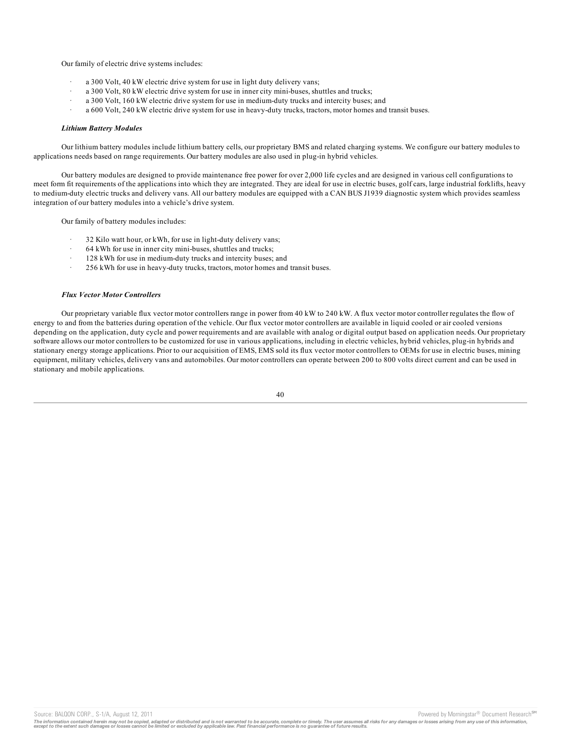Our family of electric drive systems includes:

- a 300 Volt, 40 kW electric drive system for use in light duty delivery vans;
- a 300 Volt, 80 kW electric drive system for use in inner city mini-buses, shuttles and trucks;
- a 300 Volt, 160 kW electric drive system for use in medium-duty trucks and intercity buses; and
- a 600 Volt, 240 kW electric drive system for use in heavy-duty trucks, tractors, motor homes and transit buses.

***Lithium Battery Modules***

Our lithium battery modules include lithium battery cells, our proprietary BMS and related charging systems. We configure our battery modules to applications needs based on range requirements. Our battery modules are also used in plug-in hybrid vehicles.

Our battery modules are designed to provide maintenance free power for over 2,000 life cycles and are designed in various cell configurations to meet form fit requirements of the applications into which they are integrated. They are ideal for use in electric buses, golf cars, large industrial forklifts, heavy to medium-duty electric trucks and delivery vans. All our battery modules are equipped with a CAN BUS J1939 diagnostic system which provides seamless integration of our battery modules into a vehicle's drive system.

Our family of battery modules includes:

- 32 Kilo watt hour, or kWh, for use in light-duty delivery vans;
- 64 kWh for use in inner city mini-buses, shuttles and trucks;
- 128 kWh for use in medium-duty trucks and intercity buses; and
- 256 kWh for use in heavy-duty trucks, tractors, motor homes and transit buses.

***Flux Vector Motor Controllers***

Our proprietary variable flux vector motor controllers range in power from 40 kW to 240 kW. A flux vector motor controller regulates the flow of energy to and from the batteries during operation of the vehicle. Our flux vector motor controllers are available in liquid cooled or air cooled versions depending on the application, duty cycle and power requirements and are available with analog or digital output based on application needs. Our proprietary software allows our motor controllers to be customized for use in various applications, including in electric vehicles, hybrid vehicles, plug-in hybrids and stationary energy storage applications. Prior to our acquisition of EMS, EMS sold its flux vector motor controllers to OEMs for use in electric buses, mining equipment, military vehicles, delivery vans and automobiles. Our motor controllers can operate between 200 to 800 volts direct current and can be used in stationary and mobile applications.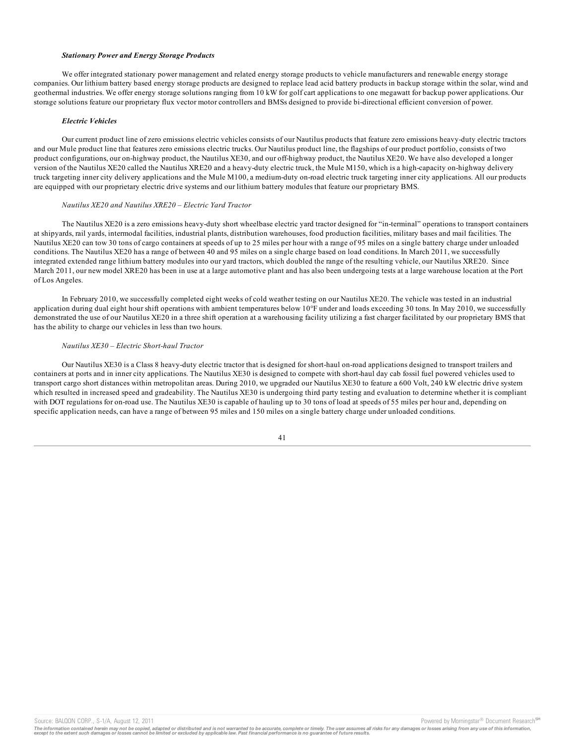***Stationary Power and Energy Storage Products***

We offer integrated stationary power management and related energy storage products to vehicle manufacturers and renewable energy storage companies. Our lithium battery based energy storage products are designed to replace lead acid battery products in backup storage within the solar, wind and geothermal industries. We offer energy storage solutions ranging from 10 kW for golf cart applications to one megawatt for backup power applications. Our storage solutions feature our proprietary flux vector motor controllers and BMSs designed to provide bi-directional efficient conversion of power.

***Electric Vehicles***

Our current product line of zero emissions electric vehicles consists of our Nautilus products that feature zero emissions heavy-duty electric tractors and our Mule product line that features zero emissions electric trucks. Our Nautilus product line, the flagships of our product portfolio, consists of two product configurations, our on-highway product, the Nautilus XE30, and our off-highway product, the Nautilus XE20. We have also developed a longer version of the Nautilus XE20 called the Nautilus XRE20 and a heavy-duty electric truck, the Mule M150, which is a high-capacity on-highway delivery truck targeting inner city delivery applications and the Mule M100, a medium-duty on-road electric truck targeting inner city applications. All our products are equipped with our proprietary electric drive systems and our lithium battery modules that feature our proprietary BMS.

*Nautilus XE20 and Nautilus XRE20 – Electric Yard Tractor*

The Nautilus XE20 is a zero emissions heavy-duty short wheelbase electric yard tractor designed for "in-terminal" operations to transport containers at shipyards, rail yards, intermodal facilities, industrial plants, distribution warehouses, food production facilities, military bases and mail facilities. The Nautilus XE20 can tow 30 tons of cargo containers at speeds of up to 25 miles per hour with a range of 95 miles on a single battery charge under unloaded conditions. The Nautilus XE20 has a range of between 40 and 95 miles on a single charge based on load conditions. In March 2011, we successfully integrated extended range lithium battery modules into our yard tractors, which doubled the range of the resulting vehicle, our Nautilus XRE20. Since March 2011, our new model XRE20 has been in use at a large automotive plant and has also been undergoing tests at a large warehouse location at the Port of Los Angeles.

In February 2010, we successfully completed eight weeks of cold weather testing on our Nautilus XE20. The vehicle was tested in an industrial application during dual eight hour shift operations with ambient temperatures below 10°F under and loads exceeding 30 tons. In May 2010, we successfully demonstrated the use of our Nautilus XE20 in a three shift operation at a warehousing facility utilizing a fast charger facilitated by our proprietary BMS that has the ability to charge our vehicles in less than two hours.

*Nautilus XE30 – Electric Short-haul Tractor*

Our Nautilus XE30 is a Class 8 heavy-duty electric tractor that is designed for short-haul on-road applications designed to transport trailers and containers at ports and in inner city applications. The Nautilus XE30 is designed to compete with short-haul day cab fossil fuel powered vehicles used to transport cargo short distances within metropolitan areas. During 2010, we upgraded our Nautilus XE30 to feature a 600 Volt, 240 kW electric drive system which resulted in increased speed and gradeability. The Nautilus XE30 is undergoing third party testing and evaluation to determine whether it is compliant with DOT regulations for on-road use. The Nautilus XE30 is capable of hauling up to 30 tons of load at speeds of 55 miles per hour and, depending on specific application needs, can have a range of between 95 miles and 150 miles on a single battery charge under unloaded conditions.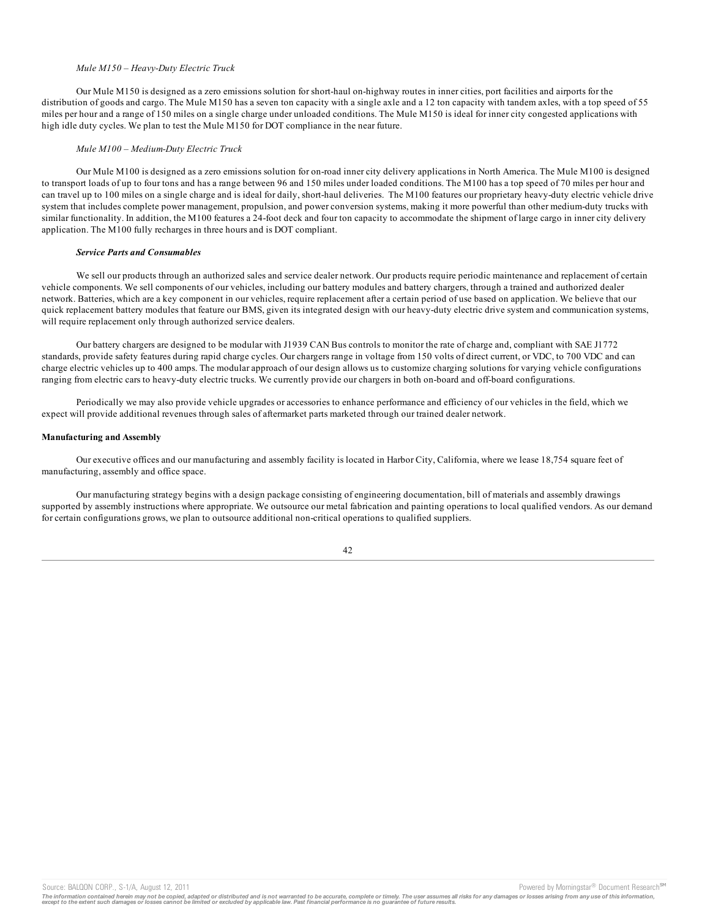*Mule M150 – Heavy-Duty Electric Truck*

Our Mule M150 is designed as a zero emissions solution for short-haul on-highway routes in inner cities, port facilities and airports for the distribution of goods and cargo. The Mule M150 has a seven ton capacity with a single axle and a 12 ton capacity with tandem axles, with a top speed of 55 miles per hour and a range of 150 miles on a single charge under unloaded conditions. The Mule M150 is ideal for inner city congested applications with high idle duty cycles. We plan to test the Mule M150 for DOT compliance in the near future.

*Mule M100 – Medium-Duty Electric Truck*

Our Mule M100 is designed as a zero emissions solution for on-road inner city delivery applications in North America. The Mule M100 is designed to transport loads of up to four tons and has a range between 96 and 150 miles under loaded conditions. The M100 has a top speed of 70 miles per hour and can travel up to 100 miles on a single charge and is ideal for daily, short-haul deliveries. The M100 features our proprietary heavy-duty electric vehicle drive system that includes complete power management, propulsion, and power conversion systems, making it more powerful than other medium-duty trucks with similar functionality. In addition, the M100 features a 24-foot deck and four ton capacity to accommodate the shipment of large cargo in inner city delivery application. The M100 fully recharges in three hours and is DOT compliant.

***Service Parts and Consumables***

We sell our products through an authorized sales and service dealer network. Our products require periodic maintenance and replacement of certain vehicle components. We sell components of our vehicles, including our battery modules and battery chargers, through a trained and authorized dealer network. Batteries, which are a key component in our vehicles, require replacement after a certain period of use based on application. We believe that our quick replacement battery modules that feature our BMS, given its integrated design with our heavy-duty electric drive system and communication systems, will require replacement only through authorized service dealers.

Our battery chargers are designed to be modular with J1939 CAN Bus controls to monitor the rate of charge and, compliant with SAE J1772 standards, provide safety features during rapid charge cycles. Our chargers range in voltage from 150 volts of direct current, or VDC, to 700 VDC and can charge electric vehicles up to 400 amps. The modular approach of our design allows us to customize charging solutions for varying vehicle configurations ranging from electric cars to heavy-duty electric trucks. We currently provide our chargers in both on-board and off-board configurations.

Periodically we may also provide vehicle upgrades or accessories to enhance performance and efficiency of our vehicles in the field, which we expect will provide additional revenues through sales of aftermarket parts marketed through our trained dealer network.

**Manufacturing and Assembly**

Our executive offices and our manufacturing and assembly facility is located in Harbor City, California, where we lease 18,754 square feet of manufacturing, assembly and office space.

Our manufacturing strategy begins with a design package consisting of engineering documentation, bill of materials and assembly drawings supported by assembly instructions where appropriate. We outsource our metal fabrication and painting operations to local qualified vendors. As our demand for certain configurations grows, we plan to outsource additional non-critical operations to qualified suppliers.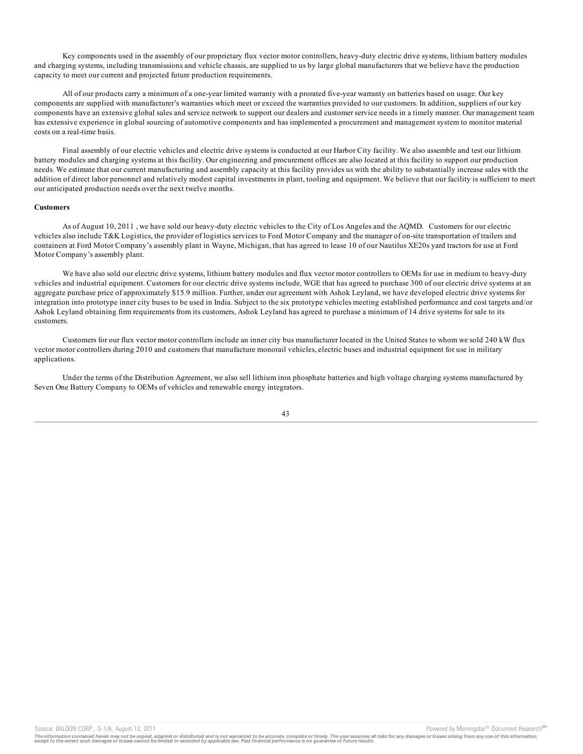Key components used in the assembly of our proprietary flux vector motor controllers, heavy-duty electric drive systems, lithium battery modules and charging systems, including transmissions and vehicle chassis, are supplied to us by large global manufacturers that we believe have the production capacity to meet our current and projected future production requirements.

All of our products carry a minimum of a one-year limited warranty with a prorated five-year warranty on batteries based on usage. Our key components are supplied with manufacturer's warranties which meet or exceed the warranties provided to our customers. In addition, suppliers of our key components have an extensive global sales and service network to support our dealers and customer service needs in a timely manner. Our management team has extensive experience in global sourcing of automotive components and has implemented a procurement and management system to monitor material costs on a real-time basis.

Final assembly of our electric vehicles and electric drive systems is conducted at our Harbor City facility. We also assemble and test our lithium battery modules and charging systems at this facility. Our engineering and procurement offices are also located at this facility to support our production needs. We estimate that our current manufacturing and assembly capacity at this facility provides us with the ability to substantially increase sales with the addition of direct labor personnel and relatively modest capital investments in plant, tooling and equipment. We believe that our facility is sufficient to meet our anticipated production needs over the next twelve months.

**Customers**

As of August 10, 2011 , we have sold our heavy-duty electric vehicles to the City of Los Angeles and the AQMD. Customers for our electric vehicles also include T&K Logistics, the provider of logistics services to Ford Motor Company and the manager of on-site transportation of trailers and containers at Ford Motor Company's assembly plant in Wayne, Michigan, that has agreed to lease 10 of our Nautilus XE20s yard tractors for use at Ford Motor Company's assembly plant.

We have also sold our electric drive systems, lithium battery modules and flux vector motor controllers to OEMs for use in medium to heavy-duty vehicles and industrial equipment. Customers for our electric drive systems include, WGE that has agreed to purchase 300 of our electric drive systems at an aggregate purchase price of approximately $15.9 million. Further, under our agreement with Ashok Leyland, we have developed electric drive systems for integration into prototype inner city buses to be used in India. Subject to the six prototype vehicles meeting established performance and cost targets and/or Ashok Leyland obtaining firm requirements from its customers, Ashok Leyland has agreed to purchase a minimum of 14 drive systems for sale to its customers.

Customers for our flux vector motor controllers include an inner city bus manufacturer located in the United States to whom we sold 240 kW flux vector motor controllers during 2010 and customers that manufacture monorail vehicles, electric buses and industrial equipment for use in military applications.

Under the terms of the Distribution Agreement, we also sell lithium iron phosphate batteries and high voltage charging systems manufactured by Seven One Battery Company to OEMs of vehicles and renewable energy integrators.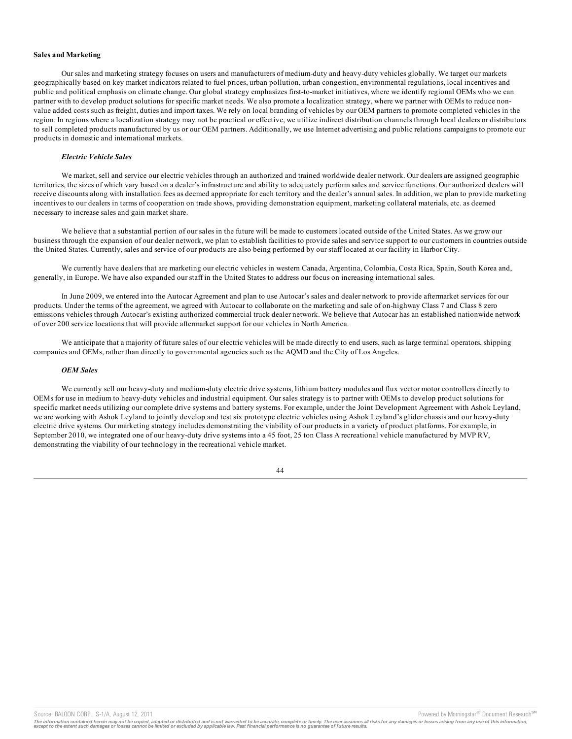**Sales and Marketing**

Our sales and marketing strategy focuses on users and manufacturers of medium-duty and heavy-duty vehicles globally. We target our markets geographically based on key market indicators related to fuel prices, urban pollution, urban congestion, environmental regulations, local incentives and public and political emphasis on climate change. Our global strategy emphasizes first-to-market initiatives, where we identify regional OEMs who we can partner with to develop product solutions for specific market needs. We also promote a localization strategy, where we partner with OEMs to reduce non-value added costs such as freight, duties and import taxes. We rely on local branding of vehicles by our OEM partners to promote completed vehicles in the region. In regions where a localization strategy may not be practical or effective, we utilize indirect distribution channels through local dealers or distributors to sell completed products manufactured by us or our OEM partners. Additionally, we use Internet advertising and public relations campaigns to promote our products in domestic and international markets.

***Electric Vehicle Sales***

We market, sell and service our electric vehicles through an authorized and trained worldwide dealer network. Our dealers are assigned geographic territories, the sizes of which vary based on a dealer's infrastructure and ability to adequately perform sales and service functions. Our authorized dealers will receive discounts along with installation fees as deemed appropriate for each territory and the dealer's annual sales. In addition, we plan to provide marketing incentives to our dealers in terms of cooperation on trade shows, providing demonstration equipment, marketing collateral materials, etc. as deemed necessary to increase sales and gain market share.

We believe that a substantial portion of our sales in the future will be made to customers located outside of the United States. As we grow our business through the expansion of our dealer network, we plan to establish facilities to provide sales and service support to our customers in countries outside the United States. Currently, sales and service of our products are also being performed by our staff located at our facility in Harbor City.

We currently have dealers that are marketing our electric vehicles in western Canada, Argentina, Colombia, Costa Rica, Spain, South Korea and, generally, in Europe. We have also expanded our staff in the United States to address our focus on increasing international sales.

In June 2009, we entered into the Autocar Agreement and plan to use Autocar's sales and dealer network to provide aftermarket services for our products. Under the terms of the agreement, we agreed with Autocar to collaborate on the marketing and sale of on-highway Class 7 and Class 8 zero emissions vehicles through Autocar's existing authorized commercial truck dealer network. We believe that Autocar has an established nationwide network of over 200 service locations that will provide aftermarket support for our vehicles in North America.

We anticipate that a majority of future sales of our electric vehicles will be made directly to end users, such as large terminal operators, shipping companies and OEMs, rather than directly to governmental agencies such as the AQMD and the City of Los Angeles.

***OEM Sales***

We currently sell our heavy-duty and medium-duty electric drive systems, lithium battery modules and flux vector motor controllers directly to OEMs for use in medium to heavy-duty vehicles and industrial equipment. Our sales strategy is to partner with OEMs to develop product solutions for specific market needs utilizing our complete drive systems and battery systems. For example, under the Joint Development Agreement with Ashok Leyland, we are working with Ashok Leyland to jointly develop and test six prototype electric vehicles using Ashok Leyland's glider chassis and our heavy-duty electric drive systems. Our marketing strategy includes demonstrating the viability of our products in a variety of product platforms. For example, in September 2010, we integrated one of our heavy-duty drive systems into a 45 foot, 25 ton Class A recreational vehicle manufactured by MVP RV, demonstrating the viability of our technology in the recreational vehicle market.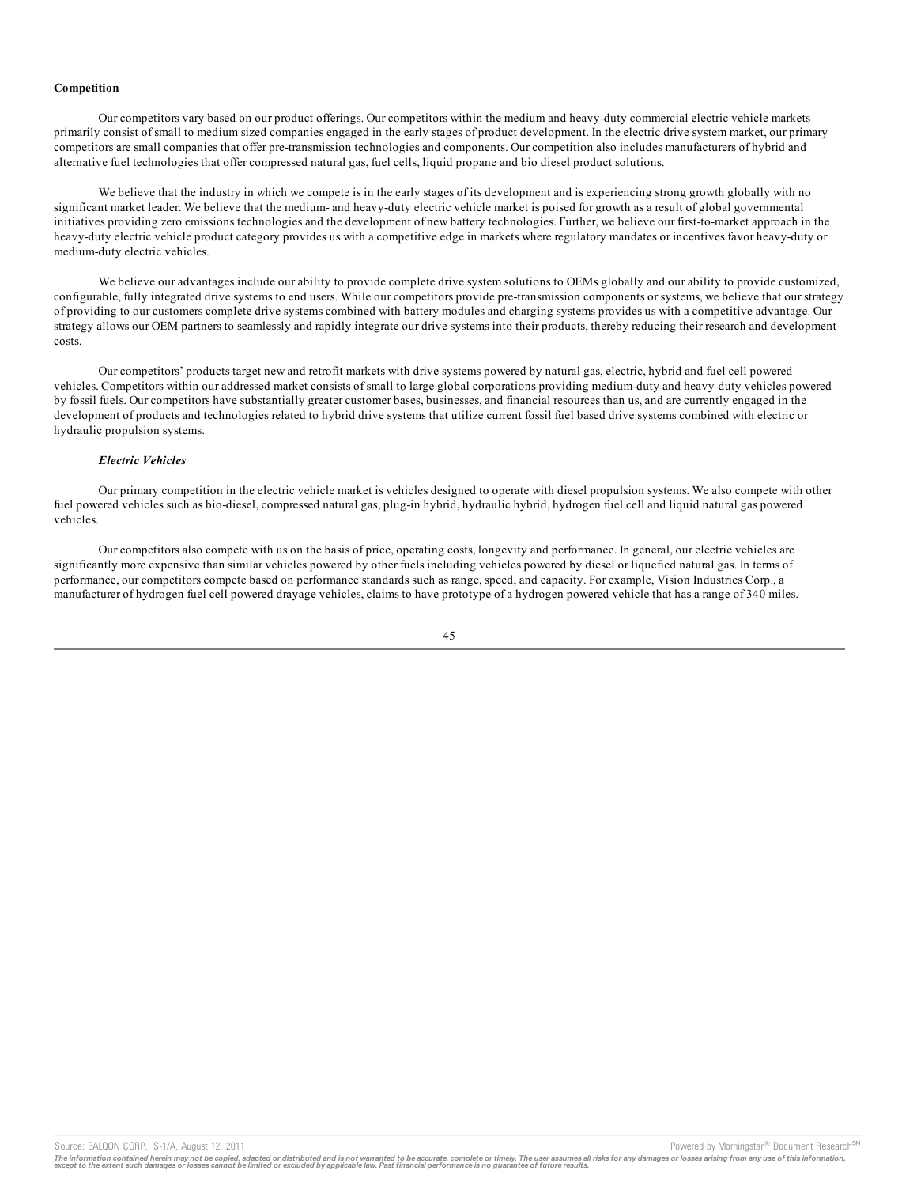**Competition**

Our competitors vary based on our product offerings. Our competitors within the medium and heavy-duty commercial electric vehicle markets primarily consist of small to medium sized companies engaged in the early stages of product development. In the electric drive system market, our primary competitors are small companies that offer pre-transmission technologies and components. Our competition also includes manufacturers of hybrid and alternative fuel technologies that offer compressed natural gas, fuel cells, liquid propane and bio diesel product solutions.

We believe that the industry in which we compete is in the early stages of its development and is experiencing strong growth globally with no significant market leader. We believe that the medium- and heavy-duty electric vehicle market is poised for growth as a result of global governmental initiatives providing zero emissions technologies and the development of new battery technologies. Further, we believe our first-to-market approach in the heavy-duty electric vehicle product category provides us with a competitive edge in markets where regulatory mandates or incentives favor heavy-duty or medium-duty electric vehicles.

We believe our advantages include our ability to provide complete drive system solutions to OEMs globally and our ability to provide customized, configurable, fully integrated drive systems to end users. While our competitors provide pre-transmission components or systems, we believe that our strategy of providing to our customers complete drive systems combined with battery modules and charging systems provides us with a competitive advantage. Our strategy allows our OEM partners to seamlessly and rapidly integrate our drive systems into their products, thereby reducing their research and development costs.

Our competitors' products target new and retrofit markets with drive systems powered by natural gas, electric, hybrid and fuel cell powered vehicles. Competitors within our addressed market consists of small to large global corporations providing medium-duty and heavy-duty vehicles powered by fossil fuels. Our competitors have substantially greater customer bases, businesses, and financial resources than us, and are currently engaged in the development of products and technologies related to hybrid drive systems that utilize current fossil fuel based drive systems combined with electric or hydraulic propulsion systems.

***Electric Vehicles***

Our primary competition in the electric vehicle market is vehicles designed to operate with diesel propulsion systems. We also compete with other fuel powered vehicles such as bio-diesel, compressed natural gas, plug-in hybrid, hydraulic hybrid, hydrogen fuel cell and liquid natural gas powered vehicles.

Our competitors also compete with us on the basis of price, operating costs, longevity and performance. In general, our electric vehicles are significantly more expensive than similar vehicles powered by other fuels including vehicles powered by diesel or liquefied natural gas. In terms of performance, our competitors compete based on performance standards such as range, speed, and capacity. For example, Vision Industries Corp., a manufacturer of hydrogen fuel cell powered drayage vehicles, claims to have prototype of a hydrogen powered vehicle that has a range of 340 miles.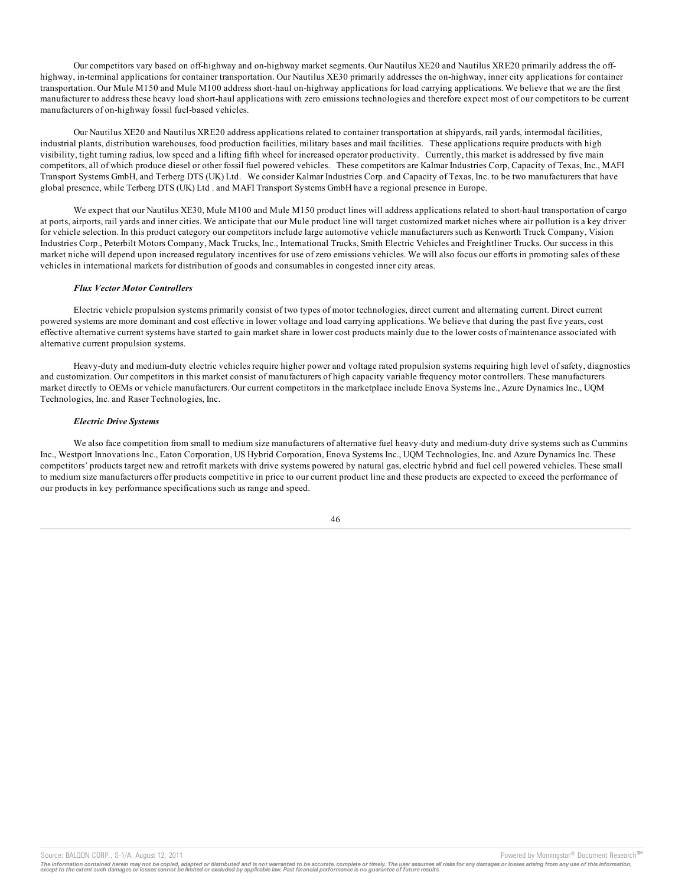Our competitors vary based on off-highway and on-highway market segments. Our Nautilus XE20 and Nautilus XRE20 primarily address the off-highway, in-terminal applications for container transportation. Our Nautilus XE30 primarily addresses the on-highway, inner city applications for container transportation. Our Mule M150 and Mule M100 address short-haul on-highway applications for load carrying applications. We believe that we are the first manufacturer to address these heavy load short-haul applications with zero emissions technologies and therefore expect most of our competitors to be current manufacturers of on-highway fossil fuel-based vehicles.

Our Nautilus XE20 and Nautilus XRE20 address applications related to container transportation at shipyards, rail yards, intermodal facilities, industrial plants, distribution warehouses, food production facilities, military bases and mail facilities. These applications require products with high visibility, tight turning radius, low speed and a lifting fifth wheel for increased operator productivity. Currently, this market is addressed by five main competitors, all of which produce diesel or other fossil fuel powered vehicles. These competitors are Kalmar Industries Corp, Capacity of Texas, Inc., MAFI Transport Systems GmbH, and Terberg DTS (UK) Ltd. We consider Kalmar Industries Corp. and Capacity of Texas, Inc. to be two manufacturers that have global presence, while Terberg DTS (UK) Ltd . and MAFI Transport Systems GmbH have a regional presence in Europe.

We expect that our Nautilus XE30, Mule M100 and Mule M150 product lines will address applications related to short-haul transportation of cargo at ports, airports, rail yards and inner cities. We anticipate that our Mule product line will target customized market niches where air pollution is a key driver for vehicle selection. In this product category our competitors include large automotive vehicle manufacturers such as Kenworth Truck Company, Vision Industries Corp., Peterbilt Motors Company, Mack Trucks, Inc., International Trucks, Smith Electric Vehicles and Freightliner Trucks. Our success in this market niche will depend upon increased regulatory incentives for use of zero emissions vehicles. We will also focus our efforts in promoting sales of these vehicles in international markets for distribution of goods and consumables in congested inner city areas.

***Flux Vector Motor Controllers***

Electric vehicle propulsion systems primarily consist of two types of motor technologies, direct current and alternating current. Direct current powered systems are more dominant and cost effective in lower voltage and load carrying applications. We believe that during the past five years, cost effective alternative current systems have started to gain market share in lower cost products mainly due to the lower costs of maintenance associated with alternative current propulsion systems.

Heavy-duty and medium-duty electric vehicles require higher power and voltage rated propulsion systems requiring high level of safety, diagnostics and customization. Our competitors in this market consist of manufacturers of high capacity variable frequency motor controllers. These manufacturers market directly to OEMs or vehicle manufacturers. Our current competitors in the marketplace include Enova Systems Inc., Azure Dynamics Inc., UQM Technologies, Inc. and Raser Technologies, Inc.

***Electric Drive Systems***

We also face competition from small to medium size manufacturers of alternative fuel heavy-duty and medium-duty drive systems such as Cummins Inc., Westport Innovations Inc., Eaton Corporation, US Hybrid Corporation, Enova Systems Inc., UQM Technologies, Inc. and Azure Dynamics Inc. These competitors' products target new and retrofit markets with drive systems powered by natural gas, electric hybrid and fuel cell powered vehicles. These small to medium size manufacturers offer products competitive in price to our current product line and these products are expected to exceed the performance of our products in key performance specifications such as range and speed.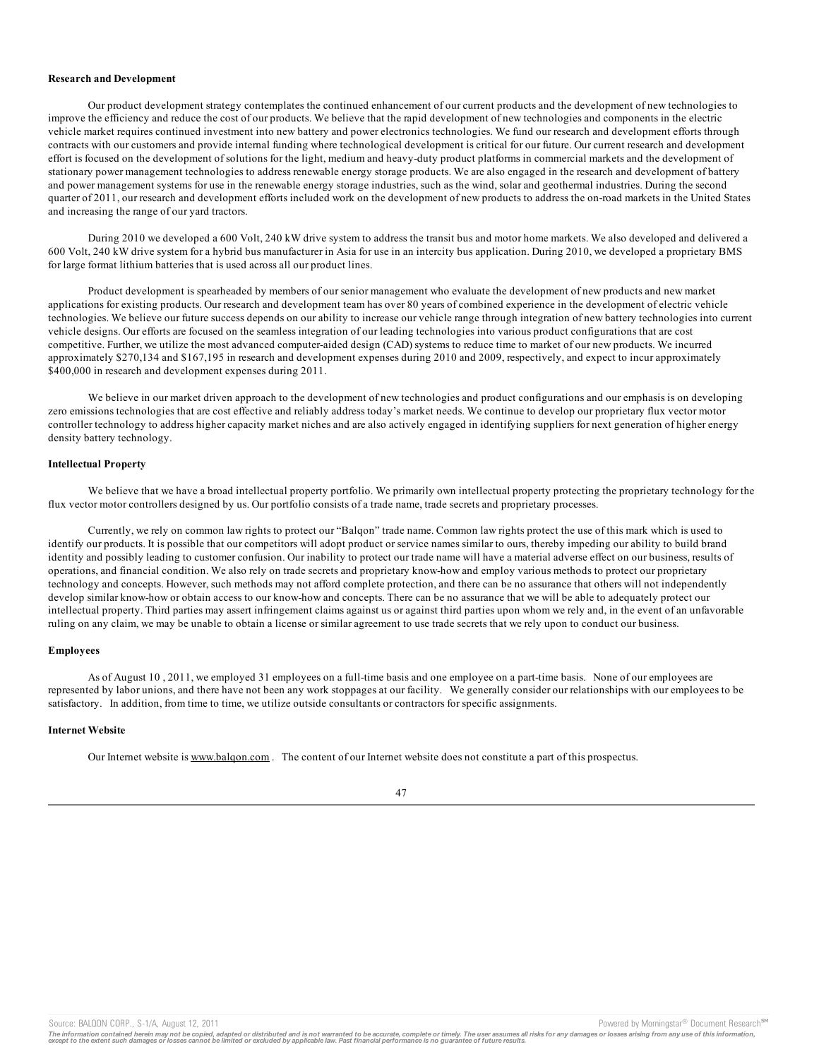**Research and Development**

Our product development strategy contemplates the continued enhancement of our current products and the development of new technologies to improve the efficiency and reduce the cost of our products. We believe that the rapid development of new technologies and components in the electric vehicle market requires continued investment into new battery and power electronics technologies. We fund our research and development efforts through contracts with our customers and provide internal funding where technological development is critical for our future. Our current research and development effort is focused on the development of solutions for the light, medium and heavy-duty product platforms in commercial markets and the development of stationary power management technologies to address renewable energy storage products. We are also engaged in the research and development of battery and power management systems for use in the renewable energy storage industries, such as the wind, solar and geothermal industries. During the second quarter of 2011, our research and development efforts included work on the development of new products to address the on-road markets in the United States and increasing the range of our yard tractors.

During 2010 we developed a 600 Volt, 240 kW drive system to address the transit bus and motor home markets. We also developed and delivered a 600 Volt, 240 kW drive system for a hybrid bus manufacturer in Asia for use in an intercity bus application. During 2010, we developed a proprietary BMS for large format lithium batteries that is used across all our product lines.

Product development is spearheaded by members of our senior management who evaluate the development of new products and new market applications for existing products. Our research and development team has over 80 years of combined experience in the development of electric vehicle technologies. We believe our future success depends on our ability to increase our vehicle range through integration of new battery technologies into current vehicle designs. Our efforts are focused on the seamless integration of our leading technologies into various product configurations that are cost competitive. Further, we utilize the most advanced computer-aided design (CAD) systems to reduce time to market of our new products. We incurred approximately $270,134 and $167,195 in research and development expenses during 2010 and 2009, respectively, and expect to incur approximately $400,000 in research and development expenses during 2011.

We believe in our market driven approach to the development of new technologies and product configurations and our emphasis is on developing zero emissions technologies that are cost effective and reliably address today's market needs. We continue to develop our proprietary flux vector motor controller technology to address higher capacity market niches and are also actively engaged in identifying suppliers for next generation of higher energy density battery technology.

**Intellectual Property**

We believe that we have a broad intellectual property portfolio. We primarily own intellectual property protecting the proprietary technology for the flux vector motor controllers designed by us. Our portfolio consists of a trade name, trade secrets and proprietary processes.

Currently, we rely on common law rights to protect our "Balqon" trade name. Common law rights protect the use of this mark which is used to identify our products. It is possible that our competitors will adopt product or service names similar to ours, thereby impeding our ability to build brand identity and possibly leading to customer confusion. Our inability to protect our trade name will have a material adverse effect on our business, results of operations, and financial condition. We also rely on trade secrets and proprietary know-how and employ various methods to protect our proprietary technology and concepts. However, such methods may not afford complete protection, and there can be no assurance that others will not independently develop similar know-how or obtain access to our know-how and concepts. There can be no assurance that we will be able to adequately protect our intellectual property. Third parties may assert infringement claims against us or against third parties upon whom we rely and, in the event of an unfavorable ruling on any claim, we may be unable to obtain a license or similar agreement to use trade secrets that we rely upon to conduct our business.

**Employees**

As of August 10 , 2011, we employed 31 employees on a full-time basis and one employee on a part-time basis. None of our employees are represented by labor unions, and there have not been any work stoppages at our facility. We generally consider our relationships with our employees to be satisfactory. In addition, from time to time, we utilize outside consultants or contractors for specific assignments.

**Internet Website**

Our Internet website is www.balqon.com . The content of our Internet website does not constitute a part of this prospectus.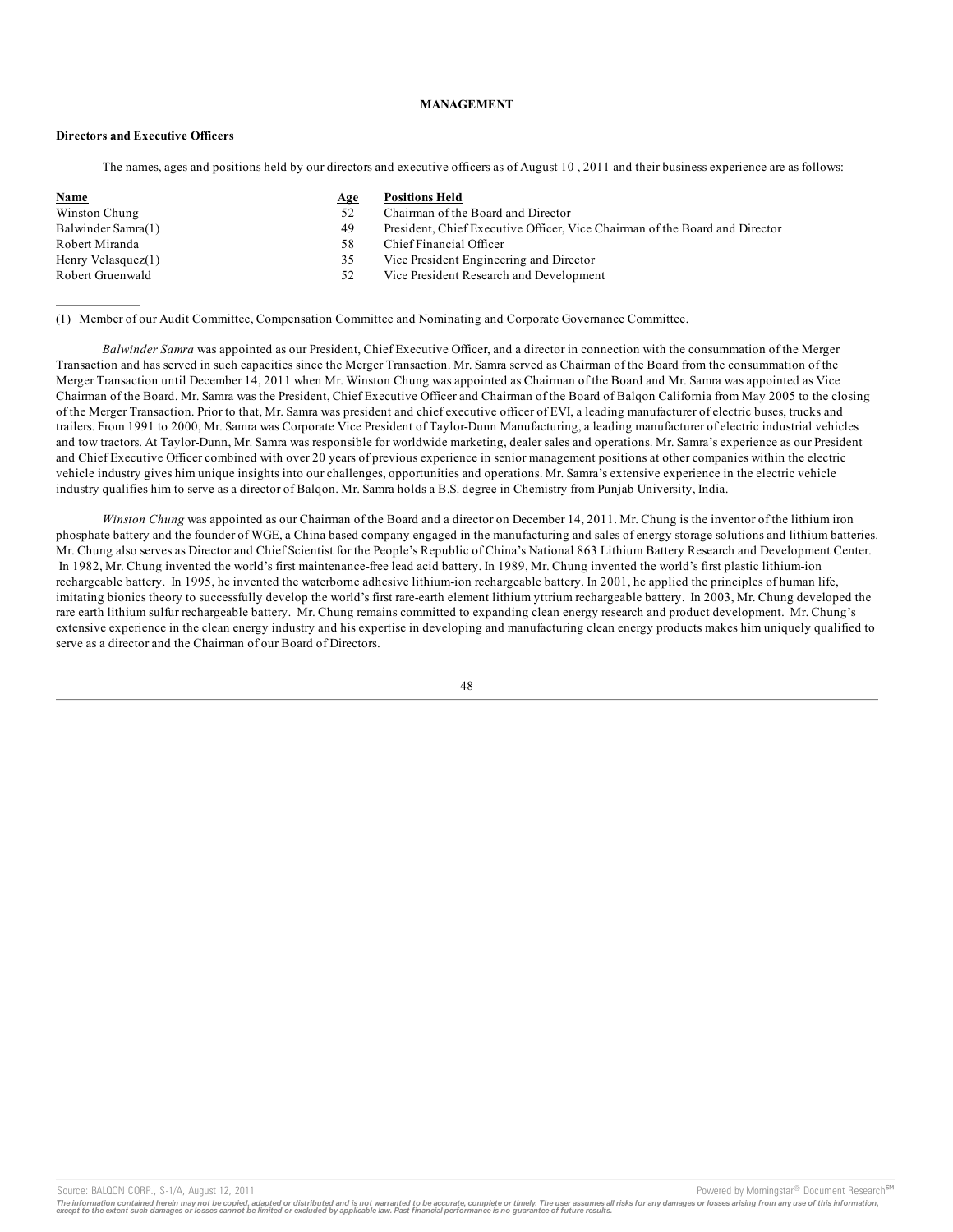**MANAGEMENT**

**Directors and Executive Officers**

The names, ages and positions held by our directors and executive officers as of August 10 , 2011 and their business experience are as follows:

| Name | Age | Positions Held |
|---|---|---|
| Winston Chung | 52 | Chairman of the Board and Director |
| Balwinder Samra(1) | 49 | President, Chief Executive Officer, Vice Chairman of the Board and Director |
| Robert Miranda | 58 | Chief Financial Officer |
| Henry Velasquez(1) | 35 | Vice President Engineering and Director |
| Robert Gruenwald | 52 | Vice President Research and Development |

(1) Member of our Audit Committee, Compensation Committee and Nominating and Corporate Governance Committee.

*Balwinder Samra* was appointed as our President, Chief Executive Officer, and a director in connection with the consummation of the Merger Transaction and has served in such capacities since the Merger Transaction. Mr. Samra served as Chairman of the Board from the consummation of the Merger Transaction until December 14, 2011 when Mr. Winston Chung was appointed as Chairman of the Board and Mr. Samra was appointed as Vice Chairman of the Board. Mr. Samra was the President, Chief Executive Officer and Chairman of the Board of Balqon California from May 2005 to the closing of the Merger Transaction. Prior to that, Mr. Samra was president and chief executive officer of EVI, a leading manufacturer of electric buses, trucks and trailers. From 1991 to 2000, Mr. Samra was Corporate Vice President of Taylor-Dunn Manufacturing, a leading manufacturer of electric industrial vehicles and tow tractors. At Taylor-Dunn, Mr. Samra was responsible for worldwide marketing, dealer sales and operations. Mr. Samra's experience as our President and Chief Executive Officer combined with over 20 years of previous experience in senior management positions at other companies within the electric vehicle industry gives him unique insights into our challenges, opportunities and operations. Mr. Samra's extensive experience in the electric vehicle industry qualifies him to serve as a director of Balqon. Mr. Samra holds a B.S. degree in Chemistry from Punjab University, India.

*Winston Chung* was appointed as our Chairman of the Board and a director on December 14, 2011. Mr. Chung is the inventor of the lithium iron phosphate battery and the founder of WGE, a China based company engaged in the manufacturing and sales of energy storage solutions and lithium batteries. Mr. Chung also serves as Director and Chief Scientist for the People's Republic of China's National 863 Lithium Battery Research and Development Center. In 1982, Mr. Chung invented the world's first maintenance-free lead acid battery. In 1989, Mr. Chung invented the world's first plastic lithium-ion rechargeable battery. In 1995, he invented the waterborne adhesive lithium-ion rechargeable battery. In 2001, he applied the principles of human life, imitating bionics theory to successfully develop the world's first rare-earth element lithium yttrium rechargeable battery. In 2003, Mr. Chung developed the rare earth lithium sulfur rechargeable battery. Mr. Chung remains committed to expanding clean energy research and product development. Mr. Chung's extensive experience in the clean energy industry and his expertise in developing and manufacturing clean energy products makes him uniquely qualified to serve as a director and the Chairman of our Board of Directors.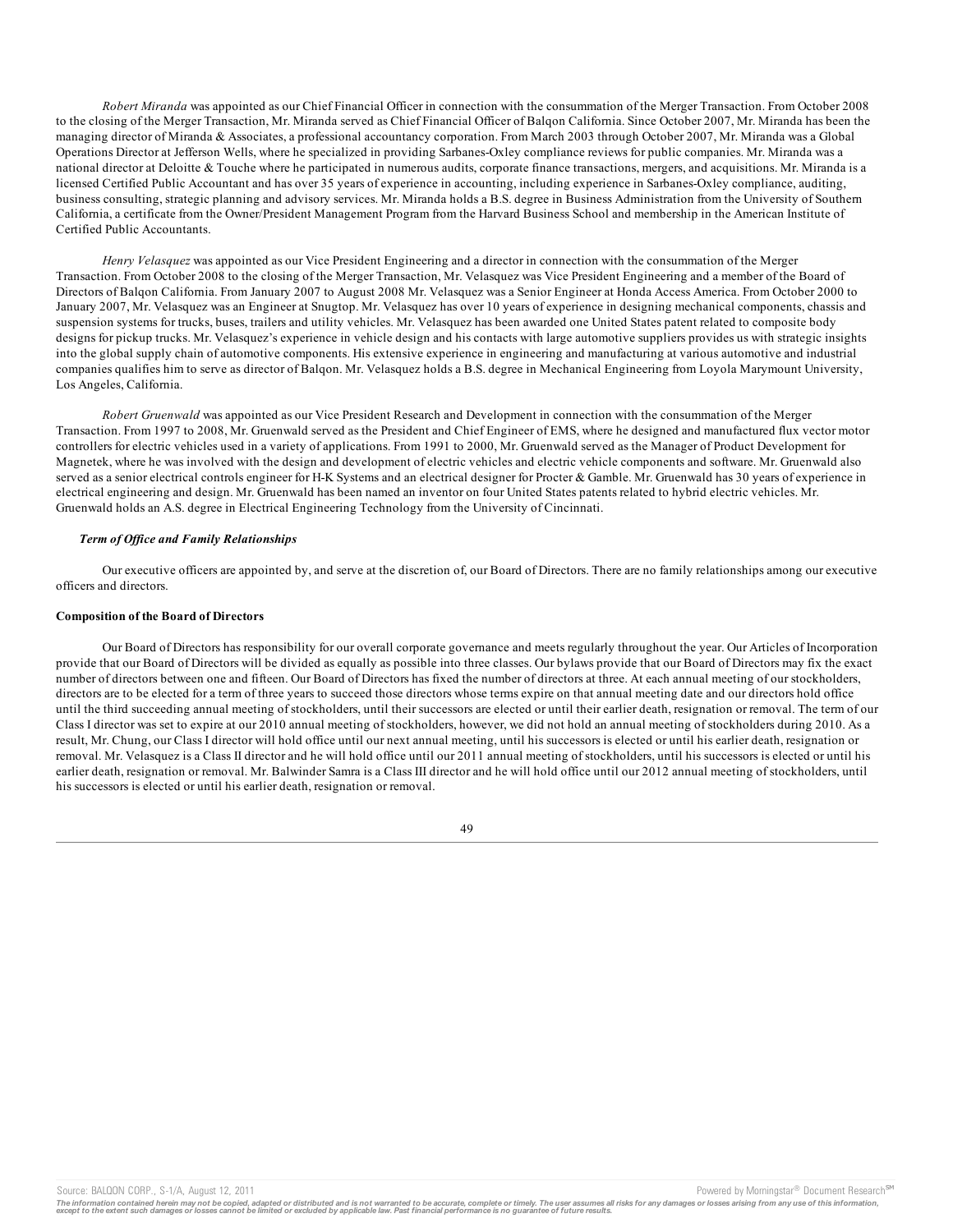*Robert Miranda* was appointed as our Chief Financial Officer in connection with the consummation of the Merger Transaction. From October 2008 to the closing of the Merger Transaction, Mr. Miranda served as Chief Financial Officer of Balqon California. Since October 2007, Mr. Miranda has been the managing director of Miranda & Associates, a professional accountancy corporation. From March 2003 through October 2007, Mr. Miranda was a Global Operations Director at Jefferson Wells, where he specialized in providing Sarbanes-Oxley compliance reviews for public companies. Mr. Miranda was a national director at Deloitte & Touche where he participated in numerous audits, corporate finance transactions, mergers, and acquisitions. Mr. Miranda is a licensed Certified Public Accountant and has over 35 years of experience in accounting, including experience in Sarbanes-Oxley compliance, auditing, business consulting, strategic planning and advisory services. Mr. Miranda holds a B.S. degree in Business Administration from the University of Southern California, a certificate from the Owner/President Management Program from the Harvard Business School and membership in the American Institute of Certified Public Accountants.

*Henry Velasquez* was appointed as our Vice President Engineering and a director in connection with the consummation of the Merger Transaction. From October 2008 to the closing of the Merger Transaction, Mr. Velasquez was Vice President Engineering and a member of the Board of Directors of Balqon California. From January 2007 to August 2008 Mr. Velasquez was a Senior Engineer at Honda Access America. From October 2000 to January 2007, Mr. Velasquez was an Engineer at Snugtop. Mr. Velasquez has over 10 years of experience in designing mechanical components, chassis and suspension systems for trucks, buses, trailers and utility vehicles. Mr. Velasquez has been awarded one United States patent related to composite body designs for pickup trucks. Mr. Velasquez's experience in vehicle design and his contacts with large automotive suppliers provides us with strategic insights into the global supply chain of automotive components. His extensive experience in engineering and manufacturing at various automotive and industrial companies qualifies him to serve as director of Balqon. Mr. Velasquez holds a B.S. degree in Mechanical Engineering from Loyola Marymount University, Los Angeles, California.

*Robert Gruenwald* was appointed as our Vice President Research and Development in connection with the consummation of the Merger Transaction. From 1997 to 2008, Mr. Gruenwald served as the President and Chief Engineer of EMS, where he designed and manufactured flux vector motor controllers for electric vehicles used in a variety of applications. From 1991 to 2000, Mr. Gruenwald served as the Manager of Product Development for Magnetek, where he was involved with the design and development of electric vehicles and electric vehicle components and software. Mr. Gruenwald also served as a senior electrical controls engineer for H-K Systems and an electrical designer for Procter & Gamble. Mr. Gruenwald has 30 years of experience in electrical engineering and design. Mr. Gruenwald has been named an inventor on four United States patents related to hybrid electric vehicles. Mr. Gruenwald holds an A.S. degree in Electrical Engineering Technology from the University of Cincinnati.

***Term of Office and Family Relationships***

Our executive officers are appointed by, and serve at the discretion of, our Board of Directors. There are no family relationships among our executive officers and directors.

**Composition of the Board of Directors**

Our Board of Directors has responsibility for our overall corporate governance and meets regularly throughout the year. Our Articles of Incorporation provide that our Board of Directors will be divided as equally as possible into three classes. Our bylaws provide that our Board of Directors may fix the exact number of directors between one and fifteen. Our Board of Directors has fixed the number of directors at three. At each annual meeting of our stockholders, directors are to be elected for a term of three years to succeed those directors whose terms expire on that annual meeting date and our directors hold office until the third succeeding annual meeting of stockholders, until their successors are elected or until their earlier death, resignation or removal. The term of our Class I director was set to expire at our 2010 annual meeting of stockholders, however, we did not hold an annual meeting of stockholders during 2010. As a result, Mr. Chung, our Class I director will hold office until our next annual meeting, until his successors is elected or until his earlier death, resignation or removal. Mr. Velasquez is a Class II director and he will hold office until our 2011 annual meeting of stockholders, until his successors is elected or until his earlier death, resignation or removal. Mr. Balwinder Samra is a Class III director and he will hold office until our 2012 annual meeting of stockholders, until his successors is elected or until his earlier death, resignation or removal.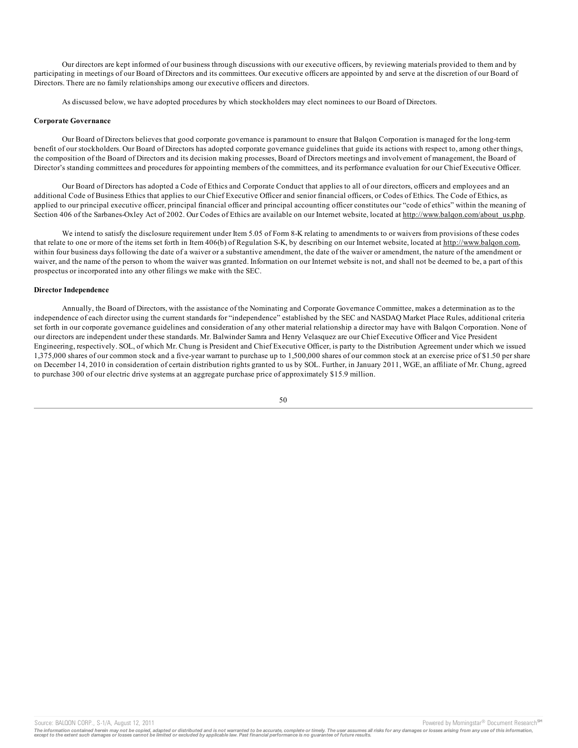Our directors are kept informed of our business through discussions with our executive officers, by reviewing materials provided to them and by participating in meetings of our Board of Directors and its committees. Our executive officers are appointed by and serve at the discretion of our Board of Directors. There are no family relationships among our executive officers and directors.

As discussed below, we have adopted procedures by which stockholders may elect nominees to our Board of Directors.

**Corporate Governance**

Our Board of Directors believes that good corporate governance is paramount to ensure that Balqon Corporation is managed for the long-term benefit of our stockholders. Our Board of Directors has adopted corporate governance guidelines that guide its actions with respect to, among other things, the composition of the Board of Directors and its decision making processes, Board of Directors meetings and involvement of management, the Board of Director's standing committees and procedures for appointing members of the committees, and its performance evaluation for our Chief Executive Officer.

Our Board of Directors has adopted a Code of Ethics and Corporate Conduct that applies to all of our directors, officers and employees and an additional Code of Business Ethics that applies to our Chief Executive Officer and senior financial officers, or Codes of Ethics. The Code of Ethics, as applied to our principal executive officer, principal financial officer and principal accounting officer constitutes our "code of ethics" within the meaning of Section 406 of the Sarbanes-Oxley Act of 2002. Our Codes of Ethics are available on our Internet website, located at http://www.balqon.com/about_us.php.

We intend to satisfy the disclosure requirement under Item 5.05 of Form 8-K relating to amendments to or waivers from provisions of these codes that relate to one or more of the items set forth in Item 406(b) of Regulation S-K, by describing on our Internet website, located at http://www.balqon.com, within four business days following the date of a waiver or a substantive amendment, the date of the waiver or amendment, the nature of the amendment or waiver, and the name of the person to whom the waiver was granted. Information on our Internet website is not, and shall not be deemed to be, a part of this prospectus or incorporated into any other filings we make with the SEC.

**Director Independence**

Annually, the Board of Directors, with the assistance of the Nominating and Corporate Governance Committee, makes a determination as to the independence of each director using the current standards for "independence" established by the SEC and NASDAQ Market Place Rules, additional criteria set forth in our corporate governance guidelines and consideration of any other material relationship a director may have with Balqon Corporation. None of our directors are independent under these standards. Mr. Balwinder Samra and Henry Velasquez are our Chief Executive Officer and Vice President Engineering, respectively. SOL, of which Mr. Chung is President and Chief Executive Officer, is party to the Distribution Agreement under which we issued 1,375,000 shares of our common stock and a five-year warrant to purchase up to 1,500,000 shares of our common stock at an exercise price of $1.50 per share on December 14, 2010 in consideration of certain distribution rights granted to us by SOL. Further, in January 2011, WGE, an affiliate of Mr. Chung, agreed to purchase 300 of our electric drive systems at an aggregate purchase price of approximately $15.9 million.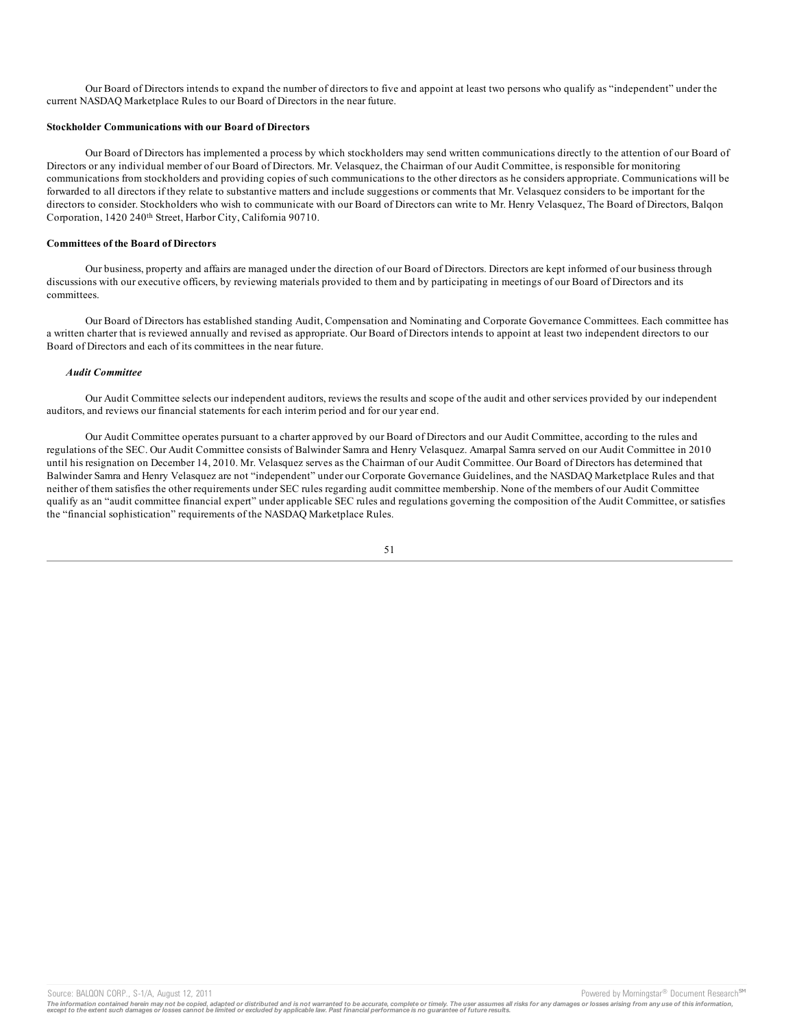Our Board of Directors intends to expand the number of directors to five and appoint at least two persons who qualify as "independent" under the current NASDAQ Marketplace Rules to our Board of Directors in the near future.

**Stockholder Communications with our Board of Directors**

Our Board of Directors has implemented a process by which stockholders may send written communications directly to the attention of our Board of Directors or any individual member of our Board of Directors. Mr. Velasquez, the Chairman of our Audit Committee, is responsible for monitoring communications from stockholders and providing copies of such communications to the other directors as he considers appropriate. Communications will be forwarded to all directors if they relate to substantive matters and include suggestions or comments that Mr. Velasquez considers to be important for the directors to consider. Stockholders who wish to communicate with our Board of Directors can write to Mr. Henry Velasquez, The Board of Directors, Balqon Corporation, 1420 240th Street, Harbor City, California 90710.

**Committees of the Board of Directors**

Our business, property and affairs are managed under the direction of our Board of Directors. Directors are kept informed of our business through discussions with our executive officers, by reviewing materials provided to them and by participating in meetings of our Board of Directors and its committees.

Our Board of Directors has established standing Audit, Compensation and Nominating and Corporate Governance Committees. Each committee has a written charter that is reviewed annually and revised as appropriate. Our Board of Directors intends to appoint at least two independent directors to our Board of Directors and each of its committees in the near future.

***Audit Committee***

Our Audit Committee selects our independent auditors, reviews the results and scope of the audit and other services provided by our independent auditors, and reviews our financial statements for each interim period and for our year end.

Our Audit Committee operates pursuant to a charter approved by our Board of Directors and our Audit Committee, according to the rules and regulations of the SEC. Our Audit Committee consists of Balwinder Samra and Henry Velasquez. Amarpal Samra served on our Audit Committee in 2010 until his resignation on December 14, 2010. Mr. Velasquez serves as the Chairman of our Audit Committee. Our Board of Directors has determined that Balwinder Samra and Henry Velasquez are not "independent" under our Corporate Governance Guidelines, and the NASDAQ Marketplace Rules and that neither of them satisfies the other requirements under SEC rules regarding audit committee membership. None of the members of our Audit Committee qualify as an "audit committee financial expert" under applicable SEC rules and regulations governing the composition of the Audit Committee, or satisfies the "financial sophistication" requirements of the NASDAQ Marketplace Rules.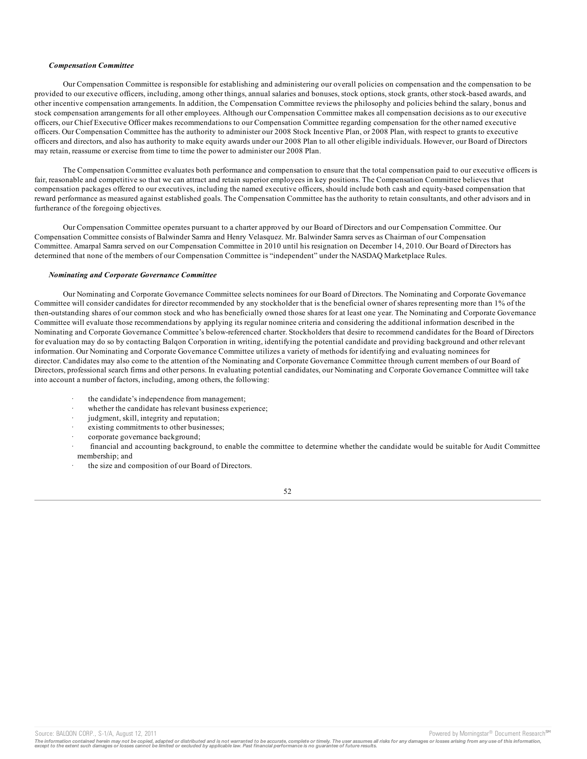***Compensation Committee***

Our Compensation Committee is responsible for establishing and administering our overall policies on compensation and the compensation to be provided to our executive officers, including, among other things, annual salaries and bonuses, stock options, stock grants, other stock-based awards, and other incentive compensation arrangements. In addition, the Compensation Committee reviews the philosophy and policies behind the salary, bonus and stock compensation arrangements for all other employees. Although our Compensation Committee makes all compensation decisions as to our executive officers, our Chief Executive Officer makes recommendations to our Compensation Committee regarding compensation for the other named executive officers. Our Compensation Committee has the authority to administer our 2008 Stock Incentive Plan, or 2008 Plan, with respect to grants to executive officers and directors, and also has authority to make equity awards under our 2008 Plan to all other eligible individuals. However, our Board of Directors may retain, reassume or exercise from time to time the power to administer our 2008 Plan.

The Compensation Committee evaluates both performance and compensation to ensure that the total compensation paid to our executive officers is fair, reasonable and competitive so that we can attract and retain superior employees in key positions. The Compensation Committee believes that compensation packages offered to our executives, including the named executive officers, should include both cash and equity-based compensation that reward performance as measured against established goals. The Compensation Committee has the authority to retain consultants, and other advisors and in furtherance of the foregoing objectives.

Our Compensation Committee operates pursuant to a charter approved by our Board of Directors and our Compensation Committee. Our Compensation Committee consists of Balwinder Samra and Henry Velasquez. Mr. Balwinder Samra serves as Chairman of our Compensation Committee. Amarpal Samra served on our Compensation Committee in 2010 until his resignation on December 14, 2010. Our Board of Directors has determined that none of the members of our Compensation Committee is "independent" under the NASDAQ Marketplace Rules.

***Nominating and Corporate Governance Committee***

Our Nominating and Corporate Governance Committee selects nominees for our Board of Directors. The Nominating and Corporate Governance Committee will consider candidates for director recommended by any stockholder that is the beneficial owner of shares representing more than 1% of the then-outstanding shares of our common stock and who has beneficially owned those shares for at least one year. The Nominating and Corporate Governance Committee will evaluate those recommendations by applying its regular nominee criteria and considering the additional information described in the Nominating and Corporate Governance Committee's below-referenced charter. Stockholders that desire to recommend candidates for the Board of Directors for evaluation may do so by contacting Balqon Corporation in writing, identifying the potential candidate and providing background and other relevant information. Our Nominating and Corporate Governance Committee utilizes a variety of methods for identifying and evaluating nominees for director. Candidates may also come to the attention of the Nominating and Corporate Governance Committee through current members of our Board of Directors, professional search firms and other persons. In evaluating potential candidates, our Nominating and Corporate Governance Committee will take into account a number of factors, including, among others, the following:

- the candidate's independence from management;
- whether the candidate has relevant business experience;
- judgment, skill, integrity and reputation;
- existing commitments to other businesses;
- corporate governance background;
- financial and accounting background, to enable the committee to determine whether the candidate would be suitable for Audit Committee membership; and
- the size and composition of our Board of Directors.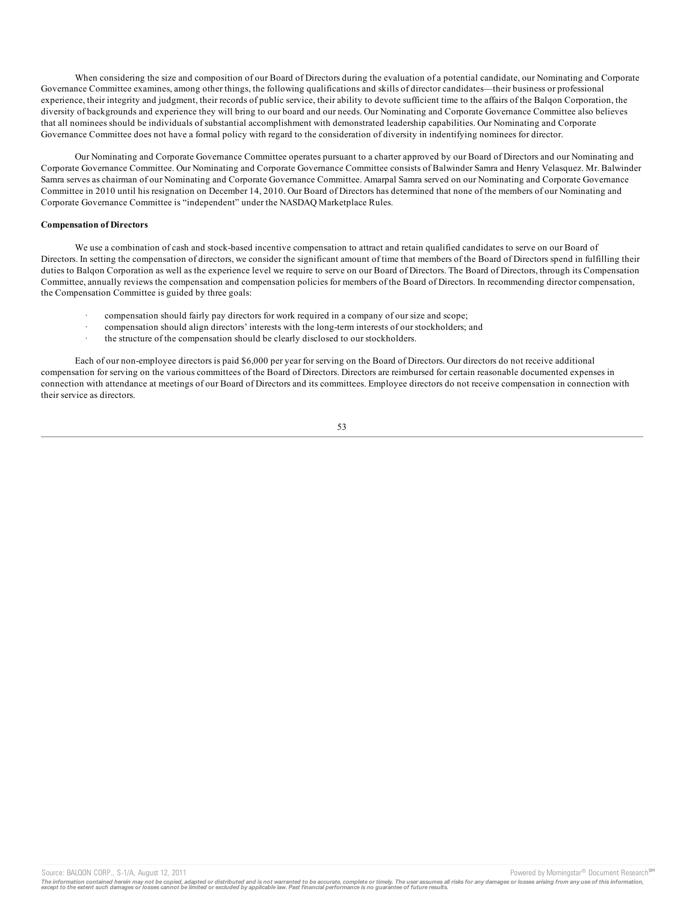When considering the size and composition of our Board of Directors during the evaluation of a potential candidate, our Nominating and Corporate Governance Committee examines, among other things, the following qualifications and skills of director candidates—their business or professional experience, their integrity and judgment, their records of public service, their ability to devote sufficient time to the affairs of the Balqon Corporation, the diversity of backgrounds and experience they will bring to our board and our needs. Our Nominating and Corporate Governance Committee also believes that all nominees should be individuals of substantial accomplishment with demonstrated leadership capabilities. Our Nominating and Corporate Governance Committee does not have a formal policy with regard to the consideration of diversity in indentifying nominees for director.

Our Nominating and Corporate Governance Committee operates pursuant to a charter approved by our Board of Directors and our Nominating and Corporate Governance Committee. Our Nominating and Corporate Governance Committee consists of Balwinder Samra and Henry Velasquez. Mr. Balwinder Samra serves as chairman of our Nominating and Corporate Governance Committee. Amarpal Samra served on our Nominating and Corporate Governance Committee in 2010 until his resignation on December 14, 2010. Our Board of Directors has determined that none of the members of our Nominating and Corporate Governance Committee is "independent" under the NASDAQ Marketplace Rules.

**Compensation of Directors**

We use a combination of cash and stock-based incentive compensation to attract and retain qualified candidates to serve on our Board of Directors. In setting the compensation of directors, we consider the significant amount of time that members of the Board of Directors spend in fulfilling their duties to Balqon Corporation as well as the experience level we require to serve on our Board of Directors. The Board of Directors, through its Compensation Committee, annually reviews the compensation and compensation policies for members of the Board of Directors. In recommending director compensation, the Compensation Committee is guided by three goals:

- compensation should fairly pay directors for work required in a company of our size and scope;
- compensation should align directors' interests with the long-term interests of our stockholders; and
- the structure of the compensation should be clearly disclosed to our stockholders.

Each of our non-employee directors is paid $6,000 per year for serving on the Board of Directors. Our directors do not receive additional compensation for serving on the various committees of the Board of Directors. Directors are reimbursed for certain reasonable documented expenses in connection with attendance at meetings of our Board of Directors and its committees. Employee directors do not receive compensation in connection with their service as directors.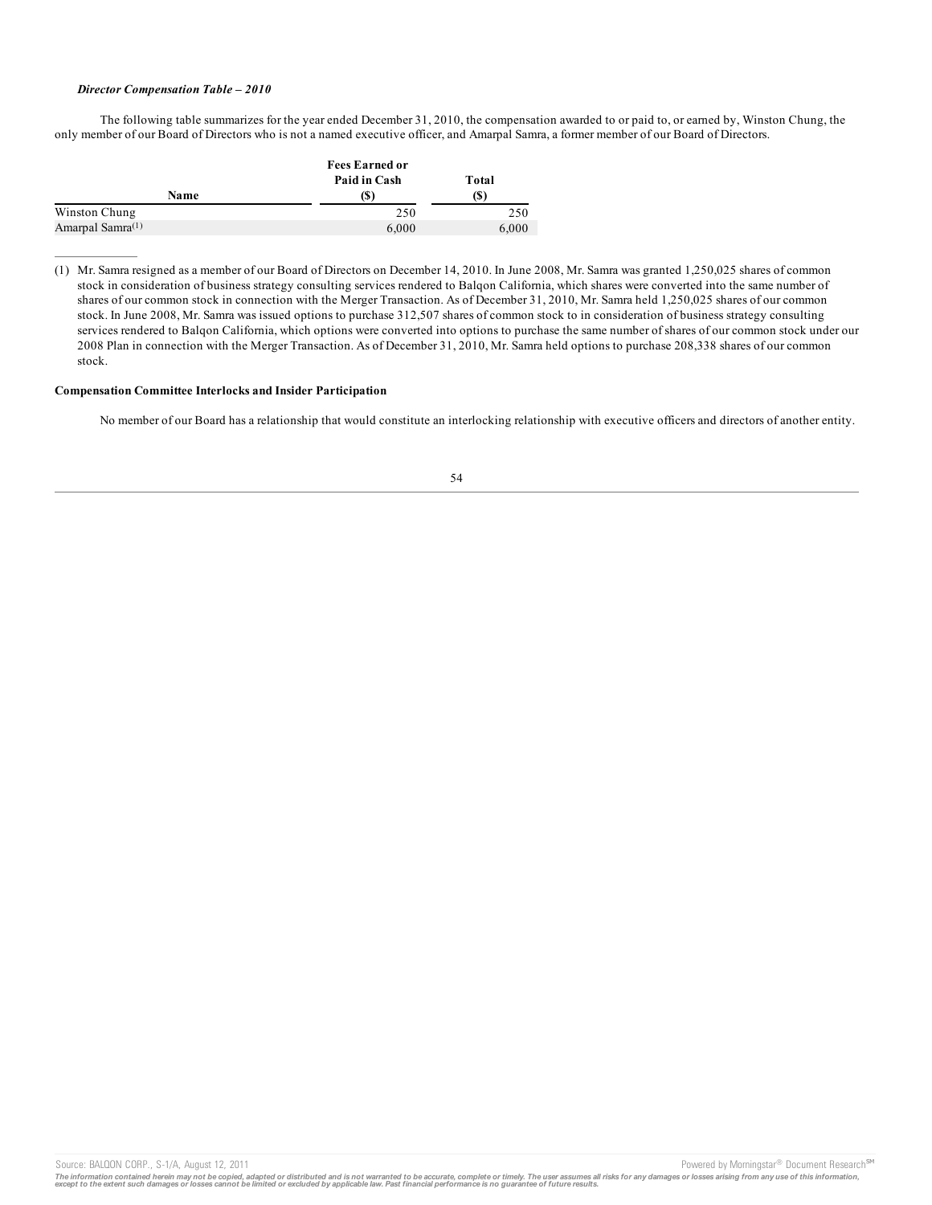***Director Compensation Table – 2010***

The following table summarizes for the year ended December 31, 2010, the compensation awarded to or paid to, or earned by, Winston Chung, the only member of our Board of Directors who is not a named executive officer, and Amarpal Samra, a former member of our Board of Directors.

| Name | Fees Earned or Paid in Cash ($) | Total ($) |
|---|---|---|
| Winston Chung | 250 | 250 |
| Amarpal Samra(1) | 6,000 | 6,000 |

(1) Mr. Samra resigned as a member of our Board of Directors on December 14, 2010. In June 2008, Mr. Samra was granted 1,250,025 shares of common stock in consideration of business strategy consulting services rendered to Balqon California, which shares were converted into the same number of shares of our common stock in connection with the Merger Transaction. As of December 31, 2010, Mr. Samra held 1,250,025 shares of our common stock. In June 2008, Mr. Samra was issued options to purchase 312,507 shares of common stock to in consideration of business strategy consulting services rendered to Balqon California, which options were converted into options to purchase the same number of shares of our common stock under our 2008 Plan in connection with the Merger Transaction. As of December 31, 2010, Mr. Samra held options to purchase 208,338 shares of our common stock.

**Compensation Committee Interlocks and Insider Participation**

No member of our Board has a relationship that would constitute an interlocking relationship with executive officers and directors of another entity.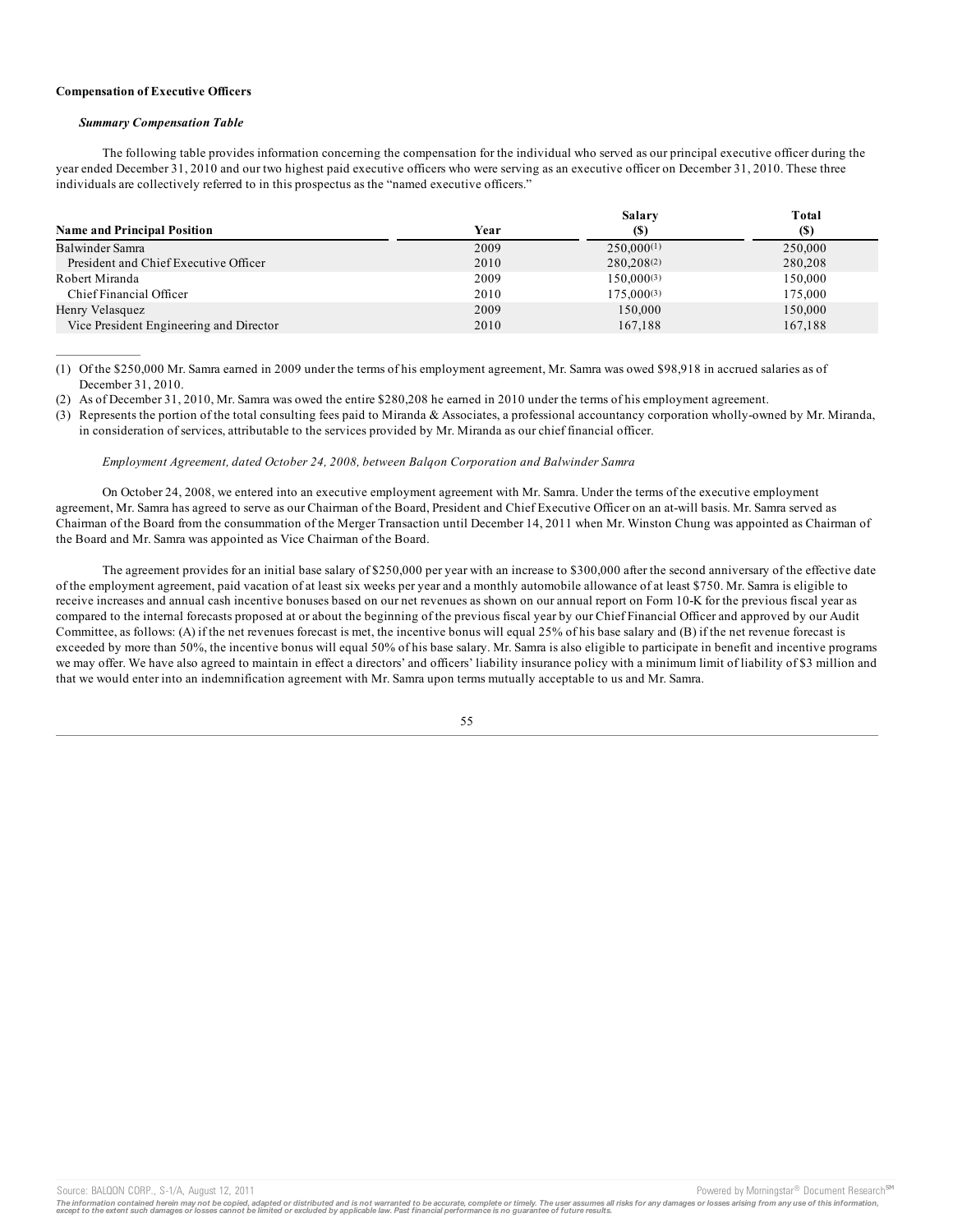**Compensation of Executive Officers**

***Summary Compensation Table***

The following table provides information concerning the compensation for the individual who served as our principal executive officer during the year ended December 31, 2010 and our two highest paid executive officers who were serving as an executive officer on December 31, 2010. These three individuals are collectively referred to in this prospectus as the "named executive officers."

| Name and Principal Position | Year | Salary ($) | Total ($) |
|---|---|---|---|
| Balwinder Samra | 2009 | 250,000(1) | 250,000 |
| President and Chief Executive Officer | 2010 | 280,208(2) | 280,208 |
| Robert Miranda | 2009 | 150,000(3) | 150,000 |
| Chief Financial Officer | 2010 | 175,000(3) | 175,000 |
| Henry Velasquez | 2009 | 150,000 | 150,000 |
| Vice President Engineering and Director | 2010 | 167,188 | 167,188 |

(1) Of the $250,000 Mr. Samra earned in 2009 under the terms of his employment agreement, Mr. Samra was owed $98,918 in accrued salaries as of December 31, 2010.

(2) As of December 31, 2010, Mr. Samra was owed the entire $280,208 he earned in 2010 under the terms of his employment agreement.

(3) Represents the portion of the total consulting fees paid to Miranda & Associates, a professional accountancy corporation wholly-owned by Mr. Miranda, in consideration of services, attributable to the services provided by Mr. Miranda as our chief financial officer.

*Employment Agreement, dated October 24, 2008, between Balqon Corporation and Balwinder Samra*

On October 24, 2008, we entered into an executive employment agreement with Mr. Samra. Under the terms of the executive employment agreement, Mr. Samra has agreed to serve as our Chairman of the Board, President and Chief Executive Officer on an at-will basis. Mr. Samra served as Chairman of the Board from the consummation of the Merger Transaction until December 14, 2011 when Mr. Winston Chung was appointed as Chairman of the Board and Mr. Samra was appointed as Vice Chairman of the Board.

The agreement provides for an initial base salary of $250,000 per year with an increase to $300,000 after the second anniversary of the effective date of the employment agreement, paid vacation of at least six weeks per year and a monthly automobile allowance of at least $750. Mr. Samra is eligible to receive increases and annual cash incentive bonuses based on our net revenues as shown on our annual report on Form 10-K for the previous fiscal year as compared to the internal forecasts proposed at or about the beginning of the previous fiscal year by our Chief Financial Officer and approved by our Audit Committee, as follows: (A) if the net revenues forecast is met, the incentive bonus will equal 25% of his base salary and (B) if the net revenue forecast is exceeded by more than 50%, the incentive bonus will equal 50% of his base salary. Mr. Samra is also eligible to participate in benefit and incentive programs we may offer. We have also agreed to maintain in effect a directors' and officers' liability insurance policy with a minimum limit of liability of $3 million and that we would enter into an indemnification agreement with Mr. Samra upon terms mutually acceptable to us and Mr. Samra.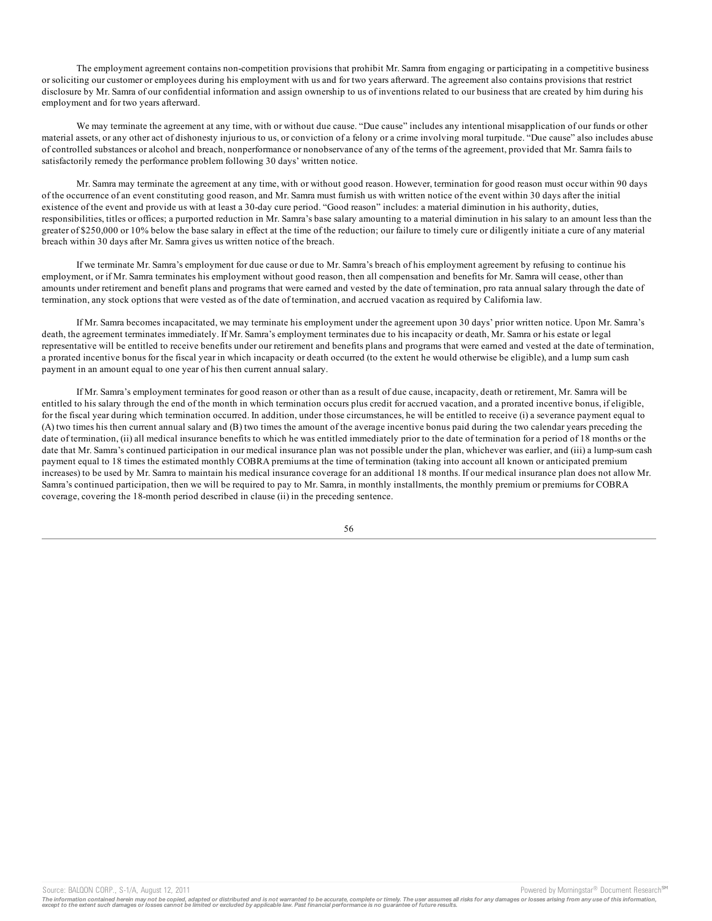The employment agreement contains non-competition provisions that prohibit Mr. Samra from engaging or participating in a competitive business or soliciting our customer or employees during his employment with us and for two years afterward. The agreement also contains provisions that restrict disclosure by Mr. Samra of our confidential information and assign ownership to us of inventions related to our business that are created by him during his employment and for two years afterward.

We may terminate the agreement at any time, with or without due cause. "Due cause" includes any intentional misapplication of our funds or other material assets, or any other act of dishonesty injurious to us, or conviction of a felony or a crime involving moral turpitude. "Due cause" also includes abuse of controlled substances or alcohol and breach, nonperformance or nonobservance of any of the terms of the agreement, provided that Mr. Samra fails to satisfactorily remedy the performance problem following 30 days' written notice.

Mr. Samra may terminate the agreement at any time, with or without good reason. However, termination for good reason must occur within 90 days of the occurrence of an event constituting good reason, and Mr. Samra must furnish us with written notice of the event within 30 days after the initial existence of the event and provide us with at least a 30-day cure period. "Good reason" includes: a material diminution in his authority, duties, responsibilities, titles or offices; a purported reduction in Mr. Samra's base salary amounting to a material diminution in his salary to an amount less than the greater of $250,000 or 10% below the base salary in effect at the time of the reduction; our failure to timely cure or diligently initiate a cure of any material breach within 30 days after Mr. Samra gives us written notice of the breach.

If we terminate Mr. Samra's employment for due cause or due to Mr. Samra's breach of his employment agreement by refusing to continue his employment, or if Mr. Samra terminates his employment without good reason, then all compensation and benefits for Mr. Samra will cease, other than amounts under retirement and benefit plans and programs that were earned and vested by the date of termination, pro rata annual salary through the date of termination, any stock options that were vested as of the date of termination, and accrued vacation as required by California law.

If Mr. Samra becomes incapacitated, we may terminate his employment under the agreement upon 30 days' prior written notice. Upon Mr. Samra's death, the agreement terminates immediately. If Mr. Samra's employment terminates due to his incapacity or death, Mr. Samra or his estate or legal representative will be entitled to receive benefits under our retirement and benefits plans and programs that were earned and vested at the date of termination, a prorated incentive bonus for the fiscal year in which incapacity or death occurred (to the extent he would otherwise be eligible), and a lump sum cash payment in an amount equal to one year of his then current annual salary.

If Mr. Samra's employment terminates for good reason or other than as a result of due cause, incapacity, death or retirement, Mr. Samra will be entitled to his salary through the end of the month in which termination occurs plus credit for accrued vacation, and a prorated incentive bonus, if eligible, for the fiscal year during which termination occurred. In addition, under those circumstances, he will be entitled to receive (i) a severance payment equal to (A) two times his then current annual salary and (B) two times the amount of the average incentive bonus paid during the two calendar years preceding the date of termination, (ii) all medical insurance benefits to which he was entitled immediately prior to the date of termination for a period of 18 months or the date that Mr. Samra's continued participation in our medical insurance plan was not possible under the plan, whichever was earlier, and (iii) a lump-sum cash payment equal to 18 times the estimated monthly COBRA premiums at the time of termination (taking into account all known or anticipated premium increases) to be used by Mr. Samra to maintain his medical insurance coverage for an additional 18 months. If our medical insurance plan does not allow Mr. Samra's continued participation, then we will be required to pay to Mr. Samra, in monthly installments, the monthly premium or premiums for COBRA coverage, covering the 18-month period described in clause (ii) in the preceding sentence.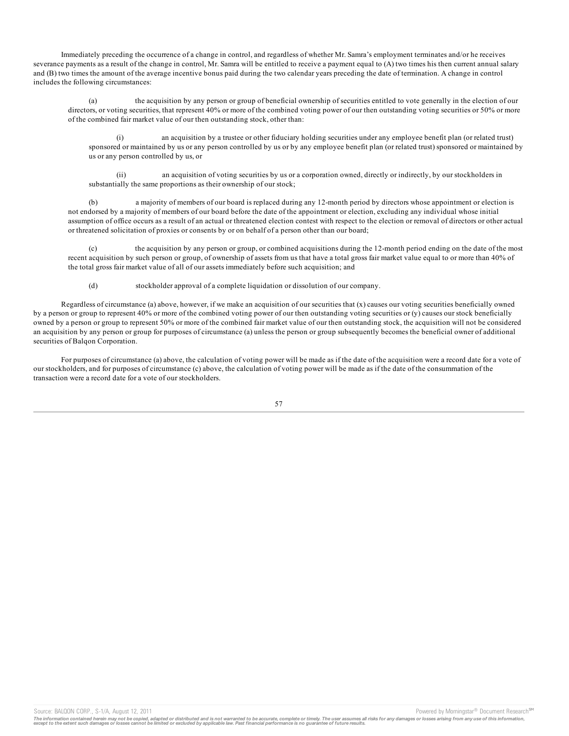Immediately preceding the occurrence of a change in control, and regardless of whether Mr. Samra's employment terminates and/or he receives severance payments as a result of the change in control, Mr. Samra will be entitled to receive a payment equal to (A) two times his then current annual salary and (B) two times the amount of the average incentive bonus paid during the two calendar years preceding the date of termination. A change in control includes the following circumstances:

(a) the acquisition by any person or group of beneficial ownership of securities entitled to vote generally in the election of our directors, or voting securities, that represent 40% or more of the combined voting power of our then outstanding voting securities or 50% or more of the combined fair market value of our then outstanding stock, other than:

(i) an acquisition by a trustee or other fiduciary holding securities under any employee benefit plan (or related trust) sponsored or maintained by us or any person controlled by us or by any employee benefit plan (or related trust) sponsored or maintained by us or any person controlled by us, or

(ii) an acquisition of voting securities by us or a corporation owned, directly or indirectly, by our stockholders in substantially the same proportions as their ownership of our stock;

(b) a majority of members of our board is replaced during any 12-month period by directors whose appointment or election is not endorsed by a majority of members of our board before the date of the appointment or election, excluding any individual whose initial assumption of office occurs as a result of an actual or threatened election contest with respect to the election or removal of directors or other actual or threatened solicitation of proxies or consents by or on behalf of a person other than our board;

(c) the acquisition by any person or group, or combined acquisitions during the 12-month period ending on the date of the most recent acquisition by such person or group, of ownership of assets from us that have a total gross fair market value equal to or more than 40% of the total gross fair market value of all of our assets immediately before such acquisition; and

(d) stockholder approval of a complete liquidation or dissolution of our company.

Regardless of circumstance (a) above, however, if we make an acquisition of our securities that (x) causes our voting securities beneficially owned by a person or group to represent 40% or more of the combined voting power of our then outstanding voting securities or (y) causes our stock beneficially owned by a person or group to represent 50% or more of the combined fair market value of our then outstanding stock, the acquisition will not be considered an acquisition by any person or group for purposes of circumstance (a) unless the person or group subsequently becomes the beneficial owner of additional securities of Balqon Corporation.

For purposes of circumstance (a) above, the calculation of voting power will be made as if the date of the acquisition were a record date for a vote of our stockholders, and for purposes of circumstance (c) above, the calculation of voting power will be made as if the date of the consummation of the transaction were a record date for a vote of our stockholders.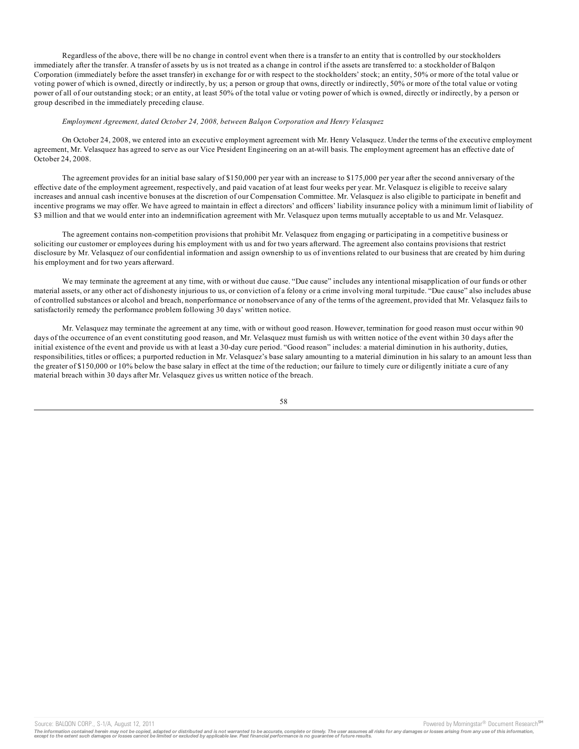Regardless of the above, there will be no change in control event when there is a transfer to an entity that is controlled by our stockholders immediately after the transfer. A transfer of assets by us is not treated as a change in control if the assets are transferred to: a stockholder of Balqon Corporation (immediately before the asset transfer) in exchange for or with respect to the stockholders' stock; an entity, 50% or more of the total value or voting power of which is owned, directly or indirectly, by us; a person or group that owns, directly or indirectly, 50% or more of the total value or voting power of all of our outstanding stock; or an entity, at least 50% of the total value or voting power of which is owned, directly or indirectly, by a person or group described in the immediately preceding clause.

*Employment Agreement, dated October 24, 2008, between Balqon Corporation and Henry Velasquez*

On October 24, 2008, we entered into an executive employment agreement with Mr. Henry Velasquez. Under the terms of the executive employment agreement, Mr. Velasquez has agreed to serve as our Vice President Engineering on an at-will basis. The employment agreement has an effective date of October 24, 2008.

The agreement provides for an initial base salary of $150,000 per year with an increase to $175,000 per year after the second anniversary of the effective date of the employment agreement, respectively, and paid vacation of at least four weeks per year. Mr. Velasquez is eligible to receive salary increases and annual cash incentive bonuses at the discretion of our Compensation Committee. Mr. Velasquez is also eligible to participate in benefit and incentive programs we may offer. We have agreed to maintain in effect a directors' and officers' liability insurance policy with a minimum limit of liability of $3 million and that we would enter into an indemnification agreement with Mr. Velasquez upon terms mutually acceptable to us and Mr. Velasquez.

The agreement contains non-competition provisions that prohibit Mr. Velasquez from engaging or participating in a competitive business or soliciting our customer or employees during his employment with us and for two years afterward. The agreement also contains provisions that restrict disclosure by Mr. Velasquez of our confidential information and assign ownership to us of inventions related to our business that are created by him during his employment and for two years afterward.

We may terminate the agreement at any time, with or without due cause. "Due cause" includes any intentional misapplication of our funds or other material assets, or any other act of dishonesty injurious to us, or conviction of a felony or a crime involving moral turpitude. "Due cause" also includes abuse of controlled substances or alcohol and breach, nonperformance or nonobservance of any of the terms of the agreement, provided that Mr. Velasquez fails to satisfactorily remedy the performance problem following 30 days' written notice.

Mr. Velasquez may terminate the agreement at any time, with or without good reason. However, termination for good reason must occur within 90 days of the occurrence of an event constituting good reason, and Mr. Velasquez must furnish us with written notice of the event within 30 days after the initial existence of the event and provide us with at least a 30-day cure period. "Good reason" includes: a material diminution in his authority, duties, responsibilities, titles or offices; a purported reduction in Mr. Velasquez's base salary amounting to a material diminution in his salary to an amount less than the greater of $150,000 or 10% below the base salary in effect at the time of the reduction; our failure to timely cure or diligently initiate a cure of any material breach within 30 days after Mr. Velasquez gives us written notice of the breach.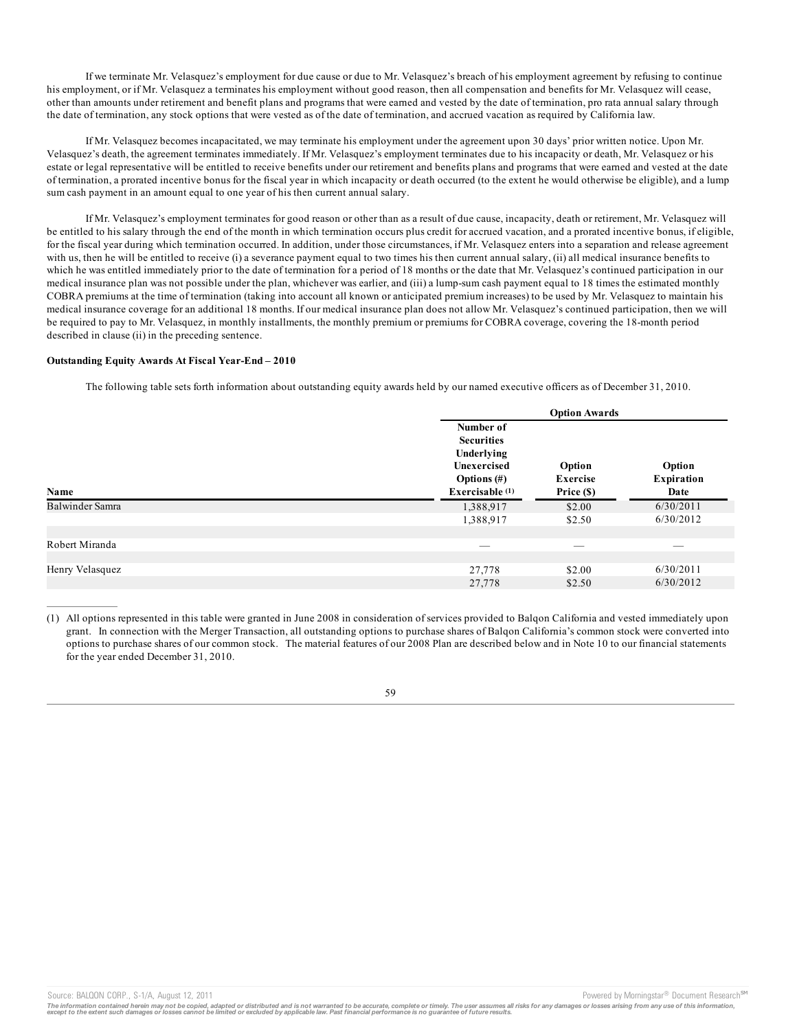If we terminate Mr. Velasquez's employment for due cause or due to Mr. Velasquez's breach of his employment agreement by refusing to continue his employment, or if Mr. Velasquez a terminates his employment without good reason, then all compensation and benefits for Mr. Velasquez will cease, other than amounts under retirement and benefit plans and programs that were earned and vested by the date of termination, pro rata annual salary through the date of termination, any stock options that were vested as of the date of termination, and accrued vacation as required by California law.

If Mr. Velasquez becomes incapacitated, we may terminate his employment under the agreement upon 30 days' prior written notice. Upon Mr. Velasquez's death, the agreement terminates immediately. If Mr. Velasquez's employment terminates due to his incapacity or death, Mr. Velasquez or his estate or legal representative will be entitled to receive benefits under our retirement and benefits plans and programs that were earned and vested at the date of termination, a prorated incentive bonus for the fiscal year in which incapacity or death occurred (to the extent he would otherwise be eligible), and a lump sum cash payment in an amount equal to one year of his then current annual salary.

If Mr. Velasquez's employment terminates for good reason or other than as a result of due cause, incapacity, death or retirement, Mr. Velasquez will be entitled to his salary through the end of the month in which termination occurs plus credit for accrued vacation, and a prorated incentive bonus, if eligible, for the fiscal year during which termination occurred. In addition, under those circumstances, if Mr. Velasquez enters into a separation and release agreement with us, then he will be entitled to receive (i) a severance payment equal to two times his then current annual salary, (ii) all medical insurance benefits to which he was entitled immediately prior to the date of termination for a period of 18 months or the date that Mr. Velasquez's continued participation in our medical insurance plan was not possible under the plan, whichever was earlier, and (iii) a lump-sum cash payment equal to 18 times the estimated monthly COBRA premiums at the time of termination (taking into account all known or anticipated premium increases) to be used by Mr. Velasquez to maintain his medical insurance coverage for an additional 18 months. If our medical insurance plan does not allow Mr. Velasquez's continued participation, then we will be required to pay to Mr. Velasquez, in monthly installments, the monthly premium or premiums for COBRA coverage, covering the 18-month period described in clause (ii) in the preceding sentence.

**Outstanding Equity Awards At Fiscal Year-End – 2010**

The following table sets forth information about outstanding equity awards held by our named executive officers as of December 31, 2010.

| | Option Awards | | |
|---|---|---|---|
| Name | Number of Securities Underlying Unexercised Options (#) Exercisable (1) | Option Exercise Price ($) | Option Expiration Date |
| Balwinder Samra | 1,388,917 | $2.00 | 6/30/2011 |
| | 1,388,917 | $2.50 | 6/30/2012 |
| Robert Miranda | — | — | — |
| Henry Velasquez | 27,778 | $2.00 | 6/30/2011 |
| | 27,778 | $2.50 | 6/30/2012 |

(1) All options represented in this table were granted in June 2008 in consideration of services provided to Balqon California and vested immediately upon grant. In connection with the Merger Transaction, all outstanding options to purchase shares of Balqon California's common stock were converted into options to purchase shares of our common stock. The material features of our 2008 Plan are described below and in Note 10 to our financial statements for the year ended December 31, 2010.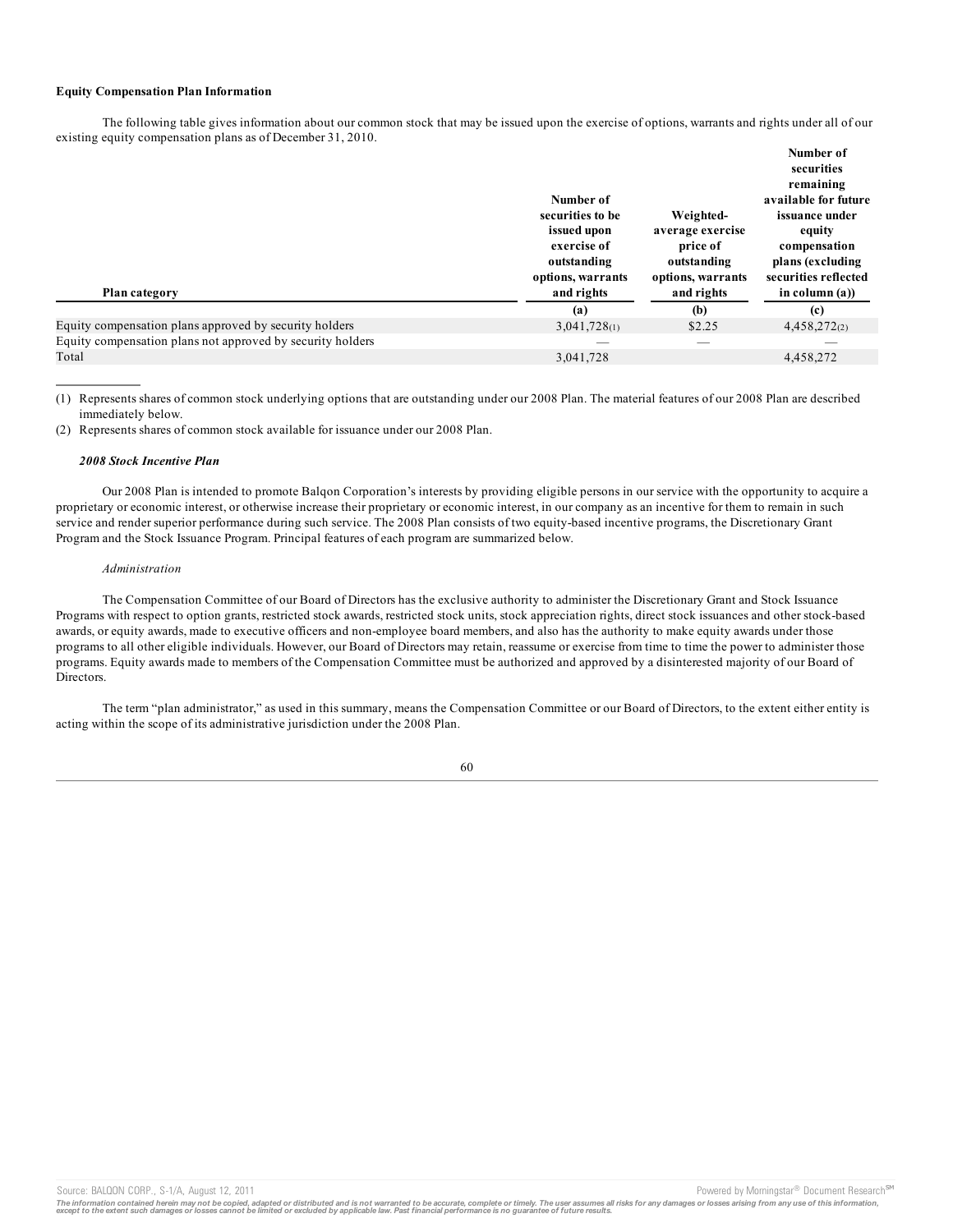**Equity Compensation Plan Information**

The following table gives information about our common stock that may be issued upon the exercise of options, warrants and rights under all of our existing equity compensation plans as of December 31, 2010.

| Plan category | Number of securities to be issued upon exercise of outstanding options, warrants and rights | Weighted-average exercise price of outstanding options, warrants and rights | Number of securities remaining available for future issuance under equity compensation plans (excluding securities reflected in column (a)) |
|---|---|---|---|
| | (a) | (b) | (c) |
| Equity compensation plans approved by security holders | 3,041,728(1) | $2.25 | 4,458,272(2) |
| Equity compensation plans not approved by security holders | — | — | — |
| Total | 3,041,728 | | 4,458,272 |

(1) Represents shares of common stock underlying options that are outstanding under our 2008 Plan. The material features of our 2008 Plan are described immediately below.

(2) Represents shares of common stock available for issuance under our 2008 Plan.

***2008 Stock Incentive Plan***

Our 2008 Plan is intended to promote Balqon Corporation's interests by providing eligible persons in our service with the opportunity to acquire a proprietary or economic interest, or otherwise increase their proprietary or economic interest, in our company as an incentive for them to remain in such service and render superior performance during such service. The 2008 Plan consists of two equity-based incentive programs, the Discretionary Grant Program and the Stock Issuance Program. Principal features of each program are summarized below.

*Administration*

The Compensation Committee of our Board of Directors has the exclusive authority to administer the Discretionary Grant and Stock Issuance Programs with respect to option grants, restricted stock awards, restricted stock units, stock appreciation rights, direct stock issuances and other stock-based awards, or equity awards, made to executive officers and non-employee board members, and also has the authority to make equity awards under those programs to all other eligible individuals. However, our Board of Directors may retain, reassume or exercise from time to time the power to administer those programs. Equity awards made to members of the Compensation Committee must be authorized and approved by a disinterested majority of our Board of Directors.

The term "plan administrator," as used in this summary, means the Compensation Committee or our Board of Directors, to the extent either entity is acting within the scope of its administrative jurisdiction under the 2008 Plan.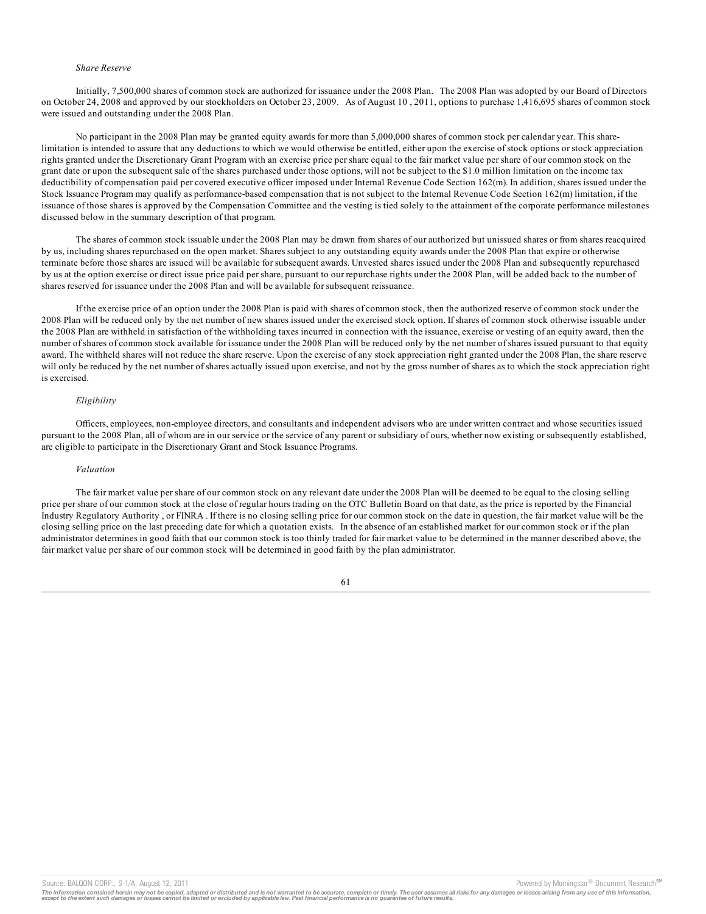*Share Reserve*

Initially, 7,500,000 shares of common stock are authorized for issuance under the 2008 Plan. The 2008 Plan was adopted by our Board of Directors on October 24, 2008 and approved by our stockholders on October 23, 2009. As of August 10 , 2011, options to purchase 1,416,695 shares of common stock were issued and outstanding under the 2008 Plan.

No participant in the 2008 Plan may be granted equity awards for more than 5,000,000 shares of common stock per calendar year. This share-limitation is intended to assure that any deductions to which we would otherwise be entitled, either upon the exercise of stock options or stock appreciation rights granted under the Discretionary Grant Program with an exercise price per share equal to the fair market value per share of our common stock on the grant date or upon the subsequent sale of the shares purchased under those options, will not be subject to the $1.0 million limitation on the income tax deductibility of compensation paid per covered executive officer imposed under Internal Revenue Code Section 162(m). In addition, shares issued under the Stock Issuance Program may qualify as performance-based compensation that is not subject to the Internal Revenue Code Section 162(m) limitation, if the issuance of those shares is approved by the Compensation Committee and the vesting is tied solely to the attainment of the corporate performance milestones discussed below in the summary description of that program.

The shares of common stock issuable under the 2008 Plan may be drawn from shares of our authorized but unissued shares or from shares reacquired by us, including shares repurchased on the open market. Shares subject to any outstanding equity awards under the 2008 Plan that expire or otherwise terminate before those shares are issued will be available for subsequent awards. Unvested shares issued under the 2008 Plan and subsequently repurchased by us at the option exercise or direct issue price paid per share, pursuant to our repurchase rights under the 2008 Plan, will be added back to the number of shares reserved for issuance under the 2008 Plan and will be available for subsequent reissuance.

If the exercise price of an option under the 2008 Plan is paid with shares of common stock, then the authorized reserve of common stock under the 2008 Plan will be reduced only by the net number of new shares issued under the exercised stock option. If shares of common stock otherwise issuable under the 2008 Plan are withheld in satisfaction of the withholding taxes incurred in connection with the issuance, exercise or vesting of an equity award, then the number of shares of common stock available for issuance under the 2008 Plan will be reduced only by the net number of shares issued pursuant to that equity award. The withheld shares will not reduce the share reserve. Upon the exercise of any stock appreciation right granted under the 2008 Plan, the share reserve will only be reduced by the net number of shares actually issued upon exercise, and not by the gross number of shares as to which the stock appreciation right is exercised.

*Eligibility*

Officers, employees, non-employee directors, and consultants and independent advisors who are under written contract and whose securities issued pursuant to the 2008 Plan, all of whom are in our service or the service of any parent or subsidiary of ours, whether now existing or subsequently established, are eligible to participate in the Discretionary Grant and Stock Issuance Programs.

*Valuation*

The fair market value per share of our common stock on any relevant date under the 2008 Plan will be deemed to be equal to the closing selling price per share of our common stock at the close of regular hours trading on the OTC Bulletin Board on that date, as the price is reported by the Financial Industry Regulatory Authority , or FINRA . If there is no closing selling price for our common stock on the date in question, the fair market value will be the closing selling price on the last preceding date for which a quotation exists. In the absence of an established market for our common stock or if the plan administrator determines in good faith that our common stock is too thinly traded for fair market value to be determined in the manner described above, the fair market value per share of our common stock will be determined in good faith by the plan administrator.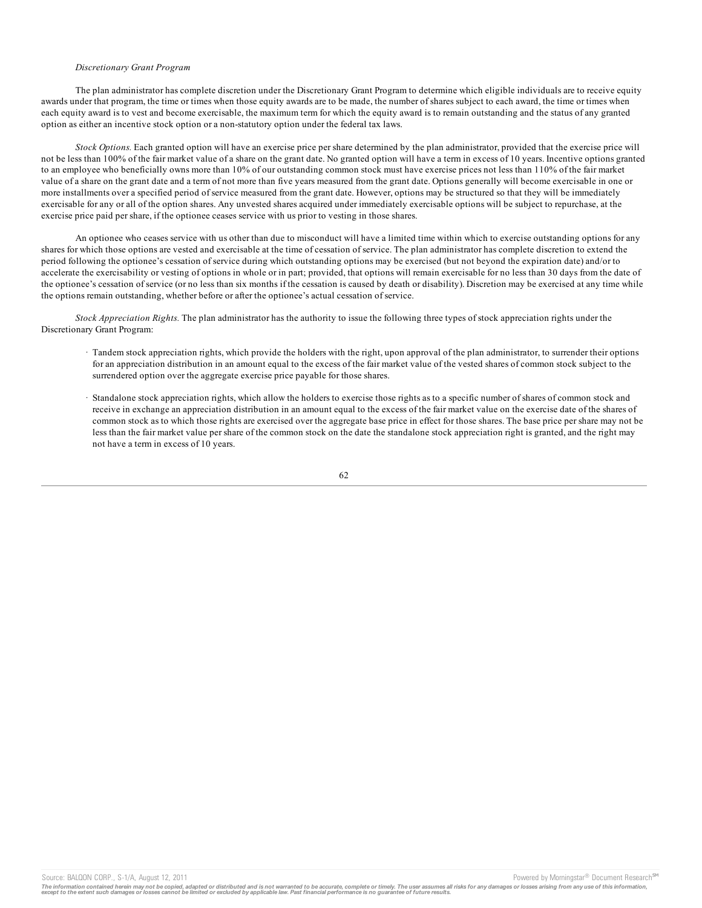*Discretionary Grant Program*

The plan administrator has complete discretion under the Discretionary Grant Program to determine which eligible individuals are to receive equity awards under that program, the time or times when those equity awards are to be made, the number of shares subject to each award, the time or times when each equity award is to vest and become exercisable, the maximum term for which the equity award is to remain outstanding and the status of any granted option as either an incentive stock option or a non-statutory option under the federal tax laws.

*Stock Options.* Each granted option will have an exercise price per share determined by the plan administrator, provided that the exercise price will not be less than 100% of the fair market value of a share on the grant date. No granted option will have a term in excess of 10 years. Incentive options granted to an employee who beneficially owns more than 10% of our outstanding common stock must have exercise prices not less than 110% of the fair market value of a share on the grant date and a term of not more than five years measured from the grant date. Options generally will become exercisable in one or more installments over a specified period of service measured from the grant date. However, options may be structured so that they will be immediately exercisable for any or all of the option shares. Any unvested shares acquired under immediately exercisable options will be subject to repurchase, at the exercise price paid per share, if the optionee ceases service with us prior to vesting in those shares.

An optionee who ceases service with us other than due to misconduct will have a limited time within which to exercise outstanding options for any shares for which those options are vested and exercisable at the time of cessation of service. The plan administrator has complete discretion to extend the period following the optionee's cessation of service during which outstanding options may be exercised (but not beyond the expiration date) and/or to accelerate the exercisability or vesting of options in whole or in part; provided, that options will remain exercisable for no less than 30 days from the date of the optionee's cessation of service (or no less than six months if the cessation is caused by death or disability). Discretion may be exercised at any time while the options remain outstanding, whether before or after the optionee's actual cessation of service.

*Stock Appreciation Rights.* The plan administrator has the authority to issue the following three types of stock appreciation rights under the Discretionary Grant Program:

- Tandem stock appreciation rights, which provide the holders with the right, upon approval of the plan administrator, to surrender their options for an appreciation distribution in an amount equal to the excess of the fair market value of the vested shares of common stock subject to the surrendered option over the aggregate exercise price payable for those shares.

- Standalone stock appreciation rights, which allow the holders to exercise those rights as to a specific number of shares of common stock and receive in exchange an appreciation distribution in an amount equal to the excess of the fair market value on the exercise date of the shares of common stock as to which those rights are exercised over the aggregate base price in effect for those shares. The base price per share may not be less than the fair market value per share of the common stock on the date the standalone stock appreciation right is granted, and the right may not have a term in excess of 10 years.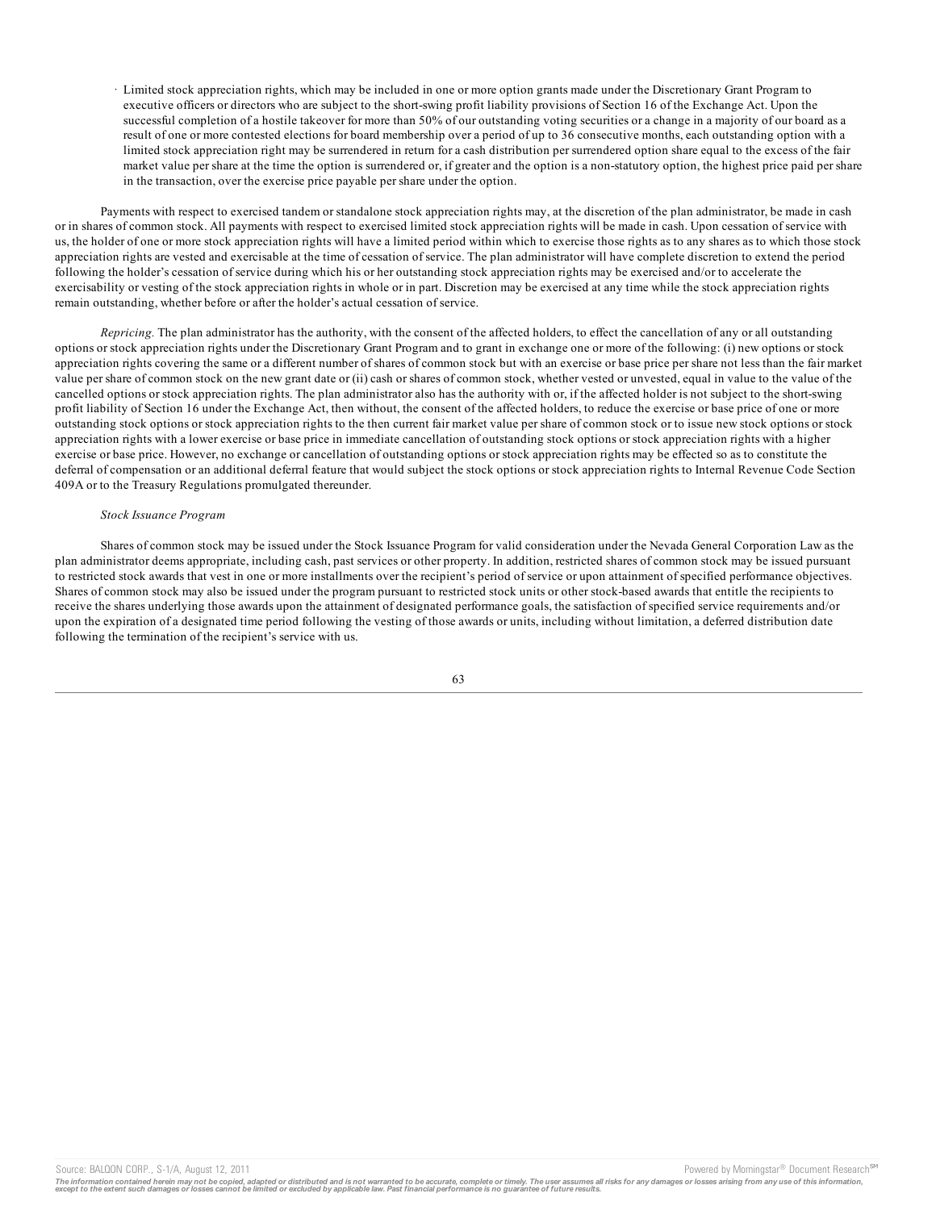- Limited stock appreciation rights, which may be included in one or more option grants made under the Discretionary Grant Program to executive officers or directors who are subject to the short-swing profit liability provisions of Section 16 of the Exchange Act. Upon the successful completion of a hostile takeover for more than 50% of our outstanding voting securities or a change in a majority of our board as a result of one or more contested elections for board membership over a period of up to 36 consecutive months, each outstanding option with a limited stock appreciation right may be surrendered in return for a cash distribution per surrendered option share equal to the excess of the fair market value per share at the time the option is surrendered or, if greater and the option is a non-statutory option, the highest price paid per share in the transaction, over the exercise price payable per share under the option.

Payments with respect to exercised tandem or standalone stock appreciation rights may, at the discretion of the plan administrator, be made in cash or in shares of common stock. All payments with respect to exercised limited stock appreciation rights will be made in cash. Upon cessation of service with us, the holder of one or more stock appreciation rights will have a limited period within which to exercise those rights as to any shares as to which those stock appreciation rights are vested and exercisable at the time of cessation of service. The plan administrator will have complete discretion to extend the period following the holder's cessation of service during which his or her outstanding stock appreciation rights may be exercised and/or to accelerate the exercisability or vesting of the stock appreciation rights in whole or in part. Discretion may be exercised at any time while the stock appreciation rights remain outstanding, whether before or after the holder's actual cessation of service.

*Repricing.* The plan administrator has the authority, with the consent of the affected holders, to effect the cancellation of any or all outstanding options or stock appreciation rights under the Discretionary Grant Program and to grant in exchange one or more of the following: (i) new options or stock appreciation rights covering the same or a different number of shares of common stock but with an exercise or base price per share not less than the fair market value per share of common stock on the new grant date or (ii) cash or shares of common stock, whether vested or unvested, equal in value to the value of the cancelled options or stock appreciation rights. The plan administrator also has the authority with or, if the affected holder is not subject to the short-swing profit liability of Section 16 under the Exchange Act, then without, the consent of the affected holders, to reduce the exercise or base price of one or more outstanding stock options or stock appreciation rights to the then current fair market value per share of common stock or to issue new stock options or stock appreciation rights with a lower exercise or base price in immediate cancellation of outstanding stock options or stock appreciation rights with a higher exercise or base price. However, no exchange or cancellation of outstanding options or stock appreciation rights may be effected so as to constitute the deferral of compensation or an additional deferral feature that would subject the stock options or stock appreciation rights to Internal Revenue Code Section 409A or to the Treasury Regulations promulgated thereunder.

*Stock Issuance Program*

Shares of common stock may be issued under the Stock Issuance Program for valid consideration under the Nevada General Corporation Law as the plan administrator deems appropriate, including cash, past services or other property. In addition, restricted shares of common stock may be issued pursuant to restricted stock awards that vest in one or more installments over the recipient's period of service or upon attainment of specified performance objectives. Shares of common stock may also be issued under the program pursuant to restricted stock units or other stock-based awards that entitle the recipients to receive the shares underlying those awards upon the attainment of designated performance goals, the satisfaction of specified service requirements and/or upon the expiration of a designated time period following the vesting of those awards or units, including without limitation, a deferred distribution date following the termination of the recipient's service with us.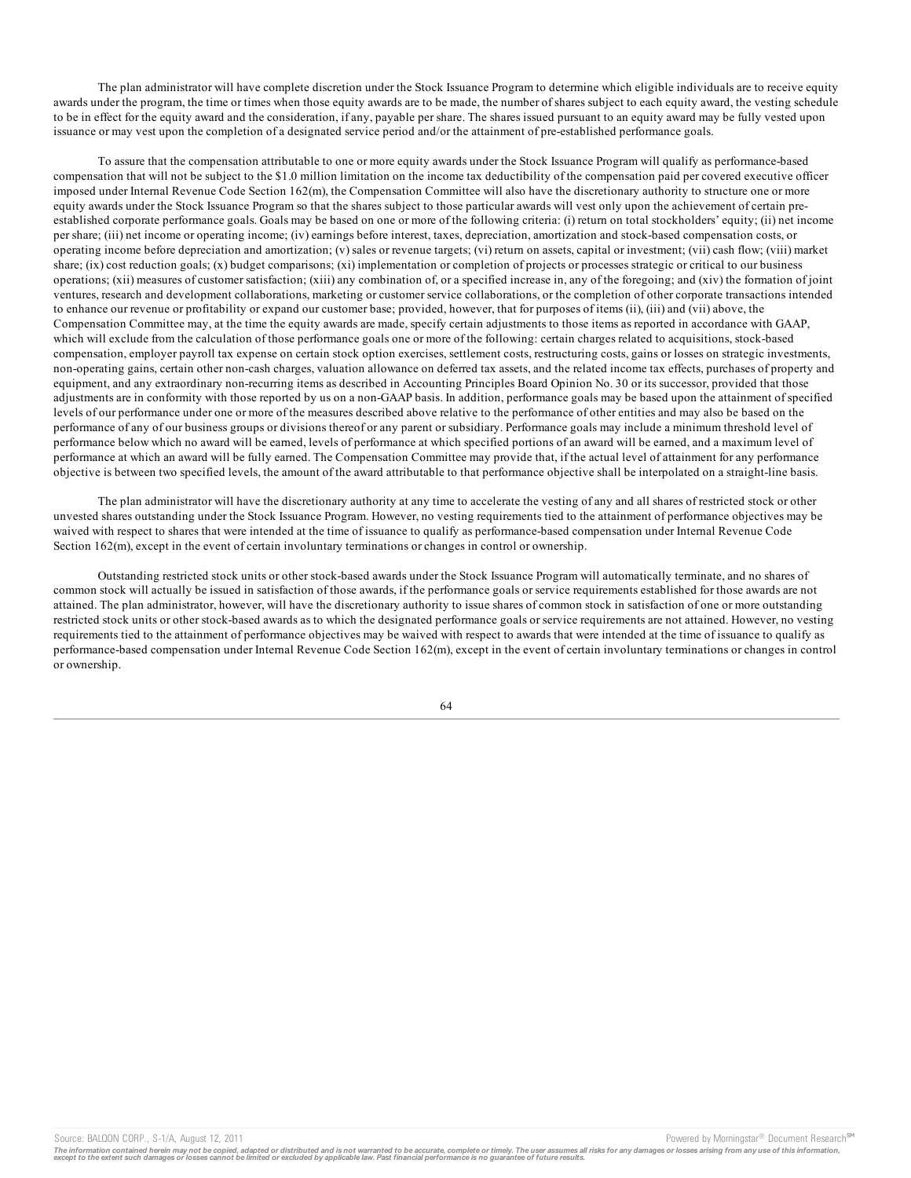The plan administrator will have complete discretion under the Stock Issuance Program to determine which eligible individuals are to receive equity awards under the program, the time or times when those equity awards are to be made, the number of shares subject to each equity award, the vesting schedule to be in effect for the equity award and the consideration, if any, payable per share. The shares issued pursuant to an equity award may be fully vested upon issuance or may vest upon the completion of a designated service period and/or the attainment of pre-established performance goals.

To assure that the compensation attributable to one or more equity awards under the Stock Issuance Program will qualify as performance-based compensation that will not be subject to the $1.0 million limitation on the income tax deductibility of the compensation paid per covered executive officer imposed under Internal Revenue Code Section 162(m), the Compensation Committee will also have the discretionary authority to structure one or more equity awards under the Stock Issuance Program so that the shares subject to those particular awards will vest only upon the achievement of certain pre-established corporate performance goals. Goals may be based on one or more of the following criteria: (i) return on total stockholders' equity; (ii) net income per share; (iii) net income or operating income; (iv) earnings before interest, taxes, depreciation, amortization and stock-based compensation costs, or operating income before depreciation and amortization; (v) sales or revenue targets; (vi) return on assets, capital or investment; (vii) cash flow; (viii) market share; (ix) cost reduction goals; (x) budget comparisons; (xi) implementation or completion of projects or processes strategic or critical to our business operations; (xii) measures of customer satisfaction; (xiii) any combination of, or a specified increase in, any of the foregoing; and (xiv) the formation of joint ventures, research and development collaborations, marketing or customer service collaborations, or the completion of other corporate transactions intended to enhance our revenue or profitability or expand our customer base; provided, however, that for purposes of items (ii), (iii) and (vii) above, the Compensation Committee may, at the time the equity awards are made, specify certain adjustments to those items as reported in accordance with GAAP, which will exclude from the calculation of those performance goals one or more of the following: certain charges related to acquisitions, stock-based compensation, employer payroll tax expense on certain stock option exercises, settlement costs, restructuring costs, gains or losses on strategic investments, non-operating gains, certain other non-cash charges, valuation allowance on deferred tax assets, and the related income tax effects, purchases of property and equipment, and any extraordinary non-recurring items as described in Accounting Principles Board Opinion No. 30 or its successor, provided that those adjustments are in conformity with those reported by us on a non-GAAP basis. In addition, performance goals may be based upon the attainment of specified levels of our performance under one or more of the measures described above relative to the performance of other entities and may also be based on the performance of any of our business groups or divisions thereof or any parent or subsidiary. Performance goals may include a minimum threshold level of performance below which no award will be earned, levels of performance at which specified portions of an award will be earned, and a maximum level of performance at which an award will be fully earned. The Compensation Committee may provide that, if the actual level of attainment for any performance objective is between two specified levels, the amount of the award attributable to that performance objective shall be interpolated on a straight-line basis.

The plan administrator will have the discretionary authority at any time to accelerate the vesting of any and all shares of restricted stock or other unvested shares outstanding under the Stock Issuance Program. However, no vesting requirements tied to the attainment of performance objectives may be waived with respect to shares that were intended at the time of issuance to qualify as performance-based compensation under Internal Revenue Code Section 162(m), except in the event of certain involuntary terminations or changes in control or ownership.

Outstanding restricted stock units or other stock-based awards under the Stock Issuance Program will automatically terminate, and no shares of common stock will actually be issued in satisfaction of those awards, if the performance goals or service requirements established for those awards are not attained. The plan administrator, however, will have the discretionary authority to issue shares of common stock in satisfaction of one or more outstanding restricted stock units or other stock-based awards as to which the designated performance goals or service requirements are not attained. However, no vesting requirements tied to the attainment of performance objectives may be waived with respect to awards that were intended at the time of issuance to qualify as performance-based compensation under Internal Revenue Code Section 162(m), except in the event of certain involuntary terminations or changes in control or ownership.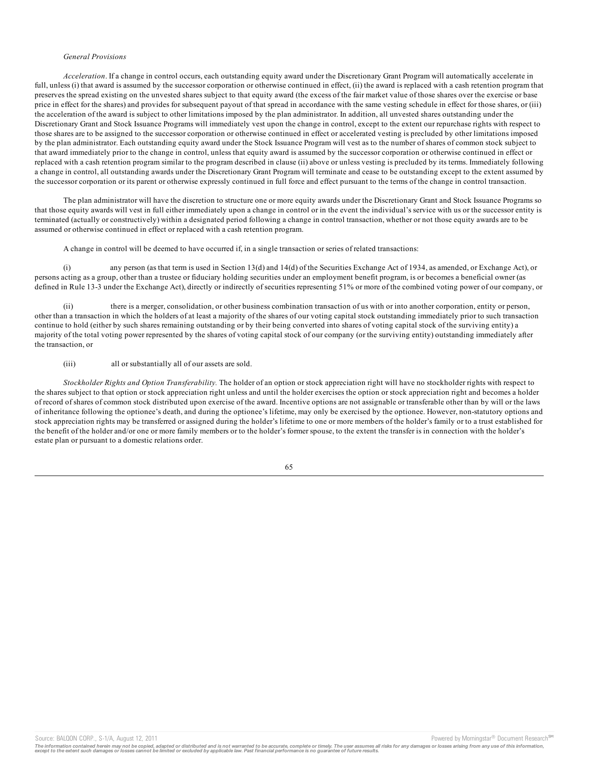*General Provisions*

*Acceleration*. If a change in control occurs, each outstanding equity award under the Discretionary Grant Program will automatically accelerate in full, unless (i) that award is assumed by the successor corporation or otherwise continued in effect, (ii) the award is replaced with a cash retention program that preserves the spread existing on the unvested shares subject to that equity award (the excess of the fair market value of those shares over the exercise or base price in effect for the shares) and provides for subsequent payout of that spread in accordance with the same vesting schedule in effect for those shares, or (iii) the acceleration of the award is subject to other limitations imposed by the plan administrator. In addition, all unvested shares outstanding under the Discretionary Grant and Stock Issuance Programs will immediately vest upon the change in control, except to the extent our repurchase rights with respect to those shares are to be assigned to the successor corporation or otherwise continued in effect or accelerated vesting is precluded by other limitations imposed by the plan administrator. Each outstanding equity award under the Stock Issuance Program will vest as to the number of shares of common stock subject to that award immediately prior to the change in control, unless that equity award is assumed by the successor corporation or otherwise continued in effect or replaced with a cash retention program similar to the program described in clause (ii) above or unless vesting is precluded by its terms. Immediately following a change in control, all outstanding awards under the Discretionary Grant Program will terminate and cease to be outstanding except to the extent assumed by the successor corporation or its parent or otherwise expressly continued in full force and effect pursuant to the terms of the change in control transaction.

The plan administrator will have the discretion to structure one or more equity awards under the Discretionary Grant and Stock Issuance Programs so that those equity awards will vest in full either immediately upon a change in control or in the event the individual's service with us or the successor entity is terminated (actually or constructively) within a designated period following a change in control transaction, whether or not those equity awards are to be assumed or otherwise continued in effect or replaced with a cash retention program.

A change in control will be deemed to have occurred if, in a single transaction or series of related transactions:

(i) any person (as that term is used in Section 13(d) and 14(d) of the Securities Exchange Act of 1934, as amended, or Exchange Act), or persons acting as a group, other than a trustee or fiduciary holding securities under an employment benefit program, is or becomes a beneficial owner (as defined in Rule 13-3 under the Exchange Act), directly or indirectly of securities representing 51% or more of the combined voting power of our company, or

(ii) there is a merger, consolidation, or other business combination transaction of us with or into another corporation, entity or person, other than a transaction in which the holders of at least a majority of the shares of our voting capital stock outstanding immediately prior to such transaction continue to hold (either by such shares remaining outstanding or by their being converted into shares of voting capital stock of the surviving entity) a majority of the total voting power represented by the shares of voting capital stock of our company (or the surviving entity) outstanding immediately after the transaction, or

(iii) all or substantially all of our assets are sold.

*Stockholder Rights and Option Transferability.* The holder of an option or stock appreciation right will have no stockholder rights with respect to the shares subject to that option or stock appreciation right unless and until the holder exercises the option or stock appreciation right and becomes a holder of record of shares of common stock distributed upon exercise of the award. Incentive options are not assignable or transferable other than by will or the laws of inheritance following the optionee's death, and during the optionee's lifetime, may only be exercised by the optionee. However, non-statutory options and stock appreciation rights may be transferred or assigned during the holder's lifetime to one or more members of the holder's family or to a trust established for the benefit of the holder and/or one or more family members or to the holder's former spouse, to the extent the transfer is in connection with the holder's estate plan or pursuant to a domestic relations order.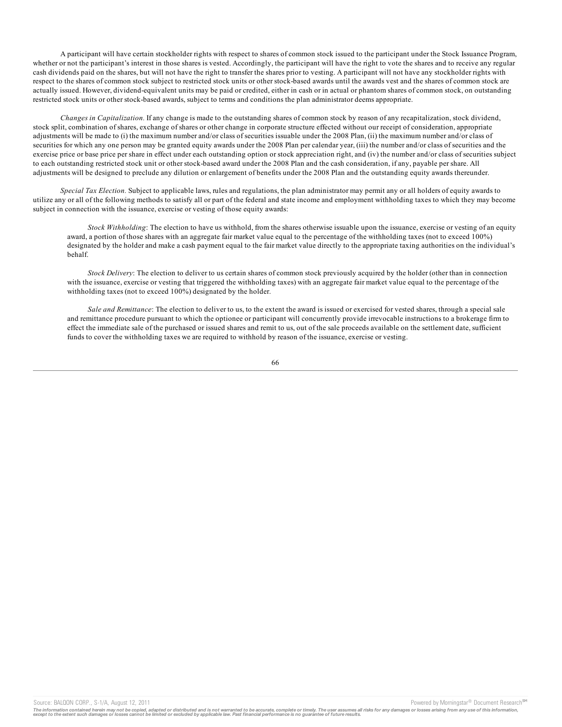A participant will have certain stockholder rights with respect to shares of common stock issued to the participant under the Stock Issuance Program, whether or not the participant's interest in those shares is vested. Accordingly, the participant will have the right to vote the shares and to receive any regular cash dividends paid on the shares, but will not have the right to transfer the shares prior to vesting. A participant will not have any stockholder rights with respect to the shares of common stock subject to restricted stock units or other stock-based awards until the awards vest and the shares of common stock are actually issued. However, dividend-equivalent units may be paid or credited, either in cash or in actual or phantom shares of common stock, on outstanding restricted stock units or other stock-based awards, subject to terms and conditions the plan administrator deems appropriate.

*Changes in Capitalization.* If any change is made to the outstanding shares of common stock by reason of any recapitalization, stock dividend, stock split, combination of shares, exchange of shares or other change in corporate structure effected without our receipt of consideration, appropriate adjustments will be made to (i) the maximum number and/or class of securities issuable under the 2008 Plan, (ii) the maximum number and/or class of securities for which any one person may be granted equity awards under the 2008 Plan per calendar year, (iii) the number and/or class of securities and the exercise price or base price per share in effect under each outstanding option or stock appreciation right, and (iv) the number and/or class of securities subject to each outstanding restricted stock unit or other stock-based award under the 2008 Plan and the cash consideration, if any, payable per share. All adjustments will be designed to preclude any dilution or enlargement of benefits under the 2008 Plan and the outstanding equity awards thereunder.

*Special Tax Election.* Subject to applicable laws, rules and regulations, the plan administrator may permit any or all holders of equity awards to utilize any or all of the following methods to satisfy all or part of the federal and state income and employment withholding taxes to which they may become subject in connection with the issuance, exercise or vesting of those equity awards:

*Stock Withholding*: The election to have us withhold, from the shares otherwise issuable upon the issuance, exercise or vesting of an equity award, a portion of those shares with an aggregate fair market value equal to the percentage of the withholding taxes (not to exceed 100%) designated by the holder and make a cash payment equal to the fair market value directly to the appropriate taxing authorities on the individual's behalf.

*Stock Delivery*: The election to deliver to us certain shares of common stock previously acquired by the holder (other than in connection with the issuance, exercise or vesting that triggered the withholding taxes) with an aggregate fair market value equal to the percentage of the withholding taxes (not to exceed 100%) designated by the holder.

*Sale and Remittance*: The election to deliver to us, to the extent the award is issued or exercised for vested shares, through a special sale and remittance procedure pursuant to which the optionee or participant will concurrently provide irrevocable instructions to a brokerage firm to effect the immediate sale of the purchased or issued shares and remit to us, out of the sale proceeds available on the settlement date, sufficient funds to cover the withholding taxes we are required to withhold by reason of the issuance, exercise or vesting.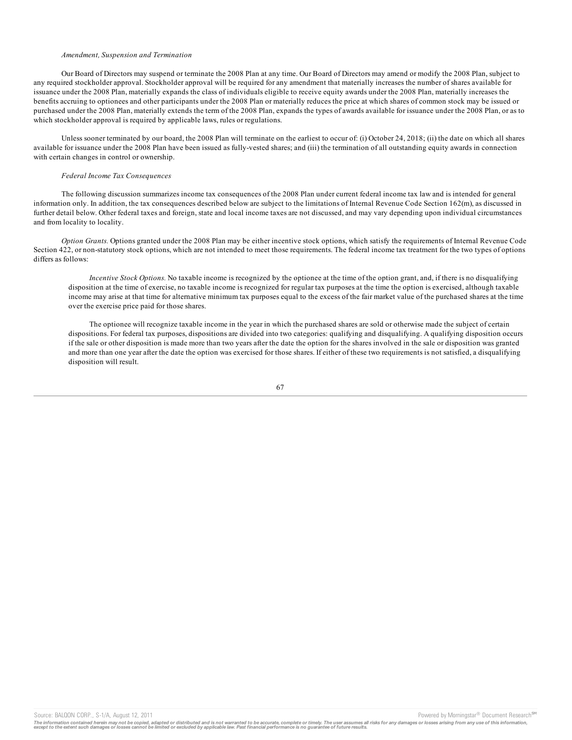*Amendment, Suspension and Termination*

Our Board of Directors may suspend or terminate the 2008 Plan at any time. Our Board of Directors may amend or modify the 2008 Plan, subject to any required stockholder approval. Stockholder approval will be required for any amendment that materially increases the number of shares available for issuance under the 2008 Plan, materially expands the class of individuals eligible to receive equity awards under the 2008 Plan, materially increases the benefits accruing to optionees and other participants under the 2008 Plan or materially reduces the price at which shares of common stock may be issued or purchased under the 2008 Plan, materially extends the term of the 2008 Plan, expands the types of awards available for issuance under the 2008 Plan, or as to which stockholder approval is required by applicable laws, rules or regulations.

Unless sooner terminated by our board, the 2008 Plan will terminate on the earliest to occur of: (i) October 24, 2018; (ii) the date on which all shares available for issuance under the 2008 Plan have been issued as fully-vested shares; and (iii) the termination of all outstanding equity awards in connection with certain changes in control or ownership.

*Federal Income Tax Consequences*

The following discussion summarizes income tax consequences of the 2008 Plan under current federal income tax law and is intended for general information only. In addition, the tax consequences described below are subject to the limitations of Internal Revenue Code Section 162(m), as discussed in further detail below. Other federal taxes and foreign, state and local income taxes are not discussed, and may vary depending upon individual circumstances and from locality to locality.

*Option Grants.* Options granted under the 2008 Plan may be either incentive stock options, which satisfy the requirements of Internal Revenue Code Section 422, or non-statutory stock options, which are not intended to meet those requirements. The federal income tax treatment for the two types of options differs as follows:

> *Incentive Stock Options.* No taxable income is recognized by the optionee at the time of the option grant, and, if there is no disqualifying disposition at the time of exercise, no taxable income is recognized for regular tax purposes at the time the option is exercised, although taxable income may arise at that time for alternative minimum tax purposes equal to the excess of the fair market value of the purchased shares at the time over the exercise price paid for those shares.
>
> The optionee will recognize taxable income in the year in which the purchased shares are sold or otherwise made the subject of certain dispositions. For federal tax purposes, dispositions are divided into two categories: qualifying and disqualifying. A qualifying disposition occurs if the sale or other disposition is made more than two years after the date the option for the shares involved in the sale or disposition was granted and more than one year after the date the option was exercised for those shares. If either of these two requirements is not satisfied, a disqualifying disposition will result.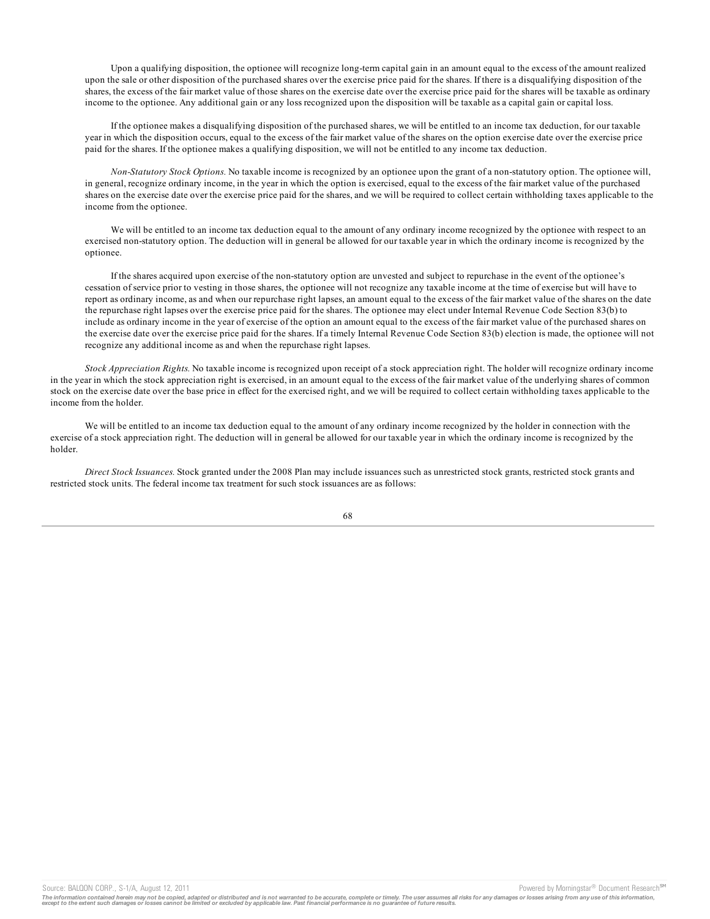Upon a qualifying disposition, the optionee will recognize long-term capital gain in an amount equal to the excess of the amount realized upon the sale or other disposition of the purchased shares over the exercise price paid for the shares. If there is a disqualifying disposition of the shares, the excess of the fair market value of those shares on the exercise date over the exercise price paid for the shares will be taxable as ordinary income to the optionee. Any additional gain or any loss recognized upon the disposition will be taxable as a capital gain or capital loss.

If the optionee makes a disqualifying disposition of the purchased shares, we will be entitled to an income tax deduction, for our taxable year in which the disposition occurs, equal to the excess of the fair market value of the shares on the option exercise date over the exercise price paid for the shares. If the optionee makes a qualifying disposition, we will not be entitled to any income tax deduction.

*Non-Statutory Stock Options.* No taxable income is recognized by an optionee upon the grant of a non-statutory option. The optionee will, in general, recognize ordinary income, in the year in which the option is exercised, equal to the excess of the fair market value of the purchased shares on the exercise date over the exercise price paid for the shares, and we will be required to collect certain withholding taxes applicable to the income from the optionee.

We will be entitled to an income tax deduction equal to the amount of any ordinary income recognized by the optionee with respect to an exercised non-statutory option. The deduction will in general be allowed for our taxable year in which the ordinary income is recognized by the optionee.

If the shares acquired upon exercise of the non-statutory option are unvested and subject to repurchase in the event of the optionee's cessation of service prior to vesting in those shares, the optionee will not recognize any taxable income at the time of exercise but will have to report as ordinary income, as and when our repurchase right lapses, an amount equal to the excess of the fair market value of the shares on the date the repurchase right lapses over the exercise price paid for the shares. The optionee may elect under Internal Revenue Code Section 83(b) to include as ordinary income in the year of exercise of the option an amount equal to the excess of the fair market value of the purchased shares on the exercise date over the exercise price paid for the shares. If a timely Internal Revenue Code Section 83(b) election is made, the optionee will not recognize any additional income as and when the repurchase right lapses.

*Stock Appreciation Rights.* No taxable income is recognized upon receipt of a stock appreciation right. The holder will recognize ordinary income in the year in which the stock appreciation right is exercised, in an amount equal to the excess of the fair market value of the underlying shares of common stock on the exercise date over the base price in effect for the exercised right, and we will be required to collect certain withholding taxes applicable to the income from the holder.

We will be entitled to an income tax deduction equal to the amount of any ordinary income recognized by the holder in connection with the exercise of a stock appreciation right. The deduction will in general be allowed for our taxable year in which the ordinary income is recognized by the holder.

*Direct Stock Issuances.* Stock granted under the 2008 Plan may include issuances such as unrestricted stock grants, restricted stock grants and restricted stock units. The federal income tax treatment for such stock issuances are as follows: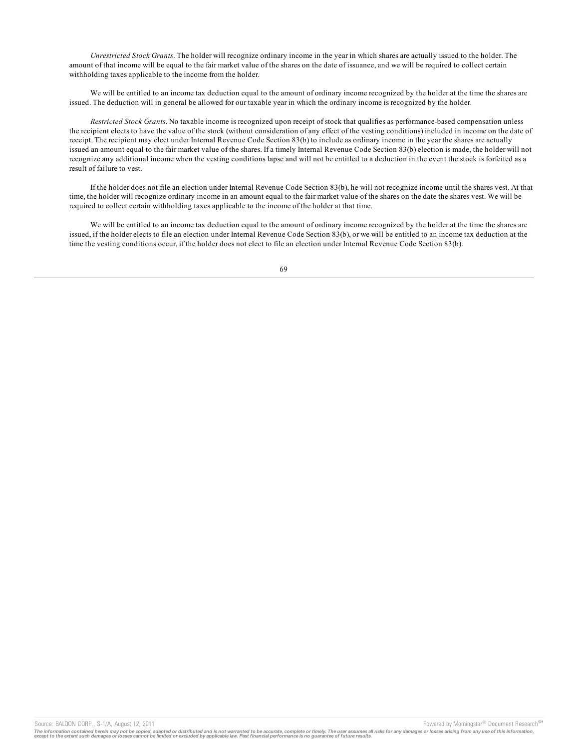*Unrestricted Stock Grants*. The holder will recognize ordinary income in the year in which shares are actually issued to the holder. The amount of that income will be equal to the fair market value of the shares on the date of issuance, and we will be required to collect certain withholding taxes applicable to the income from the holder.

We will be entitled to an income tax deduction equal to the amount of ordinary income recognized by the holder at the time the shares are issued. The deduction will in general be allowed for our taxable year in which the ordinary income is recognized by the holder.

*Restricted Stock Grants*. No taxable income is recognized upon receipt of stock that qualifies as performance-based compensation unless the recipient elects to have the value of the stock (without consideration of any effect of the vesting conditions) included in income on the date of receipt. The recipient may elect under Internal Revenue Code Section 83(b) to include as ordinary income in the year the shares are actually issued an amount equal to the fair market value of the shares. If a timely Internal Revenue Code Section 83(b) election is made, the holder will not recognize any additional income when the vesting conditions lapse and will not be entitled to a deduction in the event the stock is forfeited as a result of failure to vest.

If the holder does not file an election under Internal Revenue Code Section 83(b), he will not recognize income until the shares vest. At that time, the holder will recognize ordinary income in an amount equal to the fair market value of the shares on the date the shares vest. We will be required to collect certain withholding taxes applicable to the income of the holder at that time.

We will be entitled to an income tax deduction equal to the amount of ordinary income recognized by the holder at the time the shares are issued, if the holder elects to file an election under Internal Revenue Code Section 83(b), or we will be entitled to an income tax deduction at the time the vesting conditions occur, if the holder does not elect to file an election under Internal Revenue Code Section 83(b).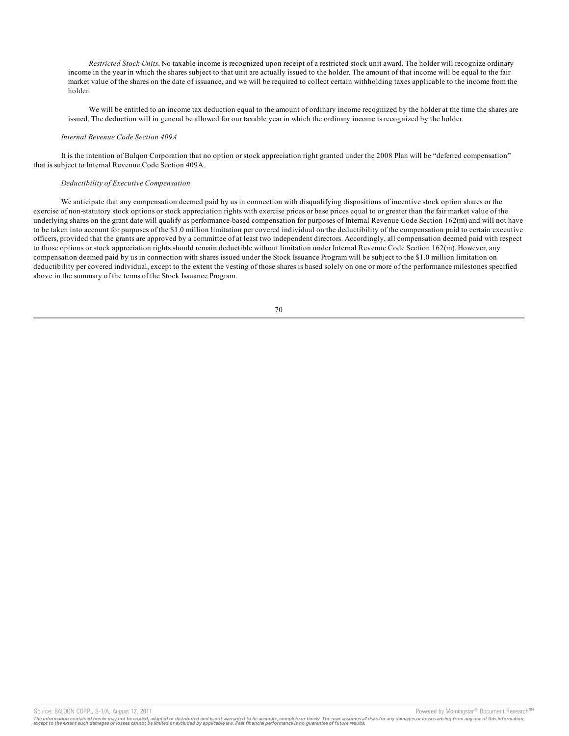*Restricted Stock Units*. No taxable income is recognized upon receipt of a restricted stock unit award. The holder will recognize ordinary income in the year in which the shares subject to that unit are actually issued to the holder. The amount of that income will be equal to the fair market value of the shares on the date of issuance, and we will be required to collect certain withholding taxes applicable to the income from the holder.

We will be entitled to an income tax deduction equal to the amount of ordinary income recognized by the holder at the time the shares are issued. The deduction will in general be allowed for our taxable year in which the ordinary income is recognized by the holder.

*Internal Revenue Code Section 409A*

It is the intention of Balqon Corporation that no option or stock appreciation right granted under the 2008 Plan will be "deferred compensation" that is subject to Internal Revenue Code Section 409A.

*Deductibility of Executive Compensation*

We anticipate that any compensation deemed paid by us in connection with disqualifying dispositions of incentive stock option shares or the exercise of non-statutory stock options or stock appreciation rights with exercise prices or base prices equal to or greater than the fair market value of the underlying shares on the grant date will qualify as performance-based compensation for purposes of Internal Revenue Code Section 162(m) and will not have to be taken into account for purposes of the $1.0 million limitation per covered individual on the deductibility of the compensation paid to certain executive officers, provided that the grants are approved by a committee of at least two independent directors. Accordingly, all compensation deemed paid with respect to those options or stock appreciation rights should remain deductible without limitation under Internal Revenue Code Section 162(m). However, any compensation deemed paid by us in connection with shares issued under the Stock Issuance Program will be subject to the $1.0 million limitation on deductibility per covered individual, except to the extent the vesting of those shares is based solely on one or more of the performance milestones specified above in the summary of the terms of the Stock Issuance Program.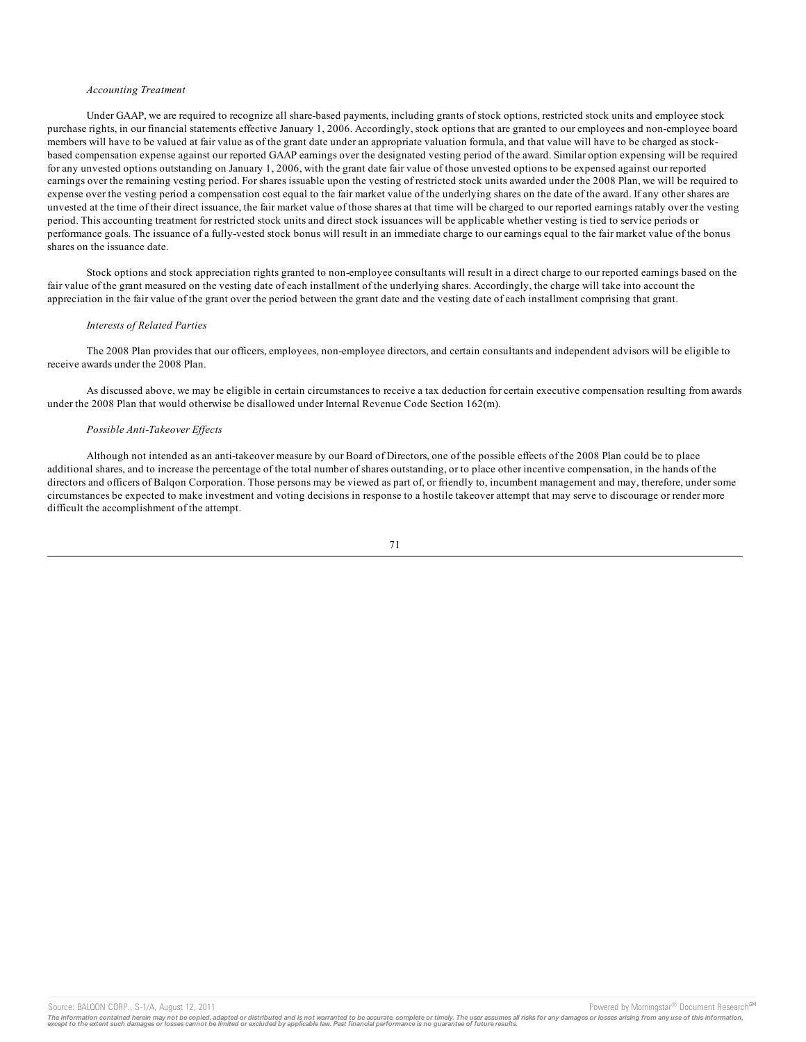*Accounting Treatment*

Under GAAP, we are required to recognize all share-based payments, including grants of stock options, restricted stock units and employee stock purchase rights, in our financial statements effective January 1, 2006. Accordingly, stock options that are granted to our employees and non-employee board members will have to be valued at fair value as of the grant date under an appropriate valuation formula, and that value will have to be charged as stock-based compensation expense against our reported GAAP earnings over the designated vesting period of the award. Similar option expensing will be required for any unvested options outstanding on January 1, 2006, with the grant date fair value of those unvested options to be expensed against our reported earnings over the remaining vesting period. For shares issuable upon the vesting of restricted stock units awarded under the 2008 Plan, we will be required to expense over the vesting period a compensation cost equal to the fair market value of the underlying shares on the date of the award. If any other shares are unvested at the time of their direct issuance, the fair market value of those shares at that time will be charged to our reported earnings ratably over the vesting period. This accounting treatment for restricted stock units and direct stock issuances will be applicable whether vesting is tied to service periods or performance goals. The issuance of a fully-vested stock bonus will result in an immediate charge to our earnings equal to the fair market value of the bonus shares on the issuance date.

Stock options and stock appreciation rights granted to non-employee consultants will result in a direct charge to our reported earnings based on the fair value of the grant measured on the vesting date of each installment of the underlying shares. Accordingly, the charge will take into account the appreciation in the fair value of the grant over the period between the grant date and the vesting date of each installment comprising that grant.

*Interests of Related Parties*

The 2008 Plan provides that our officers, employees, non-employee directors, and certain consultants and independent advisors will be eligible to receive awards under the 2008 Plan.

As discussed above, we may be eligible in certain circumstances to receive a tax deduction for certain executive compensation resulting from awards under the 2008 Plan that would otherwise be disallowed under Internal Revenue Code Section 162(m).

*Possible Anti-Takeover Effects*

Although not intended as an anti-takeover measure by our Board of Directors, one of the possible effects of the 2008 Plan could be to place additional shares, and to increase the percentage of the total number of shares outstanding, or to place other incentive compensation, in the hands of the directors and officers of Balqon Corporation. Those persons may be viewed as part of, or friendly to, incumbent management and may, therefore, under some circumstances be expected to make investment and voting decisions in response to a hostile takeover attempt that may serve to discourage or render more difficult the accomplishment of the attempt.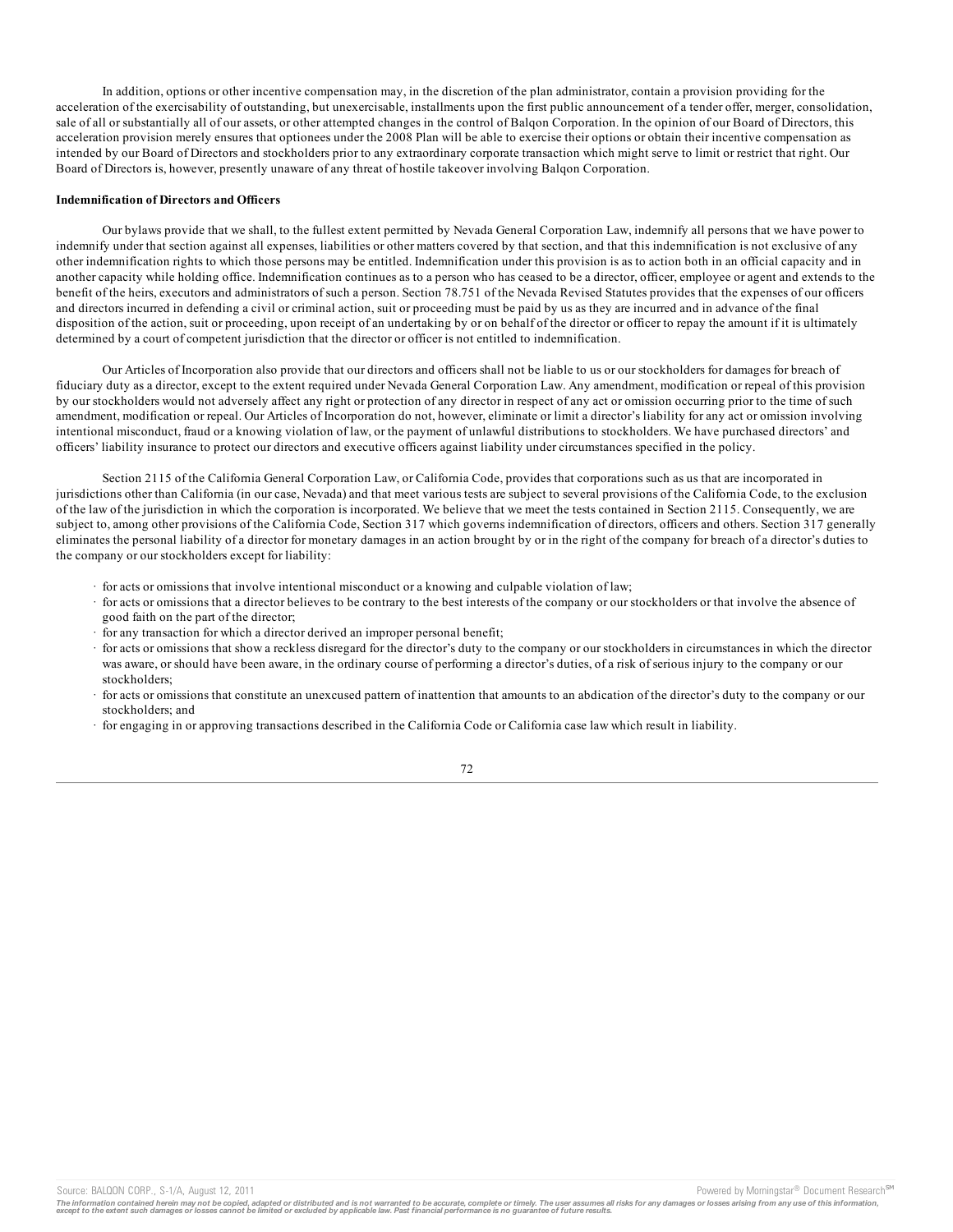In addition, options or other incentive compensation may, in the discretion of the plan administrator, contain a provision providing for the acceleration of the exercisability of outstanding, but unexercisable, installments upon the first public announcement of a tender offer, merger, consolidation, sale of all or substantially all of our assets, or other attempted changes in the control of Balqon Corporation. In the opinion of our Board of Directors, this acceleration provision merely ensures that optionees under the 2008 Plan will be able to exercise their options or obtain their incentive compensation as intended by our Board of Directors and stockholders prior to any extraordinary corporate transaction which might serve to limit or restrict that right. Our Board of Directors is, however, presently unaware of any threat of hostile takeover involving Balqon Corporation.

**Indemnification of Directors and Officers**

Our bylaws provide that we shall, to the fullest extent permitted by Nevada General Corporation Law, indemnify all persons that we have power to indemnify under that section against all expenses, liabilities or other matters covered by that section, and that this indemnification is not exclusive of any other indemnification rights to which those persons may be entitled. Indemnification under this provision is as to action both in an official capacity and in another capacity while holding office. Indemnification continues as to a person who has ceased to be a director, officer, employee or agent and extends to the benefit of the heirs, executors and administrators of such a person. Section 78.751 of the Nevada Revised Statutes provides that the expenses of our officers and directors incurred in defending a civil or criminal action, suit or proceeding must be paid by us as they are incurred and in advance of the final disposition of the action, suit or proceeding, upon receipt of an undertaking by or on behalf of the director or officer to repay the amount if it is ultimately determined by a court of competent jurisdiction that the director or officer is not entitled to indemnification.

Our Articles of Incorporation also provide that our directors and officers shall not be liable to us or our stockholders for damages for breach of fiduciary duty as a director, except to the extent required under Nevada General Corporation Law. Any amendment, modification or repeal of this provision by our stockholders would not adversely affect any right or protection of any director in respect of any act or omission occurring prior to the time of such amendment, modification or repeal. Our Articles of Incorporation do not, however, eliminate or limit a director's liability for any act or omission involving intentional misconduct, fraud or a knowing violation of law, or the payment of unlawful distributions to stockholders. We have purchased directors' and officers' liability insurance to protect our directors and executive officers against liability under circumstances specified in the policy.

Section 2115 of the California General Corporation Law, or California Code, provides that corporations such as us that are incorporated in jurisdictions other than California (in our case, Nevada) and that meet various tests are subject to several provisions of the California Code, to the exclusion of the law of the jurisdiction in which the corporation is incorporated. We believe that we meet the tests contained in Section 2115. Consequently, we are subject to, among other provisions of the California Code, Section 317 which governs indemnification of directors, officers and others. Section 317 generally eliminates the personal liability of a director for monetary damages in an action brought by or in the right of the company for breach of a director's duties to the company or our stockholders except for liability:

- for acts or omissions that involve intentional misconduct or a knowing and culpable violation of law;
- for acts or omissions that a director believes to be contrary to the best interests of the company or our stockholders or that involve the absence of good faith on the part of the director;
- for any transaction for which a director derived an improper personal benefit;
- for acts or omissions that show a reckless disregard for the director's duty to the company or our stockholders in circumstances in which the director was aware, or should have been aware, in the ordinary course of performing a director's duties, of a risk of serious injury to the company or our stockholders;
- for acts or omissions that constitute an unexcused pattern of inattention that amounts to an abdication of the director's duty to the company or our stockholders; and
- for engaging in or approving transactions described in the California Code or California case law which result in liability.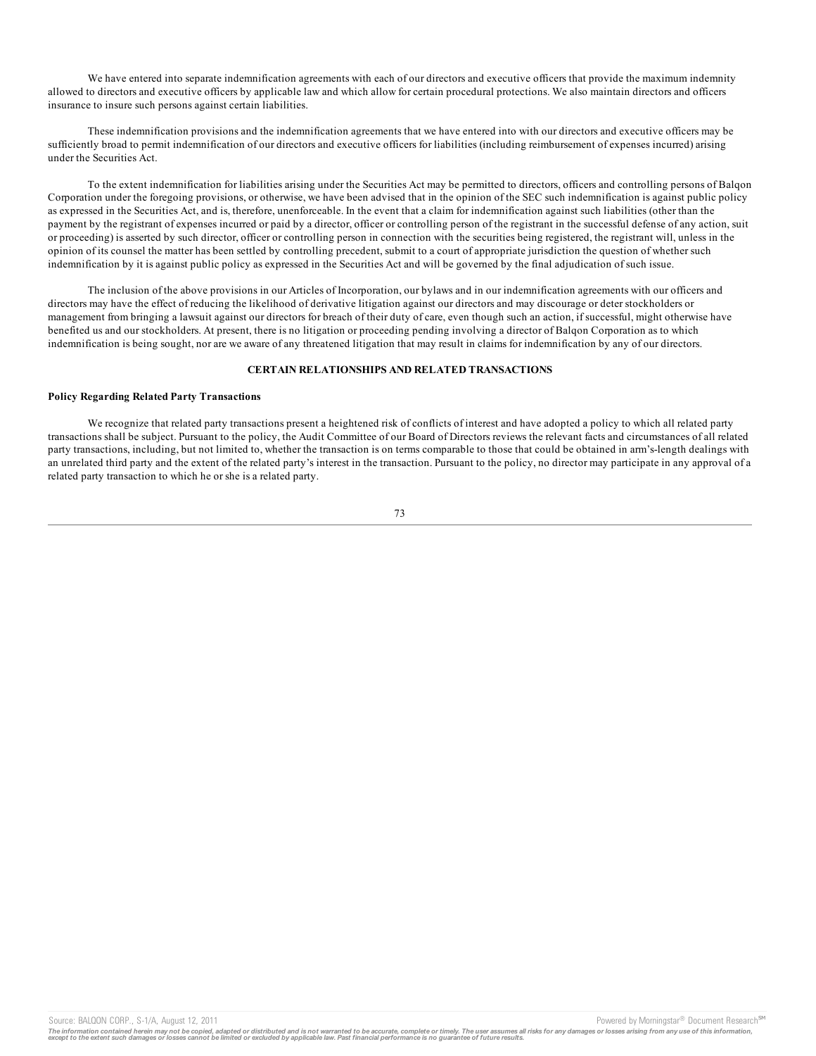We have entered into separate indemnification agreements with each of our directors and executive officers that provide the maximum indemnity allowed to directors and executive officers by applicable law and which allow for certain procedural protections. We also maintain directors and officers insurance to insure such persons against certain liabilities.

These indemnification provisions and the indemnification agreements that we have entered into with our directors and executive officers may be sufficiently broad to permit indemnification of our directors and executive officers for liabilities (including reimbursement of expenses incurred) arising under the Securities Act.

To the extent indemnification for liabilities arising under the Securities Act may be permitted to directors, officers and controlling persons of Balqon Corporation under the foregoing provisions, or otherwise, we have been advised that in the opinion of the SEC such indemnification is against public policy as expressed in the Securities Act, and is, therefore, unenforceable. In the event that a claim for indemnification against such liabilities (other than the payment by the registrant of expenses incurred or paid by a director, officer or controlling person of the registrant in the successful defense of any action, suit or proceeding) is asserted by such director, officer or controlling person in connection with the securities being registered, the registrant will, unless in the opinion of its counsel the matter has been settled by controlling precedent, submit to a court of appropriate jurisdiction the question of whether such indemnification by it is against public policy as expressed in the Securities Act and will be governed by the final adjudication of such issue.

The inclusion of the above provisions in our Articles of Incorporation, our bylaws and in our indemnification agreements with our officers and directors may have the effect of reducing the likelihood of derivative litigation against our directors and may discourage or deter stockholders or management from bringing a lawsuit against our directors for breach of their duty of care, even though such an action, if successful, might otherwise have benefited us and our stockholders. At present, there is no litigation or proceeding pending involving a director of Balqon Corporation as to which indemnification is being sought, nor are we aware of any threatened litigation that may result in claims for indemnification by any of our directors.

## CERTAIN RELATIONSHIPS AND RELATED TRANSACTIONS

**Policy Regarding Related Party Transactions**

We recognize that related party transactions present a heightened risk of conflicts of interest and have adopted a policy to which all related party transactions shall be subject. Pursuant to the policy, the Audit Committee of our Board of Directors reviews the relevant facts and circumstances of all related party transactions, including, but not limited to, whether the transaction is on terms comparable to those that could be obtained in arm's-length dealings with an unrelated third party and the extent of the related party's interest in the transaction. Pursuant to the policy, no director may participate in any approval of a related party transaction to which he or she is a related party.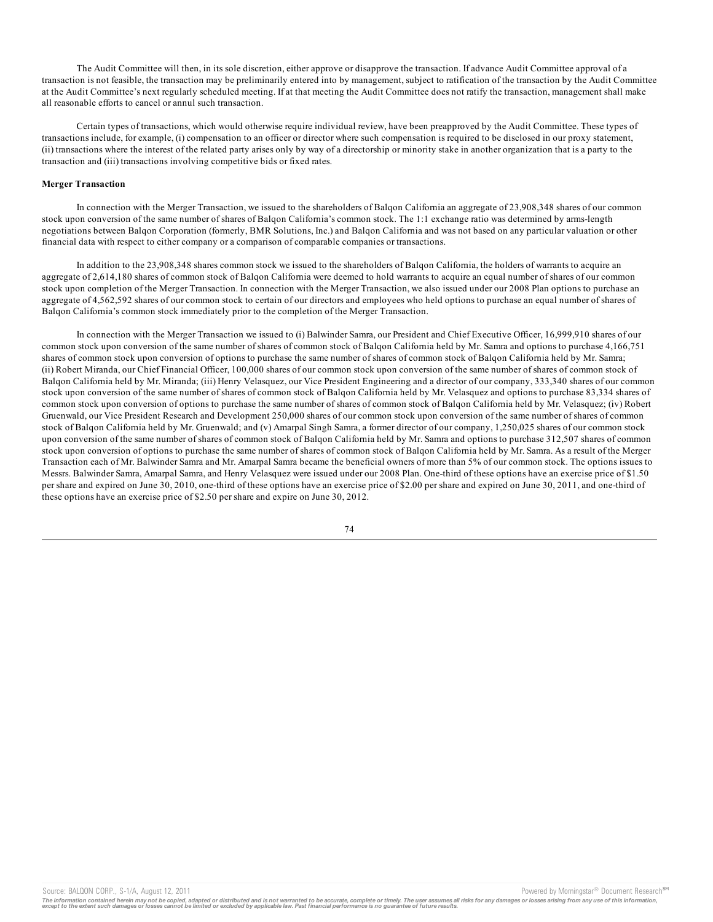The Audit Committee will then, in its sole discretion, either approve or disapprove the transaction. If advance Audit Committee approval of a transaction is not feasible, the transaction may be preliminarily entered into by management, subject to ratification of the transaction by the Audit Committee at the Audit Committee's next regularly scheduled meeting. If at that meeting the Audit Committee does not ratify the transaction, management shall make all reasonable efforts to cancel or annul such transaction.

Certain types of transactions, which would otherwise require individual review, have been preapproved by the Audit Committee. These types of transactions include, for example, (i) compensation to an officer or director where such compensation is required to be disclosed in our proxy statement, (ii) transactions where the interest of the related party arises only by way of a directorship or minority stake in another organization that is a party to the transaction and (iii) transactions involving competitive bids or fixed rates.

**Merger Transaction**

In connection with the Merger Transaction, we issued to the shareholders of Balqon California an aggregate of 23,908,348 shares of our common stock upon conversion of the same number of shares of Balqon California's common stock. The 1:1 exchange ratio was determined by arms-length negotiations between Balqon Corporation (formerly, BMR Solutions, Inc.) and Balqon California and was not based on any particular valuation or other financial data with respect to either company or a comparison of comparable companies or transactions.

In addition to the 23,908,348 shares common stock we issued to the shareholders of Balqon California, the holders of warrants to acquire an aggregate of 2,614,180 shares of common stock of Balqon California were deemed to hold warrants to acquire an equal number of shares of our common stock upon completion of the Merger Transaction. In connection with the Merger Transaction, we also issued under our 2008 Plan options to purchase an aggregate of 4,562,592 shares of our common stock to certain of our directors and employees who held options to purchase an equal number of shares of Balqon California's common stock immediately prior to the completion of the Merger Transaction.

In connection with the Merger Transaction we issued to (i) Balwinder Samra, our President and Chief Executive Officer, 16,999,910 shares of our common stock upon conversion of the same number of shares of common stock of Balqon California held by Mr. Samra and options to purchase 4,166,751 shares of common stock upon conversion of options to purchase the same number of shares of common stock of Balqon California held by Mr. Samra; (ii) Robert Miranda, our Chief Financial Officer, 100,000 shares of our common stock upon conversion of the same number of shares of common stock of Balqon California held by Mr. Miranda; (iii) Henry Velasquez, our Vice President Engineering and a director of our company, 333,340 shares of our common stock upon conversion of the same number of shares of common stock of Balqon California held by Mr. Velasquez and options to purchase 83,334 shares of common stock upon conversion of options to purchase the same number of shares of common stock of Balqon California held by Mr. Velasquez; (iv) Robert Gruenwald, our Vice President Research and Development 250,000 shares of our common stock upon conversion of the same number of shares of common stock of Balqon California held by Mr. Gruenwald; and (v) Amarpal Singh Samra, a former director of our company, 1,250,025 shares of our common stock upon conversion of the same number of shares of common stock of Balqon California held by Mr. Samra and options to purchase 312,507 shares of common stock upon conversion of options to purchase the same number of shares of common stock of Balqon California held by Mr. Samra. As a result of the Merger Transaction each of Mr. Balwinder Samra and Mr. Amarpal Samra became the beneficial owners of more than 5% of our common stock. The options issues to Messrs. Balwinder Samra, Amarpal Samra, and Henry Velasquez were issued under our 2008 Plan. One-third of these options have an exercise price of $1.50 per share and expired on June 30, 2010, one-third of these options have an exercise price of $2.00 per share and expired on June 30, 2011, and one-third of these options have an exercise price of $2.50 per share and expire on June 30, 2012.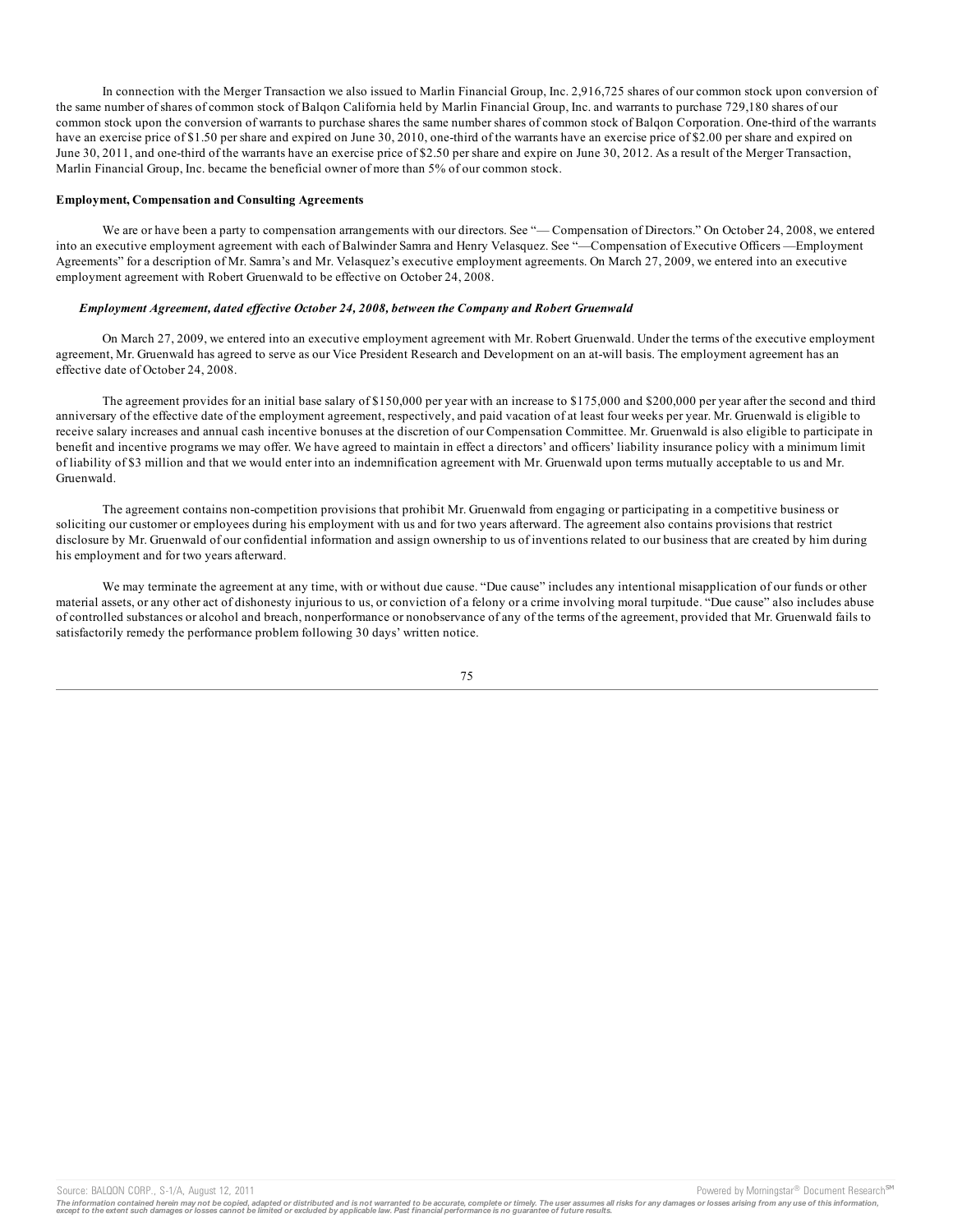In connection with the Merger Transaction we also issued to Marlin Financial Group, Inc. 2,916,725 shares of our common stock upon conversion of the same number of shares of common stock of Balqon California held by Marlin Financial Group, Inc. and warrants to purchase 729,180 shares of our common stock upon the conversion of warrants to purchase shares the same number shares of common stock of Balqon Corporation. One-third of the warrants have an exercise price of $1.50 per share and expired on June 30, 2010, one-third of the warrants have an exercise price of $2.00 per share and expired on June 30, 2011, and one-third of the warrants have an exercise price of $2.50 per share and expire on June 30, 2012. As a result of the Merger Transaction, Marlin Financial Group, Inc. became the beneficial owner of more than 5% of our common stock.

**Employment, Compensation and Consulting Agreements**

We are or have been a party to compensation arrangements with our directors. See "— Compensation of Directors." On October 24, 2008, we entered into an executive employment agreement with each of Balwinder Samra and Henry Velasquez. See "—Compensation of Executive Officers —Employment Agreements" for a description of Mr. Samra's and Mr. Velasquez's executive employment agreements. On March 27, 2009, we entered into an executive employment agreement with Robert Gruenwald to be effective on October 24, 2008.

***Employment Agreement, dated effective October 24, 2008, between the Company and Robert Gruenwald***

On March 27, 2009, we entered into an executive employment agreement with Mr. Robert Gruenwald. Under the terms of the executive employment agreement, Mr. Gruenwald has agreed to serve as our Vice President Research and Development on an at-will basis. The employment agreement has an effective date of October 24, 2008.

The agreement provides for an initial base salary of $150,000 per year with an increase to $175,000 and $200,000 per year after the second and third anniversary of the effective date of the employment agreement, respectively, and paid vacation of at least four weeks per year. Mr. Gruenwald is eligible to receive salary increases and annual cash incentive bonuses at the discretion of our Compensation Committee. Mr. Gruenwald is also eligible to participate in benefit and incentive programs we may offer. We have agreed to maintain in effect a directors' and officers' liability insurance policy with a minimum limit of liability of $3 million and that we would enter into an indemnification agreement with Mr. Gruenwald upon terms mutually acceptable to us and Mr. Gruenwald.

The agreement contains non-competition provisions that prohibit Mr. Gruenwald from engaging or participating in a competitive business or soliciting our customer or employees during his employment with us and for two years afterward. The agreement also contains provisions that restrict disclosure by Mr. Gruenwald of our confidential information and assign ownership to us of inventions related to our business that are created by him during his employment and for two years afterward.

We may terminate the agreement at any time, with or without due cause. "Due cause" includes any intentional misapplication of our funds or other material assets, or any other act of dishonesty injurious to us, or conviction of a felony or a crime involving moral turpitude. "Due cause" also includes abuse of controlled substances or alcohol and breach, nonperformance or nonobservance of any of the terms of the agreement, provided that Mr. Gruenwald fails to satisfactorily remedy the performance problem following 30 days' written notice.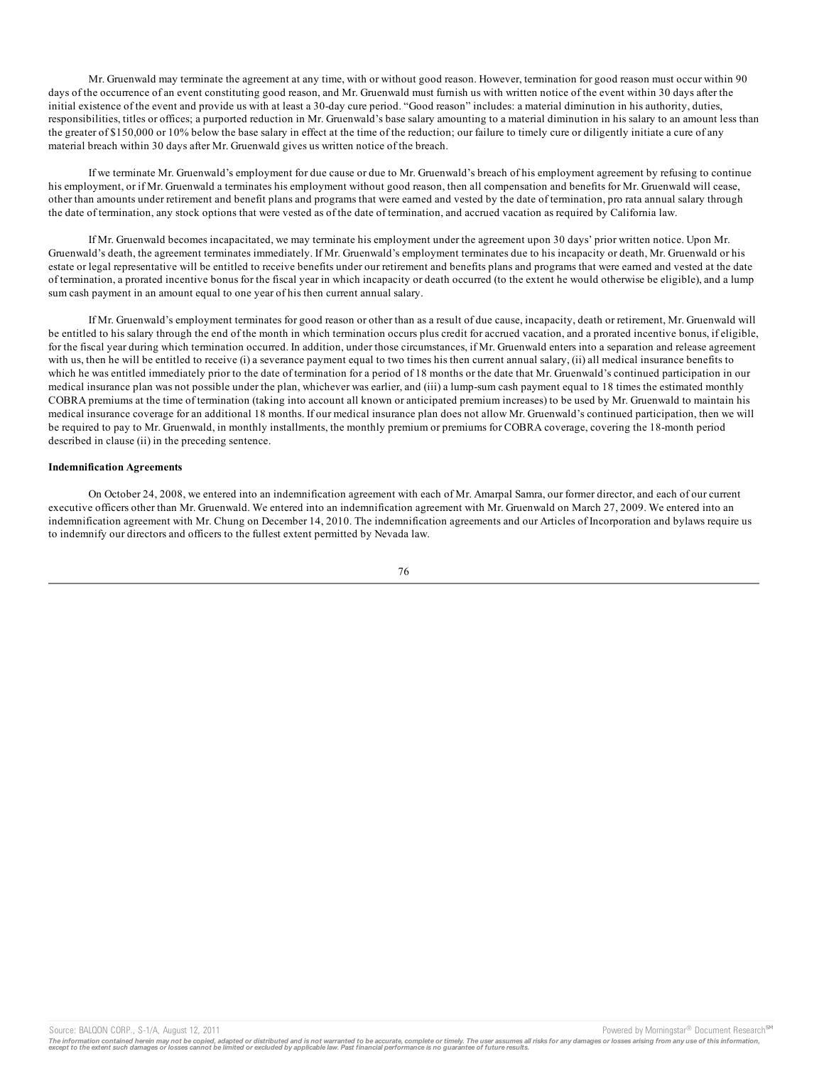Mr. Gruenwald may terminate the agreement at any time, with or without good reason. However, termination for good reason must occur within 90 days of the occurrence of an event constituting good reason, and Mr. Gruenwald must furnish us with written notice of the event within 30 days after the initial existence of the event and provide us with at least a 30-day cure period. "Good reason" includes: a material diminution in his authority, duties, responsibilities, titles or offices; a purported reduction in Mr. Gruenwald's base salary amounting to a material diminution in his salary to an amount less than the greater of $150,000 or 10% below the base salary in effect at the time of the reduction; our failure to timely cure or diligently initiate a cure of any material breach within 30 days after Mr. Gruenwald gives us written notice of the breach.

If we terminate Mr. Gruenwald's employment for due cause or due to Mr. Gruenwald's breach of his employment agreement by refusing to continue his employment, or if Mr. Gruenwald a terminates his employment without good reason, then all compensation and benefits for Mr. Gruenwald will cease, other than amounts under retirement and benefit plans and programs that were earned and vested by the date of termination, pro rata annual salary through the date of termination, any stock options that were vested as of the date of termination, and accrued vacation as required by California law.

If Mr. Gruenwald becomes incapacitated, we may terminate his employment under the agreement upon 30 days' prior written notice. Upon Mr. Gruenwald's death, the agreement terminates immediately. If Mr. Gruenwald's employment terminates due to his incapacity or death, Mr. Gruenwald or his estate or legal representative will be entitled to receive benefits under our retirement and benefits plans and programs that were earned and vested at the date of termination, a prorated incentive bonus for the fiscal year in which incapacity or death occurred (to the extent he would otherwise be eligible), and a lump sum cash payment in an amount equal to one year of his then current annual salary.

If Mr. Gruenwald's employment terminates for good reason or other than as a result of due cause, incapacity, death or retirement, Mr. Gruenwald will be entitled to his salary through the end of the month in which termination occurs plus credit for accrued vacation, and a prorated incentive bonus, if eligible, for the fiscal year during which termination occurred. In addition, under those circumstances, if Mr. Gruenwald enters into a separation and release agreement with us, then he will be entitled to receive (i) a severance payment equal to two times his then current annual salary, (ii) all medical insurance benefits to which he was entitled immediately prior to the date of termination for a period of 18 months or the date that Mr. Gruenwald's continued participation in our medical insurance plan was not possible under the plan, whichever was earlier, and (iii) a lump-sum cash payment equal to 18 times the estimated monthly COBRA premiums at the time of termination (taking into account all known or anticipated premium increases) to be used by Mr. Gruenwald to maintain his medical insurance coverage for an additional 18 months. If our medical insurance plan does not allow Mr. Gruenwald's continued participation, then we will be required to pay to Mr. Gruenwald, in monthly installments, the monthly premium or premiums for COBRA coverage, covering the 18-month period described in clause (ii) in the preceding sentence.

**Indemnification Agreements**

On October 24, 2008, we entered into an indemnification agreement with each of Mr. Amarpal Samra, our former director, and each of our current executive officers other than Mr. Gruenwald. We entered into an indemnification agreement with Mr. Gruenwald on March 27, 2009. We entered into an indemnification agreement with Mr. Chung on December 14, 2010. The indemnification agreements and our Articles of Incorporation and bylaws require us to indemnify our directors and officers to the fullest extent permitted by Nevada law.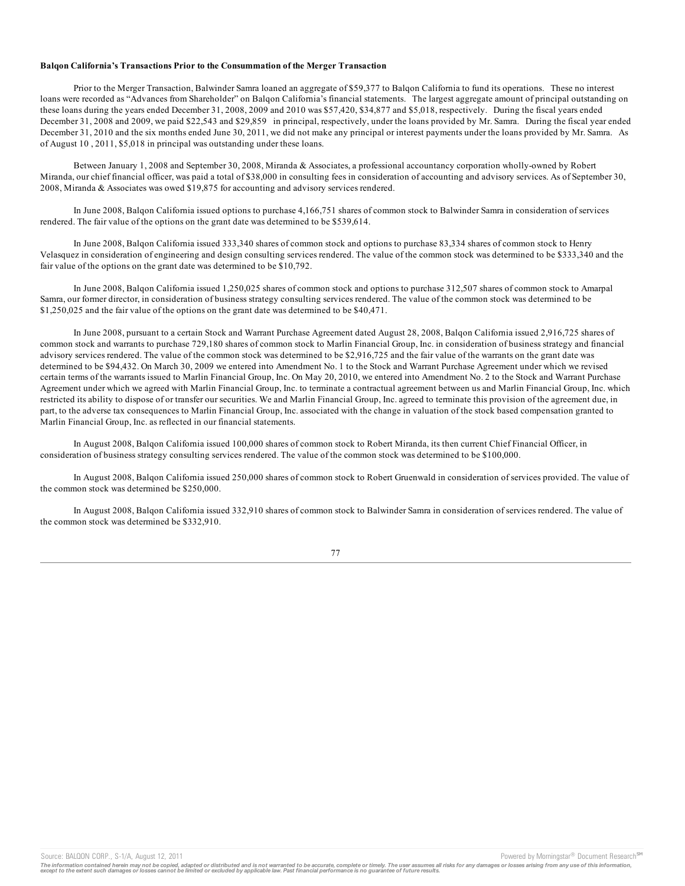**Balqon California's Transactions Prior to the Consummation of the Merger Transaction**

Prior to the Merger Transaction, Balwinder Samra loaned an aggregate of $59,377 to Balqon California to fund its operations. These no interest loans were recorded as "Advances from Shareholder" on Balqon California's financial statements. The largest aggregate amount of principal outstanding on these loans during the years ended December 31, 2008, 2009 and 2010 was $57,420, $34,877 and $5,018, respectively. During the fiscal years ended December 31, 2008 and 2009, we paid $22,543 and $29,859 in principal, respectively, under the loans provided by Mr. Samra. During the fiscal year ended December 31, 2010 and the six months ended June 30, 2011, we did not make any principal or interest payments under the loans provided by Mr. Samra. As of August 10 , 2011, $5,018 in principal was outstanding under these loans.

Between January 1, 2008 and September 30, 2008, Miranda & Associates, a professional accountancy corporation wholly-owned by Robert Miranda, our chief financial officer, was paid a total of $38,000 in consulting fees in consideration of accounting and advisory services. As of September 30, 2008, Miranda & Associates was owed $19,875 for accounting and advisory services rendered.

In June 2008, Balqon California issued options to purchase 4,166,751 shares of common stock to Balwinder Samra in consideration of services rendered. The fair value of the options on the grant date was determined to be $539,614.

In June 2008, Balqon California issued 333,340 shares of common stock and options to purchase 83,334 shares of common stock to Henry Velasquez in consideration of engineering and design consulting services rendered. The value of the common stock was determined to be $333,340 and the fair value of the options on the grant date was determined to be $10,792.

In June 2008, Balqon California issued 1,250,025 shares of common stock and options to purchase 312,507 shares of common stock to Amarpal Samra, our former director, in consideration of business strategy consulting services rendered. The value of the common stock was determined to be $1,250,025 and the fair value of the options on the grant date was determined to be $40,471.

In June 2008, pursuant to a certain Stock and Warrant Purchase Agreement dated August 28, 2008, Balqon California issued 2,916,725 shares of common stock and warrants to purchase 729,180 shares of common stock to Marlin Financial Group, Inc. in consideration of business strategy and financial advisory services rendered. The value of the common stock was determined to be $2,916,725 and the fair value of the warrants on the grant date was determined to be $94,432. On March 30, 2009 we entered into Amendment No. 1 to the Stock and Warrant Purchase Agreement under which we revised certain terms of the warrants issued to Marlin Financial Group, Inc. On May 20, 2010, we entered into Amendment No. 2 to the Stock and Warrant Purchase Agreement under which we agreed with Marlin Financial Group, Inc. to terminate a contractual agreement between us and Marlin Financial Group, Inc. which restricted its ability to dispose of or transfer our securities. We and Marlin Financial Group, Inc. agreed to terminate this provision of the agreement due, in part, to the adverse tax consequences to Marlin Financial Group, Inc. associated with the change in valuation of the stock based compensation granted to Marlin Financial Group, Inc. as reflected in our financial statements.

In August 2008, Balqon California issued 100,000 shares of common stock to Robert Miranda, its then current Chief Financial Officer, in consideration of business strategy consulting services rendered. The value of the common stock was determined to be $100,000.

In August 2008, Balqon California issued 250,000 shares of common stock to Robert Gruenwald in consideration of services provided. The value of the common stock was determined be $250,000.

In August 2008, Balqon California issued 332,910 shares of common stock to Balwinder Samra in consideration of services rendered. The value of the common stock was determined be $332,910.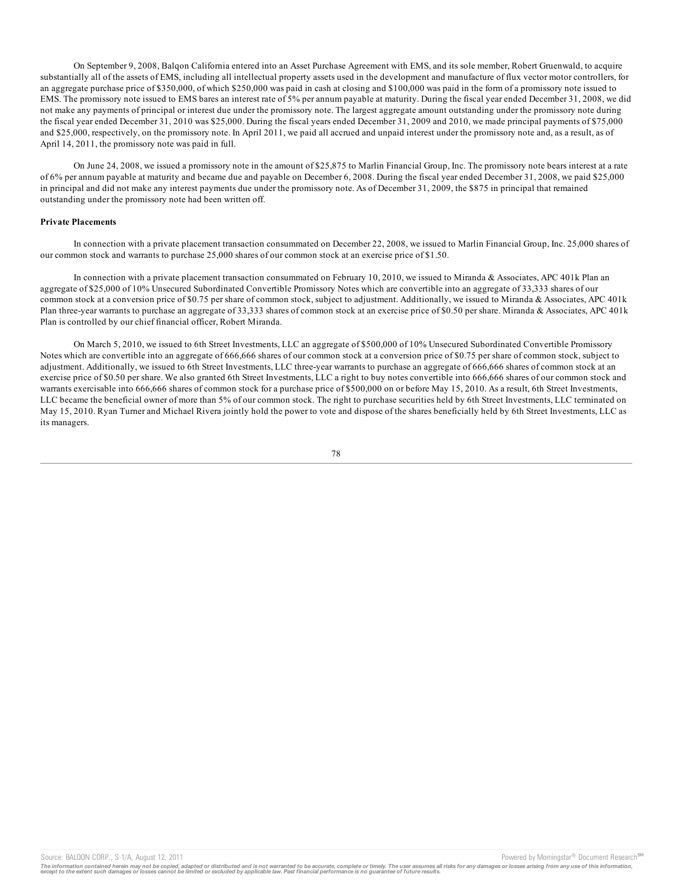On September 9, 2008, Balqon California entered into an Asset Purchase Agreement with EMS, and its sole member, Robert Gruenwald, to acquire substantially all of the assets of EMS, including all intellectual property assets used in the development and manufacture of flux vector motor controllers, for an aggregate purchase price of $350,000, of which $250,000 was paid in cash at closing and $100,000 was paid in the form of a promissory note issued to EMS. The promissory note issued to EMS bares an interest rate of 5% per annum payable at maturity. During the fiscal year ended December 31, 2008, we did not make any payments of principal or interest due under the promissory note. The largest aggregate amount outstanding under the promissory note during the fiscal year ended December 31, 2010 was $25,000. During the fiscal years ended December 31, 2009 and 2010, we made principal payments of $75,000 and $25,000, respectively, on the promissory note. In April 2011, we paid all accrued and unpaid interest under the promissory note and, as a result, as of April 14, 2011, the promissory note was paid in full.

On June 24, 2008, we issued a promissory note in the amount of $25,875 to Marlin Financial Group, Inc. The promissory note bears interest at a rate of 6% per annum payable at maturity and became due and payable on December 6, 2008. During the fiscal year ended December 31, 2008, we paid $25,000 in principal and did not make any interest payments due under the promissory note. As of December 31, 2009, the $875 in principal that remained outstanding under the promissory note had been written off.

**Private Placements**

In connection with a private placement transaction consummated on December 22, 2008, we issued to Marlin Financial Group, Inc. 25,000 shares of our common stock and warrants to purchase 25,000 shares of our common stock at an exercise price of $1.50.

In connection with a private placement transaction consummated on February 10, 2010, we issued to Miranda & Associates, APC 401k Plan an aggregate of $25,000 of 10% Unsecured Subordinated Convertible Promissory Notes which are convertible into an aggregate of 33,333 shares of our common stock at a conversion price of $0.75 per share of common stock, subject to adjustment. Additionally, we issued to Miranda & Associates, APC 401k Plan three-year warrants to purchase an aggregate of 33,333 shares of common stock at an exercise price of $0.50 per share. Miranda & Associates, APC 401k Plan is controlled by our chief financial officer, Robert Miranda.

On March 5, 2010, we issued to 6th Street Investments, LLC an aggregate of $500,000 of 10% Unsecured Subordinated Convertible Promissory Notes which are convertible into an aggregate of 666,666 shares of our common stock at a conversion price of $0.75 per share of common stock, subject to adjustment. Additionally, we issued to 6th Street Investments, LLC three-year warrants to purchase an aggregate of 666,666 shares of common stock at an exercise price of $0.50 per share. We also granted 6th Street Investments, LLC a right to buy notes convertible into 666,666 shares of our common stock and warrants exercisable into 666,666 shares of common stock for a purchase price of $500,000 on or before May 15, 2010. As a result, 6th Street Investments, LLC became the beneficial owner of more than 5% of our common stock. The right to purchase securities held by 6th Street Investments, LLC terminated on May 15, 2010. Ryan Turner and Michael Rivera jointly hold the power to vote and dispose of the shares beneficially held by 6th Street Investments, LLC as its managers.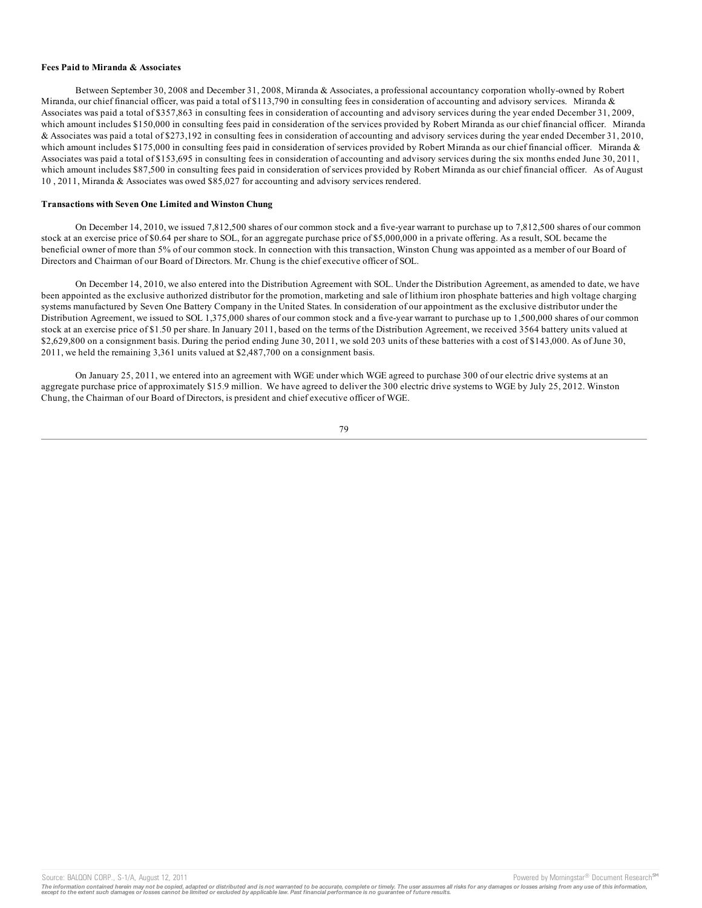**Fees Paid to Miranda & Associates**

Between September 30, 2008 and December 31, 2008, Miranda & Associates, a professional accountancy corporation wholly-owned by Robert Miranda, our chief financial officer, was paid a total of $113,790 in consulting fees in consideration of accounting and advisory services. Miranda & Associates was paid a total of $357,863 in consulting fees in consideration of accounting and advisory services during the year ended December 31, 2009, which amount includes $150,000 in consulting fees paid in consideration of the services provided by Robert Miranda as our chief financial officer. Miranda & Associates was paid a total of $273,192 in consulting fees in consideration of accounting and advisory services during the year ended December 31, 2010, which amount includes $175,000 in consulting fees paid in consideration of services provided by Robert Miranda as our chief financial officer. Miranda & Associates was paid a total of $153,695 in consulting fees in consideration of accounting and advisory services during the six months ended June 30, 2011, which amount includes $87,500 in consulting fees paid in consideration of services provided by Robert Miranda as our chief financial officer. As of August 10 , 2011, Miranda & Associates was owed $85,027 for accounting and advisory services rendered.

**Transactions with Seven One Limited and Winston Chung**

On December 14, 2010, we issued 7,812,500 shares of our common stock and a five-year warrant to purchase up to 7,812,500 shares of our common stock at an exercise price of $0.64 per share to SOL, for an aggregate purchase price of $5,000,000 in a private offering. As a result, SOL became the beneficial owner of more than 5% of our common stock. In connection with this transaction, Winston Chung was appointed as a member of our Board of Directors and Chairman of our Board of Directors. Mr. Chung is the chief executive officer of SOL.

On December 14, 2010, we also entered into the Distribution Agreement with SOL. Under the Distribution Agreement, as amended to date, we have been appointed as the exclusive authorized distributor for the promotion, marketing and sale of lithium iron phosphate batteries and high voltage charging systems manufactured by Seven One Battery Company in the United States. In consideration of our appointment as the exclusive distributor under the Distribution Agreement, we issued to SOL 1,375,000 shares of our common stock and a five-year warrant to purchase up to 1,500,000 shares of our common stock at an exercise price of $1.50 per share. In January 2011, based on the terms of the Distribution Agreement, we received 3564 battery units valued at $2,629,800 on a consignment basis. During the period ending June 30, 2011, we sold 203 units of these batteries with a cost of $143,000. As of June 30, 2011, we held the remaining 3,361 units valued at $2,487,700 on a consignment basis.

On January 25, 2011, we entered into an agreement with WGE under which WGE agreed to purchase 300 of our electric drive systems at an aggregate purchase price of approximately $15.9 million. We have agreed to deliver the 300 electric drive systems to WGE by July 25, 2012. Winston Chung, the Chairman of our Board of Directors, is president and chief executive officer of WGE.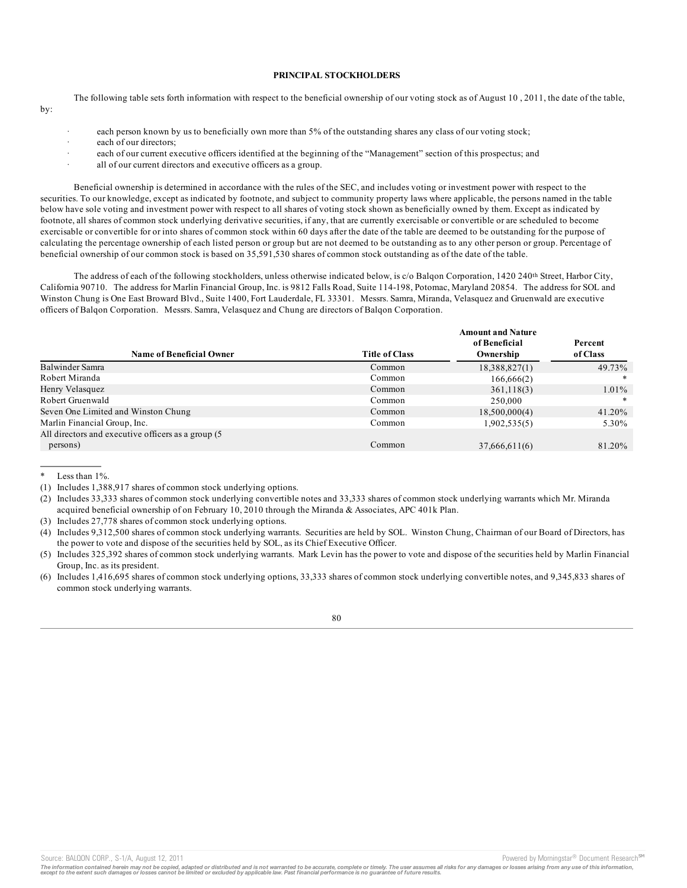## PRINCIPAL STOCKHOLDERS

The following table sets forth information with respect to the beneficial ownership of our voting stock as of August 10 , 2011, the date of the table, by:

- each person known by us to beneficially own more than 5% of the outstanding shares any class of our voting stock;
- each of our directors;
- each of our current executive officers identified at the beginning of the "Management" section of this prospectus; and
- all of our current directors and executive officers as a group.

Beneficial ownership is determined in accordance with the rules of the SEC, and includes voting or investment power with respect to the securities. To our knowledge, except as indicated by footnote, and subject to community property laws where applicable, the persons named in the table below have sole voting and investment power with respect to all shares of voting stock shown as beneficially owned by them. Except as indicated by footnote, all shares of common stock underlying derivative securities, if any, that are currently exercisable or convertible or are scheduled to become exercisable or convertible for or into shares of common stock within 60 days after the date of the table are deemed to be outstanding for the purpose of calculating the percentage ownership of each listed person or group but are not deemed to be outstanding as to any other person or group. Percentage of beneficial ownership of our common stock is based on 35,591,530 shares of common stock outstanding as of the date of the table.

The address of each of the following stockholders, unless otherwise indicated below, is c/o Balqon Corporation, 1420 240th Street, Harbor City, California 90710. The address for Marlin Financial Group, Inc. is 9812 Falls Road, Suite 114-198, Potomac, Maryland 20854. The address for SOL and Winston Chung is One East Broward Blvd., Suite 1400, Fort Lauderdale, FL 33301. Messrs. Samra, Miranda, Velasquez and Gruenwald are executive officers of Balqon Corporation. Messrs. Samra, Velasquez and Chung are directors of Balqon Corporation.

| Name of Beneficial Owner | Title of Class | Amount and Nature of Beneficial Ownership | Percent of Class |
|---|---|---|---|
| Balwinder Samra | Common | 18,388,827(1) | 49.73% |
| Robert Miranda | Common | 166,666(2) | * |
| Henry Velasquez | Common | 361,118(3) | 1.01% |
| Robert Gruenwald | Common | 250,000 | * |
| Seven One Limited and Winston Chung | Common | 18,500,000(4) | 41.20% |
| Marlin Financial Group, Inc. | Common | 1,902,535(5) | 5.30% |
| All directors and executive officers as a group (5 persons) | Common | 37,666,611(6) | 81.20% |

\* Less than 1%.

(1) Includes 1,388,917 shares of common stock underlying options.

(2) Includes 33,333 shares of common stock underlying convertible notes and 33,333 shares of common stock underlying warrants which Mr. Miranda acquired beneficial ownership of on February 10, 2010 through the Miranda & Associates, APC 401k Plan.

(3) Includes 27,778 shares of common stock underlying options.

(4) Includes 9,312,500 shares of common stock underlying warrants. Securities are held by SOL. Winston Chung, Chairman of our Board of Directors, has the power to vote and dispose of the securities held by SOL, as its Chief Executive Officer.

(5) Includes 325,392 shares of common stock underlying warrants. Mark Levin has the power to vote and dispose of the securities held by Marlin Financial Group, Inc. as its president.

(6) Includes 1,416,695 shares of common stock underlying options, 33,333 shares of common stock underlying convertible notes, and 9,345,833 shares of common stock underlying warrants.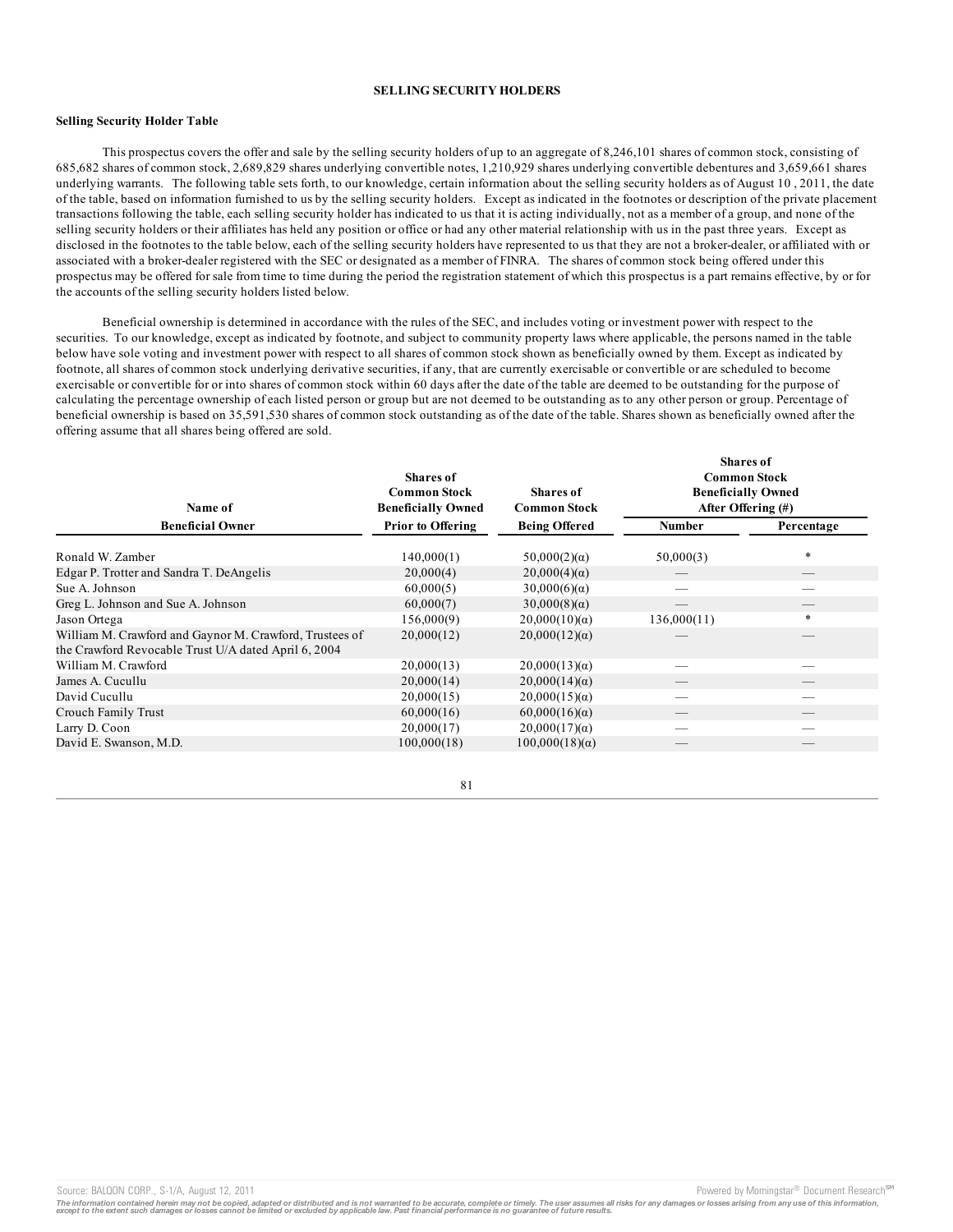## SELLING SECURITY HOLDERS

### Selling Security Holder Table

This prospectus covers the offer and sale by the selling security holders of up to an aggregate of 8,246,101 shares of common stock, consisting of 685,682 shares of common stock, 2,689,829 shares underlying convertible notes, 1,210,929 shares underlying convertible debentures and 3,659,661 shares underlying warrants. The following table sets forth, to our knowledge, certain information about the selling security holders as of August 10 , 2011, the date of the table, based on information furnished to us by the selling security holders. Except as indicated in the footnotes or description of the private placement transactions following the table, each selling security holder has indicated to us that it is acting individually, not as a member of a group, and none of the selling security holders or their affiliates has held any position or office or had any other material relationship with us in the past three years. Except as disclosed in the footnotes to the table below, each of the selling security holders have represented to us that they are not a broker-dealer, or affiliated with or associated with a broker-dealer registered with the SEC or designated as a member of FINRA. The shares of common stock being offered under this prospectus may be offered for sale from time to time during the period the registration statement of which this prospectus is a part remains effective, by or for the accounts of the selling security holders listed below.

Beneficial ownership is determined in accordance with the rules of the SEC, and includes voting or investment power with respect to the securities. To our knowledge, except as indicated by footnote, and subject to community property laws where applicable, the persons named in the table below have sole voting and investment power with respect to all shares of common stock shown as beneficially owned by them. Except as indicated by footnote, all shares of common stock underlying derivative securities, if any, that are currently exercisable or convertible or are scheduled to become exercisable or convertible for or into shares of common stock within 60 days after the date of the table are deemed to be outstanding for the purpose of calculating the percentage ownership of each listed person or group but are not deemed to be outstanding as to any other person or group. Percentage of beneficial ownership is based on 35,591,530 shares of common stock outstanding as of the date of the table. Shares shown as beneficially owned after the offering assume that all shares being offered are sold.

| Name of Beneficial Owner | Shares of Common Stock Beneficially Owned Prior to Offering | Shares of Common Stock Being Offered | Shares of Common Stock Beneficially Owned After Offering (#) | |
|---|---|---|---|---|
| | | | Number | Percentage |
| Ronald W. Zamber | 140,000(1) | 50,000(2)(α) | 50,000(3) | * |
| Edgar P. Trotter and Sandra T. DeAngelis | 20,000(4) | 20,000(4)(α) | — | — |
| Sue A. Johnson | 60,000(5) | 30,000(6)(α) | — | — |
| Greg L. Johnson and Sue A. Johnson | 60,000(7) | 30,000(8)(α) | — | — |
| Jason Ortega | 156,000(9) | 20,000(10)(α) | 136,000(11) | * |
| William M. Crawford and Gaynor M. Crawford, Trustees of the Crawford Revocable Trust U/A dated April 6, 2004 | 20,000(12) | 20,000(12)(α) | — | — |
| William M. Crawford | 20,000(13) | 20,000(13)(α) | — | — |
| James A. Cucullu | 20,000(14) | 20,000(14)(α) | — | — |
| David Cucullu | 20,000(15) | 20,000(15)(α) | — | — |
| Crouch Family Trust | 60,000(16) | 60,000(16)(α) | — | — |
| Larry D. Coon | 20,000(17) | 20,000(17)(α) | — | — |
| David E. Swanson, M.D. | 100,000(18) | 100,000(18)(α) | — | — |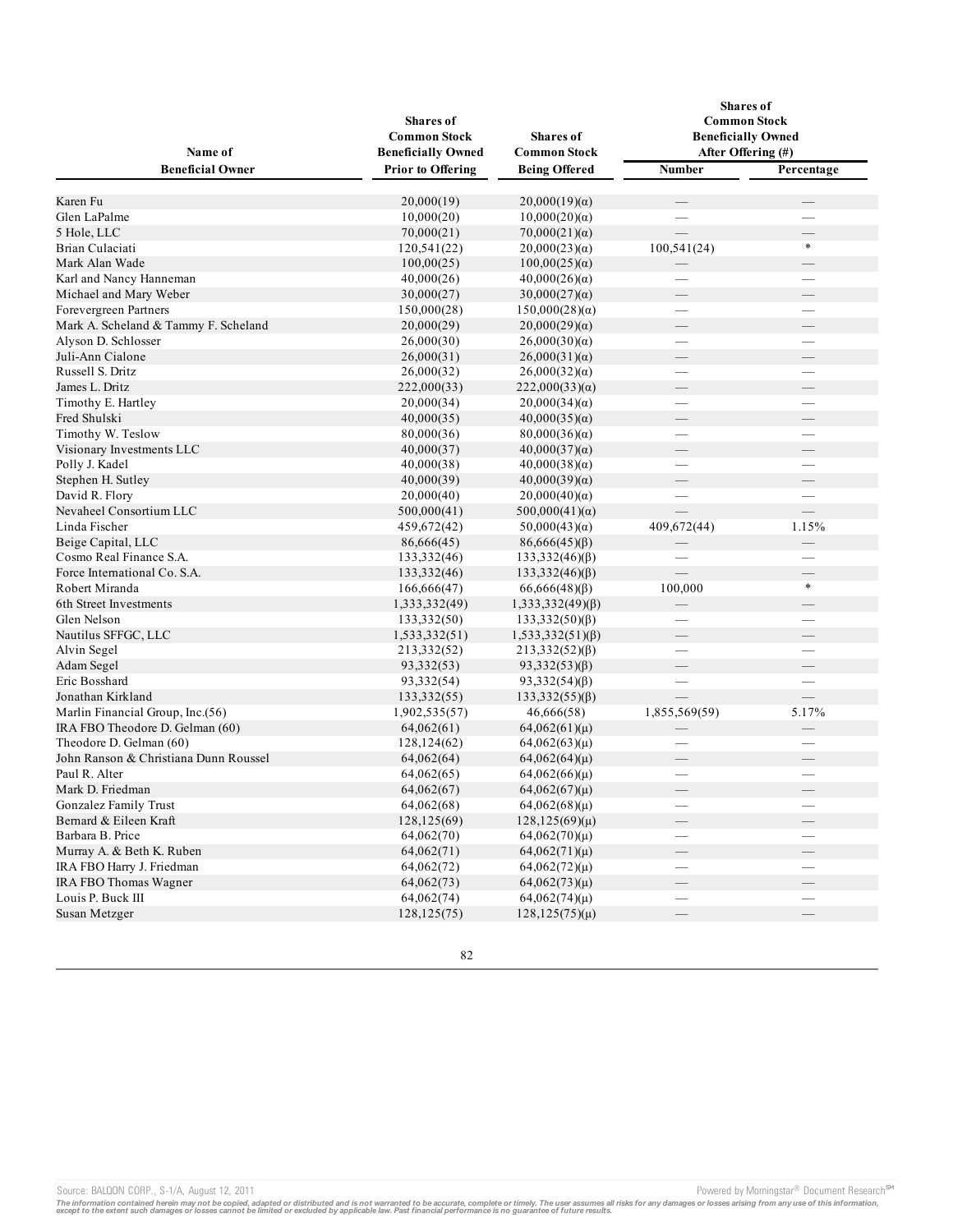| Name of Beneficial Owner | Shares of Common Stock Beneficially Owned Prior to Offering | Shares of Common Stock Being Offered | Shares of Common Stock Beneficially Owned After Offering (#) | |
|---|---|---|---|---|
| | | | Number | Percentage |
| Karen Fu | 20,000(19) | 20,000(19)(α) | — | — |
| Glen LaPalme | 10,000(20) | 10,000(20)(α) | — | — |
| 5 Hole, LLC | 70,000(21) | 70,000(21)(α) | — | — |
| Brian Culaciati | 120,541(22) | 20,000(23)(α) | 100,541(24) | * |
| Mark Alan Wade | 100,00(25) | 100,00(25)(α) | — | — |
| Karl and Nancy Hanneman | 40,000(26) | 40,000(26)(α) | — | — |
| Michael and Mary Weber | 30,000(27) | 30,000(27)(α) | — | — |
| Forevergreen Partners | 150,000(28) | 150,000(28)(α) | — | — |
| Mark A. Scheland & Tammy F. Scheland | 20,000(29) | 20,000(29)(α) | — | — |
| Alyson D. Schlosser | 26,000(30) | 26,000(30)(α) | — | — |
| Juli-Ann Cialone | 26,000(31) | 26,000(31)(α) | — | — |
| Russell S. Dritz | 26,000(32) | 26,000(32)(α) | — | — |
| James L. Dritz | 222,000(33) | 222,000(33)(α) | — | — |
| Timothy E. Hartley | 20,000(34) | 20,000(34)(α) | — | — |
| Fred Shulski | 40,000(35) | 40,000(35)(α) | — | — |
| Timothy W. Teslow | 80,000(36) | 80,000(36)(α) | — | — |
| Visionary Investments LLC | 40,000(37) | 40,000(37)(α) | — | — |
| Polly J. Kadel | 40,000(38) | 40,000(38)(α) | — | — |
| Stephen H. Sutley | 40,000(39) | 40,000(39)(α) | — | — |
| David R. Flory | 20,000(40) | 20,000(40)(α) | — | — |
| Nevaheel Consortium LLC | 500,000(41) | 500,000(41)(α) | — | — |
| Linda Fischer | 459,672(42) | 50,000(43)(α) | 409,672(44) | 1.15% |
| Beige Capital, LLC | 86,666(45) | 86,666(45)(β) | — | — |
| Cosmo Real Finance S.A. | 133,332(46) | 133,332(46)(β) | — | — |
| Force International Co. S.A. | 133,332(46) | 133,332(46)(β) | — | — |
| Robert Miranda | 166,666(47) | 66,666(48)(β) | 100,000 | * |
| 6th Street Investments | 1,333,332(49) | 1,333,332(49)(β) | — | — |
| Glen Nelson | 133,332(50) | 133,332(50)(β) | — | — |
| Nautilus SFFGC, LLC | 1,533,332(51) | 1,533,332(51)(β) | — | — |
| Alvin Segel | 213,332(52) | 213,332(52)(β) | — | — |
| Adam Segel | 93,332(53) | 93,332(53)(β) | — | — |
| Eric Bosshard | 93,332(54) | 93,332(54)(β) | — | — |
| Jonathan Kirkland | 133,332(55) | 133,332(55)(β) | — | — |
| Marlin Financial Group, Inc.(56) | 1,902,535(57) | 46,666(58) | 1,855,569(59) | 5.17% |
| IRA FBO Theodore D. Gelman (60) | 64,062(61) | 64,062(61)(μ) | — | — |
| Theodore D. Gelman (60) | 128,124(62) | 64,062(63)(μ) | — | — |
| John Ranson & Christiana Dunn Roussel | 64,062(64) | 64,062(64)(μ) | — | — |
| Paul R. Alter | 64,062(65) | 64,062(66)(μ) | — | — |
| Mark D. Friedman | 64,062(67) | 64,062(67)(μ) | — | — |
| Gonzalez Family Trust | 64,062(68) | 64,062(68)(μ) | — | — |
| Bernard & Eileen Kraft | 128,125(69) | 128,125(69)(μ) | — | — |
| Barbara B. Price | 64,062(70) | 64,062(70)(μ) | — | — |
| Murray A. & Beth K. Ruben | 64,062(71) | 64,062(71)(μ) | — | — |
| IRA FBO Harry J. Friedman | 64,062(72) | 64,062(72)(μ) | — | — |
| IRA FBO Thomas Wagner | 64,062(73) | 64,062(73)(μ) | — | — |
| Louis P. Buck III | 64,062(74) | 64,062(74)(μ) | — | — |
| Susan Metzger | 128,125(75) | 128,125(75)(μ) | — | — |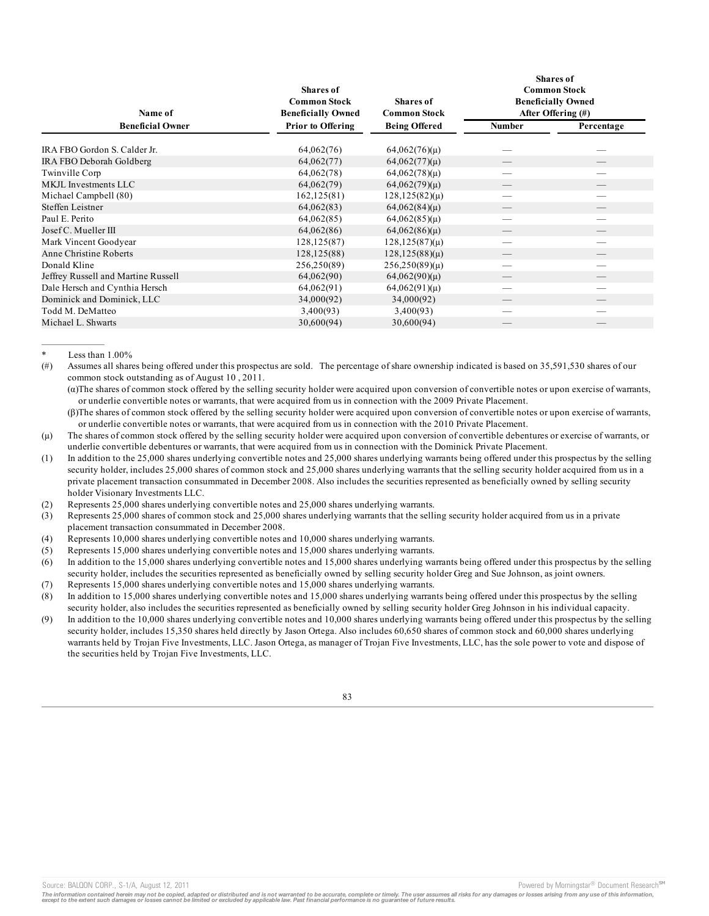| Name of Beneficial Owner | Shares of Common Stock Beneficially Owned Prior to Offering | Shares of Common Stock Being Offered | Shares of Common Stock Beneficially Owned After Offering (#) | |
|---|---|---|---|---|
| | | | Number | Percentage |
| IRA FBO Gordon S. Calder Jr. | 64,062(76) | 64,062(76)(μ) | — | — |
| IRA FBO Deborah Goldberg | 64,062(77) | 64,062(77)(μ) | — | — |
| Twinville Corp | 64,062(78) | 64,062(78)(μ) | — | — |
| MKJL Investments LLC | 64,062(79) | 64,062(79)(μ) | — | — |
| Michael Campbell (80) | 162,125(81) | 128,125(82)(μ) | — | — |
| Steffen Leistner | 64,062(83) | 64,062(84)(μ) | — | — |
| Paul E. Perito | 64,062(85) | 64,062(85)(μ) | — | — |
| Josef C. Mueller III | 64,062(86) | 64,062(86)(μ) | — | — |
| Mark Vincent Goodyear | 128,125(87) | 128,125(87)(μ) | — | — |
| Anne Christine Roberts | 128,125(88) | 128,125(88)(μ) | — | — |
| Donald Kline | 256,250(89) | 256,250(89)(μ) | — | — |
| Jeffrey Russell and Martine Russell | 64,062(90) | 64,062(90)(μ) | — | — |
| Dale Hersch and Cynthia Hersch | 64,062(91) | 64,062(91)(μ) | — | — |
| Dominick and Dominick, LLC | 34,000(92) | 34,000(92) | — | — |
| Todd M. DeMatteo | 3,400(93) | 3,400(93) | — | — |
| Michael L. Shwarts | 30,600(94) | 30,600(94) | — | — |

\* Less than 1.00%

(#) Assumes all shares being offered under this prospectus are sold. The percentage of share ownership indicated is based on 35,591,530 shares of our common stock outstanding as of August 10 , 2011.

(α)The shares of common stock offered by the selling security holder were acquired upon conversion of convertible notes or upon exercise of warrants, or underlie convertible notes or warrants, that were acquired from us in connection with the 2009 Private Placement.

(β)The shares of common stock offered by the selling security holder were acquired upon conversion of convertible notes or upon exercise of warrants, or underlie convertible notes or warrants, that were acquired from us in connection with the 2010 Private Placement.

(μ) The shares of common stock offered by the selling security holder were acquired upon conversion of convertible debentures or exercise of warrants, or underlie convertible debentures or warrants, that were acquired from us in connection with the Dominick Private Placement.

(1) In addition to the 25,000 shares underlying convertible notes and 25,000 shares underlying warrants being offered under this prospectus by the selling security holder, includes 25,000 shares of common stock and 25,000 shares underlying warrants that the selling security holder acquired from us in a private placement transaction consummated in December 2008. Also includes the securities represented as beneficially owned by selling security holder Visionary Investments LLC.

(2) Represents 25,000 shares underlying convertible notes and 25,000 shares underlying warrants.

(3) Represents 25,000 shares of common stock and 25,000 shares underlying warrants that the selling security holder acquired from us in a private placement transaction consummated in December 2008.

(4) Represents 10,000 shares underlying convertible notes and 10,000 shares underlying warrants.

(5) Represents 15,000 shares underlying convertible notes and 15,000 shares underlying warrants.

(6) In addition to the 15,000 shares underlying convertible notes and 15,000 shares underlying warrants being offered under this prospectus by the selling security holder, includes the securities represented as beneficially owned by selling security holder Greg and Sue Johnson, as joint owners.

(7) Represents 15,000 shares underlying convertible notes and 15,000 shares underlying warrants.

(8) In addition to 15,000 shares underlying convertible notes and 15,000 shares underlying warrants being offered under this prospectus by the selling security holder, also includes the securities represented as beneficially owned by selling security holder Greg Johnson in his individual capacity.

(9) In addition to the 10,000 shares underlying convertible notes and 10,000 shares underlying warrants being offered under this prospectus by the selling security holder, includes 15,350 shares held directly by Jason Ortega. Also includes 60,650 shares of common stock and 60,000 shares underlying warrants held by Trojan Five Investments, LLC. Jason Ortega, as manager of Trojan Five Investments, LLC, has the sole power to vote and dispose of the securities held by Trojan Five Investments, LLC.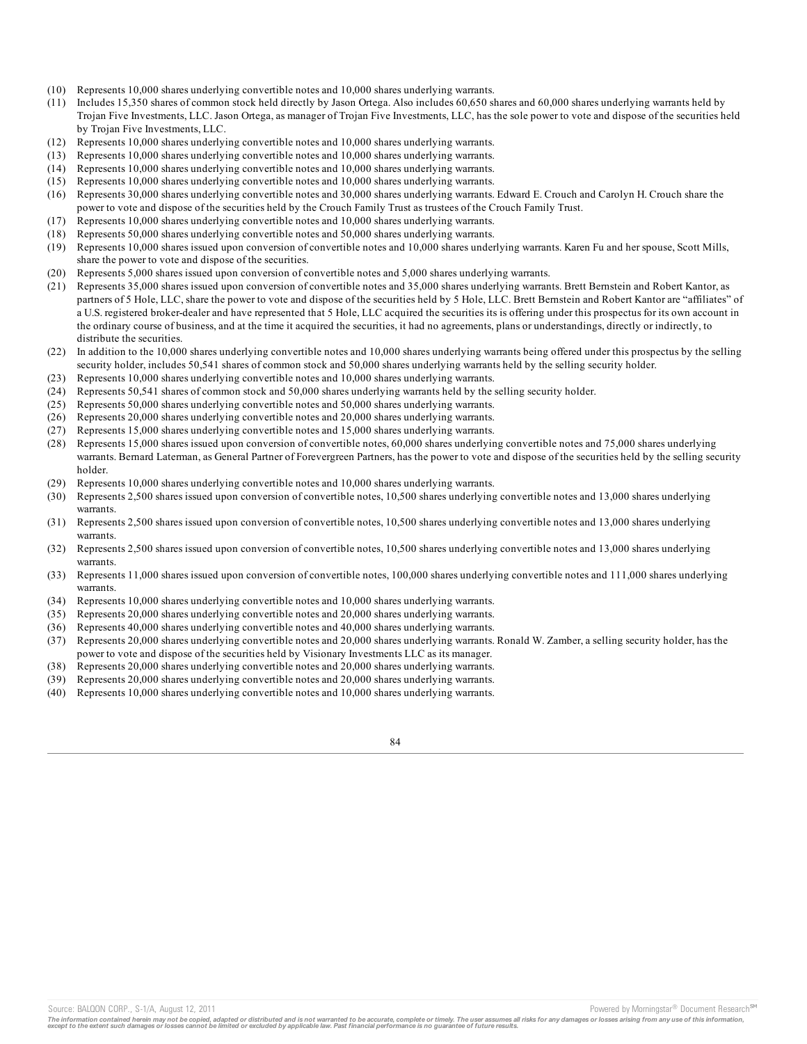(10) Represents 10,000 shares underlying convertible notes and 10,000 shares underlying warrants.

(11) Includes 15,350 shares of common stock held directly by Jason Ortega. Also includes 60,650 shares and 60,000 shares underlying warrants held by Trojan Five Investments, LLC. Jason Ortega, as manager of Trojan Five Investments, LLC, has the sole power to vote and dispose of the securities held by Trojan Five Investments, LLC.

(12) Represents 10,000 shares underlying convertible notes and 10,000 shares underlying warrants.

(13) Represents 10,000 shares underlying convertible notes and 10,000 shares underlying warrants.

(14) Represents 10,000 shares underlying convertible notes and 10,000 shares underlying warrants.

(15) Represents 10,000 shares underlying convertible notes and 10,000 shares underlying warrants.

(16) Represents 30,000 shares underlying convertible notes and 30,000 shares underlying warrants. Edward E. Crouch and Carolyn H. Crouch share the power to vote and dispose of the securities held by the Crouch Family Trust as trustees of the Crouch Family Trust.

(17) Represents 10,000 shares underlying convertible notes and 10,000 shares underlying warrants.

(18) Represents 50,000 shares underlying convertible notes and 50,000 shares underlying warrants.

(19) Represents 10,000 shares issued upon conversion of convertible notes and 10,000 shares underlying warrants. Karen Fu and her spouse, Scott Mills, share the power to vote and dispose of the securities.

(20) Represents 5,000 shares issued upon conversion of convertible notes and 5,000 shares underlying warrants.

(21) Represents 35,000 shares issued upon conversion of convertible notes and 35,000 shares underlying warrants. Brett Bernstein and Robert Kantor, as partners of 5 Hole, LLC, share the power to vote and dispose of the securities held by 5 Hole, LLC. Brett Bernstein and Robert Kantor are "affiliates" of a U.S. registered broker-dealer and have represented that 5 Hole, LLC acquired the securities its is offering under this prospectus for its own account in the ordinary course of business, and at the time it acquired the securities, it had no agreements, plans or understandings, directly or indirectly, to distribute the securities.

(22) In addition to the 10,000 shares underlying convertible notes and 10,000 shares underlying warrants being offered under this prospectus by the selling security holder, includes 50,541 shares of common stock and 50,000 shares underlying warrants held by the selling security holder.

(23) Represents 10,000 shares underlying convertible notes and 10,000 shares underlying warrants.

(24) Represents 50,541 shares of common stock and 50,000 shares underlying warrants held by the selling security holder.

(25) Represents 50,000 shares underlying convertible notes and 50,000 shares underlying warrants.

(26) Represents 20,000 shares underlying convertible notes and 20,000 shares underlying warrants.

(27) Represents 15,000 shares underlying convertible notes and 15,000 shares underlying warrants.

(28) Represents 15,000 shares issued upon conversion of convertible notes, 60,000 shares underlying convertible notes and 75,000 shares underlying warrants. Bernard Laterman, as General Partner of Forevergreen Partners, has the power to vote and dispose of the securities held by the selling security holder.

(29) Represents 10,000 shares underlying convertible notes and 10,000 shares underlying warrants.

(30) Represents 2,500 shares issued upon conversion of convertible notes, 10,500 shares underlying convertible notes and 13,000 shares underlying warrants.

(31) Represents 2,500 shares issued upon conversion of convertible notes, 10,500 shares underlying convertible notes and 13,000 shares underlying warrants.

(32) Represents 2,500 shares issued upon conversion of convertible notes, 10,500 shares underlying convertible notes and 13,000 shares underlying warrants.

(33) Represents 11,000 shares issued upon conversion of convertible notes, 100,000 shares underlying convertible notes and 111,000 shares underlying warrants.

(34) Represents 10,000 shares underlying convertible notes and 10,000 shares underlying warrants.

(35) Represents 20,000 shares underlying convertible notes and 20,000 shares underlying warrants.

(36) Represents 40,000 shares underlying convertible notes and 40,000 shares underlying warrants.

(37) Represents 20,000 shares underlying convertible notes and 20,000 shares underlying warrants. Ronald W. Zamber, a selling security holder, has the power to vote and dispose of the securities held by Visionary Investments LLC as its manager.

(38) Represents 20,000 shares underlying convertible notes and 20,000 shares underlying warrants.

(39) Represents 20,000 shares underlying convertible notes and 20,000 shares underlying warrants.

(40) Represents 10,000 shares underlying convertible notes and 10,000 shares underlying warrants.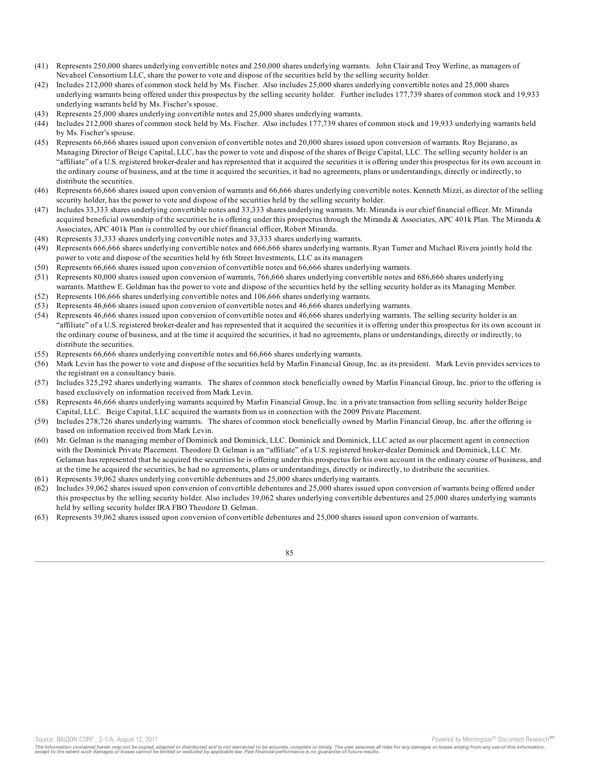(41) Represents 250,000 shares underlying convertible notes and 250,000 shares underlying warrants. John Clair and Troy Werline, as managers of Nevaheel Consortium LLC, share the power to vote and dispose of the securities held by the selling security holder.

(42) Includes 212,000 shares of common stock held by Ms. Fischer. Also includes 25,000 shares underlying convertible notes and 25,000 shares underlying warrants being offered under this prospectus by the selling security holder. Further includes 177,739 shares of common stock and 19,933 underlying warrants held by Ms. Fischer's spouse.

(43) Represents 25,000 shares underlying convertible notes and 25,000 shares underlying warrants.

(44) Includes 212,000 shares of common stock held by Ms. Fischer. Also includes 177,739 shares of common stock and 19,933 underlying warrants held by Ms. Fischer's spouse.

(45) Represents 66,666 shares issued upon conversion of convertible notes and 20,000 shares issued upon conversion of warrants. Roy Bejarano, as Managing Director of Beige Capital, LLC, has the power to vote and dispose of the shares of Beige Capital, LLC. The selling security holder is an "affiliate" of a U.S. registered broker-dealer and has represented that it acquired the securities it is offering under this prospectus for its own account in the ordinary course of business, and at the time it acquired the securities, it had no agreements, plans or understandings, directly or indirectly, to distribute the securities.

(46) Represents 66,666 shares issued upon conversion of warrants and 66,666 shares underlying convertible notes. Kenneth Mizzi, as director of the selling security holder, has the power to vote and dispose of the securities held by the selling security holder.

(47) Includes 33,333 shares underlying convertible notes and 33,333 shares underlying warrants. Mr. Miranda is our chief financial officer. Mr. Miranda acquired beneficial ownership of the securities he is offering under this prospectus through the Miranda & Associates, APC 401k Plan. The Miranda & Associates, APC 401k Plan is controlled by our chief financial officer, Robert Miranda.

(48) Represents 33,333 shares underlying convertible notes and 33,333 shares underlying warrants.

(49) Represents 666,666 shares underlying convertible notes and 666,666 shares underlying warrants. Ryan Turner and Michael Rivera jointly hold the power to vote and dispose of the securities held by 6th Street Investments, LLC as its managers

(50) Represents 66,666 shares issued upon conversion of convertible notes and 66,666 shares underlying warrants.

(51) Represents 80,000 shares issued upon conversion of warrants, 766,666 shares underlying convertible notes and 686,666 shares underlying warrants. Matthew E. Goldman has the power to vote and dispose of the securities held by the selling security holder as its Managing Member.

(52) Represents 106,666 shares underlying convertible notes and 106,666 shares underlying warrants.

(53) Represents 46,666 shares issued upon conversion of convertible notes and 46,666 shares underlying warrants.

(54) Represents 46,666 shares issued upon conversion of convertible notes and 46,666 shares underlying warrants. The selling security holder is an "affiliate" of a U.S. registered broker-dealer and has represented that it acquired the securities it is offering under this prospectus for its own account in the ordinary course of business, and at the time it acquired the securities, it had no agreements, plans or understandings, directly or indirectly, to distribute the securities.

(55) Represents 66,666 shares underlying convertible notes and 66,666 shares underlying warrants.

(56) Mark Levin has the power to vote and dispose of the securities held by Marlin Financial Group, Inc. as its president. Mark Levin provides services to the registrant on a consultancy basis.

(57) Includes 325,292 shares underlying warrants. The shares of common stock beneficially owned by Marlin Financial Group, Inc. prior to the offering is based exclusively on information received from Mark Levin.

(58) Represents 46,666 shares underlying warrants acquired by Marlin Financial Group, Inc. in a private transaction from selling security holder Beige Capital, LLC. Beige Capital, LLC acquired the warrants from us in connection with the 2009 Private Placement.

(59) Includes 278,726 shares underlying warrants. The shares of common stock beneficially owned by Marlin Financial Group, Inc. after the offering is based on information received from Mark Levin.

(60) Mr. Gelman is the managing member of Dominick and Dominick, LLC. Dominick and Dominick, LLC acted as our placement agent in connection with the Dominick Private Placement. Theodore D. Gelman is an "affiliate" of a U.S. registered broker-dealer Dominick and Dominick, LLC. Mr. Gelaman has represented that he acquired the securities he is offering under this prospectus for his own account in the ordinary course of business, and at the time he acquired the securities, he had no agreements, plans or understandings, directly or indirectly, to distribute the securities.

(61) Represents 39,062 shares underlying convertible debentures and 25,000 shares underlying warrants.

(62) Includes 39,062 shares issued upon conversion of convertible debentures and 25,000 shares issued upon conversion of warrants being offered under this prospectus by the selling security holder. Also includes 39,062 shares underlying convertible debentures and 25,000 shares underlying warrants held by selling security holder IRA FBO Theodore D. Gelman.

(63) Represents 39,062 shares issued upon conversion of convertible debentures and 25,000 shares issued upon conversion of warrants.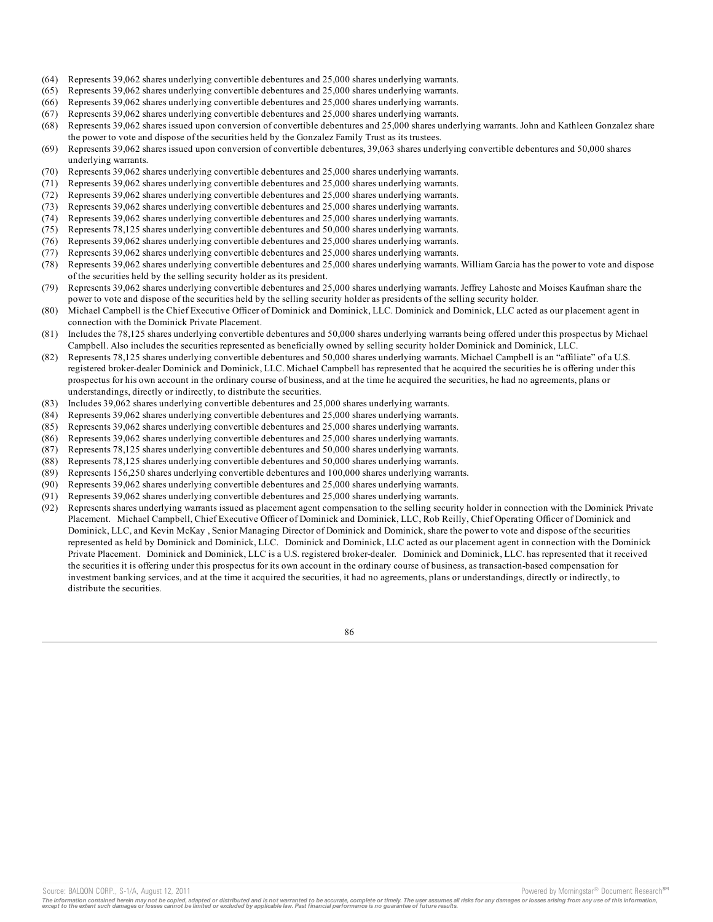(64) Represents 39,062 shares underlying convertible debentures and 25,000 shares underlying warrants.

(65) Represents 39,062 shares underlying convertible debentures and 25,000 shares underlying warrants.

(66) Represents 39,062 shares underlying convertible debentures and 25,000 shares underlying warrants.

(67) Represents 39,062 shares underlying convertible debentures and 25,000 shares underlying warrants.

(68) Represents 39,062 shares issued upon conversion of convertible debentures and 25,000 shares underlying warrants. John and Kathleen Gonzalez share the power to vote and dispose of the securities held by the Gonzalez Family Trust as its trustees.

(69) Represents 39,062 shares issued upon conversion of convertible debentures, 39,063 shares underlying convertible debentures and 50,000 shares underlying warrants.

(70) Represents 39,062 shares underlying convertible debentures and 25,000 shares underlying warrants.

(71) Represents 39,062 shares underlying convertible debentures and 25,000 shares underlying warrants.

(72) Represents 39,062 shares underlying convertible debentures and 25,000 shares underlying warrants.

(73) Represents 39,062 shares underlying convertible debentures and 25,000 shares underlying warrants.

(74) Represents 39,062 shares underlying convertible debentures and 25,000 shares underlying warrants.

(75) Represents 78,125 shares underlying convertible debentures and 50,000 shares underlying warrants.

(76) Represents 39,062 shares underlying convertible debentures and 25,000 shares underlying warrants.

(77) Represents 39,062 shares underlying convertible debentures and 25,000 shares underlying warrants.

(78) Represents 39,062 shares underlying convertible debentures and 25,000 shares underlying warrants. William Garcia has the power to vote and dispose of the securities held by the selling security holder as its president.

(79) Represents 39,062 shares underlying convertible debentures and 25,000 shares underlying warrants. Jeffrey Lahoste and Moises Kaufman share the power to vote and dispose of the securities held by the selling security holder as presidents of the selling security holder.

(80) Michael Campbell is the Chief Executive Officer of Dominick and Dominick, LLC. Dominick and Dominick, LLC acted as our placement agent in connection with the Dominick Private Placement.

(81) Includes the 78,125 shares underlying convertible debentures and 50,000 shares underlying warrants being offered under this prospectus by Michael Campbell. Also includes the securities represented as beneficially owned by selling security holder Dominick and Dominick, LLC.

(82) Represents 78,125 shares underlying convertible debentures and 50,000 shares underlying warrants. Michael Campbell is an "affiliate" of a U.S. registered broker-dealer Dominick and Dominick, LLC. Michael Campbell has represented that he acquired the securities he is offering under this prospectus for his own account in the ordinary course of business, and at the time he acquired the securities, he had no agreements, plans or understandings, directly or indirectly, to distribute the securities.

(83) Includes 39,062 shares underlying convertible debentures and 25,000 shares underlying warrants.

(84) Represents 39,062 shares underlying convertible debentures and 25,000 shares underlying warrants.

(85) Represents 39,062 shares underlying convertible debentures and 25,000 shares underlying warrants.

(86) Represents 39,062 shares underlying convertible debentures and 25,000 shares underlying warrants.

(87) Represents 78,125 shares underlying convertible debentures and 50,000 shares underlying warrants.

(88) Represents 78,125 shares underlying convertible debentures and 50,000 shares underlying warrants.

(89) Represents 156,250 shares underlying convertible debentures and 100,000 shares underlying warrants.

(90) Represents 39,062 shares underlying convertible debentures and 25,000 shares underlying warrants.

(91) Represents 39,062 shares underlying convertible debentures and 25,000 shares underlying warrants.

(92) Represents shares underlying warrants issued as placement agent compensation to the selling security holder in connection with the Dominick Private Placement. Michael Campbell, Chief Executive Officer of Dominick and Dominick, LLC, Rob Reilly, Chief Operating Officer of Dominick and Dominick, LLC, and Kevin McKay , Senior Managing Director of Dominick and Dominick, share the power to vote and dispose of the securities represented as held by Dominick and Dominick, LLC. Dominick and Dominick, LLC acted as our placement agent in connection with the Dominick Private Placement. Dominick and Dominick, LLC is a U.S. registered broker-dealer. Dominick and Dominick, LLC. has represented that it received the securities it is offering under this prospectus for its own account in the ordinary course of business, as transaction-based compensation for investment banking services, and at the time it acquired the securities, it had no agreements, plans or understandings, directly or indirectly, to distribute the securities.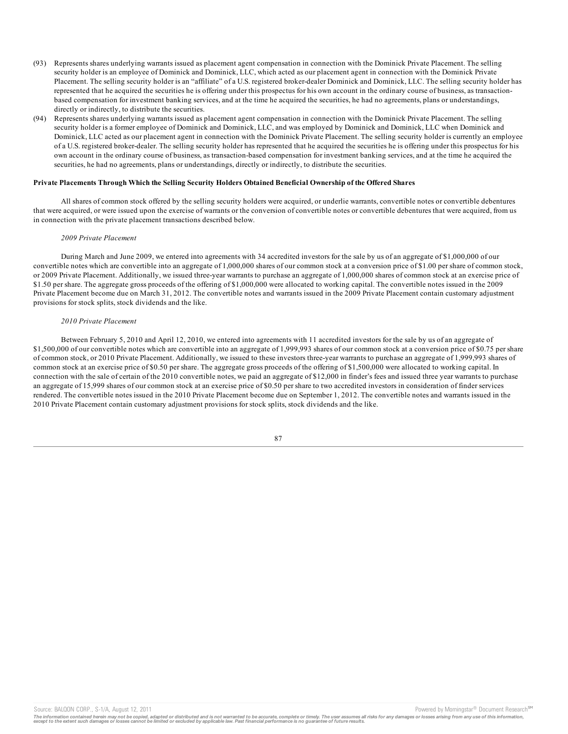(93) Represents shares underlying warrants issued as placement agent compensation in connection with the Dominick Private Placement. The selling security holder is an employee of Dominick and Dominick, LLC, which acted as our placement agent in connection with the Dominick Private Placement. The selling security holder is an "affiliate" of a U.S. registered broker-dealer Dominick and Dominick, LLC. The selling security holder has represented that he acquired the securities he is offering under this prospectus for his own account in the ordinary course of business, as transaction-based compensation for investment banking services, and at the time he acquired the securities, he had no agreements, plans or understandings, directly or indirectly, to distribute the securities.

(94) Represents shares underlying warrants issued as placement agent compensation in connection with the Dominick Private Placement. The selling security holder is a former employee of Dominick and Dominick, LLC, and was employed by Dominick and Dominick, LLC when Dominick and Dominick, LLC acted as our placement agent in connection with the Dominick Private Placement. The selling security holder is currently an employee of a U.S. registered broker-dealer. The selling security holder has represented that he acquired the securities he is offering under this prospectus for his own account in the ordinary course of business, as transaction-based compensation for investment banking services, and at the time he acquired the securities, he had no agreements, plans or understandings, directly or indirectly, to distribute the securities.

**Private Placements Through Which the Selling Security Holders Obtained Beneficial Ownership of the Offered Shares**

All shares of common stock offered by the selling security holders were acquired, or underlie warrants, convertible notes or convertible debentures that were acquired, or were issued upon the exercise of warrants or the conversion of convertible notes or convertible debentures that were acquired, from us in connection with the private placement transactions described below.

*2009 Private Placement*

During March and June 2009, we entered into agreements with 34 accredited investors for the sale by us of an aggregate of $1,000,000 of our convertible notes which are convertible into an aggregate of 1,000,000 shares of our common stock at a conversion price of $1.00 per share of common stock, or 2009 Private Placement. Additionally, we issued three-year warrants to purchase an aggregate of 1,000,000 shares of common stock at an exercise price of $1.50 per share. The aggregate gross proceeds of the offering of $1,000,000 were allocated to working capital. The convertible notes issued in the 2009 Private Placement become due on March 31, 2012. The convertible notes and warrants issued in the 2009 Private Placement contain customary adjustment provisions for stock splits, stock dividends and the like.

*2010 Private Placement*

Between February 5, 2010 and April 12, 2010, we entered into agreements with 11 accredited investors for the sale by us of an aggregate of $1,500,000 of our convertible notes which are convertible into an aggregate of 1,999,993 shares of our common stock at a conversion price of $0.75 per share of common stock, or 2010 Private Placement. Additionally, we issued to these investors three-year warrants to purchase an aggregate of 1,999,993 shares of common stock at an exercise price of $0.50 per share. The aggregate gross proceeds of the offering of $1,500,000 were allocated to working capital. In connection with the sale of certain of the 2010 convertible notes, we paid an aggregate of $12,000 in finder's fees and issued three year warrants to purchase an aggregate of 15,999 shares of our common stock at an exercise price of $0.50 per share to two accredited investors in consideration of finder services rendered. The convertible notes issued in the 2010 Private Placement become due on September 1, 2012. The convertible notes and warrants issued in the 2010 Private Placement contain customary adjustment provisions for stock splits, stock dividends and the like.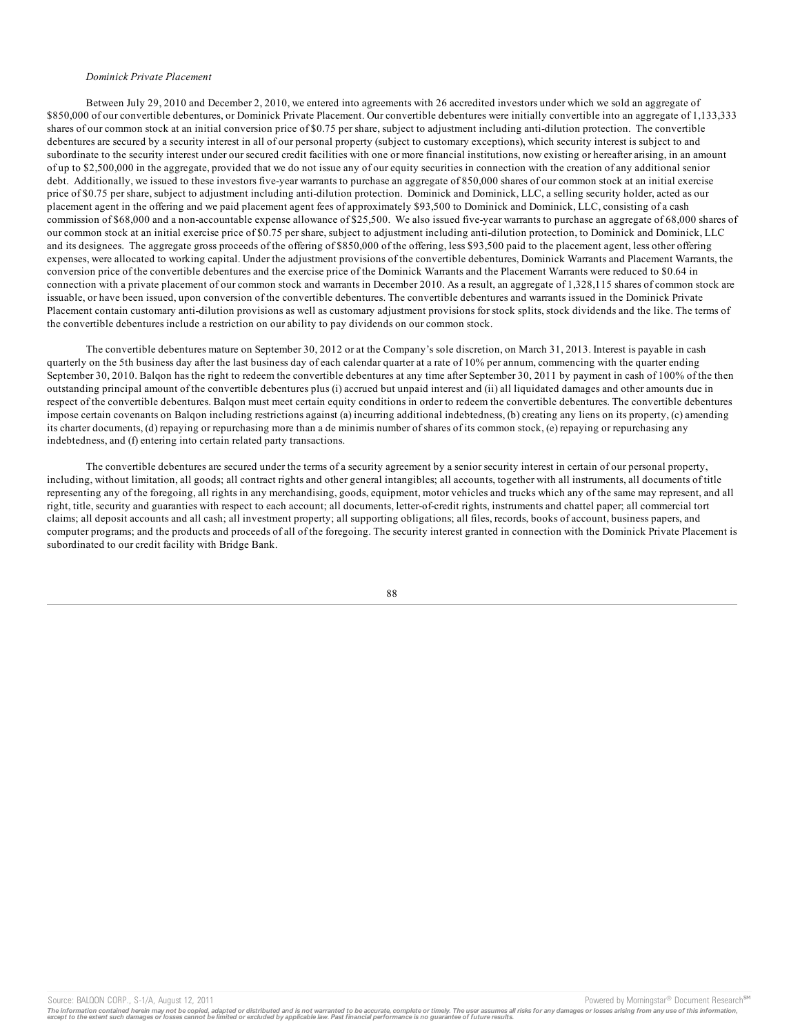*Dominick Private Placement*

Between July 29, 2010 and December 2, 2010, we entered into agreements with 26 accredited investors under which we sold an aggregate of \$850,000 of our convertible debentures, or Dominick Private Placement. Our convertible debentures were initially convertible into an aggregate of 1,133,333 shares of our common stock at an initial conversion price of \$0.75 per share, subject to adjustment including anti-dilution protection. The convertible debentures are secured by a security interest in all of our personal property (subject to customary exceptions), which security interest is subject to and subordinate to the security interest under our secured credit facilities with one or more financial institutions, now existing or hereafter arising, in an amount of up to \$2,500,000 in the aggregate, provided that we do not issue any of our equity securities in connection with the creation of any additional senior debt. Additionally, we issued to these investors five-year warrants to purchase an aggregate of 850,000 shares of our common stock at an initial exercise price of \$0.75 per share, subject to adjustment including anti-dilution protection. Dominick and Dominick, LLC, a selling security holder, acted as our placement agent in the offering and we paid placement agent fees of approximately \$93,500 to Dominick and Dominick, LLC, consisting of a cash commission of \$68,000 and a non-accountable expense allowance of \$25,500. We also issued five-year warrants to purchase an aggregate of 68,000 shares of our common stock at an initial exercise price of \$0.75 per share, subject to adjustment including anti-dilution protection, to Dominick and Dominick, LLC and its designees. The aggregate gross proceeds of the offering of \$850,000 of the offering, less \$93,500 paid to the placement agent, less other offering expenses, were allocated to working capital. Under the adjustment provisions of the convertible debentures, Dominick Warrants and Placement Warrants, the conversion price of the convertible debentures and the exercise price of the Dominick Warrants and the Placement Warrants were reduced to \$0.64 in connection with a private placement of our common stock and warrants in December 2010. As a result, an aggregate of 1,328,115 shares of common stock are issuable, or have been issued, upon conversion of the convertible debentures. The convertible debentures and warrants issued in the Dominick Private Placement contain customary anti-dilution provisions as well as customary adjustment provisions for stock splits, stock dividends and the like. The terms of the convertible debentures include a restriction on our ability to pay dividends on our common stock.

The convertible debentures mature on September 30, 2012 or at the Company's sole discretion, on March 31, 2013. Interest is payable in cash quarterly on the 5th business day after the last business day of each calendar quarter at a rate of 10% per annum, commencing with the quarter ending September 30, 2010. Balqon has the right to redeem the convertible debentures at any time after September 30, 2011 by payment in cash of 100% of the then outstanding principal amount of the convertible debentures plus (i) accrued but unpaid interest and (ii) all liquidated damages and other amounts due in respect of the convertible debentures. Balqon must meet certain equity conditions in order to redeem the convertible debentures. The convertible debentures impose certain covenants on Balqon including restrictions against (a) incurring additional indebtedness, (b) creating any liens on its property, (c) amending its charter documents, (d) repaying or repurchasing more than a de minimis number of shares of its common stock, (e) repaying or repurchasing any indebtedness, and (f) entering into certain related party transactions.

The convertible debentures are secured under the terms of a security agreement by a senior security interest in certain of our personal property, including, without limitation, all goods; all contract rights and other general intangibles; all accounts, together with all instruments, all documents of title representing any of the foregoing, all rights in any merchandising, goods, equipment, motor vehicles and trucks which any of the same may represent, and all right, title, security and guaranties with respect to each account; all documents, letter-of-credit rights, instruments and chattel paper; all commercial tort claims; all deposit accounts and all cash; all investment property; all supporting obligations; all files, records, books of account, business papers, and computer programs; and the products and proceeds of all of the foregoing. The security interest granted in connection with the Dominick Private Placement is subordinated to our credit facility with Bridge Bank.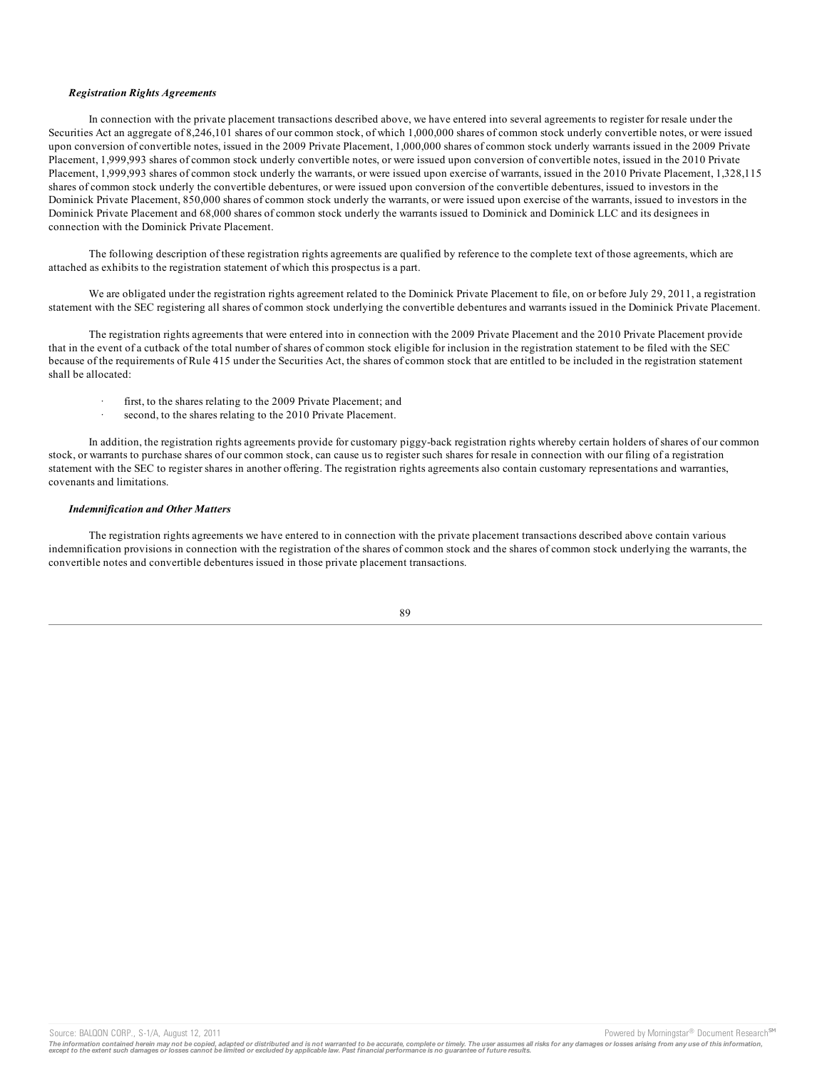***Registration Rights Agreements***

In connection with the private placement transactions described above, we have entered into several agreements to register for resale under the Securities Act an aggregate of 8,246,101 shares of our common stock, of which 1,000,000 shares of common stock underly convertible notes, or were issued upon conversion of convertible notes, issued in the 2009 Private Placement, 1,000,000 shares of common stock underly warrants issued in the 2009 Private Placement, 1,999,993 shares of common stock underly convertible notes, or were issued upon conversion of convertible notes, issued in the 2010 Private Placement, 1,999,993 shares of common stock underly the warrants, or were issued upon exercise of warrants, issued in the 2010 Private Placement, 1,328,115 shares of common stock underly the convertible debentures, or were issued upon conversion of the convertible debentures, issued to investors in the Dominick Private Placement, 850,000 shares of common stock underly the warrants, or were issued upon exercise of the warrants, issued to investors in the Dominick Private Placement and 68,000 shares of common stock underly the warrants issued to Dominick and Dominick LLC and its designees in connection with the Dominick Private Placement.

The following description of these registration rights agreements are qualified by reference to the complete text of those agreements, which are attached as exhibits to the registration statement of which this prospectus is a part.

We are obligated under the registration rights agreement related to the Dominick Private Placement to file, on or before July 29, 2011, a registration statement with the SEC registering all shares of common stock underlying the convertible debentures and warrants issued in the Dominick Private Placement.

The registration rights agreements that were entered into in connection with the 2009 Private Placement and the 2010 Private Placement provide that in the event of a cutback of the total number of shares of common stock eligible for inclusion in the registration statement to be filed with the SEC because of the requirements of Rule 415 under the Securities Act, the shares of common stock that are entitled to be included in the registration statement shall be allocated:

- first, to the shares relating to the 2009 Private Placement; and
- second, to the shares relating to the 2010 Private Placement.

In addition, the registration rights agreements provide for customary piggy-back registration rights whereby certain holders of shares of our common stock, or warrants to purchase shares of our common stock, can cause us to register such shares for resale in connection with our filing of a registration statement with the SEC to register shares in another offering. The registration rights agreements also contain customary representations and warranties, covenants and limitations.

***Indemnification and Other Matters***

The registration rights agreements we have entered to in connection with the private placement transactions described above contain various indemnification provisions in connection with the registration of the shares of common stock and the shares of common stock underlying the warrants, the convertible notes and convertible debentures issued in those private placement transactions.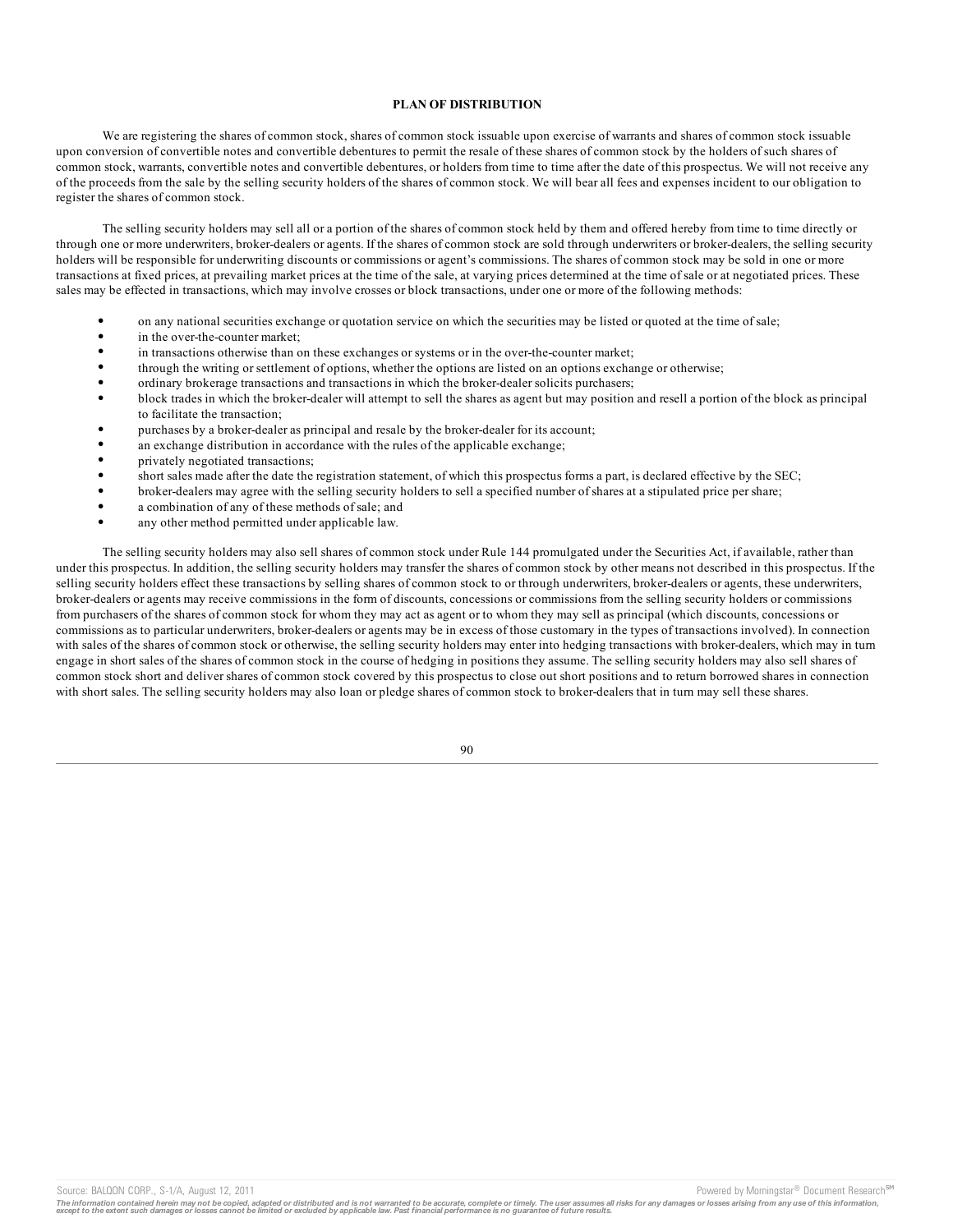**PLAN OF DISTRIBUTION**

We are registering the shares of common stock, shares of common stock issuable upon exercise of warrants and shares of common stock issuable upon conversion of convertible notes and convertible debentures to permit the resale of these shares of common stock by the holders of such shares of common stock, warrants, convertible notes and convertible debentures, or holders from time to time after the date of this prospectus. We will not receive any of the proceeds from the sale by the selling security holders of the shares of common stock. We will bear all fees and expenses incident to our obligation to register the shares of common stock.

The selling security holders may sell all or a portion of the shares of common stock held by them and offered hereby from time to time directly or through one or more underwriters, broker-dealers or agents. If the shares of common stock are sold through underwriters or broker-dealers, the selling security holders will be responsible for underwriting discounts or commissions or agent's commissions. The shares of common stock may be sold in one or more transactions at fixed prices, at prevailing market prices at the time of the sale, at varying prices determined at the time of sale or at negotiated prices. These sales may be effected in transactions, which may involve crosses or block transactions, under one or more of the following methods:

- on any national securities exchange or quotation service on which the securities may be listed or quoted at the time of sale;
- in the over-the-counter market;
- in transactions otherwise than on these exchanges or systems or in the over-the-counter market;
- through the writing or settlement of options, whether the options are listed on an options exchange or otherwise;
- ordinary brokerage transactions and transactions in which the broker-dealer solicits purchasers;
- block trades in which the broker-dealer will attempt to sell the shares as agent but may position and resell a portion of the block as principal to facilitate the transaction;
- purchases by a broker-dealer as principal and resale by the broker-dealer for its account;
- an exchange distribution in accordance with the rules of the applicable exchange;
- privately negotiated transactions;
- short sales made after the date the registration statement, of which this prospectus forms a part, is declared effective by the SEC;
- broker-dealers may agree with the selling security holders to sell a specified number of shares at a stipulated price per share;
- a combination of any of these methods of sale; and
- any other method permitted under applicable law.

The selling security holders may also sell shares of common stock under Rule 144 promulgated under the Securities Act, if available, rather than under this prospectus. In addition, the selling security holders may transfer the shares of common stock by other means not described in this prospectus. If the selling security holders effect these transactions by selling shares of common stock to or through underwriters, broker-dealers or agents, these underwriters, broker-dealers or agents may receive commissions in the form of discounts, concessions or commissions from the selling security holders or commissions from purchasers of the shares of common stock for whom they may act as agent or to whom they may sell as principal (which discounts, concessions or commissions as to particular underwriters, broker-dealers or agents may be in excess of those customary in the types of transactions involved). In connection with sales of the shares of common stock or otherwise, the selling security holders may enter into hedging transactions with broker-dealers, which may in turn engage in short sales of the shares of common stock in the course of hedging in positions they assume. The selling security holders may also sell shares of common stock short and deliver shares of common stock covered by this prospectus to close out short positions and to return borrowed shares in connection with short sales. The selling security holders may also loan or pledge shares of common stock to broker-dealers that in turn may sell these shares.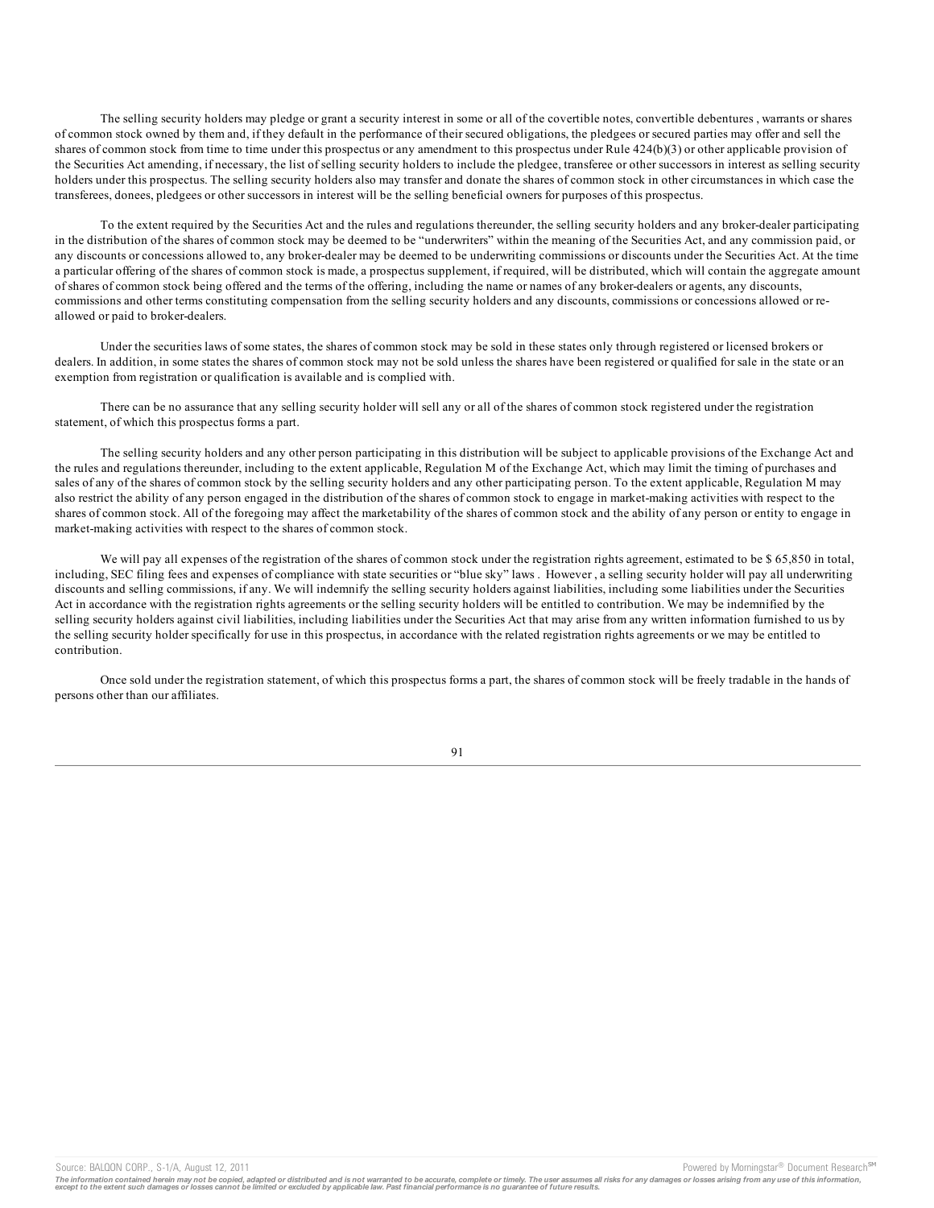The selling security holders may pledge or grant a security interest in some or all of the covertible notes, convertible debentures , warrants or shares of common stock owned by them and, if they default in the performance of their secured obligations, the pledgees or secured parties may offer and sell the shares of common stock from time to time under this prospectus or any amendment to this prospectus under Rule 424(b)(3) or other applicable provision of the Securities Act amending, if necessary, the list of selling security holders to include the pledgee, transferee or other successors in interest as selling security holders under this prospectus. The selling security holders also may transfer and donate the shares of common stock in other circumstances in which case the transferees, donees, pledgees or other successors in interest will be the selling beneficial owners for purposes of this prospectus.

To the extent required by the Securities Act and the rules and regulations thereunder, the selling security holders and any broker-dealer participating in the distribution of the shares of common stock may be deemed to be "underwriters" within the meaning of the Securities Act, and any commission paid, or any discounts or concessions allowed to, any broker-dealer may be deemed to be underwriting commissions or discounts under the Securities Act. At the time a particular offering of the shares of common stock is made, a prospectus supplement, if required, will be distributed, which will contain the aggregate amount of shares of common stock being offered and the terms of the offering, including the name or names of any broker-dealers or agents, any discounts, commissions and other terms constituting compensation from the selling security holders and any discounts, commissions or concessions allowed or re-allowed or paid to broker-dealers.

Under the securities laws of some states, the shares of common stock may be sold in these states only through registered or licensed brokers or dealers. In addition, in some states the shares of common stock may not be sold unless the shares have been registered or qualified for sale in the state or an exemption from registration or qualification is available and is complied with.

There can be no assurance that any selling security holder will sell any or all of the shares of common stock registered under the registration statement, of which this prospectus forms a part.

The selling security holders and any other person participating in this distribution will be subject to applicable provisions of the Exchange Act and the rules and regulations thereunder, including to the extent applicable, Regulation M of the Exchange Act, which may limit the timing of purchases and sales of any of the shares of common stock by the selling security holders and any other participating person. To the extent applicable, Regulation M may also restrict the ability of any person engaged in the distribution of the shares of common stock to engage in market-making activities with respect to the shares of common stock. All of the foregoing may affect the marketability of the shares of common stock and the ability of any person or entity to engage in market-making activities with respect to the shares of common stock.

We will pay all expenses of the registration of the shares of common stock under the registration rights agreement, estimated to be $ 65,850 in total, including, SEC filing fees and expenses of compliance with state securities or "blue sky" laws . However , a selling security holder will pay all underwriting discounts and selling commissions, if any. We will indemnify the selling security holders against liabilities, including some liabilities under the Securities Act in accordance with the registration rights agreements or the selling security holders will be entitled to contribution. We may be indemnified by the selling security holders against civil liabilities, including liabilities under the Securities Act that may arise from any written information furnished to us by the selling security holder specifically for use in this prospectus, in accordance with the related registration rights agreements or we may be entitled to contribution.

Once sold under the registration statement, of which this prospectus forms a part, the shares of common stock will be freely tradable in the hands of persons other than our affiliates.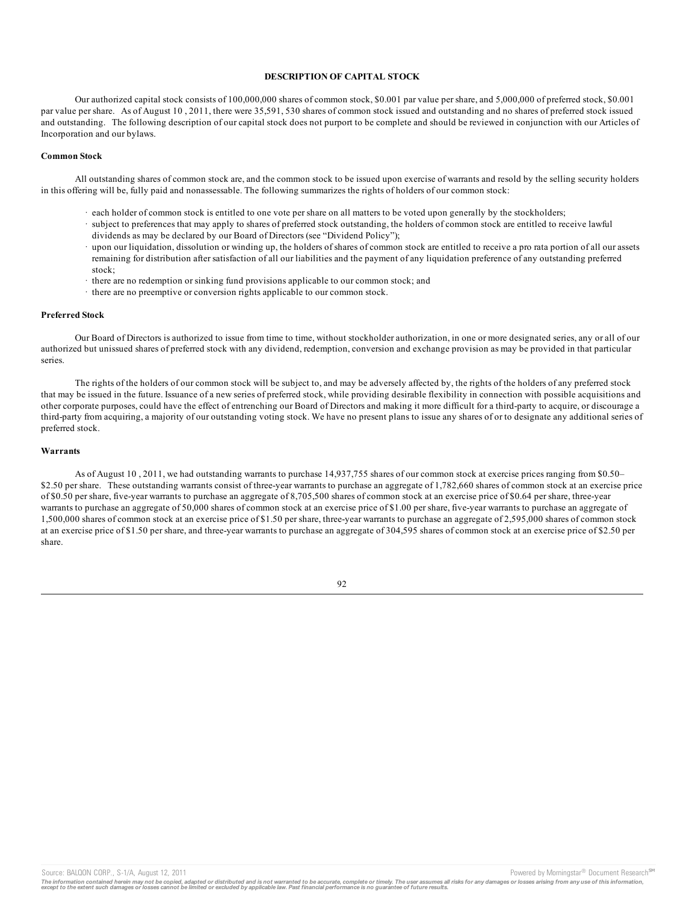## DESCRIPTION OF CAPITAL STOCK

Our authorized capital stock consists of 100,000,000 shares of common stock, $0.001 par value per share, and 5,000,000 of preferred stock, $0.001 par value per share. As of August 10 , 2011, there were 35,591, 530 shares of common stock issued and outstanding and no shares of preferred stock issued and outstanding. The following description of our capital stock does not purport to be complete and should be reviewed in conjunction with our Articles of Incorporation and our bylaws.

### Common Stock

All outstanding shares of common stock are, and the common stock to be issued upon exercise of warrants and resold by the selling security holders in this offering will be, fully paid and nonassessable. The following summarizes the rights of holders of our common stock:

- each holder of common stock is entitled to one vote per share on all matters to be voted upon generally by the stockholders;
- subject to preferences that may apply to shares of preferred stock outstanding, the holders of common stock are entitled to receive lawful dividends as may be declared by our Board of Directors (see "Dividend Policy");
- upon our liquidation, dissolution or winding up, the holders of shares of common stock are entitled to receive a pro rata portion of all our assets remaining for distribution after satisfaction of all our liabilities and the payment of any liquidation preference of any outstanding preferred stock;
- there are no redemption or sinking fund provisions applicable to our common stock; and
- there are no preemptive or conversion rights applicable to our common stock.

### Preferred Stock

Our Board of Directors is authorized to issue from time to time, without stockholder authorization, in one or more designated series, any or all of our authorized but unissued shares of preferred stock with any dividend, redemption, conversion and exchange provision as may be provided in that particular series.

The rights of the holders of our common stock will be subject to, and may be adversely affected by, the rights of the holders of any preferred stock that may be issued in the future. Issuance of a new series of preferred stock, while providing desirable flexibility in connection with possible acquisitions and other corporate purposes, could have the effect of entrenching our Board of Directors and making it more difficult for a third-party to acquire, or discourage a third-party from acquiring, a majority of our outstanding voting stock. We have no present plans to issue any shares of or to designate any additional series of preferred stock.

### Warrants

As of August 10 , 2011, we had outstanding warrants to purchase 14,937,755 shares of our common stock at exercise prices ranging from $0.50–$2.50 per share. These outstanding warrants consist of three-year warrants to purchase an aggregate of 1,782,660 shares of common stock at an exercise price of $0.50 per share, five-year warrants to purchase an aggregate of 8,705,500 shares of common stock at an exercise price of $0.64 per share, three-year warrants to purchase an aggregate of 50,000 shares of common stock at an exercise price of $1.00 per share, five-year warrants to purchase an aggregate of 1,500,000 shares of common stock at an exercise price of $1.50 per share, three-year warrants to purchase an aggregate of 2,595,000 shares of common stock at an exercise price of $1.50 per share, and three-year warrants to purchase an aggregate of 304,595 shares of common stock at an exercise price of $2.50 per share.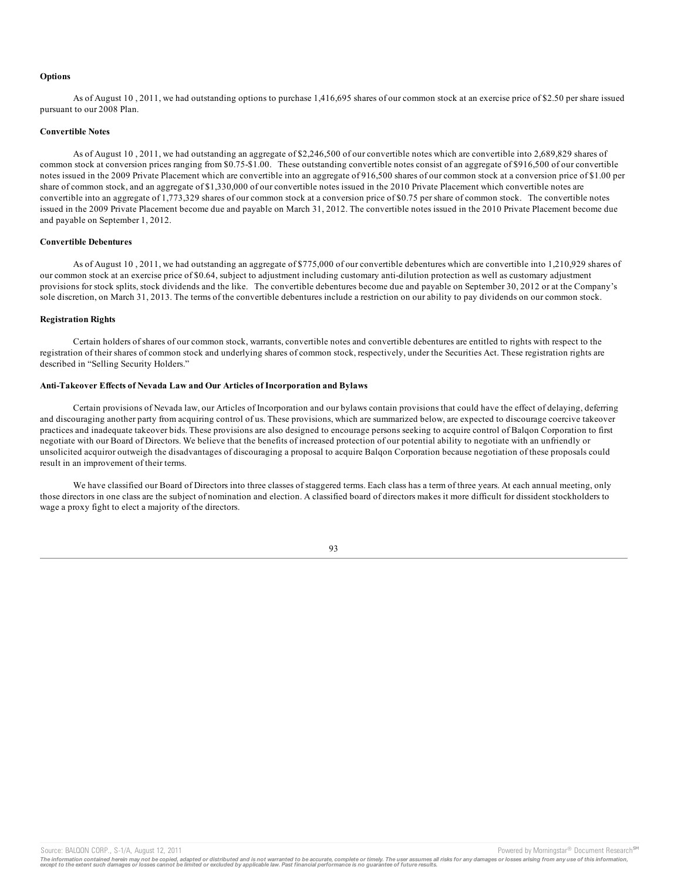**Options**

As of August 10 , 2011, we had outstanding options to purchase 1,416,695 shares of our common stock at an exercise price of $2.50 per share issued pursuant to our 2008 Plan.

**Convertible Notes**

As of August 10 , 2011, we had outstanding an aggregate of $2,246,500 of our convertible notes which are convertible into 2,689,829 shares of common stock at conversion prices ranging from $0.75-$1.00. These outstanding convertible notes consist of an aggregate of $916,500 of our convertible notes issued in the 2009 Private Placement which are convertible into an aggregate of 916,500 shares of our common stock at a conversion price of $1.00 per share of common stock, and an aggregate of $1,330,000 of our convertible notes issued in the 2010 Private Placement which convertible notes are convertible into an aggregate of 1,773,329 shares of our common stock at a conversion price of $0.75 per share of common stock. The convertible notes issued in the 2009 Private Placement become due and payable on March 31, 2012. The convertible notes issued in the 2010 Private Placement become due and payable on September 1, 2012.

**Convertible Debentures**

As of August 10 , 2011, we had outstanding an aggregate of $775,000 of our convertible debentures which are convertible into 1,210,929 shares of our common stock at an exercise price of $0.64, subject to adjustment including customary anti-dilution protection as well as customary adjustment provisions for stock splits, stock dividends and the like. The convertible debentures become due and payable on September 30, 2012 or at the Company's sole discretion, on March 31, 2013. The terms of the convertible debentures include a restriction on our ability to pay dividends on our common stock.

**Registration Rights**

Certain holders of shares of our common stock, warrants, convertible notes and convertible debentures are entitled to rights with respect to the registration of their shares of common stock and underlying shares of common stock, respectively, under the Securities Act. These registration rights are described in "Selling Security Holders."

**Anti-Takeover Effects of Nevada Law and Our Articles of Incorporation and Bylaws**

Certain provisions of Nevada law, our Articles of Incorporation and our bylaws contain provisions that could have the effect of delaying, deferring and discouraging another party from acquiring control of us. These provisions, which are summarized below, are expected to discourage coercive takeover practices and inadequate takeover bids. These provisions are also designed to encourage persons seeking to acquire control of Balqon Corporation to first negotiate with our Board of Directors. We believe that the benefits of increased protection of our potential ability to negotiate with an unfriendly or unsolicited acquiror outweigh the disadvantages of discouraging a proposal to acquire Balqon Corporation because negotiation of these proposals could result in an improvement of their terms.

We have classified our Board of Directors into three classes of staggered terms. Each class has a term of three years. At each annual meeting, only those directors in one class are the subject of nomination and election. A classified board of directors makes it more difficult for dissident stockholders to wage a proxy fight to elect a majority of the directors.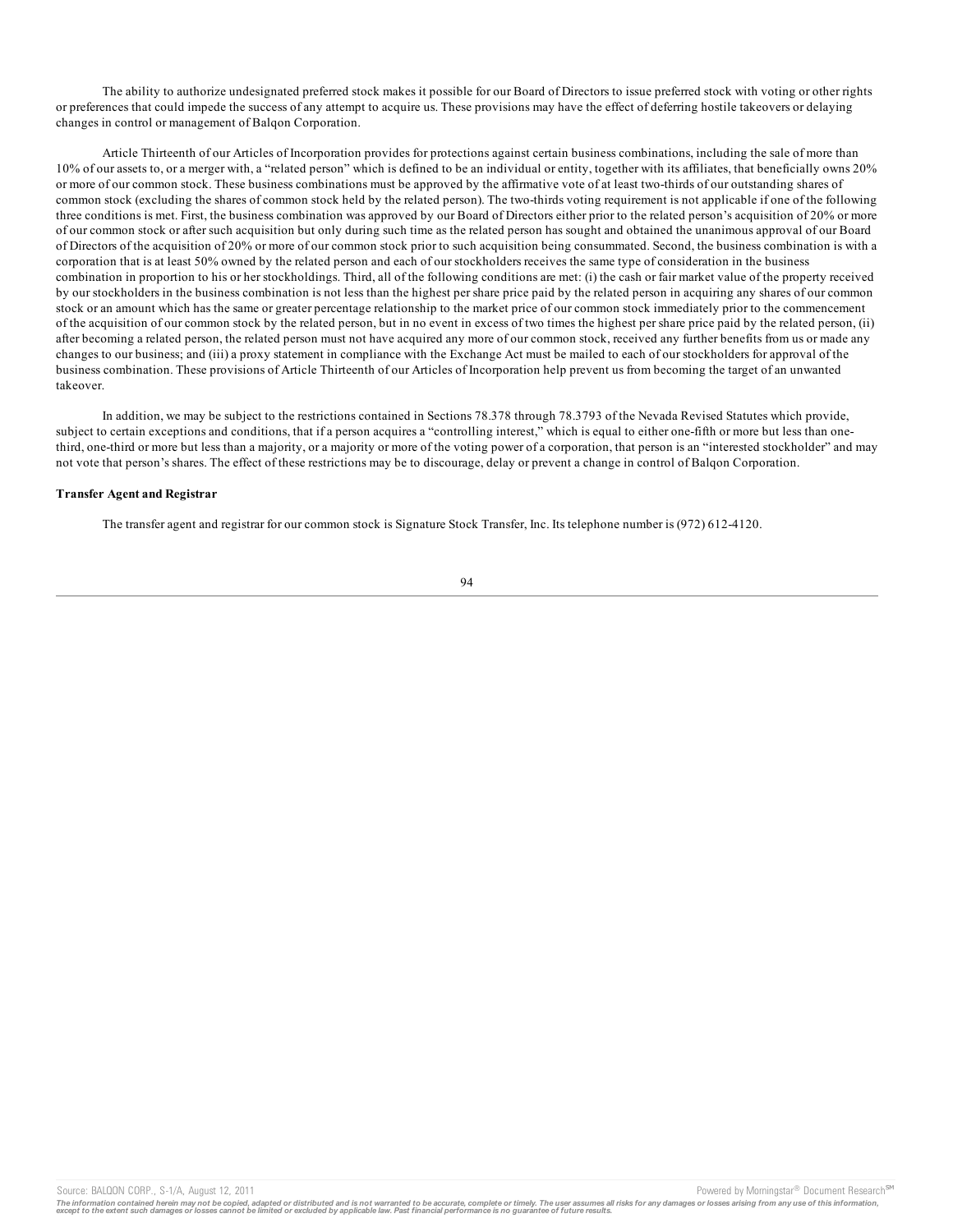The ability to authorize undesignated preferred stock makes it possible for our Board of Directors to issue preferred stock with voting or other rights or preferences that could impede the success of any attempt to acquire us. These provisions may have the effect of deferring hostile takeovers or delaying changes in control or management of Balqon Corporation.

Article Thirteenth of our Articles of Incorporation provides for protections against certain business combinations, including the sale of more than 10% of our assets to, or a merger with, a "related person" which is defined to be an individual or entity, together with its affiliates, that beneficially owns 20% or more of our common stock. These business combinations must be approved by the affirmative vote of at least two-thirds of our outstanding shares of common stock (excluding the shares of common stock held by the related person). The two-thirds voting requirement is not applicable if one of the following three conditions is met. First, the business combination was approved by our Board of Directors either prior to the related person's acquisition of 20% or more of our common stock or after such acquisition but only during such time as the related person has sought and obtained the unanimous approval of our Board of Directors of the acquisition of 20% or more of our common stock prior to such acquisition being consummated. Second, the business combination is with a corporation that is at least 50% owned by the related person and each of our stockholders receives the same type of consideration in the business combination in proportion to his or her stockholdings. Third, all of the following conditions are met: (i) the cash or fair market value of the property received by our stockholders in the business combination is not less than the highest per share price paid by the related person in acquiring any shares of our common stock or an amount which has the same or greater percentage relationship to the market price of our common stock immediately prior to the commencement of the acquisition of our common stock by the related person, but in no event in excess of two times the highest per share price paid by the related person, (ii) after becoming a related person, the related person must not have acquired any more of our common stock, received any further benefits from us or made any changes to our business; and (iii) a proxy statement in compliance with the Exchange Act must be mailed to each of our stockholders for approval of the business combination. These provisions of Article Thirteenth of our Articles of Incorporation help prevent us from becoming the target of an unwanted takeover.

In addition, we may be subject to the restrictions contained in Sections 78.378 through 78.3793 of the Nevada Revised Statutes which provide, subject to certain exceptions and conditions, that if a person acquires a "controlling interest," which is equal to either one-fifth or more but less than one-third, one-third or more but less than a majority, or a majority or more of the voting power of a corporation, that person is an "interested stockholder" and may not vote that person's shares. The effect of these restrictions may be to discourage, delay or prevent a change in control of Balqon Corporation.

**Transfer Agent and Registrar**

The transfer agent and registrar for our common stock is Signature Stock Transfer, Inc. Its telephone number is (972) 612-4120.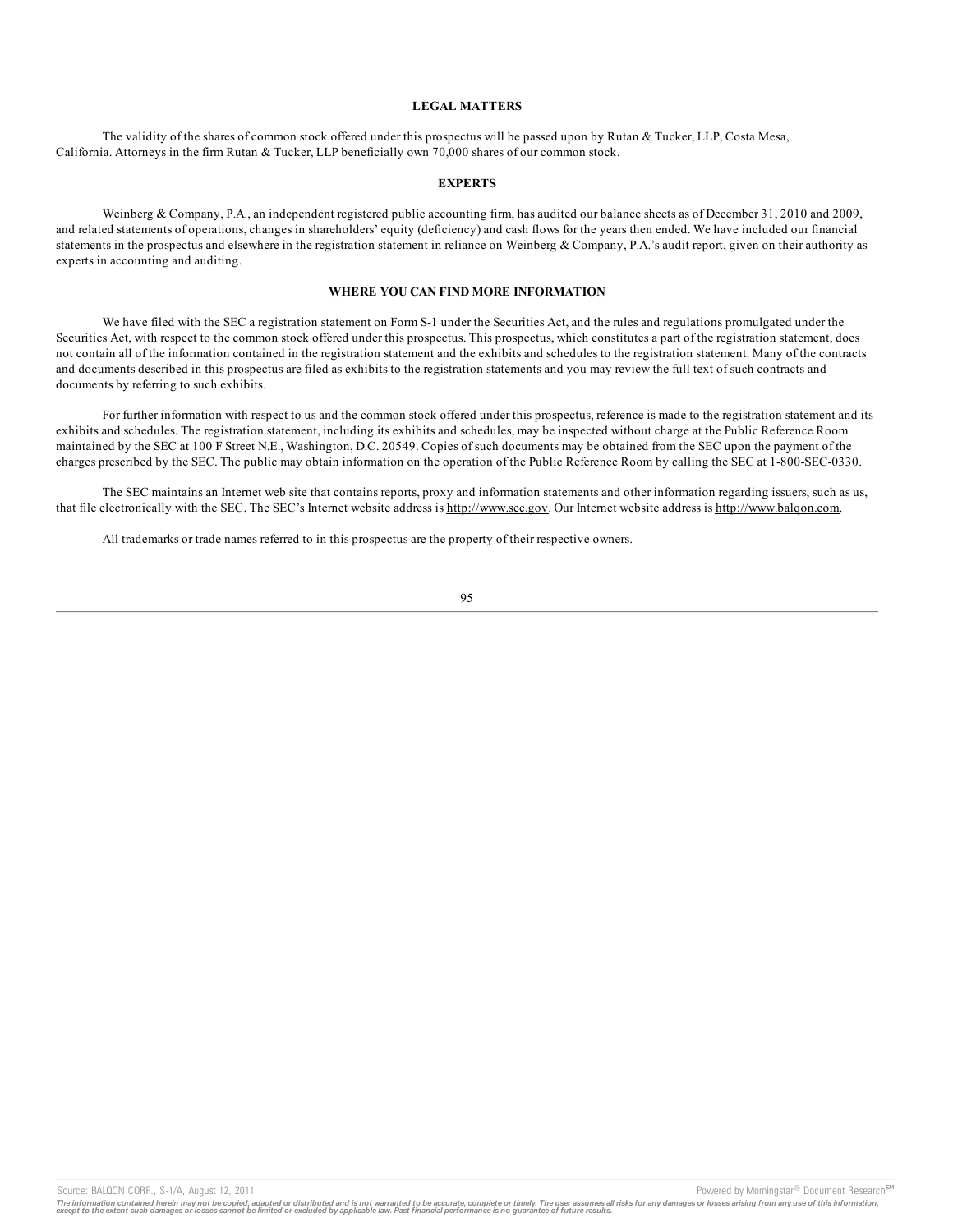## LEGAL MATTERS

The validity of the shares of common stock offered under this prospectus will be passed upon by Rutan & Tucker, LLP, Costa Mesa, California. Attorneys in the firm Rutan & Tucker, LLP beneficially own 70,000 shares of our common stock.

## EXPERTS

Weinberg & Company, P.A., an independent registered public accounting firm, has audited our balance sheets as of December 31, 2010 and 2009, and related statements of operations, changes in shareholders' equity (deficiency) and cash flows for the years then ended. We have included our financial statements in the prospectus and elsewhere in the registration statement in reliance on Weinberg & Company, P.A.'s audit report, given on their authority as experts in accounting and auditing.

## WHERE YOU CAN FIND MORE INFORMATION

We have filed with the SEC a registration statement on Form S-1 under the Securities Act, and the rules and regulations promulgated under the Securities Act, with respect to the common stock offered under this prospectus. This prospectus, which constitutes a part of the registration statement, does not contain all of the information contained in the registration statement and the exhibits and schedules to the registration statement. Many of the contracts and documents described in this prospectus are filed as exhibits to the registration statements and you may review the full text of such contracts and documents by referring to such exhibits.

For further information with respect to us and the common stock offered under this prospectus, reference is made to the registration statement and its exhibits and schedules. The registration statement, including its exhibits and schedules, may be inspected without charge at the Public Reference Room maintained by the SEC at 100 F Street N.E., Washington, D.C. 20549. Copies of such documents may be obtained from the SEC upon the payment of the charges prescribed by the SEC. The public may obtain information on the operation of the Public Reference Room by calling the SEC at 1-800-SEC-0330.

The SEC maintains an Internet web site that contains reports, proxy and information statements and other information regarding issuers, such as us, that file electronically with the SEC. The SEC's Internet website address is http://www.sec.gov. Our Internet website address is http://www.balqon.com.

All trademarks or trade names referred to in this prospectus are the property of their respective owners.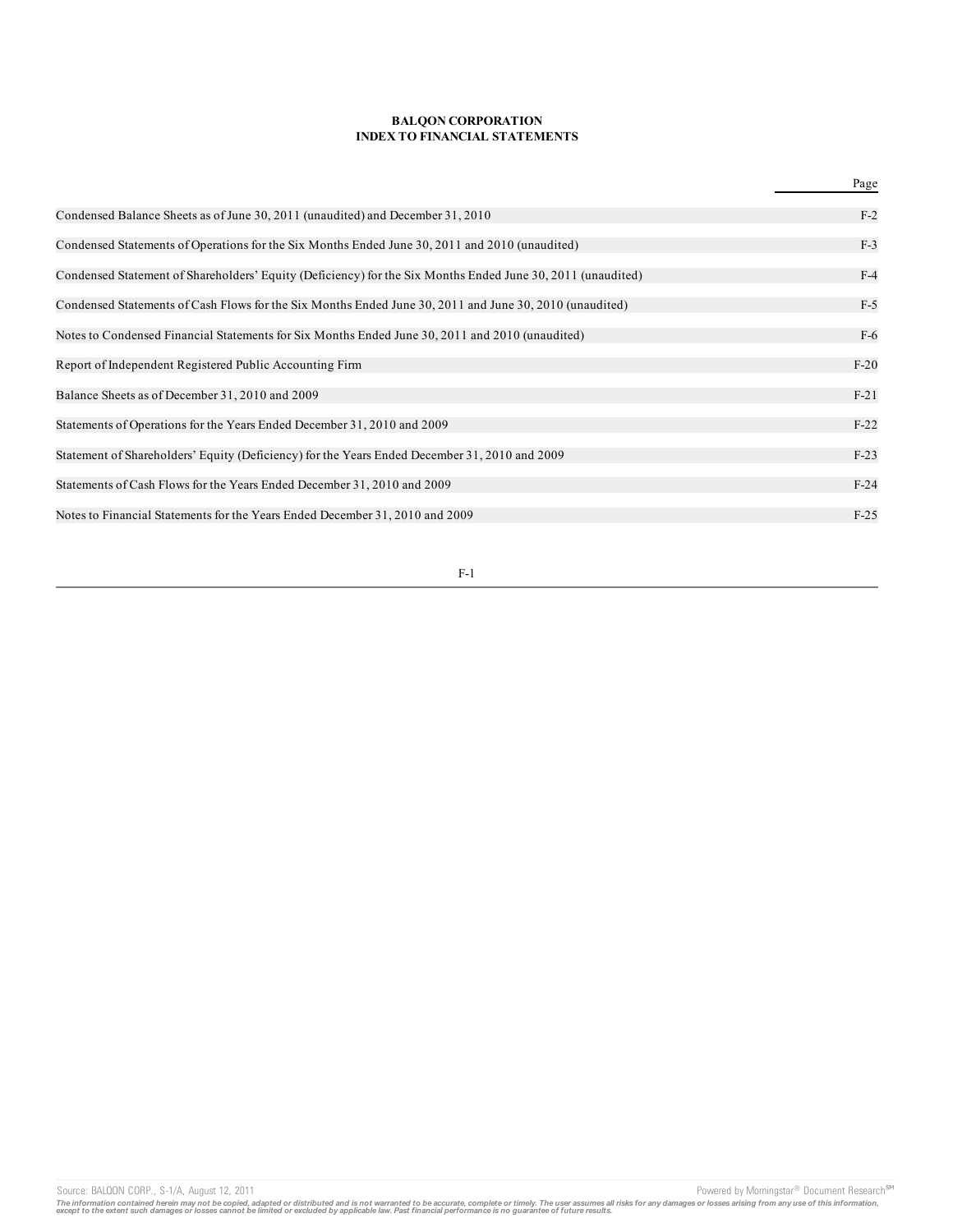**BALQON CORPORATION**
**INDEX TO FINANCIAL STATEMENTS**

| | Page |
|---|---|
| Condensed Balance Sheets as of June 30, 2011 (unaudited) and December 31, 2010 | F-2 |
| Condensed Statements of Operations for the Six Months Ended June 30, 2011 and 2010 (unaudited) | F-3 |
| Condensed Statement of Shareholders' Equity (Deficiency) for the Six Months Ended June 30, 2011 (unaudited) | F-4 |
| Condensed Statements of Cash Flows for the Six Months Ended June 30, 2011 and June 30, 2010 (unaudited) | F-5 |
| Notes to Condensed Financial Statements for Six Months Ended June 30, 2011 and 2010 (unaudited) | F-6 |
| Report of Independent Registered Public Accounting Firm | F-20 |
| Balance Sheets as of December 31, 2010 and 2009 | F-21 |
| Statements of Operations for the Years Ended December 31, 2010 and 2009 | F-22 |
| Statement of Shareholders' Equity (Deficiency) for the Years Ended December 31, 2010 and 2009 | F-23 |
| Statements of Cash Flows for the Years Ended December 31, 2010 and 2009 | F-24 |
| Notes to Financial Statements for the Years Ended December 31, 2010 and 2009 | F-25 |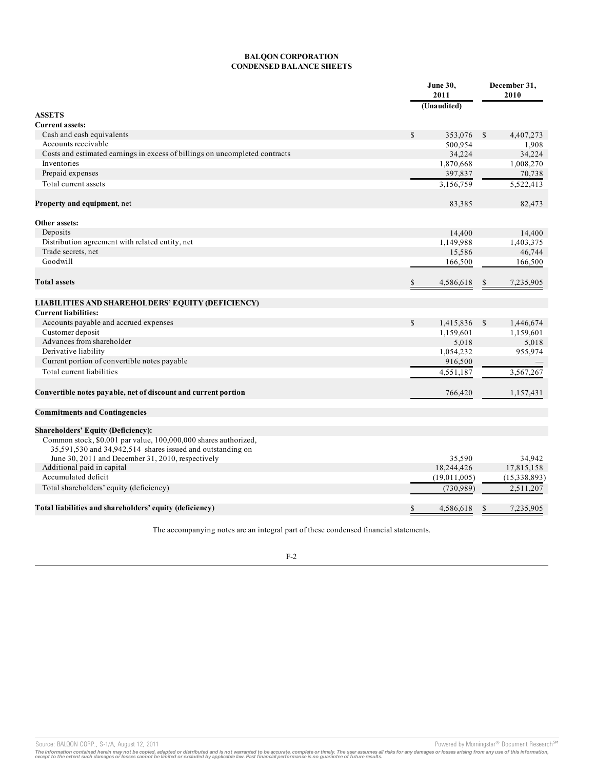**BALQON CORPORATION**
**CONDENSED BALANCE SHEETS**

| | June 30, 2011 (Unaudited) | December 31, 2010 |
|---|---|---|
| **ASSETS** | | |
| **Current assets:** | | |
| Cash and cash equivalents | $ 353,076 | $ 4,407,273 |
| Accounts receivable | 500,954 | 1,908 |
| Costs and estimated earnings in excess of billings on uncompleted contracts | 34,224 | 34,224 |
| Inventories | 1,870,668 | 1,008,270 |
| Prepaid expenses | 397,837 | 70,738 |
| Total current assets | 3,156,759 | 5,522,413 |
| | | |
| **Property and equipment**, net | 83,385 | 82,473 |
| | | |
| **Other assets:** | | |
| Deposits | 14,400 | 14,400 |
| Distribution agreement with related entity, net | 1,149,988 | 1,403,375 |
| Trade secrets, net | 15,586 | 46,744 |
| Goodwill | 166,500 | 166,500 |
| | | |
| **Total assets** | $ 4,586,618 | $ 7,235,905 |
| | | |
| **LIABILITIES AND SHAREHOLDERS' EQUITY (DEFICIENCY)** | | |
| **Current liabilities:** | | |
| Accounts payable and accrued expenses | $ 1,415,836 | $ 1,446,674 |
| Customer deposit | 1,159,601 | 1,159,601 |
| Advances from shareholder | 5,018 | 5,018 |
| Derivative liability | 1,054,232 | 955,974 |
| Current portion of convertible notes payable | 916,500 | — |
| Total current liabilities | 4,551,187 | 3,567,267 |
| | | |
| **Convertible notes payable, net of discount and current portion** | 766,420 | 1,157,431 |
| | | |
| **Commitments and Contingencies** | | |
| | | |
| **Shareholders' Equity (Deficiency):** | | |
| Common stock, $0.001 par value, 100,000,000 shares authorized, 35,591,530 and 34,942,514 shares issued and outstanding on June 30, 2011 and December 31, 2010, respectively | 35,590 | 34,942 |
| Additional paid in capital | 18,244,426 | 17,815,158 |
| Accumulated deficit | (19,011,005) | (15,338,893) |
| Total shareholders' equity (deficiency) | (730,989) | 2,511,207 |
| | | |
| **Total liabilities and shareholders' equity (deficiency)** | $ 4,586,618 | $ 7,235,905 |

The accompanying notes are an integral part of these condensed financial statements.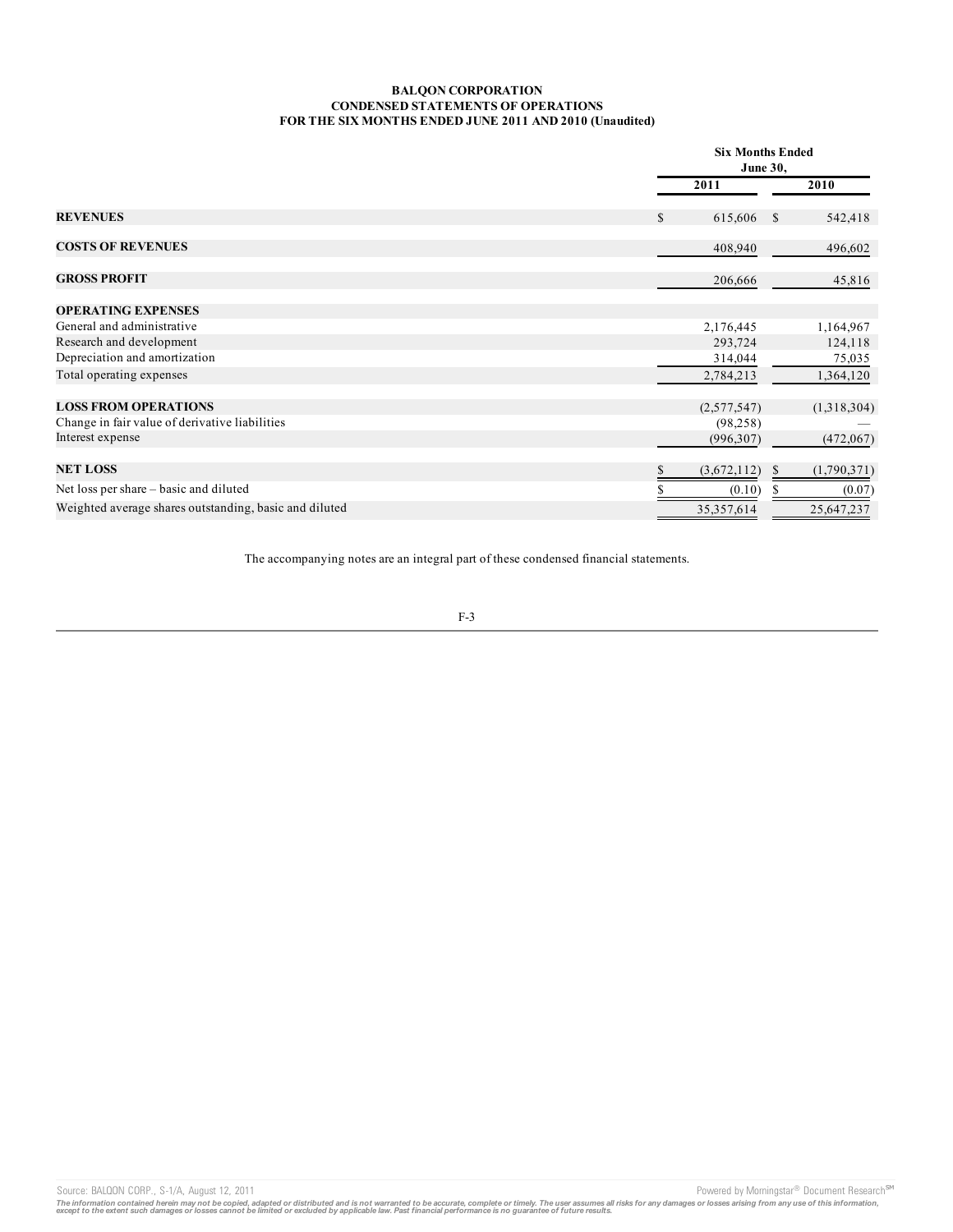**BALQON CORPORATION**
**CONDENSED STATEMENTS OF OPERATIONS**
**FOR THE SIX MONTHS ENDED JUNE 2011 AND 2010 (Unaudited)**

| | Six Months Ended June 30, | |
|---|---|---|
| | 2011 | 2010 |
| **REVENUES** | $ 615,606 | $ 542,418 |
| **COSTS OF REVENUES** | 408,940 | 496,602 |
| **GROSS PROFIT** | 206,666 | 45,816 |
| **OPERATING EXPENSES** | | |
| General and administrative | 2,176,445 | 1,164,967 |
| Research and development | 293,724 | 124,118 |
| Depreciation and amortization | 314,044 | 75,035 |
| Total operating expenses | 2,784,213 | 1,364,120 |
| **LOSS FROM OPERATIONS** | (2,577,547) | (1,318,304) |
| Change in fair value of derivative liabilities | (98,258) | — |
| Interest expense | (996,307) | (472,067) |
| **NET LOSS** | $ (3,672,112) | $ (1,790,371) |
| Net loss per share – basic and diluted | $ (0.10) | $ (0.07) |
| Weighted average shares outstanding, basic and diluted | 35,357,614 | 25,647,237 |

The accompanying notes are an integral part of these condensed financial statements.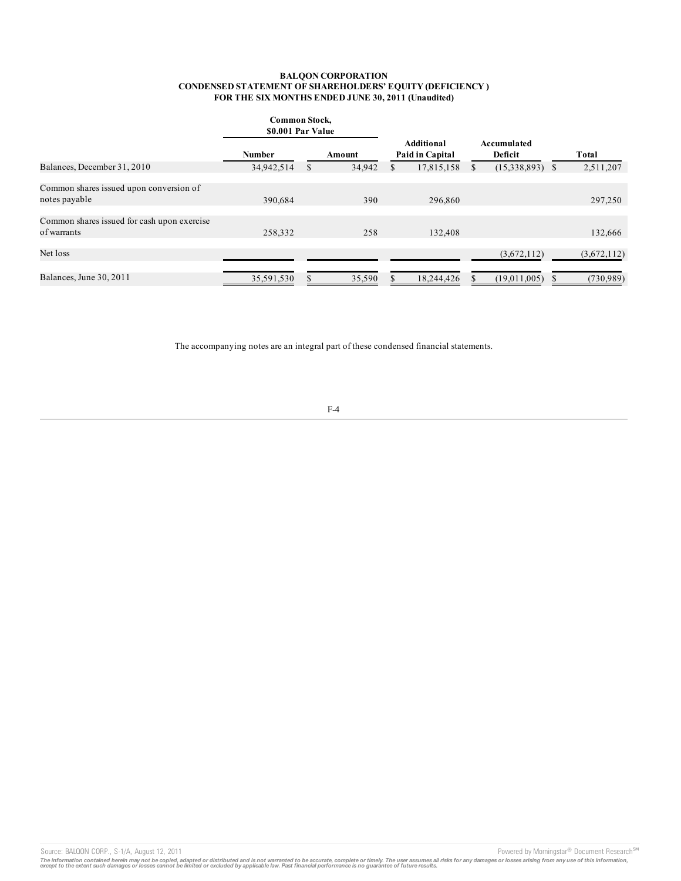**BALQON CORPORATION**
**CONDENSED STATEMENT OF SHAREHOLDERS' EQUITY (DEFICIENCY )**
**FOR THE SIX MONTHS ENDED JUNE 30, 2011 (Unaudited)**

| | Common Stock, $0.001 Par Value | | | | | |
|---|---|---|---|---|---|---|
| | Number | Amount | Additional Paid in Capital | Accumulated Deficit | Total |
| Balances, December 31, 2010 | 34,942,514 | $ 34,942 | $ 17,815,158 | $ (15,338,893) | $ 2,511,207 |
| Common shares issued upon conversion of notes payable | 390,684 | 390 | 296,860 | | 297,250 |
| Common shares issued for cash upon exercise of warrants | 258,332 | 258 | 132,408 | | 132,666 |
| Net loss | | | | (3,672,112) | (3,672,112) |
| Balances, June 30, 2011 | 35,591,530 | $ 35,590 | $ 18,244,426 | $ (19,011,005) | $ (730,989) |

The accompanying notes are an integral part of these condensed financial statements.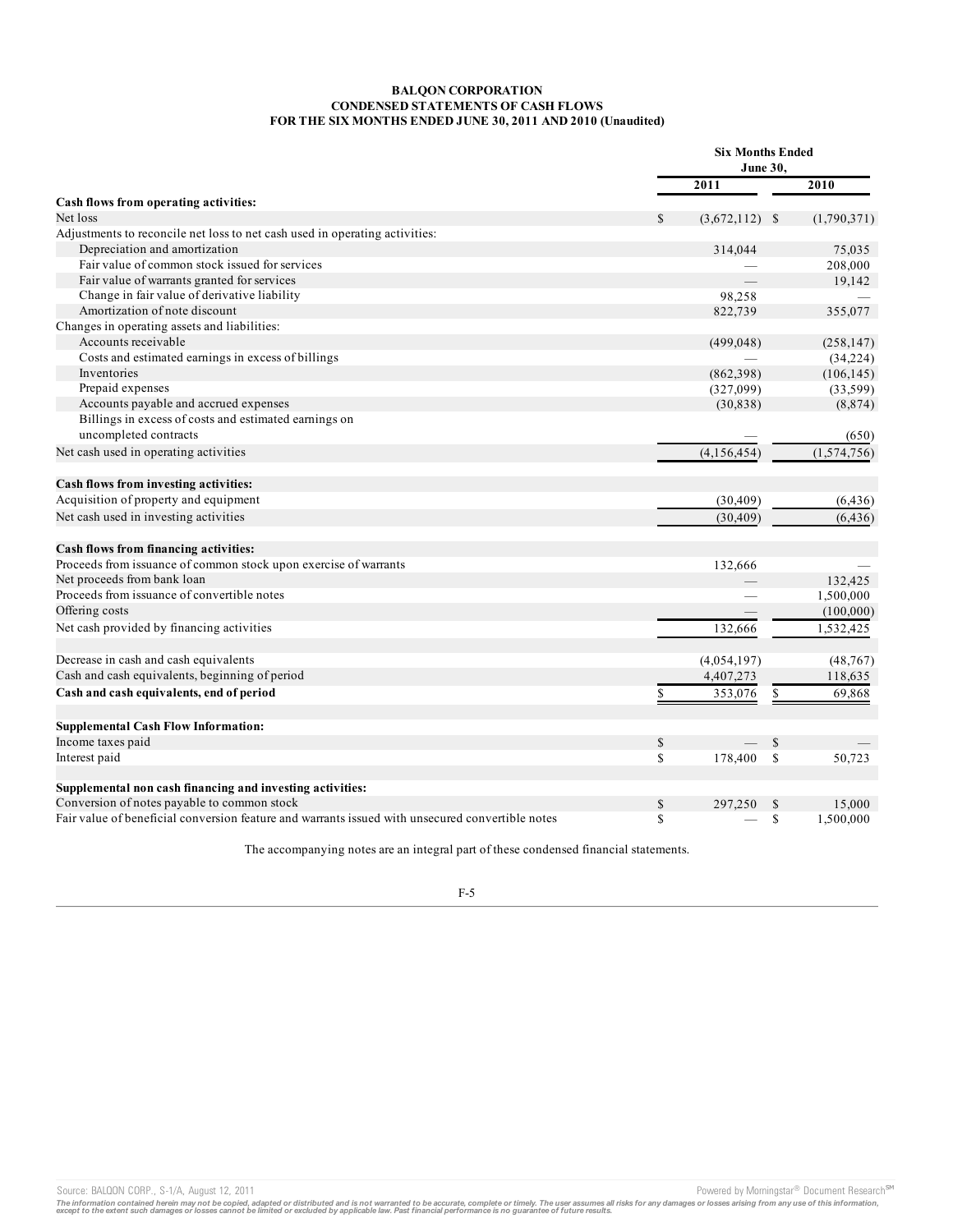**BALQON CORPORATION**
**CONDENSED STATEMENTS OF CASH FLOWS**
**FOR THE SIX MONTHS ENDED JUNE 30, 2011 AND 2010 (Unaudited)**

| | Six Months Ended June 30, | |
|---|---|---|
| | 2011 | 2010 |
| **Cash flows from operating activities:** | | |
| Net loss | $ (3,672,112) | $ (1,790,371) |
| Adjustments to reconcile net loss to net cash used in operating activities: | | |
| Depreciation and amortization | 314,044 | 75,035 |
| Fair value of common stock issued for services | — | 208,000 |
| Fair value of warrants granted for services | — | 19,142 |
| Change in fair value of derivative liability | 98,258 | — |
| Amortization of note discount | 822,739 | 355,077 |
| Changes in operating assets and liabilities: | | |
| Accounts receivable | (499,048) | (258,147) |
| Costs and estimated earnings in excess of billings | — | (34,224) |
| Inventories | (862,398) | (106,145) |
| Prepaid expenses | (327,099) | (33,599) |
| Accounts payable and accrued expenses | (30,838) | (8,874) |
| Billings in excess of costs and estimated earnings on uncompleted contracts | — | (650) |
| Net cash used in operating activities | (4,156,454) | (1,574,756) |
| **Cash flows from investing activities:** | | |
| Acquisition of property and equipment | (30,409) | (6,436) |
| Net cash used in investing activities | (30,409) | (6,436) |
| **Cash flows from financing activities:** | | |
| Proceeds from issuance of common stock upon exercise of warrants | 132,666 | — |
| Net proceeds from bank loan | — | 132,425 |
| Proceeds from issuance of convertible notes | — | 1,500,000 |
| Offering costs | — | (100,000) |
| Net cash provided by financing activities | 132,666 | 1,532,425 |
| Decrease in cash and cash equivalents | (4,054,197) | (48,767) |
| Cash and cash equivalents, beginning of period | 4,407,273 | 118,635 |
| **Cash and cash equivalents, end of period** | $ 353,076 | $ 69,868 |
| **Supplemental Cash Flow Information:** | | |
| Income taxes paid | $ — | $ — |
| Interest paid | $ 178,400 | $ 50,723 |
| **Supplemental non cash financing and investing activities:** | | |
| Conversion of notes payable to common stock | $ 297,250 | $ 15,000 |
| Fair value of beneficial conversion feature and warrants issued with unsecured convertible notes | $ — | $ 1,500,000 |

The accompanying notes are an integral part of these condensed financial statements.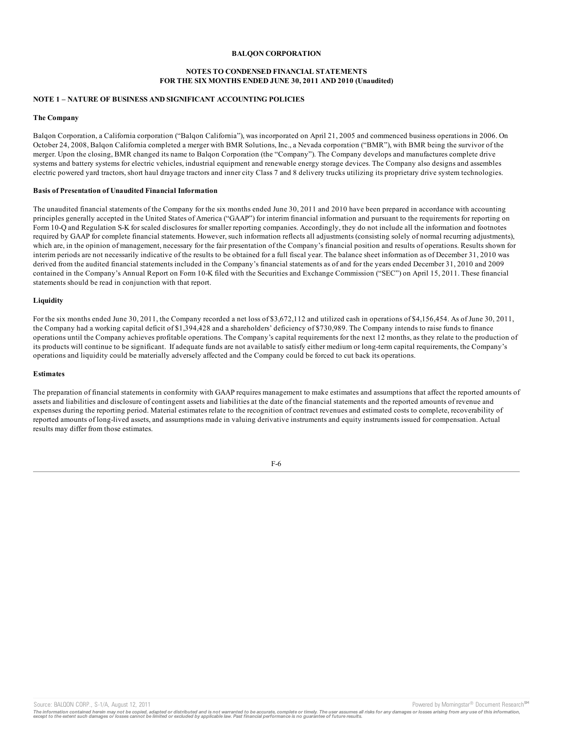**BALQON CORPORATION**

**NOTES TO CONDENSED FINANCIAL STATEMENTS FOR THE SIX MONTHS ENDED JUNE 30, 2011 AND 2010 (Unaudited)**

## NOTE 1 – NATURE OF BUSINESS AND SIGNIFICANT ACCOUNTING POLICIES

### The Company

Balqon Corporation, a California corporation ("Balqon California"), was incorporated on April 21, 2005 and commenced business operations in 2006. On October 24, 2008, Balqon California completed a merger with BMR Solutions, Inc., a Nevada corporation ("BMR"), with BMR being the survivor of the merger. Upon the closing, BMR changed its name to Balqon Corporation (the "Company"). The Company develops and manufactures complete drive systems and battery systems for electric vehicles, industrial equipment and renewable energy storage devices. The Company also designs and assembles electric powered yard tractors, short haul drayage tractors and inner city Class 7 and 8 delivery trucks utilizing its proprietary drive system technologies.

### Basis of Presentation of Unaudited Financial Information

The unaudited financial statements of the Company for the six months ended June 30, 2011 and 2010 have been prepared in accordance with accounting principles generally accepted in the United States of America ("GAAP") for interim financial information and pursuant to the requirements for reporting on Form 10-Q and Regulation S-K for scaled disclosures for smaller reporting companies. Accordingly, they do not include all the information and footnotes required by GAAP for complete financial statements. However, such information reflects all adjustments (consisting solely of normal recurring adjustments), which are, in the opinion of management, necessary for the fair presentation of the Company's financial position and results of operations. Results shown for interim periods are not necessarily indicative of the results to be obtained for a full fiscal year. The balance sheet information as of December 31, 2010 was derived from the audited financial statements included in the Company's financial statements as of and for the years ended December 31, 2010 and 2009 contained in the Company's Annual Report on Form 10-K filed with the Securities and Exchange Commission ("SEC") on April 15, 2011. These financial statements should be read in conjunction with that report.

### Liquidity

For the six months ended June 30, 2011, the Company recorded a net loss of $3,672,112 and utilized cash in operations of $4,156,454. As of June 30, 2011, the Company had a working capital deficit of $1,394,428 and a shareholders' deficiency of $730,989. The Company intends to raise funds to finance operations until the Company achieves profitable operations. The Company's capital requirements for the next 12 months, as they relate to the production of its products will continue to be significant. If adequate funds are not available to satisfy either medium or long-term capital requirements, the Company's operations and liquidity could be materially adversely affected and the Company could be forced to cut back its operations.

### Estimates

The preparation of financial statements in conformity with GAAP requires management to make estimates and assumptions that affect the reported amounts of assets and liabilities and disclosure of contingent assets and liabilities at the date of the financial statements and the reported amounts of revenue and expenses during the reporting period. Material estimates relate to the recognition of contract revenues and estimated costs to complete, recoverability of reported amounts of long-lived assets, and assumptions made in valuing derivative instruments and equity instruments issued for compensation. Actual results may differ from those estimates.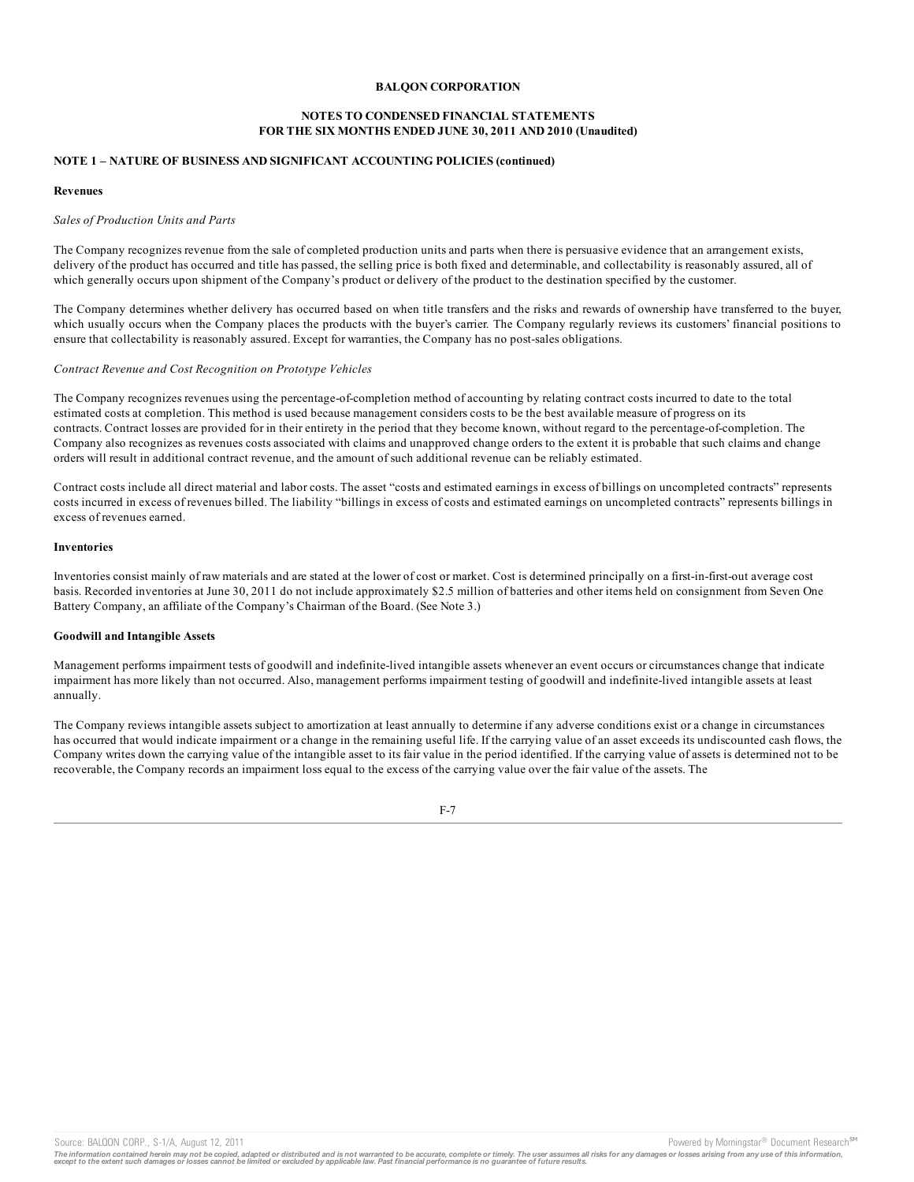**BALQON CORPORATION**

**NOTES TO CONDENSED FINANCIAL STATEMENTS**
**FOR THE SIX MONTHS ENDED JUNE 30, 2011 AND 2010 (Unaudited)**

**NOTE 1 – NATURE OF BUSINESS AND SIGNIFICANT ACCOUNTING POLICIES (continued)**

**Revenues**

*Sales of Production Units and Parts*

The Company recognizes revenue from the sale of completed production units and parts when there is persuasive evidence that an arrangement exists, delivery of the product has occurred and title has passed, the selling price is both fixed and determinable, and collectability is reasonably assured, all of which generally occurs upon shipment of the Company's product or delivery of the product to the destination specified by the customer.

The Company determines whether delivery has occurred based on when title transfers and the risks and rewards of ownership have transferred to the buyer, which usually occurs when the Company places the products with the buyer's carrier. The Company regularly reviews its customers' financial positions to ensure that collectability is reasonably assured. Except for warranties, the Company has no post-sales obligations.

*Contract Revenue and Cost Recognition on Prototype Vehicles*

The Company recognizes revenues using the percentage-of-completion method of accounting by relating contract costs incurred to date to the total estimated costs at completion. This method is used because management considers costs to be the best available measure of progress on its contracts. Contract losses are provided for in their entirety in the period that they become known, without regard to the percentage-of-completion. The Company also recognizes as revenues costs associated with claims and unapproved change orders to the extent it is probable that such claims and change orders will result in additional contract revenue, and the amount of such additional revenue can be reliably estimated.

Contract costs include all direct material and labor costs. The asset "costs and estimated earnings in excess of billings on uncompleted contracts" represents costs incurred in excess of revenues billed. The liability "billings in excess of costs and estimated earnings on uncompleted contracts" represents billings in excess of revenues earned.

**Inventories**

Inventories consist mainly of raw materials and are stated at the lower of cost or market. Cost is determined principally on a first-in-first-out average cost basis. Recorded inventories at June 30, 2011 do not include approximately $2.5 million of batteries and other items held on consignment from Seven One Battery Company, an affiliate of the Company's Chairman of the Board. (See Note 3.)

**Goodwill and Intangible Assets**

Management performs impairment tests of goodwill and indefinite-lived intangible assets whenever an event occurs or circumstances change that indicate impairment has more likely than not occurred. Also, management performs impairment testing of goodwill and indefinite-lived intangible assets at least annually.

The Company reviews intangible assets subject to amortization at least annually to determine if any adverse conditions exist or a change in circumstances has occurred that would indicate impairment or a change in the remaining useful life. If the carrying value of an asset exceeds its undiscounted cash flows, the Company writes down the carrying value of the intangible asset to its fair value in the period identified. If the carrying value of assets is determined not to be recoverable, the Company records an impairment loss equal to the excess of the carrying value over the fair value of the assets. The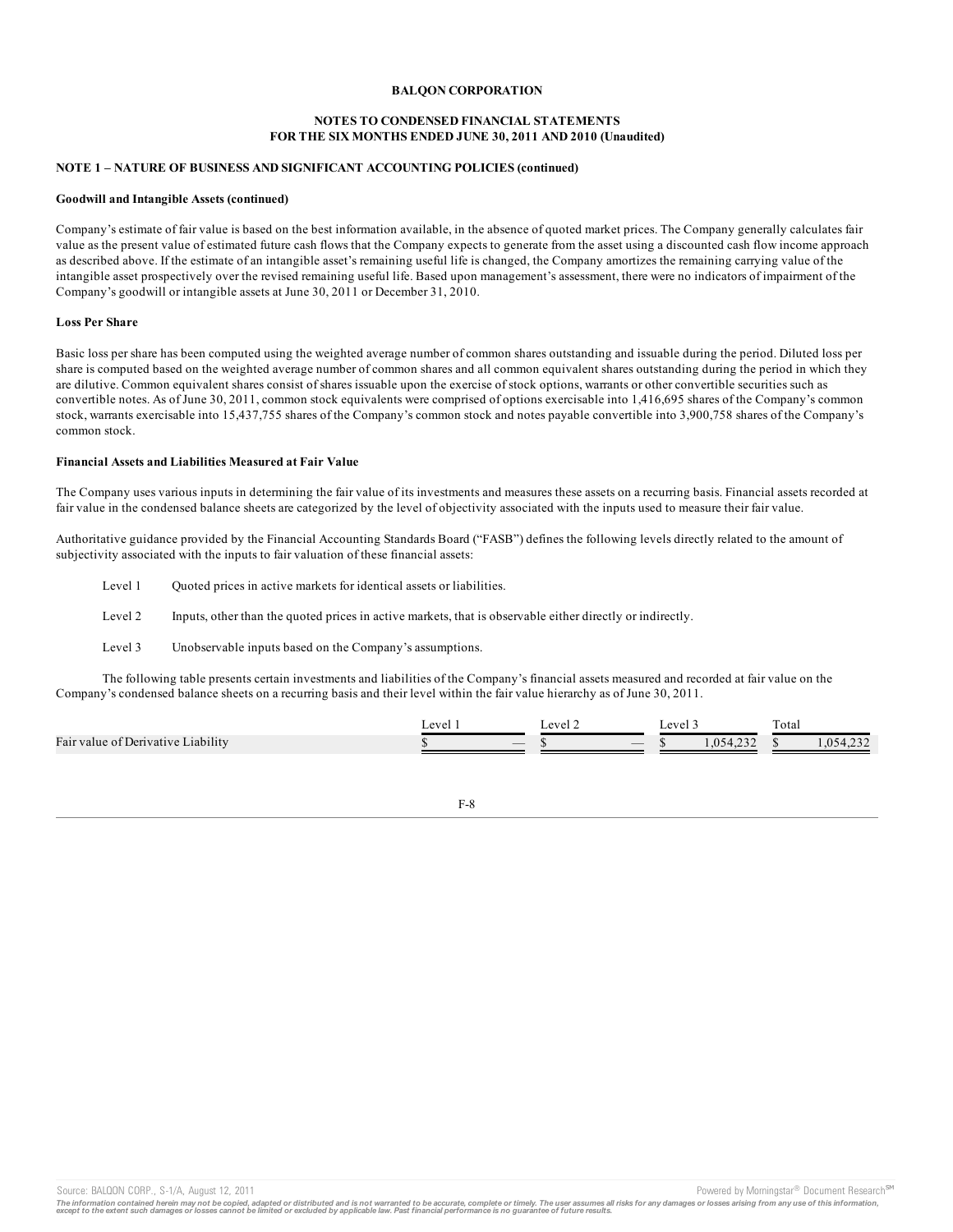**BALQON CORPORATION**

**NOTES TO CONDENSED FINANCIAL STATEMENTS
FOR THE SIX MONTHS ENDED JUNE 30, 2011 AND 2010 (Unaudited)**

**NOTE 1 – NATURE OF BUSINESS AND SIGNIFICANT ACCOUNTING POLICIES (continued)**

**Goodwill and Intangible Assets (continued)**

Company's estimate of fair value is based on the best information available, in the absence of quoted market prices. The Company generally calculates fair value as the present value of estimated future cash flows that the Company expects to generate from the asset using a discounted cash flow income approach as described above. If the estimate of an intangible asset's remaining useful life is changed, the Company amortizes the remaining carrying value of the intangible asset prospectively over the revised remaining useful life. Based upon management's assessment, there were no indicators of impairment of the Company's goodwill or intangible assets at June 30, 2011 or December 31, 2010.

**Loss Per Share**

Basic loss per share has been computed using the weighted average number of common shares outstanding and issuable during the period. Diluted loss per share is computed based on the weighted average number of common shares and all common equivalent shares outstanding during the period in which they are dilutive. Common equivalent shares consist of shares issuable upon the exercise of stock options, warrants or other convertible securities such as convertible notes. As of June 30, 2011, common stock equivalents were comprised of options exercisable into 1,416,695 shares of the Company's common stock, warrants exercisable into 15,437,755 shares of the Company's common stock and notes payable convertible into 3,900,758 shares of the Company's common stock.

**Financial Assets and Liabilities Measured at Fair Value**

The Company uses various inputs in determining the fair value of its investments and measures these assets on a recurring basis. Financial assets recorded at fair value in the condensed balance sheets are categorized by the level of objectivity associated with the inputs used to measure their fair value.

Authoritative guidance provided by the Financial Accounting Standards Board ("FASB") defines the following levels directly related to the amount of subjectivity associated with the inputs to fair valuation of these financial assets:

- Level 1 Quoted prices in active markets for identical assets or liabilities.
- Level 2 Inputs, other than the quoted prices in active markets, that is observable either directly or indirectly.
- Level 3 Unobservable inputs based on the Company's assumptions.

The following table presents certain investments and liabilities of the Company's financial assets measured and recorded at fair value on the Company's condensed balance sheets on a recurring basis and their level within the fair value hierarchy as of June 30, 2011.

| | Level 1 | Level 2 | Level 3 | Total |
|---|---|---|---|---|
| Fair value of Derivative Liability | $ — | $ — | $ 1,054,232 | $ 1,054,232 |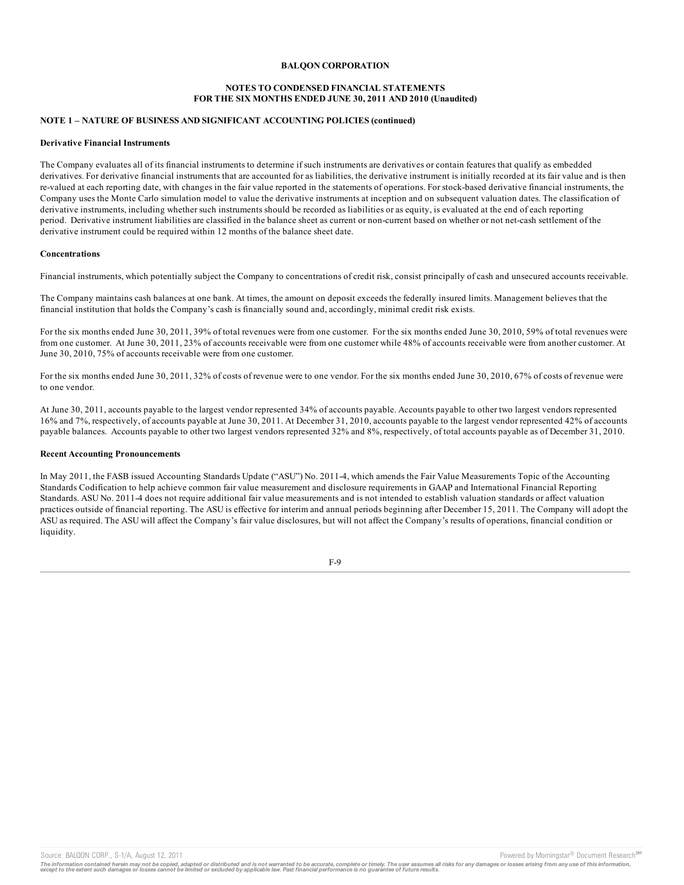**BALQON CORPORATION**

**NOTES TO CONDENSED FINANCIAL STATEMENTS**
**FOR THE SIX MONTHS ENDED JUNE 30, 2011 AND 2010 (Unaudited)**

**NOTE 1 – NATURE OF BUSINESS AND SIGNIFICANT ACCOUNTING POLICIES (continued)**

**Derivative Financial Instruments**

The Company evaluates all of its financial instruments to determine if such instruments are derivatives or contain features that qualify as embedded derivatives. For derivative financial instruments that are accounted for as liabilities, the derivative instrument is initially recorded at its fair value and is then re-valued at each reporting date, with changes in the fair value reported in the statements of operations. For stock-based derivative financial instruments, the Company uses the Monte Carlo simulation model to value the derivative instruments at inception and on subsequent valuation dates. The classification of derivative instruments, including whether such instruments should be recorded as liabilities or as equity, is evaluated at the end of each reporting period. Derivative instrument liabilities are classified in the balance sheet as current or non-current based on whether or not net-cash settlement of the derivative instrument could be required within 12 months of the balance sheet date.

**Concentrations**

Financial instruments, which potentially subject the Company to concentrations of credit risk, consist principally of cash and unsecured accounts receivable.

The Company maintains cash balances at one bank. At times, the amount on deposit exceeds the federally insured limits. Management believes that the financial institution that holds the Company's cash is financially sound and, accordingly, minimal credit risk exists.

For the six months ended June 30, 2011, 39% of total revenues were from one customer. For the six months ended June 30, 2010, 59% of total revenues were from one customer. At June 30, 2011, 23% of accounts receivable were from one customer while 48% of accounts receivable were from another customer. At June 30, 2010, 75% of accounts receivable were from one customer.

For the six months ended June 30, 2011, 32% of costs of revenue were to one vendor. For the six months ended June 30, 2010, 67% of costs of revenue were to one vendor.

At June 30, 2011, accounts payable to the largest vendor represented 34% of accounts payable. Accounts payable to other two largest vendors represented 16% and 7%, respectively, of accounts payable at June 30, 2011. At December 31, 2010, accounts payable to the largest vendor represented 42% of accounts payable balances. Accounts payable to other two largest vendors represented 32% and 8%, respectively, of total accounts payable as of December 31, 2010.

**Recent Accounting Pronouncements**

In May 2011, the FASB issued Accounting Standards Update ("ASU") No. 2011-4, which amends the Fair Value Measurements Topic of the Accounting Standards Codification to help achieve common fair value measurement and disclosure requirements in GAAP and International Financial Reporting Standards. ASU No. 2011-4 does not require additional fair value measurements and is not intended to establish valuation standards or affect valuation practices outside of financial reporting. The ASU is effective for interim and annual periods beginning after December 15, 2011. The Company will adopt the ASU as required. The ASU will affect the Company's fair value disclosures, but will not affect the Company's results of operations, financial condition or liquidity.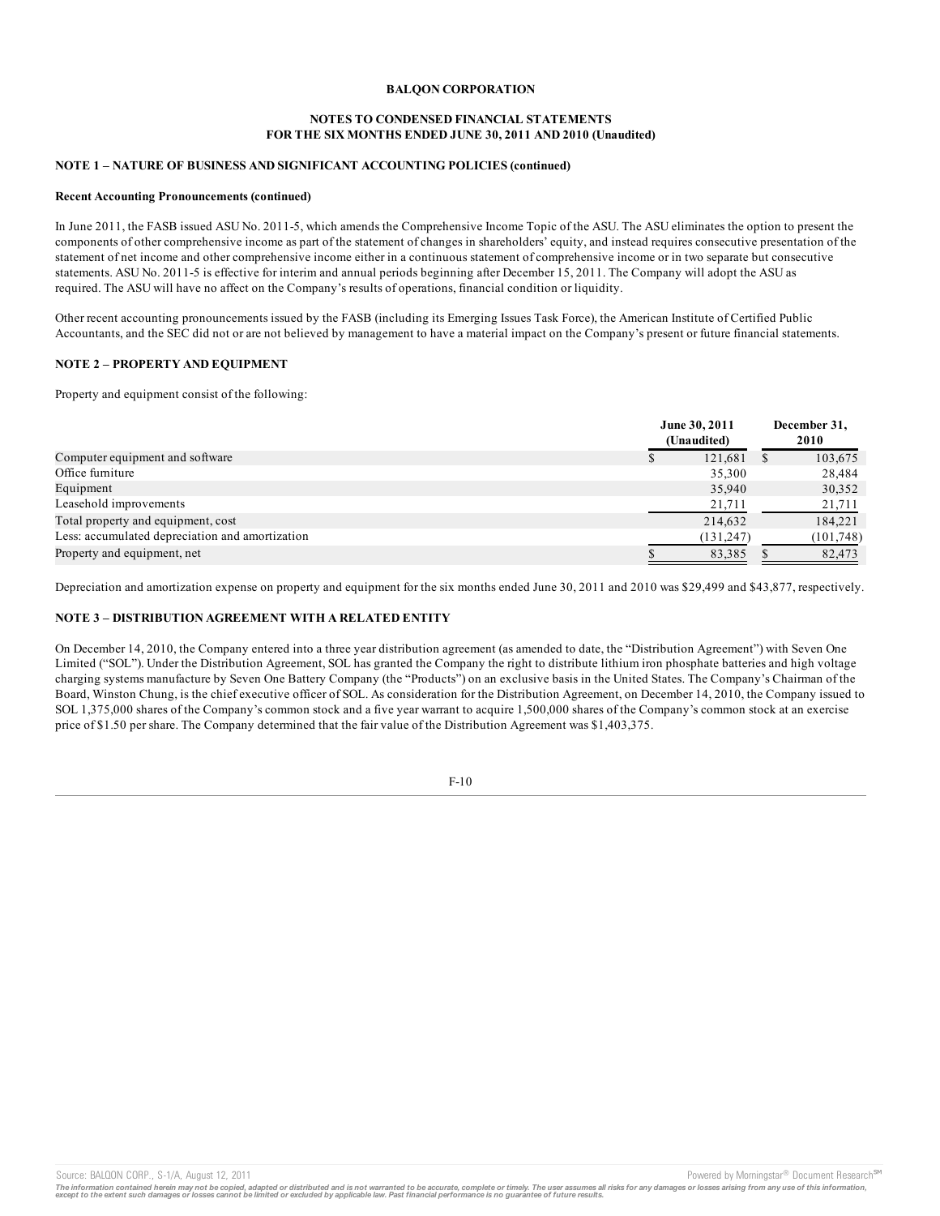**BALQON CORPORATION**

**NOTES TO CONDENSED FINANCIAL STATEMENTS**
**FOR THE SIX MONTHS ENDED JUNE 30, 2011 AND 2010 (Unaudited)**

**NOTE 1 – NATURE OF BUSINESS AND SIGNIFICANT ACCOUNTING POLICIES (continued)**

**Recent Accounting Pronouncements (continued)**

In June 2011, the FASB issued ASU No. 2011-5, which amends the Comprehensive Income Topic of the ASU. The ASU eliminates the option to present the components of other comprehensive income as part of the statement of changes in shareholders' equity, and instead requires consecutive presentation of the statement of net income and other comprehensive income either in a continuous statement of comprehensive income or in two separate but consecutive statements. ASU No. 2011-5 is effective for interim and annual periods beginning after December 15, 2011. The Company will adopt the ASU as required. The ASU will have no affect on the Company's results of operations, financial condition or liquidity.

Other recent accounting pronouncements issued by the FASB (including its Emerging Issues Task Force), the American Institute of Certified Public Accountants, and the SEC did not or are not believed by management to have a material impact on the Company's present or future financial statements.

**NOTE 2 – PROPERTY AND EQUIPMENT**

Property and equipment consist of the following:

| | June 30, 2011 (Unaudited) | December 31, 2010 |
|---|---|---|
| Computer equipment and software | $ 121,681 | $ 103,675 |
| Office furniture | 35,300 | 28,484 |
| Equipment | 35,940 | 30,352 |
| Leasehold improvements | 21,711 | 21,711 |
| Total property and equipment, cost | 214,632 | 184,221 |
| Less: accumulated depreciation and amortization | (131,247) | (101,748) |
| Property and equipment, net | $ 83,385 | $ 82,473 |

Depreciation and amortization expense on property and equipment for the six months ended June 30, 2011 and 2010 was $29,499 and $43,877, respectively.

**NOTE 3 – DISTRIBUTION AGREEMENT WITH A RELATED ENTITY**

On December 14, 2010, the Company entered into a three year distribution agreement (as amended to date, the "Distribution Agreement") with Seven One Limited ("SOL"). Under the Distribution Agreement, SOL has granted the Company the right to distribute lithium iron phosphate batteries and high voltage charging systems manufacture by Seven One Battery Company (the "Products") on an exclusive basis in the United States. The Company's Chairman of the Board, Winston Chung, is the chief executive officer of SOL. As consideration for the Distribution Agreement, on December 14, 2010, the Company issued to SOL 1,375,000 shares of the Company's common stock and a five year warrant to acquire 1,500,000 shares of the Company's common stock at an exercise price of $1.50 per share. The Company determined that the fair value of the Distribution Agreement was $1,403,375.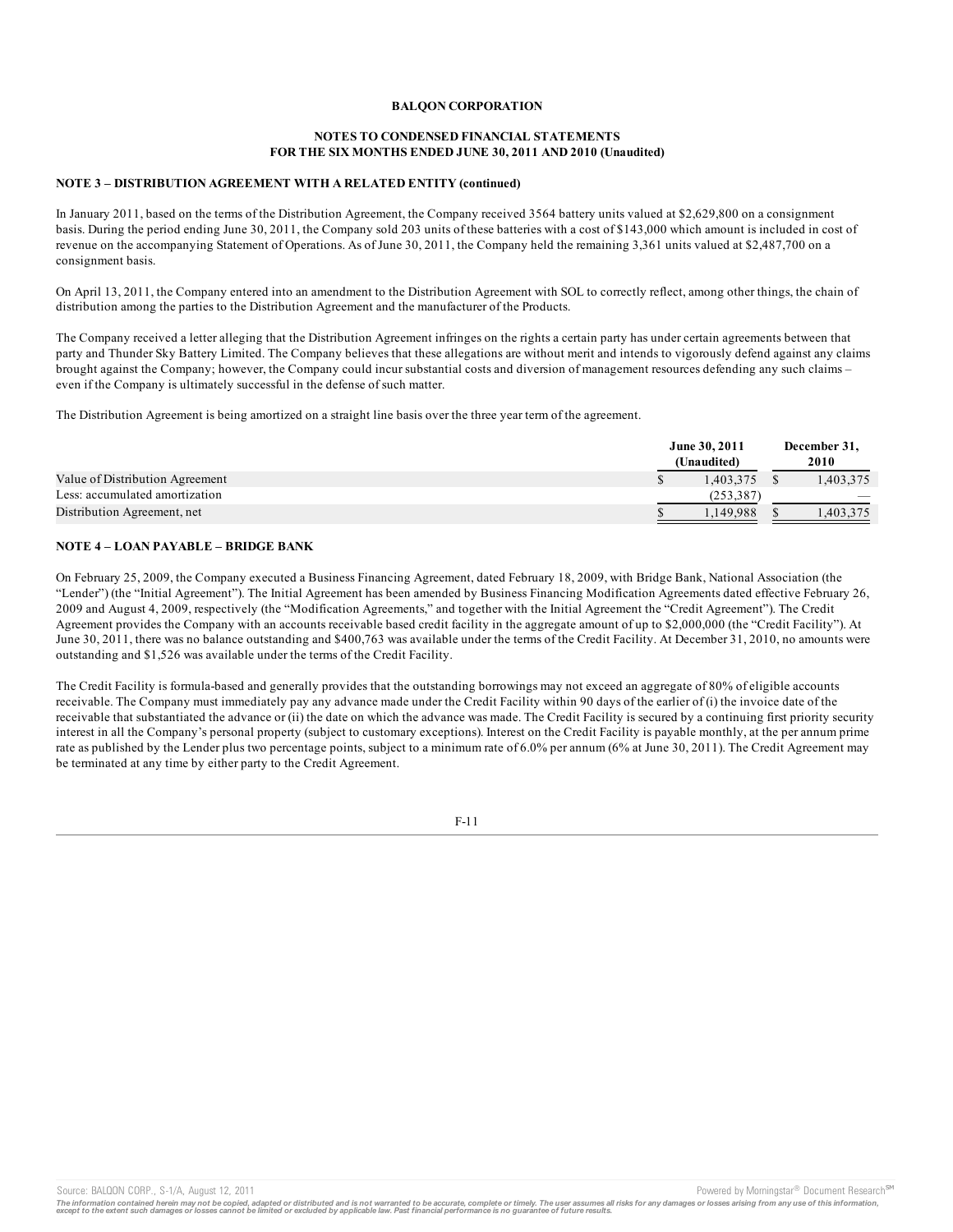**BALQON CORPORATION**

**NOTES TO CONDENSED FINANCIAL STATEMENTS**
**FOR THE SIX MONTHS ENDED JUNE 30, 2011 AND 2010 (Unaudited)**

**NOTE 3 – DISTRIBUTION AGREEMENT WITH A RELATED ENTITY (continued)**

In January 2011, based on the terms of the Distribution Agreement, the Company received 3564 battery units valued at $2,629,800 on a consignment basis. During the period ending June 30, 2011, the Company sold 203 units of these batteries with a cost of $143,000 which amount is included in cost of revenue on the accompanying Statement of Operations. As of June 30, 2011, the Company held the remaining 3,361 units valued at $2,487,700 on a consignment basis.

On April 13, 2011, the Company entered into an amendment to the Distribution Agreement with SOL to correctly reflect, among other things, the chain of distribution among the parties to the Distribution Agreement and the manufacturer of the Products.

The Company received a letter alleging that the Distribution Agreement infringes on the rights a certain party has under certain agreements between that party and Thunder Sky Battery Limited. The Company believes that these allegations are without merit and intends to vigorously defend against any claims brought against the Company; however, the Company could incur substantial costs and diversion of management resources defending any such claims – even if the Company is ultimately successful in the defense of such matter.

The Distribution Agreement is being amortized on a straight line basis over the three year term of the agreement.

| | June 30, 2011 (Unaudited) | December 31, 2010 |
|---|---|---|
| Value of Distribution Agreement | $ 1,403,375 | $ 1,403,375 |
| Less: accumulated amortization | (253,387) | — |
| Distribution Agreement, net | $ 1,149,988 | $ 1,403,375 |

**NOTE 4 – LOAN PAYABLE – BRIDGE BANK**

On February 25, 2009, the Company executed a Business Financing Agreement, dated February 18, 2009, with Bridge Bank, National Association (the "Lender") (the "Initial Agreement"). The Initial Agreement has been amended by Business Financing Modification Agreements dated effective February 26, 2009 and August 4, 2009, respectively (the "Modification Agreements," and together with the Initial Agreement the "Credit Agreement"). The Credit Agreement provides the Company with an accounts receivable based credit facility in the aggregate amount of up to $2,000,000 (the "Credit Facility"). At June 30, 2011, there was no balance outstanding and $400,763 was available under the terms of the Credit Facility. At December 31, 2010, no amounts were outstanding and $1,526 was available under the terms of the Credit Facility.

The Credit Facility is formula-based and generally provides that the outstanding borrowings may not exceed an aggregate of 80% of eligible accounts receivable. The Company must immediately pay any advance made under the Credit Facility within 90 days of the earlier of (i) the invoice date of the receivable that substantiated the advance or (ii) the date on which the advance was made. The Credit Facility is secured by a continuing first priority security interest in all the Company's personal property (subject to customary exceptions). Interest on the Credit Facility is payable monthly, at the per annum prime rate as published by the Lender plus two percentage points, subject to a minimum rate of 6.0% per annum (6% at June 30, 2011). The Credit Agreement may be terminated at any time by either party to the Credit Agreement.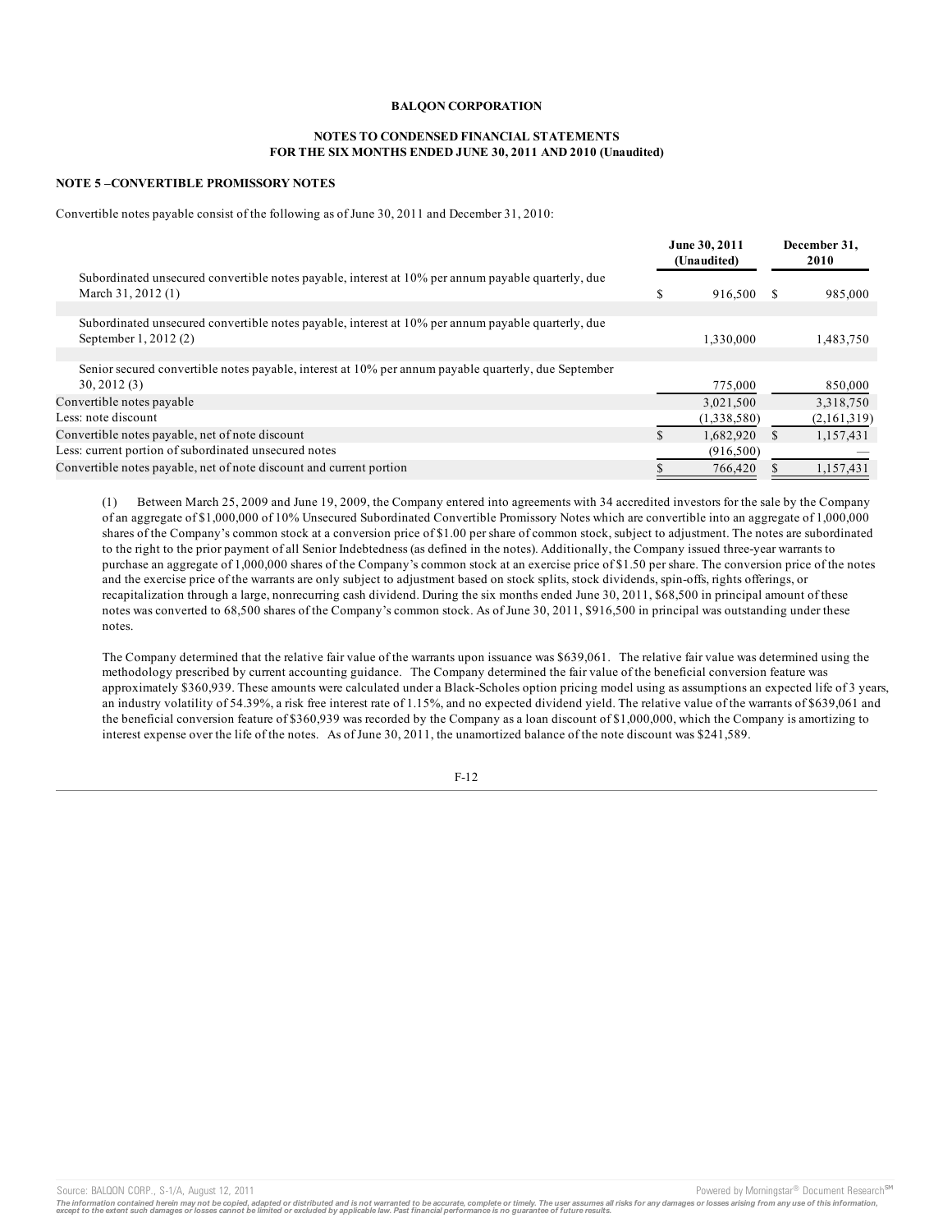**BALQON CORPORATION**

**NOTES TO CONDENSED FINANCIAL STATEMENTS**
**FOR THE SIX MONTHS ENDED JUNE 30, 2011 AND 2010 (Unaudited)**

**NOTE 5 –CONVERTIBLE PROMISSORY NOTES**

Convertible notes payable consist of the following as of June 30, 2011 and December 31, 2010:

| | June 30, 2011 (Unaudited) | December 31, 2010 |
|---|---|---|
| Subordinated unsecured convertible notes payable, interest at 10% per annum payable quarterly, due March 31, 2012 (1) | $ 916,500 | $ 985,000 |
| Subordinated unsecured convertible notes payable, interest at 10% per annum payable quarterly, due September 1, 2012 (2) | 1,330,000 | 1,483,750 |
| Senior secured convertible notes payable, interest at 10% per annum payable quarterly, due September 30, 2012 (3) | 775,000 | 850,000 |
| Convertible notes payable | 3,021,500 | 3,318,750 |
| Less: note discount | (1,338,580) | (2,161,319) |
| Convertible notes payable, net of note discount | $ 1,682,920 | $ 1,157,431 |
| Less: current portion of subordinated unsecured notes | (916,500) | — |
| Convertible notes payable, net of note discount and current portion | $ 766,420 | $ 1,157,431 |

(1) Between March 25, 2009 and June 19, 2009, the Company entered into agreements with 34 accredited investors for the sale by the Company of an aggregate of $1,000,000 of 10% Unsecured Subordinated Convertible Promissory Notes which are convertible into an aggregate of 1,000,000 shares of the Company's common stock at a conversion price of $1.00 per share of common stock, subject to adjustment. The notes are subordinated to the right to the prior payment of all Senior Indebtedness (as defined in the notes). Additionally, the Company issued three-year warrants to purchase an aggregate of 1,000,000 shares of the Company's common stock at an exercise price of $1.50 per share. The conversion price of the notes and the exercise price of the warrants are only subject to adjustment based on stock splits, stock dividends, spin-offs, rights offerings, or recapitalization through a large, nonrecurring cash dividend. During the six months ended June 30, 2011, $68,500 in principal amount of these notes was converted to 68,500 shares of the Company's common stock. As of June 30, 2011, $916,500 in principal was outstanding under these notes.

The Company determined that the relative fair value of the warrants upon issuance was $639,061. The relative fair value was determined using the methodology prescribed by current accounting guidance. The Company determined the fair value of the beneficial conversion feature was approximately $360,939. These amounts were calculated under a Black-Scholes option pricing model using as assumptions an expected life of 3 years, an industry volatility of 54.39%, a risk free interest rate of 1.15%, and no expected dividend yield. The relative value of the warrants of $639,061 and the beneficial conversion feature of $360,939 was recorded by the Company as a loan discount of $1,000,000, which the Company is amortizing to interest expense over the life of the notes. As of June 30, 2011, the unamortized balance of the note discount was $241,589.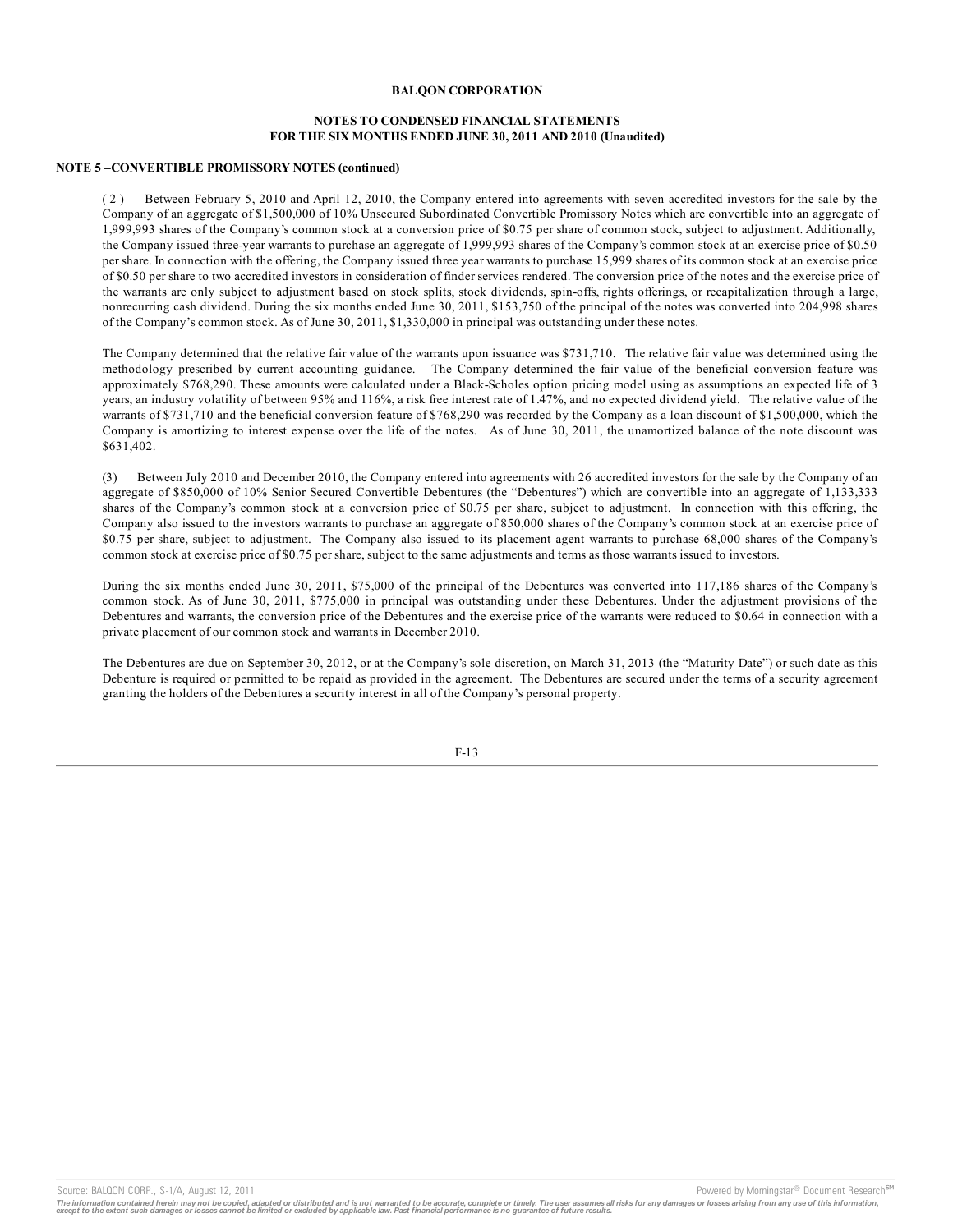**BALQON CORPORATION**

**NOTES TO CONDENSED FINANCIAL STATEMENTS FOR THE SIX MONTHS ENDED JUNE 30, 2011 AND 2010 (Unaudited)**

**NOTE 5 –CONVERTIBLE PROMISSORY NOTES (continued)**

( 2 ) Between February 5, 2010 and April 12, 2010, the Company entered into agreements with seven accredited investors for the sale by the Company of an aggregate of $1,500,000 of 10% Unsecured Subordinated Convertible Promissory Notes which are convertible into an aggregate of 1,999,993 shares of the Company's common stock at a conversion price of $0.75 per share of common stock, subject to adjustment. Additionally, the Company issued three-year warrants to purchase an aggregate of 1,999,993 shares of the Company's common stock at an exercise price of $0.50 per share. In connection with the offering, the Company issued three year warrants to purchase 15,999 shares of its common stock at an exercise price of $0.50 per share to two accredited investors in consideration of finder services rendered. The conversion price of the notes and the exercise price of the warrants are only subject to adjustment based on stock splits, stock dividends, spin-offs, rights offerings, or recapitalization through a large, nonrecurring cash dividend. During the six months ended June 30, 2011, $153,750 of the principal of the notes was converted into 204,998 shares of the Company's common stock. As of June 30, 2011, $1,330,000 in principal was outstanding under these notes.

The Company determined that the relative fair value of the warrants upon issuance was $731,710. The relative fair value was determined using the methodology prescribed by current accounting guidance. The Company determined the fair value of the beneficial conversion feature was approximately $768,290. These amounts were calculated under a Black-Scholes option pricing model using as assumptions an expected life of 3 years, an industry volatility of between 95% and 116%, a risk free interest rate of 1.47%, and no expected dividend yield. The relative value of the warrants of $731,710 and the beneficial conversion feature of $768,290 was recorded by the Company as a loan discount of $1,500,000, which the Company is amortizing to interest expense over the life of the notes. As of June 30, 2011, the unamortized balance of the note discount was $631,402.

(3) Between July 2010 and December 2010, the Company entered into agreements with 26 accredited investors for the sale by the Company of an aggregate of $850,000 of 10% Senior Secured Convertible Debentures (the "Debentures") which are convertible into an aggregate of 1,133,333 shares of the Company's common stock at a conversion price of $0.75 per share, subject to adjustment. In connection with this offering, the Company also issued to the investors warrants to purchase an aggregate of 850,000 shares of the Company's common stock at an exercise price of $0.75 per share, subject to adjustment. The Company also issued to its placement agent warrants to purchase 68,000 shares of the Company's common stock at exercise price of $0.75 per share, subject to the same adjustments and terms as those warrants issued to investors.

During the six months ended June 30, 2011, $75,000 of the principal of the Debentures was converted into 117,186 shares of the Company's common stock. As of June 30, 2011, $775,000 in principal was outstanding under these Debentures. Under the adjustment provisions of the Debentures and warrants, the conversion price of the Debentures and the exercise price of the warrants were reduced to $0.64 in connection with a private placement of our common stock and warrants in December 2010.

The Debentures are due on September 30, 2012, or at the Company's sole discretion, on March 31, 2013 (the "Maturity Date") or such date as this Debenture is required or permitted to be repaid as provided in the agreement. The Debentures are secured under the terms of a security agreement granting the holders of the Debentures a security interest in all of the Company's personal property.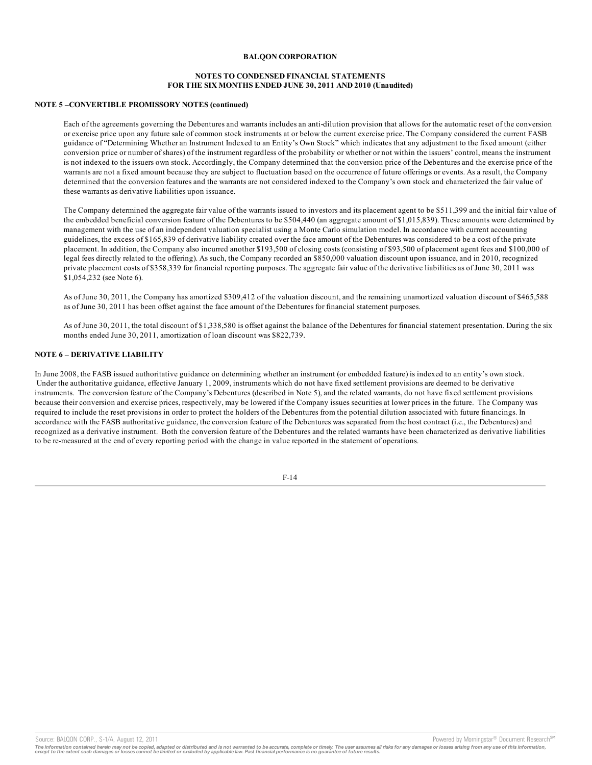**BALQON CORPORATION**

**NOTES TO CONDENSED FINANCIAL STATEMENTS**
**FOR THE SIX MONTHS ENDED JUNE 30, 2011 AND 2010 (Unaudited)**

**NOTE 5 –CONVERTIBLE PROMISSORY NOTES (continued)**

Each of the agreements governing the Debentures and warrants includes an anti-dilution provision that allows for the automatic reset of the conversion or exercise price upon any future sale of common stock instruments at or below the current exercise price. The Company considered the current FASB guidance of "Determining Whether an Instrument Indexed to an Entity's Own Stock" which indicates that any adjustment to the fixed amount (either conversion price or number of shares) of the instrument regardless of the probability or whether or not within the issuers' control, means the instrument is not indexed to the issuers own stock. Accordingly, the Company determined that the conversion price of the Debentures and the exercise price of the warrants are not a fixed amount because they are subject to fluctuation based on the occurrence of future offerings or events. As a result, the Company determined that the conversion features and the warrants are not considered indexed to the Company's own stock and characterized the fair value of these warrants as derivative liabilities upon issuance.

The Company determined the aggregate fair value of the warrants issued to investors and its placement agent to be $511,399 and the initial fair value of the embedded beneficial conversion feature of the Debentures to be $504,440 (an aggregate amount of $1,015,839). These amounts were determined by management with the use of an independent valuation specialist using a Monte Carlo simulation model. In accordance with current accounting guidelines, the excess of $165,839 of derivative liability created over the face amount of the Debentures was considered to be a cost of the private placement. In addition, the Company also incurred another $193,500 of closing costs (consisting of $93,500 of placement agent fees and $100,000 of legal fees directly related to the offering). As such, the Company recorded an $850,000 valuation discount upon issuance, and in 2010, recognized private placement costs of $358,339 for financial reporting purposes. The aggregate fair value of the derivative liabilities as of June 30, 2011 was $1,054,232 (see Note 6).

As of June 30, 2011, the Company has amortized $309,412 of the valuation discount, and the remaining unamortized valuation discount of $465,588 as of June 30, 2011 has been offset against the face amount of the Debentures for financial statement purposes.

As of June 30, 2011, the total discount of $1,338,580 is offset against the balance of the Debentures for financial statement presentation. During the six months ended June 30, 2011, amortization of loan discount was $822,739.

**NOTE 6 – DERIVATIVE LIABILITY**

In June 2008, the FASB issued authoritative guidance on determining whether an instrument (or embedded feature) is indexed to an entity's own stock. Under the authoritative guidance, effective January 1, 2009, instruments which do not have fixed settlement provisions are deemed to be derivative instruments. The conversion feature of the Company's Debentures (described in Note 5), and the related warrants, do not have fixed settlement provisions because their conversion and exercise prices, respectively, may be lowered if the Company issues securities at lower prices in the future. The Company was required to include the reset provisions in order to protect the holders of the Debentures from the potential dilution associated with future financings. In accordance with the FASB authoritative guidance, the conversion feature of the Debentures was separated from the host contract (i.e., the Debentures) and recognized as a derivative instrument. Both the conversion feature of the Debentures and the related warrants have been characterized as derivative liabilities to be re-measured at the end of every reporting period with the change in value reported in the statement of operations.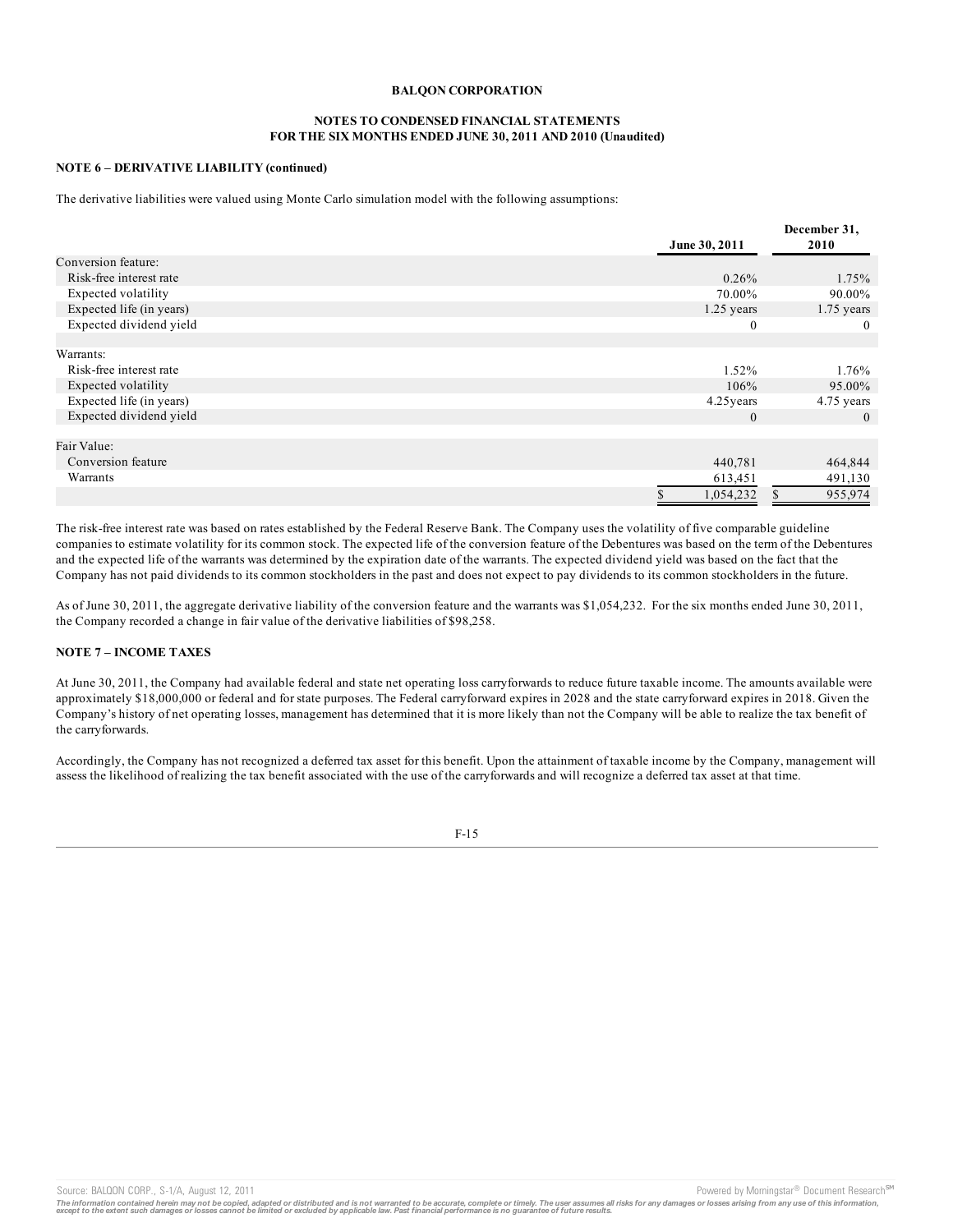**BALQON CORPORATION**

**NOTES TO CONDENSED FINANCIAL STATEMENTS**
**FOR THE SIX MONTHS ENDED JUNE 30, 2011 AND 2010 (Unaudited)**

**NOTE 6 – DERIVATIVE LIABILITY (continued)**

The derivative liabilities were valued using Monte Carlo simulation model with the following assumptions:

| | June 30, 2011 | December 31, 2010 |
|---|---|---|
| Conversion feature: | | |
| Risk-free interest rate | 0.26% | 1.75% |
| Expected volatility | 70.00% | 90.00% |
| Expected life (in years) | 1.25 years | 1.75 years |
| Expected dividend yield | 0 | 0 |
| | | |
| Warrants: | | |
| Risk-free interest rate | 1.52% | 1.76% |
| Expected volatility | 106% | 95.00% |
| Expected life (in years) | 4.25years | 4.75 years |
| Expected dividend yield | 0 | 0 |
| | | |
| Fair Value: | | |
| Conversion feature | 440,781 | 464,844 |
| Warrants | 613,451 | 491,130 |
| | $ 1,054,232 | $ 955,974 |

The risk-free interest rate was based on rates established by the Federal Reserve Bank. The Company uses the volatility of five comparable guideline companies to estimate volatility for its common stock. The expected life of the conversion feature of the Debentures was based on the term of the Debentures and the expected life of the warrants was determined by the expiration date of the warrants. The expected dividend yield was based on the fact that the Company has not paid dividends to its common stockholders in the past and does not expect to pay dividends to its common stockholders in the future.

As of June 30, 2011, the aggregate derivative liability of the conversion feature and the warrants was $1,054,232. For the six months ended June 30, 2011, the Company recorded a change in fair value of the derivative liabilities of $98,258.

**NOTE 7 – INCOME TAXES**

At June 30, 2011, the Company had available federal and state net operating loss carryforwards to reduce future taxable income. The amounts available were approximately $18,000,000 or federal and for state purposes. The Federal carryforward expires in 2028 and the state carryforward expires in 2018. Given the Company's history of net operating losses, management has determined that it is more likely than not the Company will be able to realize the tax benefit of the carryforwards.

Accordingly, the Company has not recognized a deferred tax asset for this benefit. Upon the attainment of taxable income by the Company, management will assess the likelihood of realizing the tax benefit associated with the use of the carryforwards and will recognize a deferred tax asset at that time.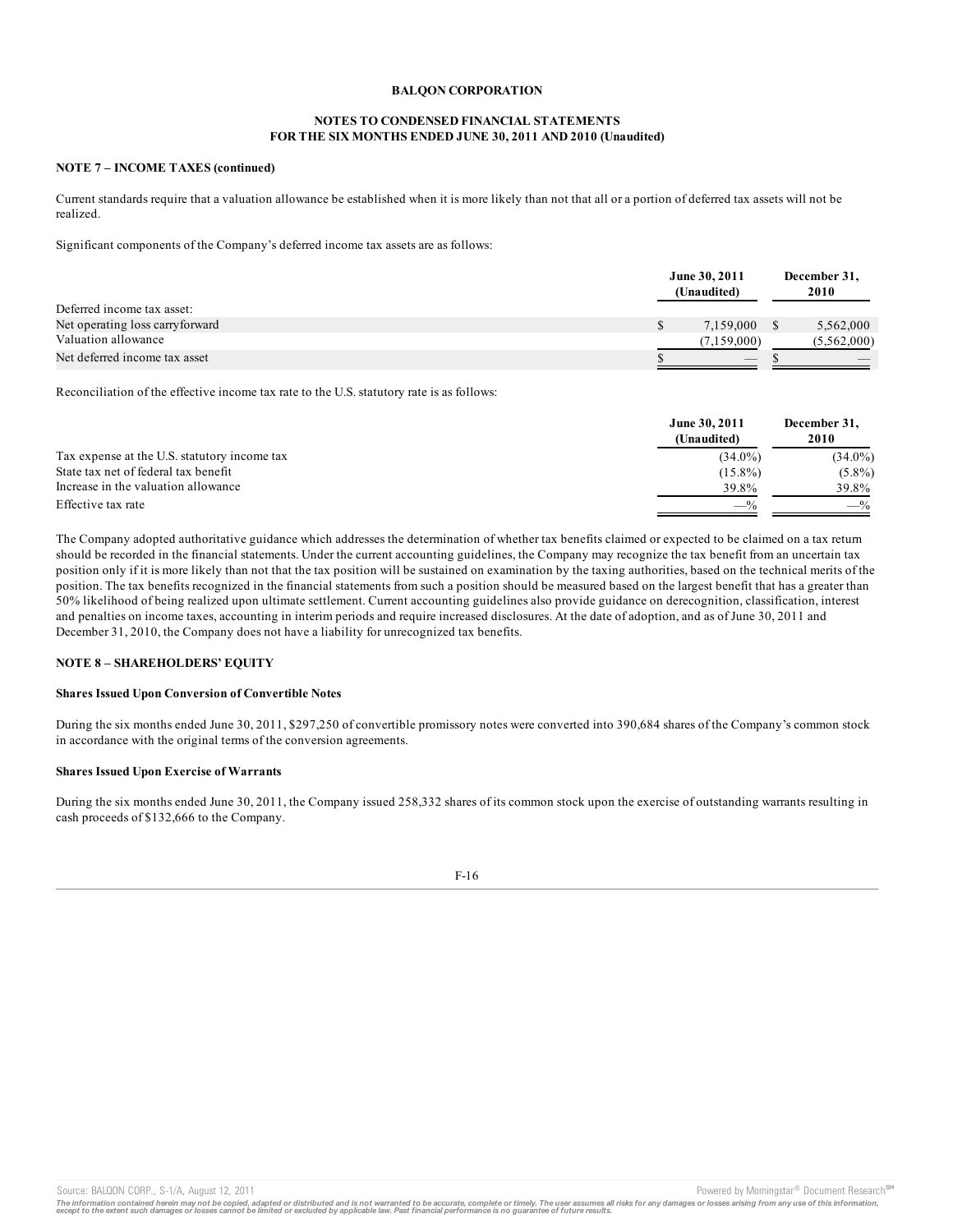**BALQON CORPORATION**

**NOTES TO CONDENSED FINANCIAL STATEMENTS**
**FOR THE SIX MONTHS ENDED JUNE 30, 2011 AND 2010 (Unaudited)**

**NOTE 7 – INCOME TAXES (continued)**

Current standards require that a valuation allowance be established when it is more likely than not that all or a portion of deferred tax assets will not be realized.

Significant components of the Company's deferred income tax assets are as follows:

| | June 30, 2011 (Unaudited) | December 31, 2010 |
|---|---|---|
| Deferred income tax asset: | | |
| Net operating loss carryforward | $ 7,159,000 | $ 5,562,000 |
| Valuation allowance | (7,159,000) | (5,562,000) |
| Net deferred income tax asset | $ — | $ — |

Reconciliation of the effective income tax rate to the U.S. statutory rate is as follows:

| | June 30, 2011 (Unaudited) | December 31, 2010 |
|---|---|---|
| Tax expense at the U.S. statutory income tax | (34.0%) | (34.0%) |
| State tax net of federal tax benefit | (15.8%) | (5.8%) |
| Increase in the valuation allowance | 39.8% | 39.8% |
| Effective tax rate | —% | —% |

The Company adopted authoritative guidance which addresses the determination of whether tax benefits claimed or expected to be claimed on a tax return should be recorded in the financial statements. Under the current accounting guidelines, the Company may recognize the tax benefit from an uncertain tax position only if it is more likely than not that the tax position will be sustained on examination by the taxing authorities, based on the technical merits of the position. The tax benefits recognized in the financial statements from such a position should be measured based on the largest benefit that has a greater than 50% likelihood of being realized upon ultimate settlement. Current accounting guidelines also provide guidance on derecognition, classification, interest and penalties on income taxes, accounting in interim periods and require increased disclosures. At the date of adoption, and as of June 30, 2011 and December 31, 2010, the Company does not have a liability for unrecognized tax benefits.

**NOTE 8 – SHAREHOLDERS' EQUITY**

**Shares Issued Upon Conversion of Convertible Notes**

During the six months ended June 30, 2011, $297,250 of convertible promissory notes were converted into 390,684 shares of the Company's common stock in accordance with the original terms of the conversion agreements.

**Shares Issued Upon Exercise of Warrants**

During the six months ended June 30, 2011, the Company issued 258,332 shares of its common stock upon the exercise of outstanding warrants resulting in cash proceeds of $132,666 to the Company.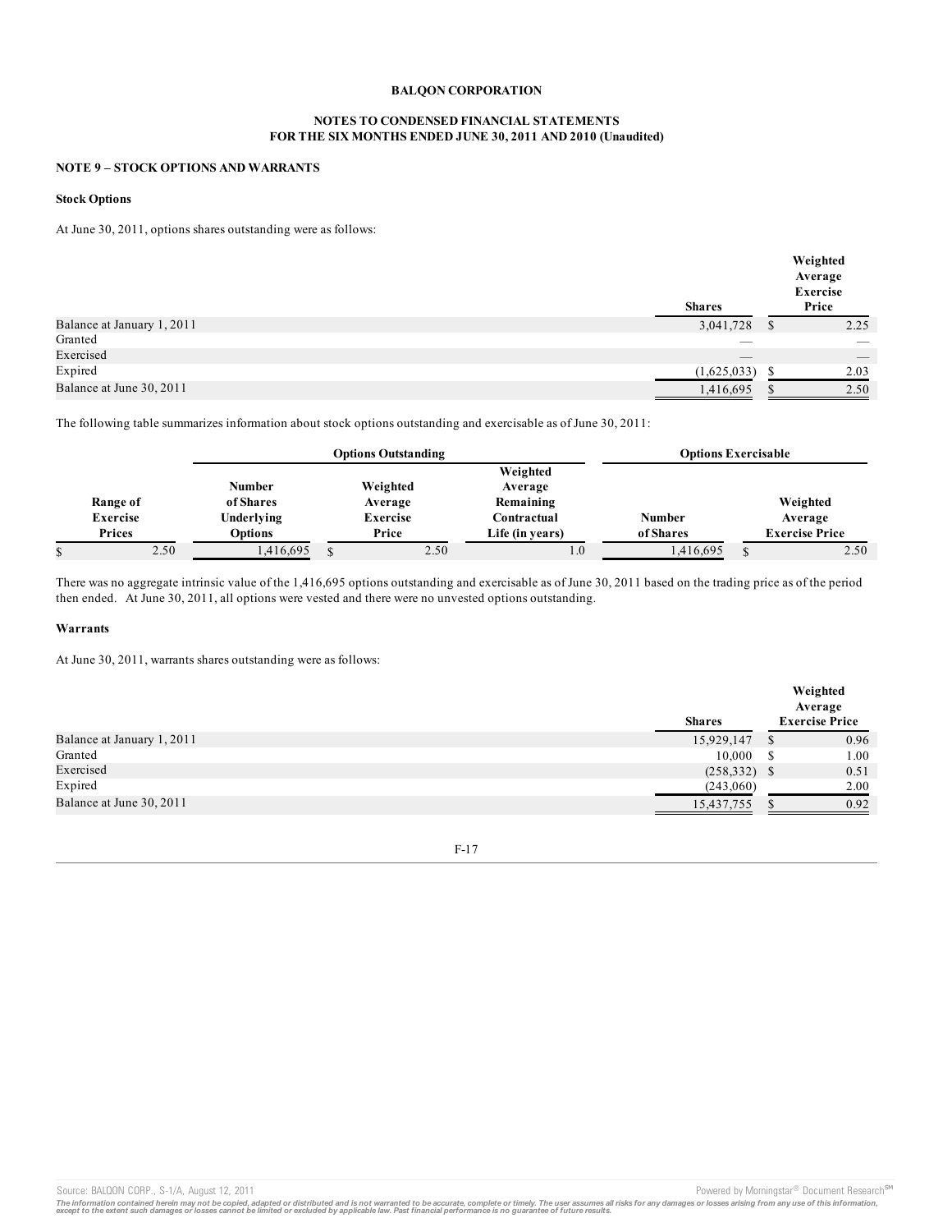**BALQON CORPORATION**

**NOTES TO CONDENSED FINANCIAL STATEMENTS**
**FOR THE SIX MONTHS ENDED JUNE 30, 2011 AND 2010 (Unaudited)**

**NOTE 9 – STOCK OPTIONS AND WARRANTS**

**Stock Options**

At June 30, 2011, options shares outstanding were as follows:

| | Shares | Weighted Average Exercise Price |
|---|---|---|
| Balance at January 1, 2011 | 3,041,728 | $ 2.25 |
| Granted | — | — |
| Exercised | — | — |
| Expired | (1,625,033) | $ 2.03 |
| Balance at June 30, 2011 | 1,416,695 | $ 2.50 |

The following table summarizes information about stock options outstanding and exercisable as of June 30, 2011:

| | Options Outstanding | | | Options Exercisable | |
|---|---|---|---|---|---|
| Range of Exercise Prices | Number of Shares Underlying Options | Weighted Average Exercise Price | Weighted Average Remaining Contractual Life (in years) | Number of Shares | Weighted Average Exercise Price |
| $ 2.50 | 1,416,695 | $ 2.50 | 1.0 | 1,416,695 | $ 2.50 |

There was no aggregate intrinsic value of the 1,416,695 options outstanding and exercisable as of June 30, 2011 based on the trading price as of the period then ended. At June 30, 2011, all options were vested and there were no unvested options outstanding.

**Warrants**

At June 30, 2011, warrants shares outstanding were as follows:

| | Shares | Weighted Average Exercise Price |
|---|---|---|
| Balance at January 1, 2011 | 15,929,147 | $ 0.96 |
| Granted | 10,000 | $ 1.00 |
| Exercised | (258,332) | $ 0.51 |
| Expired | (243,060) | 2.00 |
| Balance at June 30, 2011 | 15,437,755 | $ 0.92 |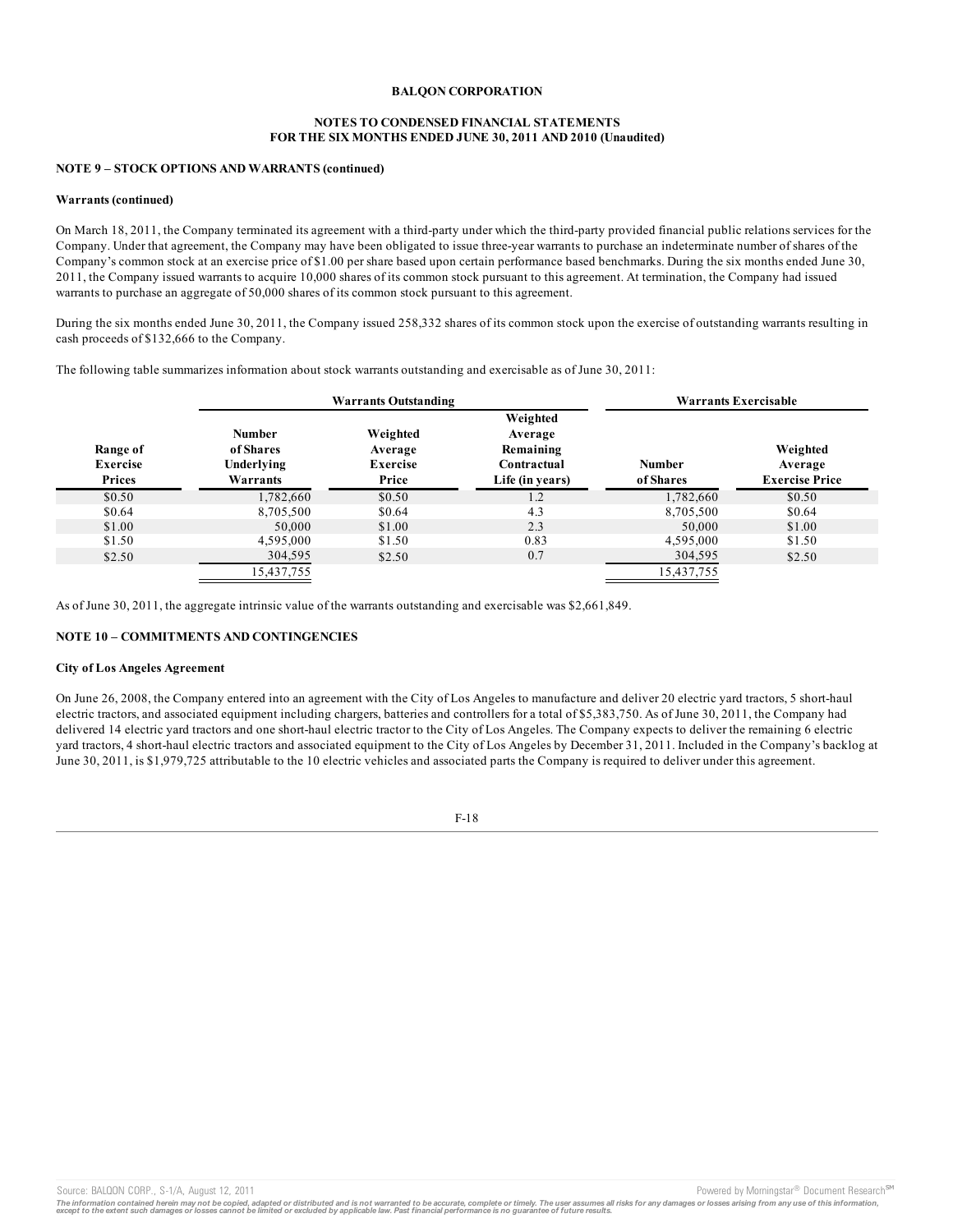**BALQON CORPORATION**

**NOTES TO CONDENSED FINANCIAL STATEMENTS**
**FOR THE SIX MONTHS ENDED JUNE 30, 2011 AND 2010 (Unaudited)**

**NOTE 9 – STOCK OPTIONS AND WARRANTS (continued)**

**Warrants (continued)**

On March 18, 2011, the Company terminated its agreement with a third-party under which the third-party provided financial public relations services for the Company. Under that agreement, the Company may have been obligated to issue three-year warrants to purchase an indeterminate number of shares of the Company's common stock at an exercise price of $1.00 per share based upon certain performance based benchmarks. During the six months ended June 30, 2011, the Company issued warrants to acquire 10,000 shares of its common stock pursuant to this agreement. At termination, the Company had issued warrants to purchase an aggregate of 50,000 shares of its common stock pursuant to this agreement.

During the six months ended June 30, 2011, the Company issued 258,332 shares of its common stock upon the exercise of outstanding warrants resulting in cash proceeds of $132,666 to the Company.

The following table summarizes information about stock warrants outstanding and exercisable as of June 30, 2011:

| | Warrants Outstanding | | | Warrants Exercisable | |
|---|---|---|---|---|---|
| Range of Exercise Prices | Number of Shares Underlying Warrants | Weighted Average Exercise Price | Weighted Average Remaining Contractual Life (in years) | Number of Shares | Weighted Average Exercise Price |
| $0.50 | 1,782,660 | $0.50 | 1.2 | 1,782,660 | $0.50 |
| $0.64 | 8,705,500 | $0.64 | 4.3 | 8,705,500 | $0.64 |
| $1.00 | 50,000 | $1.00 | 2.3 | 50,000 | $1.00 |
| $1.50 | 4,595,000 | $1.50 | 0.83 | 4,595,000 | $1.50 |
| $2.50 | 304,595 | $2.50 | 0.7 | 304,595 | $2.50 |
| | 15,437,755 | | | 15,437,755 | |

As of June 30, 2011, the aggregate intrinsic value of the warrants outstanding and exercisable was $2,661,849.

**NOTE 10 – COMMITMENTS AND CONTINGENCIES**

**City of Los Angeles Agreement**

On June 26, 2008, the Company entered into an agreement with the City of Los Angeles to manufacture and deliver 20 electric yard tractors, 5 short-haul electric tractors, and associated equipment including chargers, batteries and controllers for a total of $5,383,750. As of June 30, 2011, the Company had delivered 14 electric yard tractors and one short-haul electric tractor to the City of Los Angeles. The Company expects to deliver the remaining 6 electric yard tractors, 4 short-haul electric tractors and associated equipment to the City of Los Angeles by December 31, 2011. Included in the Company's backlog at June 30, 2011, is $1,979,725 attributable to the 10 electric vehicles and associated parts the Company is required to deliver under this agreement.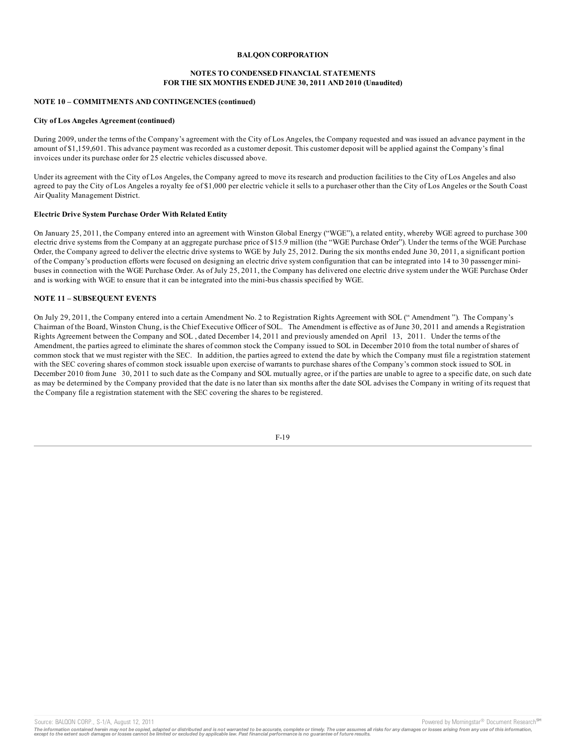**BALQON CORPORATION**

**NOTES TO CONDENSED FINANCIAL STATEMENTS**
**FOR THE SIX MONTHS ENDED JUNE 30, 2011 AND 2010 (Unaudited)**

**NOTE 10 – COMMITMENTS AND CONTINGENCIES (continued)**

**City of Los Angeles Agreement (continued)**

During 2009, under the terms of the Company's agreement with the City of Los Angeles, the Company requested and was issued an advance payment in the amount of $1,159,601. This advance payment was recorded as a customer deposit. This customer deposit will be applied against the Company's final invoices under its purchase order for 25 electric vehicles discussed above.

Under its agreement with the City of Los Angeles, the Company agreed to move its research and production facilities to the City of Los Angeles and also agreed to pay the City of Los Angeles a royalty fee of $1,000 per electric vehicle it sells to a purchaser other than the City of Los Angeles or the South Coast Air Quality Management District.

**Electric Drive System Purchase Order With Related Entity**

On January 25, 2011, the Company entered into an agreement with Winston Global Energy ("WGE"), a related entity, whereby WGE agreed to purchase 300 electric drive systems from the Company at an aggregate purchase price of $15.9 million (the "WGE Purchase Order"). Under the terms of the WGE Purchase Order, the Company agreed to deliver the electric drive systems to WGE by July 25, 2012. During the six months ended June 30, 2011, a significant portion of the Company's production efforts were focused on designing an electric drive system configuration that can be integrated into 14 to 30 passenger mini-buses in connection with the WGE Purchase Order. As of July 25, 2011, the Company has delivered one electric drive system under the WGE Purchase Order and is working with WGE to ensure that it can be integrated into the mini-bus chassis specified by WGE.

**NOTE 11 – SUBSEQUENT EVENTS**

On July 29, 2011, the Company entered into a certain Amendment No. 2 to Registration Rights Agreement with SOL (" Amendment "). The Company's Chairman of the Board, Winston Chung, is the Chief Executive Officer of SOL. The Amendment is effective as of June 30, 2011 and amends a Registration Rights Agreement between the Company and SOL , dated December 14, 2011 and previously amended on April 13, 2011. Under the terms of the Amendment, the parties agreed to eliminate the shares of common stock the Company issued to SOL in December 2010 from the total number of shares of common stock that we must register with the SEC. In addition, the parties agreed to extend the date by which the Company must file a registration statement with the SEC covering shares of common stock issuable upon exercise of warrants to purchase shares of the Company's common stock issued to SOL in December 2010 from June 30, 2011 to such date as the Company and SOL mutually agree, or if the parties are unable to agree to a specific date, on such date as may be determined by the Company provided that the date is no later than six months after the date SOL advises the Company in writing of its request that the Company file a registration statement with the SEC covering the shares to be registered.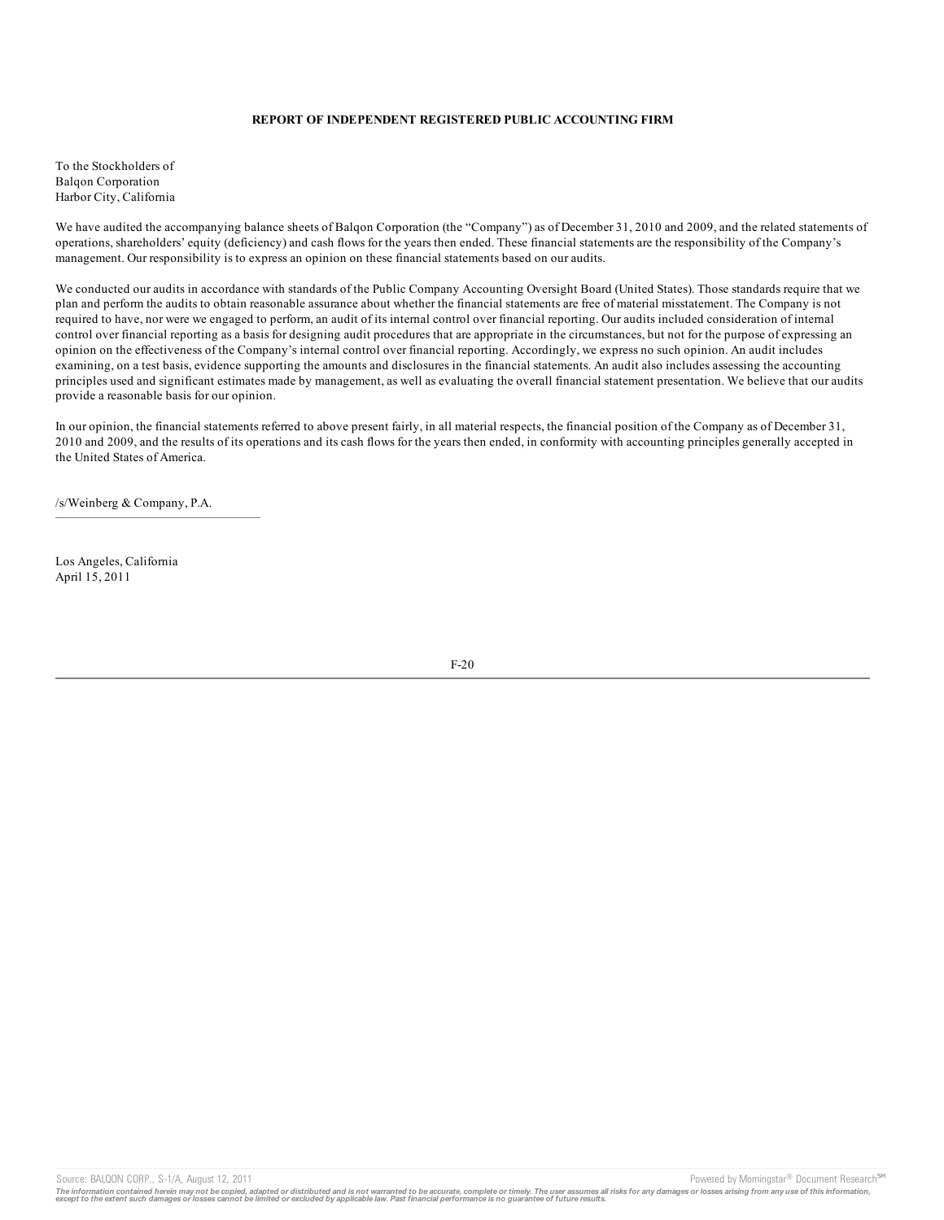**REPORT OF INDEPENDENT REGISTERED PUBLIC ACCOUNTING FIRM**

To the Stockholders of
Balqon Corporation
Harbor City, California

We have audited the accompanying balance sheets of Balqon Corporation (the "Company") as of December 31, 2010 and 2009, and the related statements of operations, shareholders' equity (deficiency) and cash flows for the years then ended. These financial statements are the responsibility of the Company's management. Our responsibility is to express an opinion on these financial statements based on our audits.

We conducted our audits in accordance with standards of the Public Company Accounting Oversight Board (United States). Those standards require that we plan and perform the audits to obtain reasonable assurance about whether the financial statements are free of material misstatement. The Company is not required to have, nor were we engaged to perform, an audit of its internal control over financial reporting. Our audits included consideration of internal control over financial reporting as a basis for designing audit procedures that are appropriate in the circumstances, but not for the purpose of expressing an opinion on the effectiveness of the Company's internal control over financial reporting. Accordingly, we express no such opinion. An audit includes examining, on a test basis, evidence supporting the amounts and disclosures in the financial statements. An audit also includes assessing the accounting principles used and significant estimates made by management, as well as evaluating the overall financial statement presentation. We believe that our audits provide a reasonable basis for our opinion.

In our opinion, the financial statements referred to above present fairly, in all material respects, the financial position of the Company as of December 31, 2010 and 2009, and the results of its operations and its cash flows for the years then ended, in conformity with accounting principles generally accepted in the United States of America.

/s/Weinberg & Company, P.A.

Los Angeles, California
April 15, 2011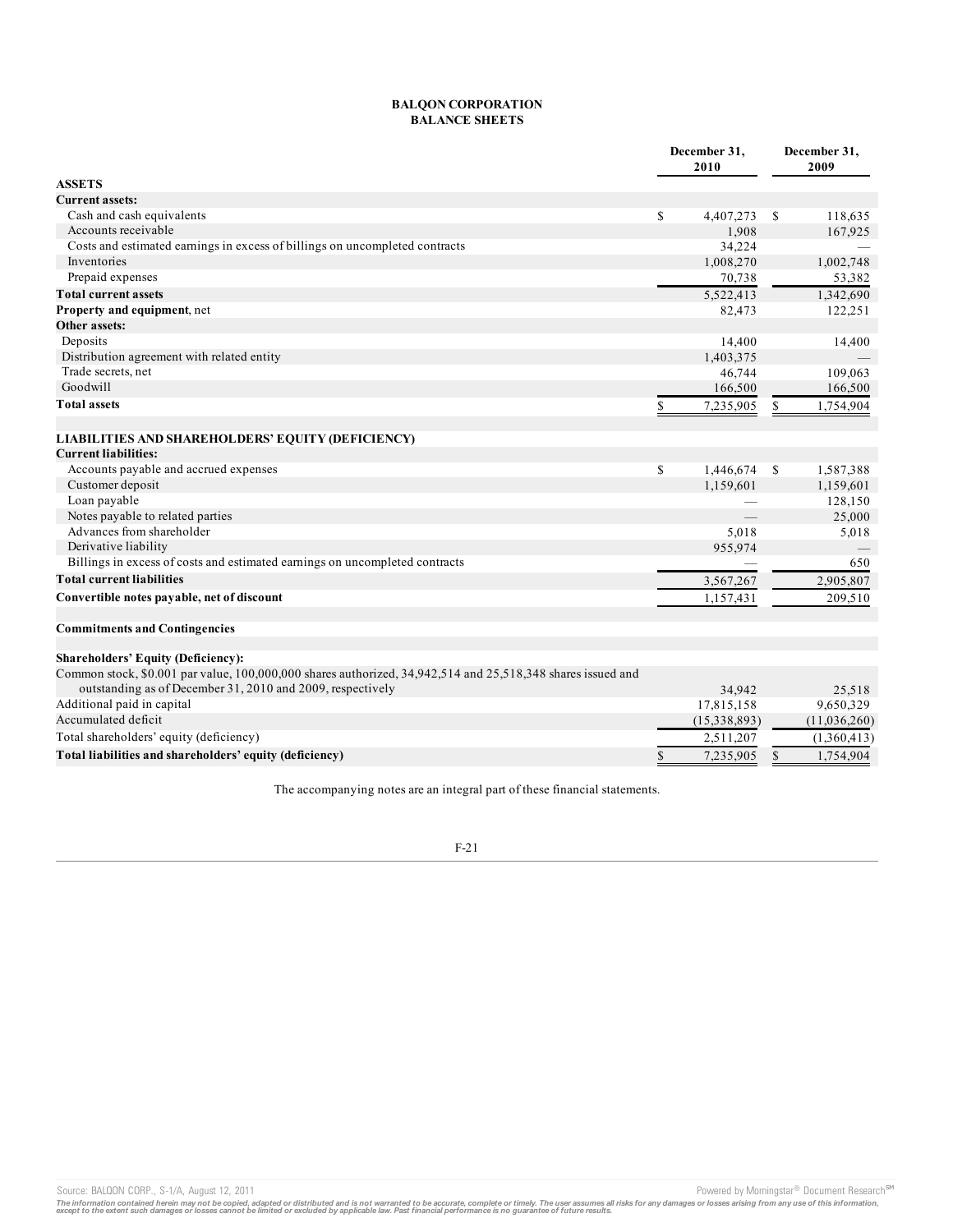**BALQON CORPORATION**
**BALANCE SHEETS**

| | December 31, 2010 | December 31, 2009 |
|---|---|---|
| **ASSETS** | | |
| **Current assets:** | | |
| Cash and cash equivalents | $ 4,407,273 | $ 118,635 |
| Accounts receivable | 1,908 | 167,925 |
| Costs and estimated earnings in excess of billings on uncompleted contracts | 34,224 | — |
| Inventories | 1,008,270 | 1,002,748 |
| Prepaid expenses | 70,738 | 53,382 |
| **Total current assets** | 5,522,413 | 1,342,690 |
| **Property and equipment**, net | 82,473 | 122,251 |
| **Other assets:** | | |
| Deposits | 14,400 | 14,400 |
| Distribution agreement with related entity | 1,403,375 | — |
| Trade secrets, net | 46,744 | 109,063 |
| Goodwill | 166,500 | 166,500 |
| **Total assets** | $ 7,235,905 | $ 1,754,904 |
| | | |
| **LIABILITIES AND SHAREHOLDERS' EQUITY (DEFICIENCY)** | | |
| **Current liabilities:** | | |
| Accounts payable and accrued expenses | $ 1,446,674 | $ 1,587,388 |
| Customer deposit | 1,159,601 | 1,159,601 |
| Loan payable | — | 128,150 |
| Notes payable to related parties | — | 25,000 |
| Advances from shareholder | 5,018 | 5,018 |
| Derivative liability | 955,974 | — |
| Billings in excess of costs and estimated earnings on uncompleted contracts | — | 650 |
| **Total current liabilities** | 3,567,267 | 2,905,807 |
| **Convertible notes payable, net of discount** | 1,157,431 | 209,510 |
| | | |
| **Commitments and Contingencies** | | |
| | | |
| **Shareholders' Equity (Deficiency):** | | |
| Common stock, $0.001 par value, 100,000,000 shares authorized, 34,942,514 and 25,518,348 shares issued and outstanding as of December 31, 2010 and 2009, respectively | 34,942 | 25,518 |
| Additional paid in capital | 17,815,158 | 9,650,329 |
| Accumulated deficit | (15,338,893) | (11,036,260) |
| Total shareholders' equity (deficiency) | 2,511,207 | (1,360,413) |
| **Total liabilities and shareholders' equity (deficiency)** | $ 7,235,905 | $ 1,754,904 |

The accompanying notes are an integral part of these financial statements.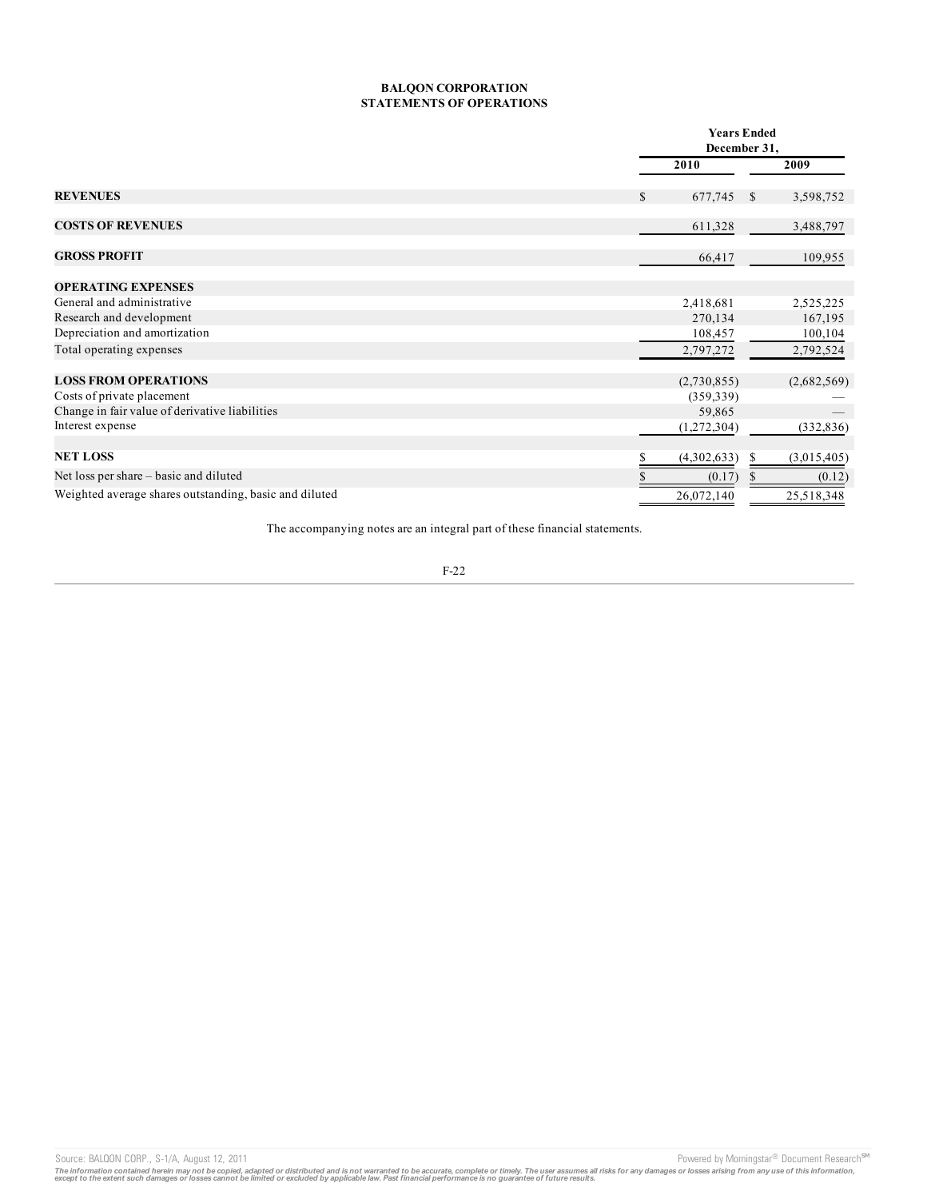**BALQON CORPORATION**
**STATEMENTS OF OPERATIONS**

| | Years Ended December 31, | |
|---|---|---|
| | 2010 | 2009 |
| **REVENUES** | $ 677,745 | $ 3,598,752 |
| **COSTS OF REVENUES** | 611,328 | 3,488,797 |
| **GROSS PROFIT** | 66,417 | 109,955 |
| **OPERATING EXPENSES** | | |
| General and administrative | 2,418,681 | 2,525,225 |
| Research and development | 270,134 | 167,195 |
| Depreciation and amortization | 108,457 | 100,104 |
| Total operating expenses | 2,797,272 | 2,792,524 |
| **LOSS FROM OPERATIONS** | (2,730,855) | (2,682,569) |
| Costs of private placement | (359,339) | — |
| Change in fair value of derivative liabilities | 59,865 | — |
| Interest expense | (1,272,304) | (332,836) |
| **NET LOSS** | $ (4,302,633) | $ (3,015,405) |
| Net loss per share – basic and diluted | $ (0.17) | $ (0.12) |
| Weighted average shares outstanding, basic and diluted | 26,072,140 | 25,518,348 |

The accompanying notes are an integral part of these financial statements.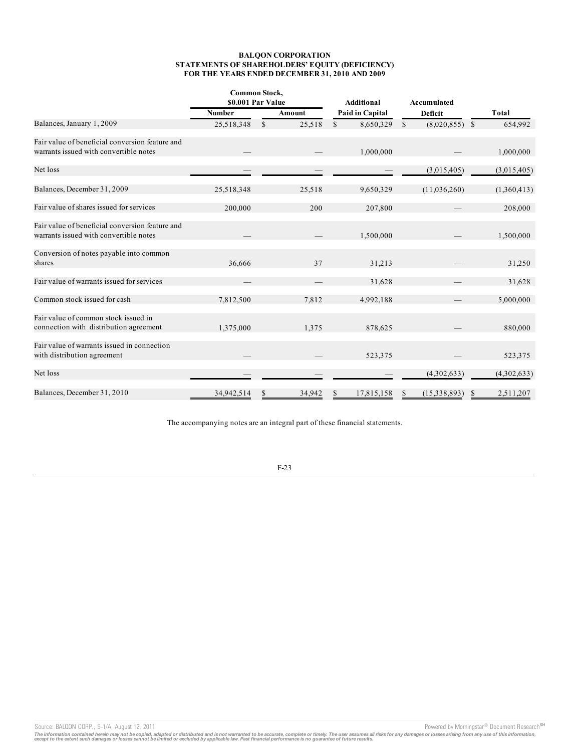**BALQON CORPORATION**
**STATEMENTS OF SHAREHOLDERS' EQUITY (DEFICIENCY)**
**FOR THE YEARS ENDED DECEMBER 31, 2010 AND 2009**

| | Common Stock, $0.001 Par Value | | Additional | Accumulated | |
|---|---|---|---|---|---|
| | Number | Amount | Paid in Capital | Deficit | Total |
| Balances, January 1, 2009 | 25,518,348 | $ 25,518 | $ 8,650,329 | $ (8,020,855) | $ 654,992 |
| Fair value of beneficial conversion feature and warrants issued with convertible notes | — | — | 1,000,000 | — | 1,000,000 |
| Net loss | — | — | — | (3,015,405) | (3,015,405) |
| Balances, December 31, 2009 | 25,518,348 | 25,518 | 9,650,329 | (11,036,260) | (1,360,413) |
| Fair value of shares issued for services | 200,000 | 200 | 207,800 | — | 208,000 |
| Fair value of beneficial conversion feature and warrants issued with convertible notes | — | — | 1,500,000 | — | 1,500,000 |
| Conversion of notes payable into common shares | 36,666 | 37 | 31,213 | — | 31,250 |
| Fair value of warrants issued for services | — | — | 31,628 | — | 31,628 |
| Common stock issued for cash | 7,812,500 | 7,812 | 4,992,188 | — | 5,000,000 |
| Fair value of common stock issued in connection with distribution agreement | 1,375,000 | 1,375 | 878,625 | — | 880,000 |
| Fair value of warrants issued in connection with distribution agreement | — | — | 523,375 | — | 523,375 |
| Net loss | — | — | — | (4,302,633) | (4,302,633) |
| Balances, December 31, 2010 | 34,942,514 | $ 34,942 | $ 17,815,158 | $ (15,338,893) | $ 2,511,207 |

The accompanying notes are an integral part of these financial statements.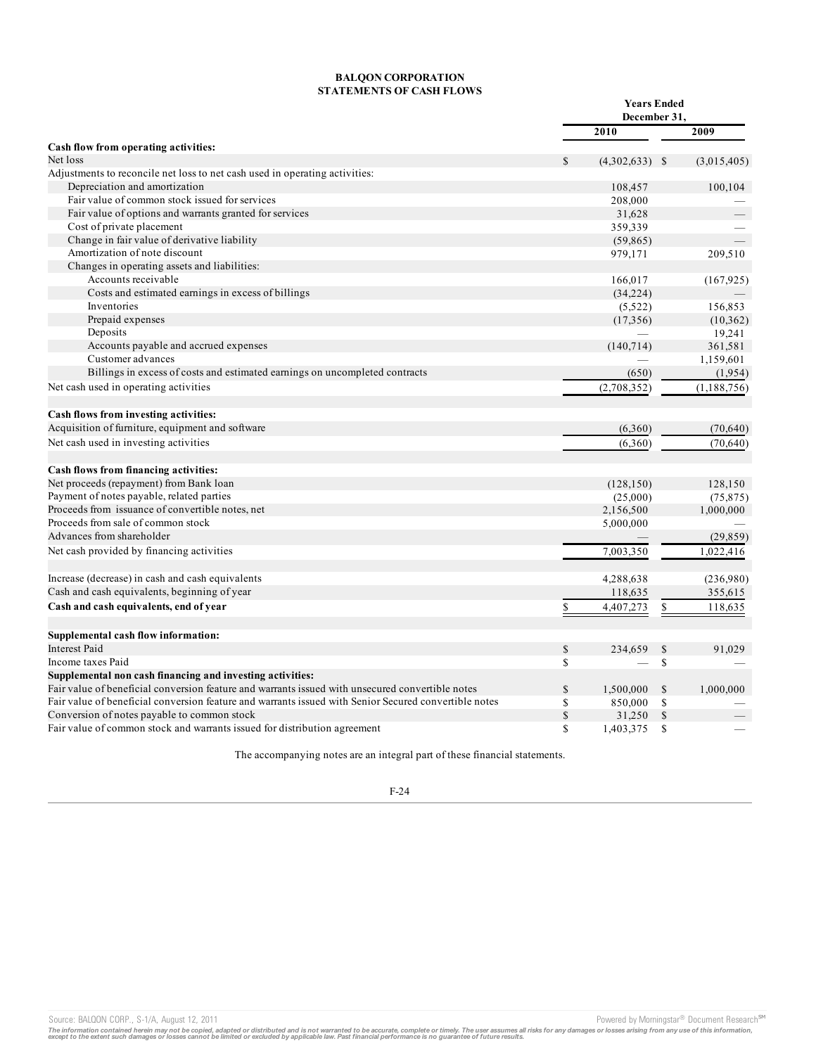**BALQON CORPORATION**
**STATEMENTS OF CASH FLOWS**

| | Years Ended December 31, | |
|---|---|---|
| | **2010** | **2009** |
| **Cash flow from operating activities:** | | |
| Net loss | $ (4,302,633) | $ (3,015,405) |
| Adjustments to reconcile net loss to net cash used in operating activities: | | |
| Depreciation and amortization | 108,457 | 100,104 |
| Fair value of common stock issued for services | 208,000 | — |
| Fair value of options and warrants granted for services | 31,628 | — |
| Cost of private placement | 359,339 | — |
| Change in fair value of derivative liability | (59,865) | — |
| Amortization of note discount | 979,171 | 209,510 |
| Changes in operating assets and liabilities: | | |
| Accounts receivable | 166,017 | (167,925) |
| Costs and estimated earnings in excess of billings | (34,224) | — |
| Inventories | (5,522) | 156,853 |
| Prepaid expenses | (17,356) | (10,362) |
| Deposits | — | 19,241 |
| Accounts payable and accrued expenses | (140,714) | 361,581 |
| Customer advances | — | 1,159,601 |
| Billings in excess of costs and estimated earnings on uncompleted contracts | (650) | (1,954) |
| Net cash used in operating activities | (2,708,352) | (1,188,756) |
| | | |
| **Cash flows from investing activities:** | | |
| Acquisition of furniture, equipment and software | (6,360) | (70,640) |
| Net cash used in investing activities | (6,360) | (70,640) |
| | | |
| **Cash flows from financing activities:** | | |
| Net proceeds (repayment) from Bank loan | (128,150) | 128,150 |
| Payment of notes payable, related parties | (25,000) | (75,875) |
| Proceeds from issuance of convertible notes, net | 2,156,500 | 1,000,000 |
| Proceeds from sale of common stock | 5,000,000 | — |
| Advances from shareholder | — | (29,859) |
| Net cash provided by financing activities | 7,003,350 | 1,022,416 |
| | | |
| Increase (decrease) in cash and cash equivalents | 4,288,638 | (236,980) |
| Cash and cash equivalents, beginning of year | 118,635 | 355,615 |
| **Cash and cash equivalents, end of year** | $ 4,407,273 | $ 118,635 |
| | | |
| **Supplemental cash flow information:** | | |
| Interest Paid | $ 234,659 | $ 91,029 |
| Income taxes Paid | $ — | $ — |
| **Supplemental non cash financing and investing activities:** | | |
| Fair value of beneficial conversion feature and warrants issued with unsecured convertible notes | $ 1,500,000 | $ 1,000,000 |
| Fair value of beneficial conversion feature and warrants issued with Senior Secured convertible notes | $ 850,000 | $ — |
| Conversion of notes payable to common stock | $ 31,250 | $ — |
| Fair value of common stock and warrants issued for distribution agreement | $ 1,403,375 | $ — |

The accompanying notes are an integral part of these financial statements.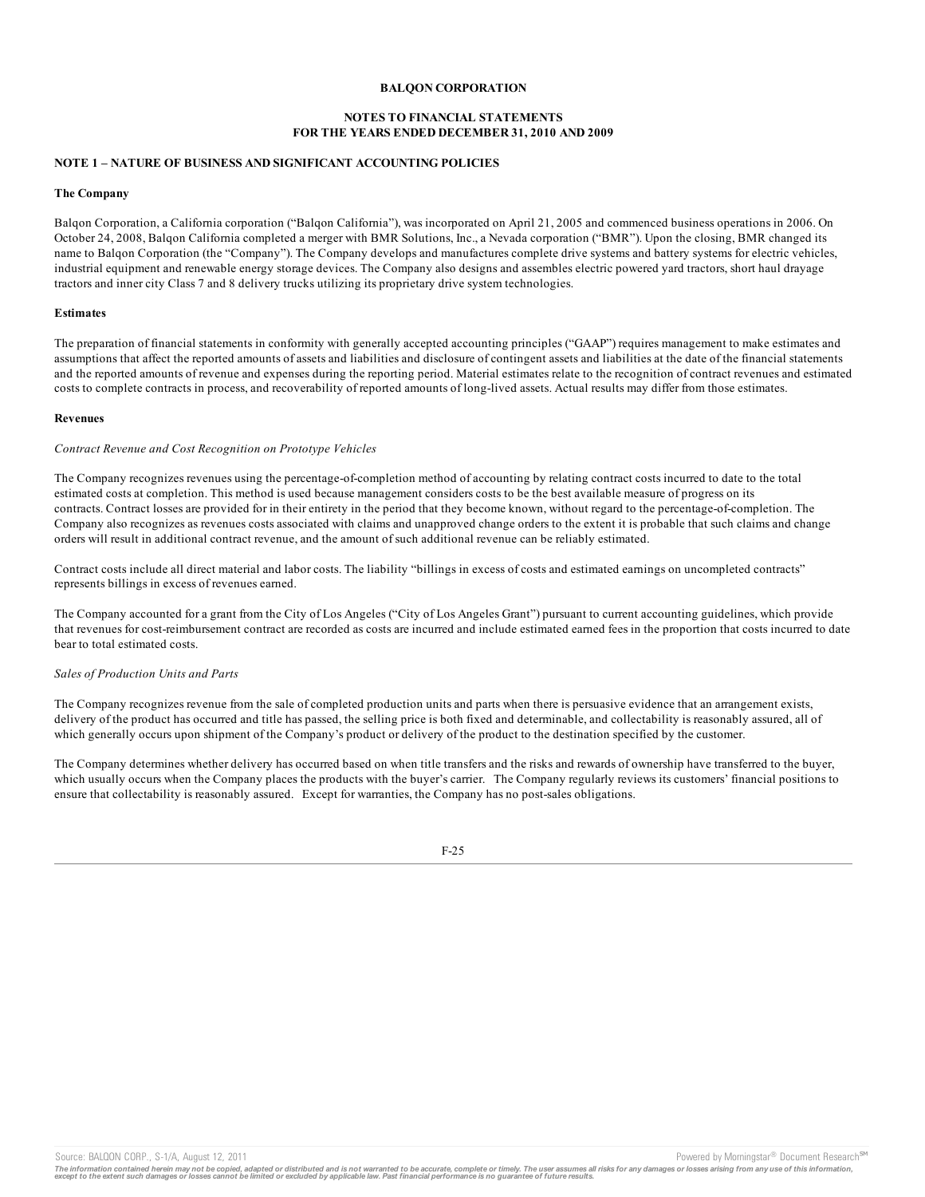**BALQON CORPORATION**

**NOTES TO FINANCIAL STATEMENTS**
**FOR THE YEARS ENDED DECEMBER 31, 2010 AND 2009**

## NOTE 1 – NATURE OF BUSINESS AND SIGNIFICANT ACCOUNTING POLICIES

### The Company

Balqon Corporation, a California corporation ("Balqon California"), was incorporated on April 21, 2005 and commenced business operations in 2006. On October 24, 2008, Balqon California completed a merger with BMR Solutions, Inc., a Nevada corporation ("BMR"). Upon the closing, BMR changed its name to Balqon Corporation (the "Company"). The Company develops and manufactures complete drive systems and battery systems for electric vehicles, industrial equipment and renewable energy storage devices. The Company also designs and assembles electric powered yard tractors, short haul drayage tractors and inner city Class 7 and 8 delivery trucks utilizing its proprietary drive system technologies.

### Estimates

The preparation of financial statements in conformity with generally accepted accounting principles ("GAAP") requires management to make estimates and assumptions that affect the reported amounts of assets and liabilities and disclosure of contingent assets and liabilities at the date of the financial statements and the reported amounts of revenue and expenses during the reporting period. Material estimates relate to the recognition of contract revenues and estimated costs to complete contracts in process, and recoverability of reported amounts of long-lived assets. Actual results may differ from those estimates.

### Revenues

*Contract Revenue and Cost Recognition on Prototype Vehicles*

The Company recognizes revenues using the percentage-of-completion method of accounting by relating contract costs incurred to date to the total estimated costs at completion. This method is used because management considers costs to be the best available measure of progress on its contracts. Contract losses are provided for in their entirety in the period that they become known, without regard to the percentage-of-completion. The Company also recognizes as revenues costs associated with claims and unapproved change orders to the extent it is probable that such claims and change orders will result in additional contract revenue, and the amount of such additional revenue can be reliably estimated.

Contract costs include all direct material and labor costs. The liability "billings in excess of costs and estimated earnings on uncompleted contracts" represents billings in excess of revenues earned.

The Company accounted for a grant from the City of Los Angeles ("City of Los Angeles Grant") pursuant to current accounting guidelines, which provide that revenues for cost-reimbursement contract are recorded as costs are incurred and include estimated earned fees in the proportion that costs incurred to date bear to total estimated costs.

*Sales of Production Units and Parts*

The Company recognizes revenue from the sale of completed production units and parts when there is persuasive evidence that an arrangement exists, delivery of the product has occurred and title has passed, the selling price is both fixed and determinable, and collectability is reasonably assured, all of which generally occurs upon shipment of the Company's product or delivery of the product to the destination specified by the customer.

The Company determines whether delivery has occurred based on when title transfers and the risks and rewards of ownership have transferred to the buyer, which usually occurs when the Company places the products with the buyer's carrier. The Company regularly reviews its customers' financial positions to ensure that collectability is reasonably assured. Except for warranties, the Company has no post-sales obligations.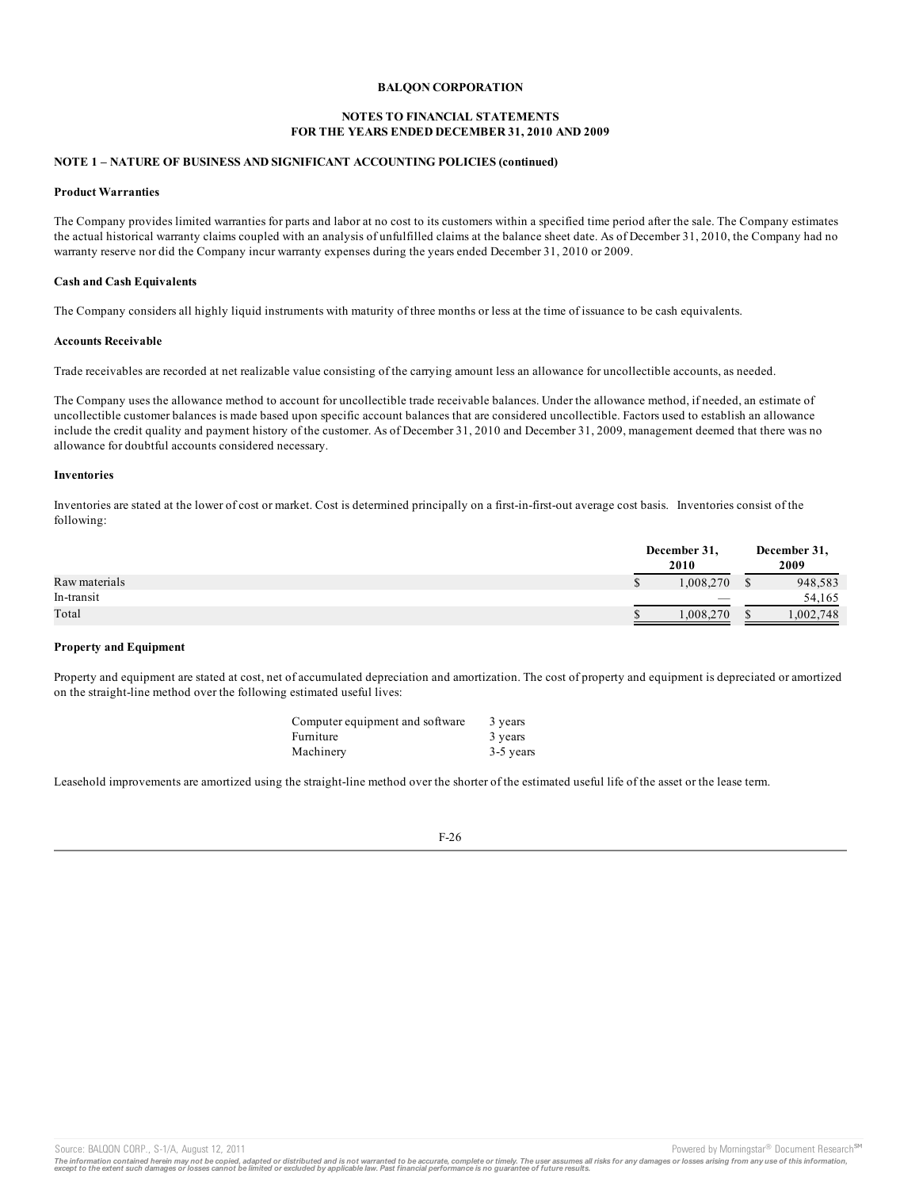**BALQON CORPORATION**

**NOTES TO FINANCIAL STATEMENTS**
**FOR THE YEARS ENDED DECEMBER 31, 2010 AND 2009**

**NOTE 1 – NATURE OF BUSINESS AND SIGNIFICANT ACCOUNTING POLICIES (continued)**

**Product Warranties**

The Company provides limited warranties for parts and labor at no cost to its customers within a specified time period after the sale. The Company estimates the actual historical warranty claims coupled with an analysis of unfulfilled claims at the balance sheet date. As of December 31, 2010, the Company had no warranty reserve nor did the Company incur warranty expenses during the years ended December 31, 2010 or 2009.

**Cash and Cash Equivalents**

The Company considers all highly liquid instruments with maturity of three months or less at the time of issuance to be cash equivalents.

**Accounts Receivable**

Trade receivables are recorded at net realizable value consisting of the carrying amount less an allowance for uncollectible accounts, as needed.

The Company uses the allowance method to account for uncollectible trade receivable balances. Under the allowance method, if needed, an estimate of uncollectible customer balances is made based upon specific account balances that are considered uncollectible. Factors used to establish an allowance include the credit quality and payment history of the customer. As of December 31, 2010 and December 31, 2009, management deemed that there was no allowance for doubtful accounts considered necessary.

**Inventories**

Inventories are stated at the lower of cost or market. Cost is determined principally on a first-in-first-out average cost basis. Inventories consist of the following:

| | December 31, 2010 | December 31, 2009 |
|---|---|---|
| Raw materials | $ 1,008,270 | $ 948,583 |
| In-transit | — | 54,165 |
| Total | $ 1,008,270 | $ 1,002,748 |

**Property and Equipment**

Property and equipment are stated at cost, net of accumulated depreciation and amortization. The cost of property and equipment is depreciated or amortized on the straight-line method over the following estimated useful lives:

| | |
|---|---|
| Computer equipment and software | 3 years |
| Furniture | 3 years |
| Machinery | 3-5 years |

Leasehold improvements are amortized using the straight-line method over the shorter of the estimated useful life of the asset or the lease term.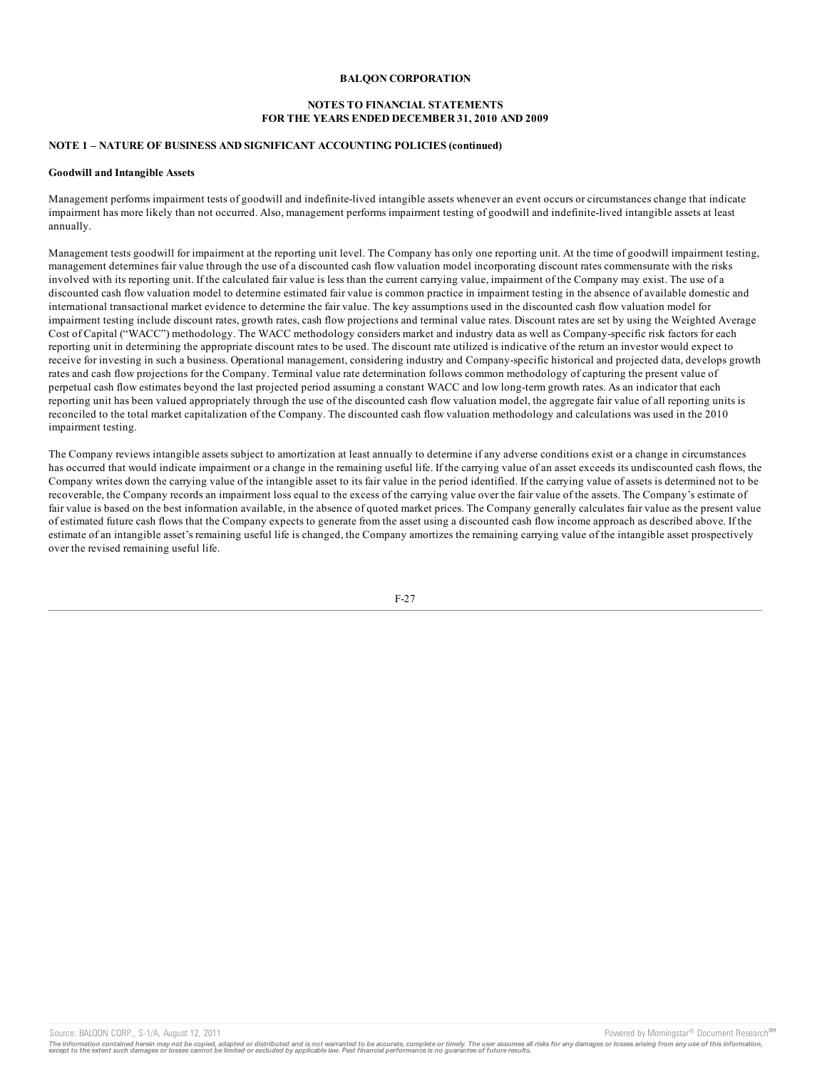**BALQON CORPORATION**

**NOTES TO FINANCIAL STATEMENTS**
**FOR THE YEARS ENDED DECEMBER 31, 2010 AND 2009**

**NOTE 1 – NATURE OF BUSINESS AND SIGNIFICANT ACCOUNTING POLICIES (continued)**

**Goodwill and Intangible Assets**

Management performs impairment tests of goodwill and indefinite-lived intangible assets whenever an event occurs or circumstances change that indicate impairment has more likely than not occurred. Also, management performs impairment testing of goodwill and indefinite-lived intangible assets at least annually.

Management tests goodwill for impairment at the reporting unit level. The Company has only one reporting unit. At the time of goodwill impairment testing, management determines fair value through the use of a discounted cash flow valuation model incorporating discount rates commensurate with the risks involved with its reporting unit. If the calculated fair value is less than the current carrying value, impairment of the Company may exist. The use of a discounted cash flow valuation model to determine estimated fair value is common practice in impairment testing in the absence of available domestic and international transactional market evidence to determine the fair value. The key assumptions used in the discounted cash flow valuation model for impairment testing include discount rates, growth rates, cash flow projections and terminal value rates. Discount rates are set by using the Weighted Average Cost of Capital ("WACC") methodology. The WACC methodology considers market and industry data as well as Company-specific risk factors for each reporting unit in determining the appropriate discount rates to be used. The discount rate utilized is indicative of the return an investor would expect to receive for investing in such a business. Operational management, considering industry and Company-specific historical and projected data, develops growth rates and cash flow projections for the Company. Terminal value rate determination follows common methodology of capturing the present value of perpetual cash flow estimates beyond the last projected period assuming a constant WACC and low long-term growth rates. As an indicator that each reporting unit has been valued appropriately through the use of the discounted cash flow valuation model, the aggregate fair value of all reporting units is reconciled to the total market capitalization of the Company. The discounted cash flow valuation methodology and calculations was used in the 2010 impairment testing.

The Company reviews intangible assets subject to amortization at least annually to determine if any adverse conditions exist or a change in circumstances has occurred that would indicate impairment or a change in the remaining useful life. If the carrying value of an asset exceeds its undiscounted cash flows, the Company writes down the carrying value of the intangible asset to its fair value in the period identified. If the carrying value of assets is determined not to be recoverable, the Company records an impairment loss equal to the excess of the carrying value over the fair value of the assets. The Company's estimate of fair value is based on the best information available, in the absence of quoted market prices. The Company generally calculates fair value as the present value of estimated future cash flows that the Company expects to generate from the asset using a discounted cash flow income approach as described above. If the estimate of an intangible asset's remaining useful life is changed, the Company amortizes the remaining carrying value of the intangible asset prospectively over the revised remaining useful life.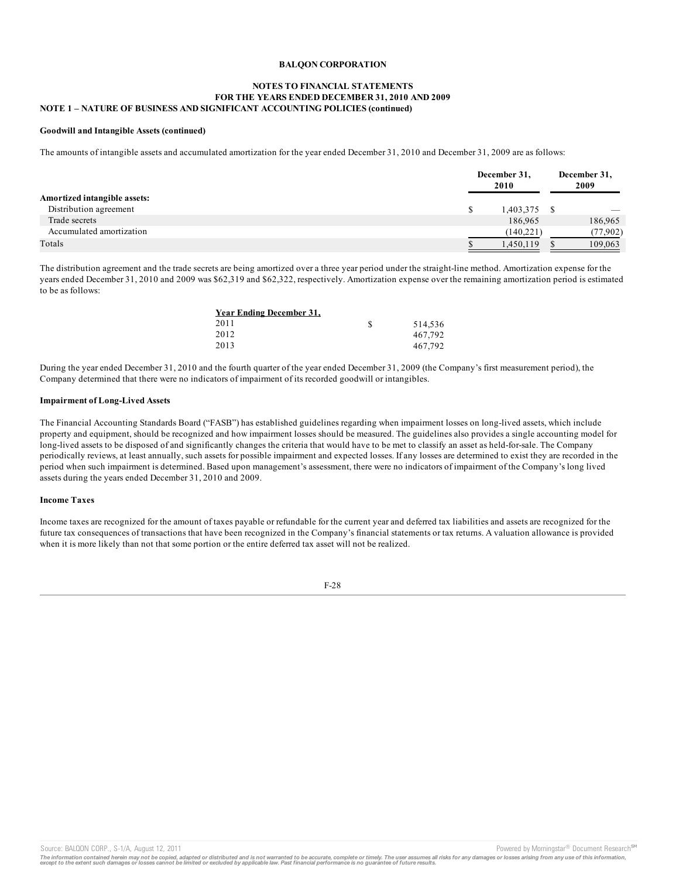**BALQON CORPORATION**

**NOTES TO FINANCIAL STATEMENTS**
**FOR THE YEARS ENDED DECEMBER 31, 2010 AND 2009**

**NOTE 1 – NATURE OF BUSINESS AND SIGNIFICANT ACCOUNTING POLICIES (continued)**

**Goodwill and Intangible Assets (continued)**

The amounts of intangible assets and accumulated amortization for the year ended December 31, 2010 and December 31, 2009 are as follows:

| | December 31, 2010 | December 31, 2009 |
|---|---|---|
| **Amortized intangible assets:** | | |
| Distribution agreement | $ 1,403,375 | $ — |
| Trade secrets | 186,965 | 186,965 |
| Accumulated amortization | (140,221) | (77,902) |
| Totals | $ 1,450,119 | $ 109,063 |

The distribution agreement and the trade secrets are being amortized over a three year period under the straight-line method. Amortization expense for the years ended December 31, 2010 and 2009 was $62,319 and $62,322, respectively. Amortization expense over the remaining amortization period is estimated to be as follows:

| Year Ending December 31, | |
|---|---|
| 2011 | $ 514,536 |
| 2012 | 467,792 |
| 2013 | 467,792 |

During the year ended December 31, 2010 and the fourth quarter of the year ended December 31, 2009 (the Company's first measurement period), the Company determined that there were no indicators of impairment of its recorded goodwill or intangibles.

**Impairment of Long-Lived Assets**

The Financial Accounting Standards Board ("FASB") has established guidelines regarding when impairment losses on long-lived assets, which include property and equipment, should be recognized and how impairment losses should be measured. The guidelines also provides a single accounting model for long-lived assets to be disposed of and significantly changes the criteria that would have to be met to classify an asset as held-for-sale. The Company periodically reviews, at least annually, such assets for possible impairment and expected losses. If any losses are determined to exist they are recorded in the period when such impairment is determined. Based upon management's assessment, there were no indicators of impairment of the Company's long lived assets during the years ended December 31, 2010 and 2009.

**Income Taxes**

Income taxes are recognized for the amount of taxes payable or refundable for the current year and deferred tax liabilities and assets are recognized for the future tax consequences of transactions that have been recognized in the Company's financial statements or tax returns. A valuation allowance is provided when it is more likely than not that some portion or the entire deferred tax asset will not be realized.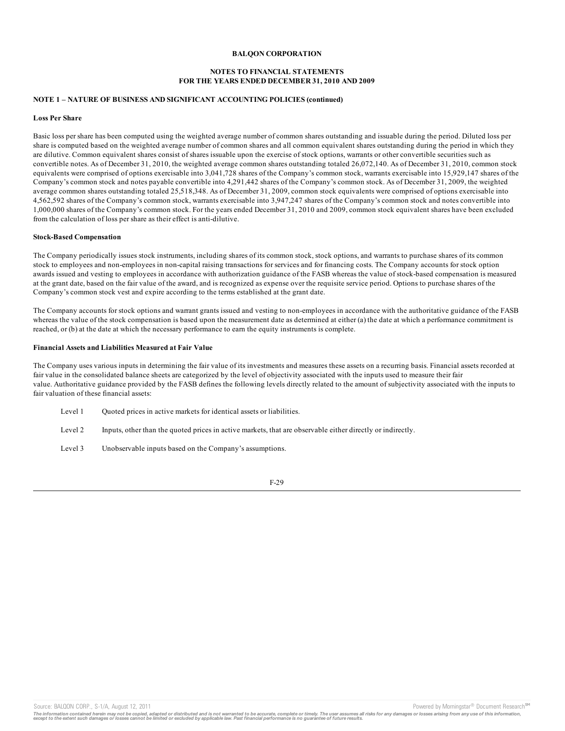**BALQON CORPORATION**

**NOTES TO FINANCIAL STATEMENTS FOR THE YEARS ENDED DECEMBER 31, 2010 AND 2009**

**NOTE 1 – NATURE OF BUSINESS AND SIGNIFICANT ACCOUNTING POLICIES (continued)**

**Loss Per Share**

Basic loss per share has been computed using the weighted average number of common shares outstanding and issuable during the period. Diluted loss per share is computed based on the weighted average number of common shares and all common equivalent shares outstanding during the period in which they are dilutive. Common equivalent shares consist of shares issuable upon the exercise of stock options, warrants or other convertible securities such as convertible notes. As of December 31, 2010, the weighted average common shares outstanding totaled 26,072,140. As of December 31, 2010, common stock equivalents were comprised of options exercisable into 3,041,728 shares of the Company's common stock, warrants exercisable into 15,929,147 shares of the Company's common stock and notes payable convertible into 4,291,442 shares of the Company's common stock. As of December 31, 2009, the weighted average common shares outstanding totaled 25,518,348. As of December 31, 2009, common stock equivalents were comprised of options exercisable into 4,562,592 shares of the Company's common stock, warrants exercisable into 3,947,247 shares of the Company's common stock and notes convertible into 1,000,000 shares of the Company's common stock. For the years ended December 31, 2010 and 2009, common stock equivalent shares have been excluded from the calculation of loss per share as their effect is anti-dilutive.

**Stock-Based Compensation**

The Company periodically issues stock instruments, including shares of its common stock, stock options, and warrants to purchase shares of its common stock to employees and non-employees in non-capital raising transactions for services and for financing costs. The Company accounts for stock option awards issued and vesting to employees in accordance with authorization guidance of the FASB whereas the value of stock-based compensation is measured at the grant date, based on the fair value of the award, and is recognized as expense over the requisite service period. Options to purchase shares of the Company's common stock vest and expire according to the terms established at the grant date.

The Company accounts for stock options and warrant grants issued and vesting to non-employees in accordance with the authoritative guidance of the FASB whereas the value of the stock compensation is based upon the measurement date as determined at either (a) the date at which a performance commitment is reached, or (b) at the date at which the necessary performance to earn the equity instruments is complete.

**Financial Assets and Liabilities Measured at Fair Value**

The Company uses various inputs in determining the fair value of its investments and measures these assets on a recurring basis. Financial assets recorded at fair value in the consolidated balance sheets are categorized by the level of objectivity associated with the inputs used to measure their fair value. Authoritative guidance provided by the FASB defines the following levels directly related to the amount of subjectivity associated with the inputs to fair valuation of these financial assets:

- Level 1 Quoted prices in active markets for identical assets or liabilities.
- Level 2 Inputs, other than the quoted prices in active markets, that are observable either directly or indirectly.
- Level 3 Unobservable inputs based on the Company's assumptions.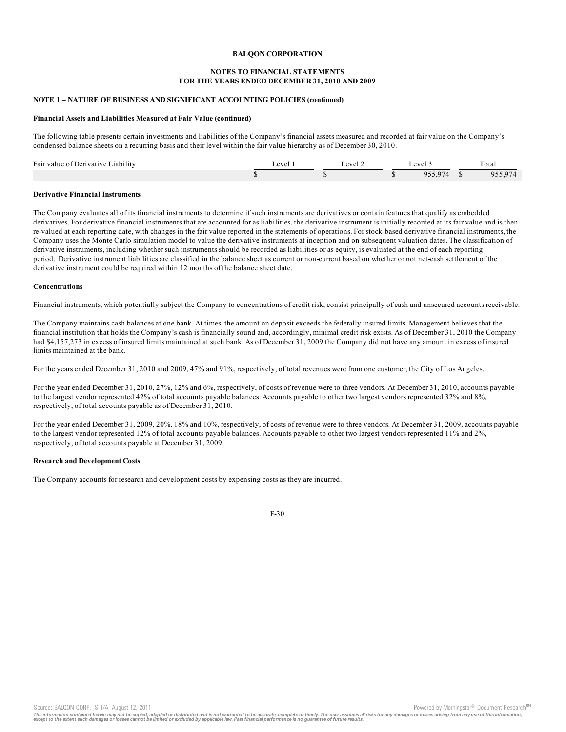**BALQON CORPORATION**

**NOTES TO FINANCIAL STATEMENTS**
**FOR THE YEARS ENDED DECEMBER 31, 2010 AND 2009**

**NOTE 1 – NATURE OF BUSINESS AND SIGNIFICANT ACCOUNTING POLICIES (continued)**

**Financial Assets and Liabilities Measured at Fair Value (continued)**

The following table presents certain investments and liabilities of the Company's financial assets measured and recorded at fair value on the Company's condensed balance sheets on a recurring basis and their level within the fair value hierarchy as of December 30, 2010.

| Fair value of Derivative Liability | Level 1 | Level 2 | Level 3 | Total |
|---|---|---|---|---|
| | $ — | $ — | $ 955,974 | $ 955,974 |

**Derivative Financial Instruments**

The Company evaluates all of its financial instruments to determine if such instruments are derivatives or contain features that qualify as embedded derivatives. For derivative financial instruments that are accounted for as liabilities, the derivative instrument is initially recorded at its fair value and is then re-valued at each reporting date, with changes in the fair value reported in the statements of operations. For stock-based derivative financial instruments, the Company uses the Monte Carlo simulation model to value the derivative instruments at inception and on subsequent valuation dates. The classification of derivative instruments, including whether such instruments should be recorded as liabilities or as equity, is evaluated at the end of each reporting period. Derivative instrument liabilities are classified in the balance sheet as current or non-current based on whether or not net-cash settlement of the derivative instrument could be required within 12 months of the balance sheet date.

**Concentrations**

Financial instruments, which potentially subject the Company to concentrations of credit risk, consist principally of cash and unsecured accounts receivable.

The Company maintains cash balances at one bank. At times, the amount on deposit exceeds the federally insured limits. Management believes that the financial institution that holds the Company's cash is financially sound and, accordingly, minimal credit risk exists. As of December 31, 2010 the Company had $4,157,273 in excess of insured limits maintained at such bank. As of December 31, 2009 the Company did not have any amount in excess of insured limits maintained at the bank.

For the years ended December 31, 2010 and 2009, 47% and 91%, respectively, of total revenues were from one customer, the City of Los Angeles.

For the year ended December 31, 2010, 27%, 12% and 6%, respectively, of costs of revenue were to three vendors. At December 31, 2010, accounts payable to the largest vendor represented 42% of total accounts payable balances. Accounts payable to other two largest vendors represented 32% and 8%, respectively, of total accounts payable as of December 31, 2010.

For the year ended December 31, 2009, 20%, 18% and 10%, respectively, of costs of revenue were to three vendors. At December 31, 2009, accounts payable to the largest vendor represented 12% of total accounts payable balances. Accounts payable to other two largest vendors represented 11% and 2%, respectively, of total accounts payable at December 31, 2009.

**Research and Development Costs**

The Company accounts for research and development costs by expensing costs as they are incurred.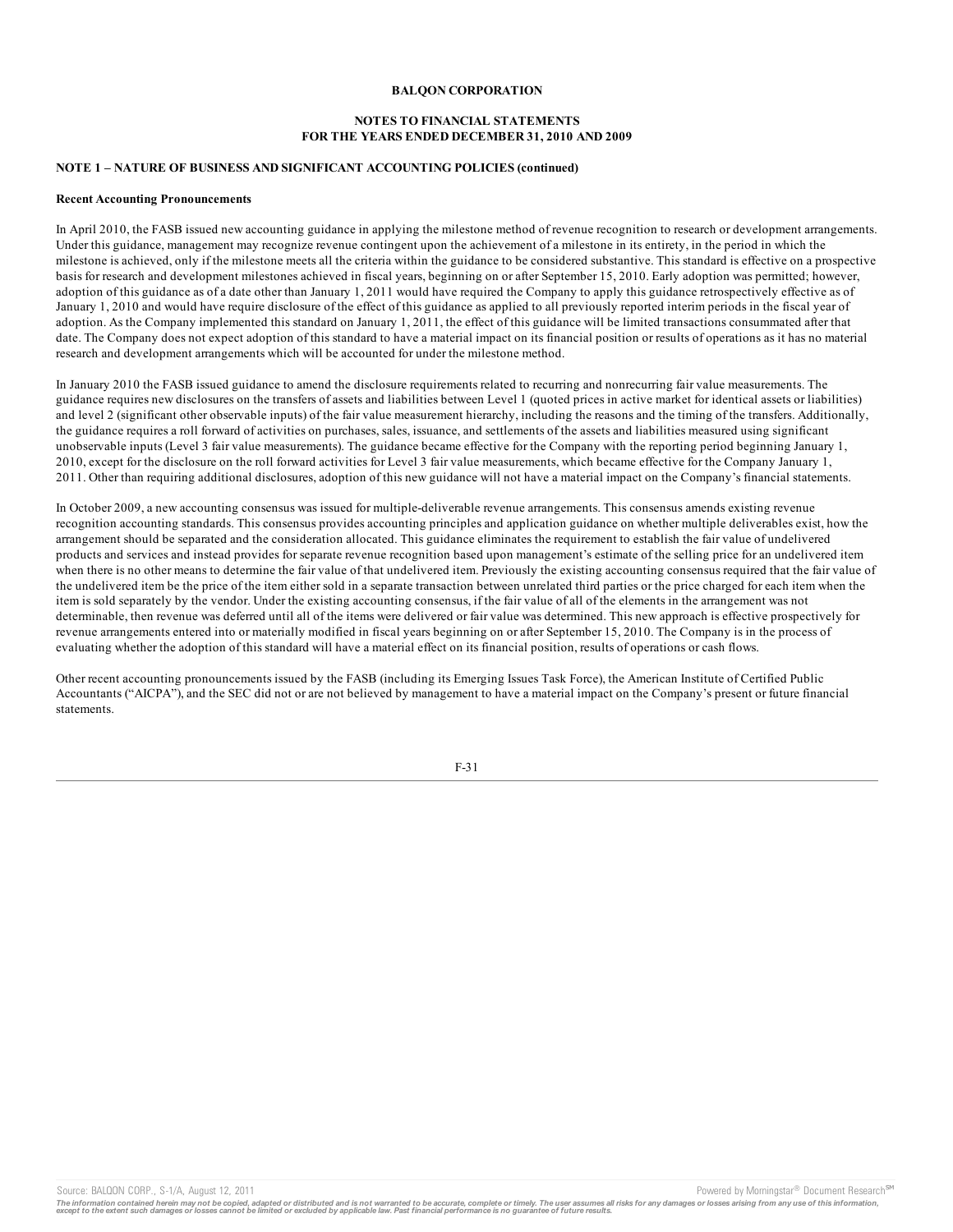**BALQON CORPORATION**

**NOTES TO FINANCIAL STATEMENTS**
**FOR THE YEARS ENDED DECEMBER 31, 2010 AND 2009**

**NOTE 1 – NATURE OF BUSINESS AND SIGNIFICANT ACCOUNTING POLICIES (continued)**

**Recent Accounting Pronouncements**

In April 2010, the FASB issued new accounting guidance in applying the milestone method of revenue recognition to research or development arrangements. Under this guidance, management may recognize revenue contingent upon the achievement of a milestone in its entirety, in the period in which the milestone is achieved, only if the milestone meets all the criteria within the guidance to be considered substantive. This standard is effective on a prospective basis for research and development milestones achieved in fiscal years, beginning on or after September 15, 2010. Early adoption was permitted; however, adoption of this guidance as of a date other than January 1, 2011 would have required the Company to apply this guidance retrospectively effective as of January 1, 2010 and would have require disclosure of the effect of this guidance as applied to all previously reported interim periods in the fiscal year of adoption. As the Company implemented this standard on January 1, 2011, the effect of this guidance will be limited transactions consummated after that date. The Company does not expect adoption of this standard to have a material impact on its financial position or results of operations as it has no material research and development arrangements which will be accounted for under the milestone method.

In January 2010 the FASB issued guidance to amend the disclosure requirements related to recurring and nonrecurring fair value measurements. The guidance requires new disclosures on the transfers of assets and liabilities between Level 1 (quoted prices in active market for identical assets or liabilities) and level 2 (significant other observable inputs) of the fair value measurement hierarchy, including the reasons and the timing of the transfers. Additionally, the guidance requires a roll forward of activities on purchases, sales, issuance, and settlements of the assets and liabilities measured using significant unobservable inputs (Level 3 fair value measurements). The guidance became effective for the Company with the reporting period beginning January 1, 2010, except for the disclosure on the roll forward activities for Level 3 fair value measurements, which became effective for the Company January 1, 2011. Other than requiring additional disclosures, adoption of this new guidance will not have a material impact on the Company's financial statements.

In October 2009, a new accounting consensus was issued for multiple-deliverable revenue arrangements. This consensus amends existing revenue recognition accounting standards. This consensus provides accounting principles and application guidance on whether multiple deliverables exist, how the arrangement should be separated and the consideration allocated. This guidance eliminates the requirement to establish the fair value of undelivered products and services and instead provides for separate revenue recognition based upon management's estimate of the selling price for an undelivered item when there is no other means to determine the fair value of that undelivered item. Previously the existing accounting consensus required that the fair value of the undelivered item be the price of the item either sold in a separate transaction between unrelated third parties or the price charged for each item when the item is sold separately by the vendor. Under the existing accounting consensus, if the fair value of all of the elements in the arrangement was not determinable, then revenue was deferred until all of the items were delivered or fair value was determined. This new approach is effective prospectively for revenue arrangements entered into or materially modified in fiscal years beginning on or after September 15, 2010. The Company is in the process of evaluating whether the adoption of this standard will have a material effect on its financial position, results of operations or cash flows.

Other recent accounting pronouncements issued by the FASB (including its Emerging Issues Task Force), the American Institute of Certified Public Accountants ("AICPA"), and the SEC did not or are not believed by management to have a material impact on the Company's present or future financial statements.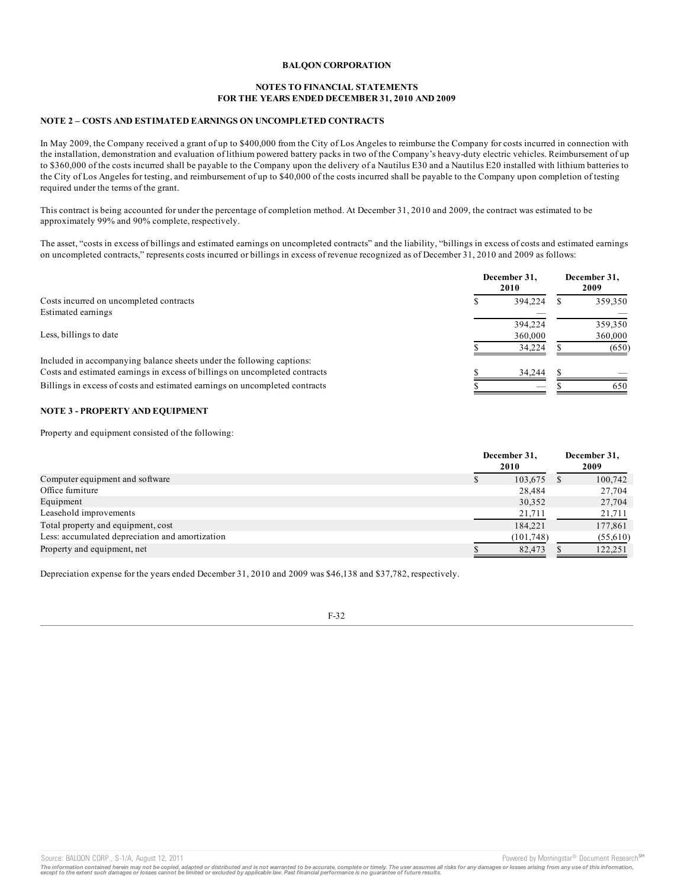**BALQON CORPORATION**

**NOTES TO FINANCIAL STATEMENTS**
**FOR THE YEARS ENDED DECEMBER 31, 2010 AND 2009**

### NOTE 2 – COSTS AND ESTIMATED EARNINGS ON UNCOMPLETED CONTRACTS

In May 2009, the Company received a grant of up to $400,000 from the City of Los Angeles to reimburse the Company for costs incurred in connection with the installation, demonstration and evaluation of lithium powered battery packs in two of the Company's heavy-duty electric vehicles. Reimbursement of up to $360,000 of the costs incurred shall be payable to the Company upon the delivery of a Nautilus E30 and a Nautilus E20 installed with lithium batteries to the City of Los Angeles for testing, and reimbursement of up to $40,000 of the costs incurred shall be payable to the Company upon completion of testing required under the terms of the grant.

This contract is being accounted for under the percentage of completion method. At December 31, 2010 and 2009, the contract was estimated to be approximately 99% and 90% complete, respectively.

The asset, "costs in excess of billings and estimated earnings on uncompleted contracts" and the liability, "billings in excess of costs and estimated earnings on uncompleted contracts," represents costs incurred or billings in excess of revenue recognized as of December 31, 2010 and 2009 as follows:

| | December 31, 2010 | December 31, 2009 |
|---|---|---|
| Costs incurred on uncompleted contracts | $ 394,224 | $ 359,350 |
| Estimated earnings | — | — |
| | 394,224 | 359,350 |
| Less, billings to date | 360,000 | 360,000 |
| | $ 34,224 | $ (650) |
| Included in accompanying balance sheets under the following captions: | | |
| Costs and estimated earnings in excess of billings on uncompleted contracts | $ 34,244 | $ — |
| Billings in excess of costs and estimated earnings on uncompleted contracts | $ — | $ 650 |

### NOTE 3 - PROPERTY AND EQUIPMENT

Property and equipment consisted of the following:

| | December 31, 2010 | December 31, 2009 |
|---|---|---|
| Computer equipment and software | $ 103,675 | $ 100,742 |
| Office furniture | 28,484 | 27,704 |
| Equipment | 30,352 | 27,704 |
| Leasehold improvements | 21,711 | 21,711 |
| Total property and equipment, cost | 184,221 | 177,861 |
| Less: accumulated depreciation and amortization | (101,748) | (55,610) |
| Property and equipment, net | $ 82,473 | $ 122,251 |

Depreciation expense for the years ended December 31, 2010 and 2009 was $46,138 and $37,782, respectively.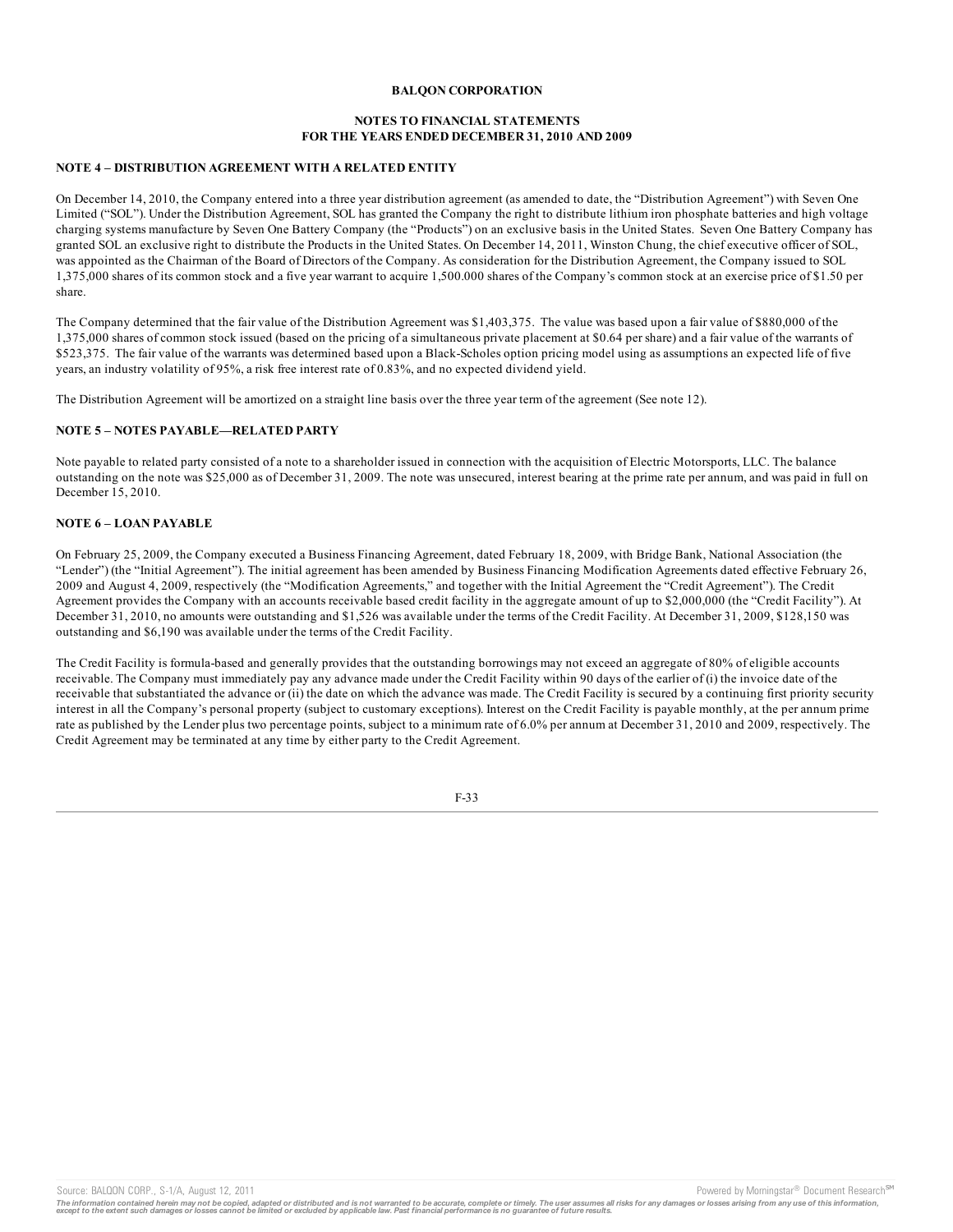**BALQON CORPORATION**

**NOTES TO FINANCIAL STATEMENTS**
**FOR THE YEARS ENDED DECEMBER 31, 2010 AND 2009**

**NOTE 4 – DISTRIBUTION AGREEMENT WITH A RELATED ENTITY**

On December 14, 2010, the Company entered into a three year distribution agreement (as amended to date, the "Distribution Agreement") with Seven One Limited ("SOL"). Under the Distribution Agreement, SOL has granted the Company the right to distribute lithium iron phosphate batteries and high voltage charging systems manufacture by Seven One Battery Company (the "Products") on an exclusive basis in the United States. Seven One Battery Company has granted SOL an exclusive right to distribute the Products in the United States. On December 14, 2011, Winston Chung, the chief executive officer of SOL, was appointed as the Chairman of the Board of Directors of the Company. As consideration for the Distribution Agreement, the Company issued to SOL 1,375,000 shares of its common stock and a five year warrant to acquire 1,500.000 shares of the Company's common stock at an exercise price of $1.50 per share.

The Company determined that the fair value of the Distribution Agreement was $1,403,375. The value was based upon a fair value of $880,000 of the 1,375,000 shares of common stock issued (based on the pricing of a simultaneous private placement at $0.64 per share) and a fair value of the warrants of $523,375. The fair value of the warrants was determined based upon a Black-Scholes option pricing model using as assumptions an expected life of five years, an industry volatility of 95%, a risk free interest rate of 0.83%, and no expected dividend yield.

The Distribution Agreement will be amortized on a straight line basis over the three year term of the agreement (See note 12).

**NOTE 5 – NOTES PAYABLE—RELATED PARTY**

Note payable to related party consisted of a note to a shareholder issued in connection with the acquisition of Electric Motorsports, LLC. The balance outstanding on the note was $25,000 as of December 31, 2009. The note was unsecured, interest bearing at the prime rate per annum, and was paid in full on December 15, 2010.

**NOTE 6 – LOAN PAYABLE**

On February 25, 2009, the Company executed a Business Financing Agreement, dated February 18, 2009, with Bridge Bank, National Association (the "Lender") (the "Initial Agreement"). The initial agreement has been amended by Business Financing Modification Agreements dated effective February 26, 2009 and August 4, 2009, respectively (the "Modification Agreements," and together with the Initial Agreement the "Credit Agreement"). The Credit Agreement provides the Company with an accounts receivable based credit facility in the aggregate amount of up to $2,000,000 (the "Credit Facility"). At December 31, 2010, no amounts were outstanding and $1,526 was available under the terms of the Credit Facility. At December 31, 2009, $128,150 was outstanding and $6,190 was available under the terms of the Credit Facility.

The Credit Facility is formula-based and generally provides that the outstanding borrowings may not exceed an aggregate of 80% of eligible accounts receivable. The Company must immediately pay any advance made under the Credit Facility within 90 days of the earlier of (i) the invoice date of the receivable that substantiated the advance or (ii) the date on which the advance was made. The Credit Facility is secured by a continuing first priority security interest in all the Company's personal property (subject to customary exceptions). Interest on the Credit Facility is payable monthly, at the per annum prime rate as published by the Lender plus two percentage points, subject to a minimum rate of 6.0% per annum at December 31, 2010 and 2009, respectively. The Credit Agreement may be terminated at any time by either party to the Credit Agreement.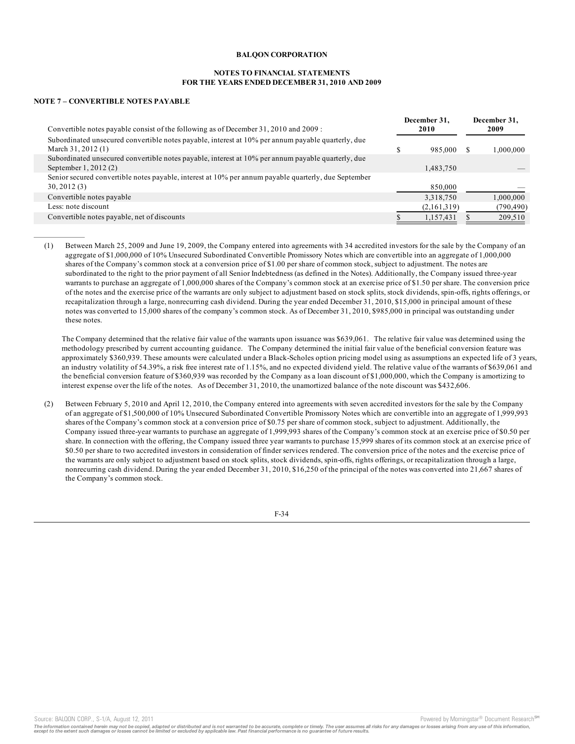**BALQON CORPORATION**

**NOTES TO FINANCIAL STATEMENTS**
**FOR THE YEARS ENDED DECEMBER 31, 2010 AND 2009**

**NOTE 7 – CONVERTIBLE NOTES PAYABLE**

| Convertible notes payable consist of the following as of December 31, 2010 and 2009 : | December 31, 2010 | December 31, 2009 |
|---|---|---|
| Subordinated unsecured convertible notes payable, interest at 10% per annum payable quarterly, due March 31, 2012 (1) | $ 985,000 | $ 1,000,000 |
| Subordinated unsecured convertible notes payable, interest at 10% per annum payable quarterly, due September 1, 2012 (2) | 1,483,750 | — |
| Senior secured convertible notes payable, interest at 10% per annum payable quarterly, due September 30, 2012 (3) | 850,000 | — |
| Convertible notes payable | 3,318,750 | 1,000,000 |
| Less: note discount | (2,161,319) | (790,490) |
| Convertible notes payable, net of discounts | $ 1,157,431 | $ 209,510 |

(1) Between March 25, 2009 and June 19, 2009, the Company entered into agreements with 34 accredited investors for the sale by the Company of an aggregate of $1,000,000 of 10% Unsecured Subordinated Convertible Promissory Notes which are convertible into an aggregate of 1,000,000 shares of the Company's common stock at a conversion price of $1.00 per share of common stock, subject to adjustment. The notes are subordinated to the right to the prior payment of all Senior Indebtedness (as defined in the Notes). Additionally, the Company issued three-year warrants to purchase an aggregate of 1,000,000 shares of the Company's common stock at an exercise price of $1.50 per share. The conversion price of the notes and the exercise price of the warrants are only subject to adjustment based on stock splits, stock dividends, spin-offs, rights offerings, or recapitalization through a large, nonrecurring cash dividend. During the year ended December 31, 2010, $15,000 in principal amount of these notes was converted to 15,000 shares of the company's common stock. As of December 31, 2010, $985,000 in principal was outstanding under these notes.

The Company determined that the relative fair value of the warrants upon issuance was $639,061. The relative fair value was determined using the methodology prescribed by current accounting guidance. The Company determined the initial fair value of the beneficial conversion feature was approximately $360,939. These amounts were calculated under a Black-Scholes option pricing model using as assumptions an expected life of 3 years, an industry volatility of 54.39%, a risk free interest rate of 1.15%, and no expected dividend yield. The relative value of the warrants of $639,061 and the beneficial conversion feature of $360,939 was recorded by the Company as a loan discount of $1,000,000, which the Company is amortizing to interest expense over the life of the notes. As of December 31, 2010, the unamortized balance of the note discount was $432,606.

(2) Between February 5, 2010 and April 12, 2010, the Company entered into agreements with seven accredited investors for the sale by the Company of an aggregate of $1,500,000 of 10% Unsecured Subordinated Convertible Promissory Notes which are convertible into an aggregate of 1,999,993 shares of the Company's common stock at a conversion price of $0.75 per share of common stock, subject to adjustment. Additionally, the Company issued three-year warrants to purchase an aggregate of 1,999,993 shares of the Company's common stock at an exercise price of $0.50 per share. In connection with the offering, the Company issued three year warrants to purchase 15,999 shares of its common stock at an exercise price of $0.50 per share to two accredited investors in consideration of finder services rendered. The conversion price of the notes and the exercise price of the warrants are only subject to adjustment based on stock splits, stock dividends, spin-offs, rights offerings, or recapitalization through a large, nonrecurring cash dividend. During the year ended December 31, 2010, $16,250 of the principal of the notes was converted into 21,667 shares of the Company's common stock.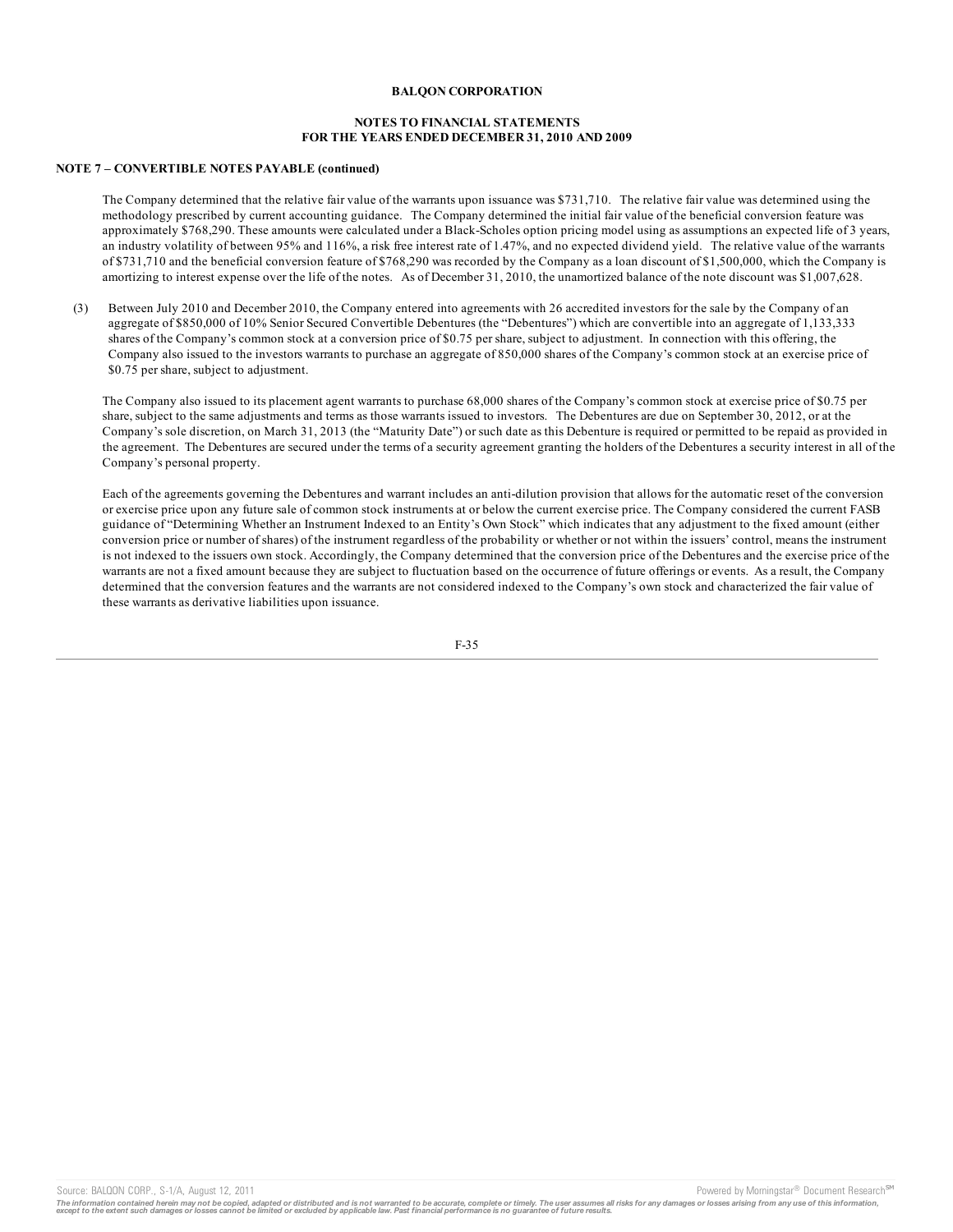**BALQON CORPORATION**

**NOTES TO FINANCIAL STATEMENTS**
**FOR THE YEARS ENDED DECEMBER 31, 2010 AND 2009**

**NOTE 7 – CONVERTIBLE NOTES PAYABLE (continued)**

The Company determined that the relative fair value of the warrants upon issuance was $731,710. The relative fair value was determined using the methodology prescribed by current accounting guidance. The Company determined the initial fair value of the beneficial conversion feature was approximately $768,290. These amounts were calculated under a Black-Scholes option pricing model using as assumptions an expected life of 3 years, an industry volatility of between 95% and 116%, a risk free interest rate of 1.47%, and no expected dividend yield. The relative value of the warrants of $731,710 and the beneficial conversion feature of $768,290 was recorded by the Company as a loan discount of $1,500,000, which the Company is amortizing to interest expense over the life of the notes. As of December 31, 2010, the unamortized balance of the note discount was $1,007,628.

(3) Between July 2010 and December 2010, the Company entered into agreements with 26 accredited investors for the sale by the Company of an aggregate of $850,000 of 10% Senior Secured Convertible Debentures (the "Debentures") which are convertible into an aggregate of 1,133,333 shares of the Company's common stock at a conversion price of $0.75 per share, subject to adjustment. In connection with this offering, the Company also issued to the investors warrants to purchase an aggregate of 850,000 shares of the Company's common stock at an exercise price of $0.75 per share, subject to adjustment.

The Company also issued to its placement agent warrants to purchase 68,000 shares of the Company's common stock at exercise price of $0.75 per share, subject to the same adjustments and terms as those warrants issued to investors. The Debentures are due on September 30, 2012, or at the Company's sole discretion, on March 31, 2013 (the "Maturity Date") or such date as this Debenture is required or permitted to be repaid as provided in the agreement. The Debentures are secured under the terms of a security agreement granting the holders of the Debentures a security interest in all of the Company's personal property.

Each of the agreements governing the Debentures and warrant includes an anti-dilution provision that allows for the automatic reset of the conversion or exercise price upon any future sale of common stock instruments at or below the current exercise price. The Company considered the current FASB guidance of "Determining Whether an Instrument Indexed to an Entity's Own Stock" which indicates that any adjustment to the fixed amount (either conversion price or number of shares) of the instrument regardless of the probability or whether or not within the issuers' control, means the instrument is not indexed to the issuers own stock. Accordingly, the Company determined that the conversion price of the Debentures and the exercise price of the warrants are not a fixed amount because they are subject to fluctuation based on the occurrence of future offerings or events. As a result, the Company determined that the conversion features and the warrants are not considered indexed to the Company's own stock and characterized the fair value of these warrants as derivative liabilities upon issuance.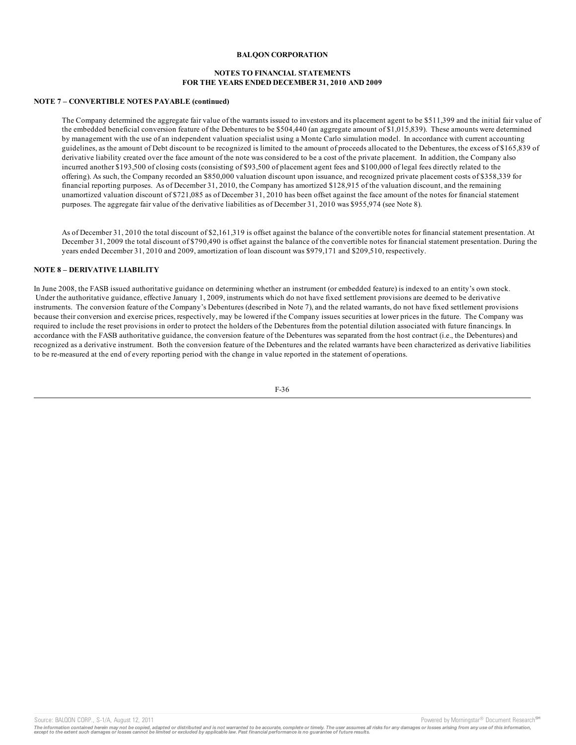**BALQON CORPORATION**

**NOTES TO FINANCIAL STATEMENTS**
**FOR THE YEARS ENDED DECEMBER 31, 2010 AND 2009**

**NOTE 7 – CONVERTIBLE NOTES PAYABLE (continued)**

The Company determined the aggregate fair value of the warrants issued to investors and its placement agent to be $511,399 and the initial fair value of the embedded beneficial conversion feature of the Debentures to be $504,440 (an aggregate amount of $1,015,839). These amounts were determined by management with the use of an independent valuation specialist using a Monte Carlo simulation model. In accordance with current accounting guidelines, as the amount of Debt discount to be recognized is limited to the amount of proceeds allocated to the Debentures, the excess of $165,839 of derivative liability created over the face amount of the note was considered to be a cost of the private placement. In addition, the Company also incurred another $193,500 of closing costs (consisting of $93,500 of placement agent fees and $100,000 of legal fees directly related to the offering). As such, the Company recorded an $850,000 valuation discount upon issuance, and recognized private placement costs of $358,339 for financial reporting purposes. As of December 31, 2010, the Company has amortized $128,915 of the valuation discount, and the remaining unamortized valuation discount of $721,085 as of December 31, 2010 has been offset against the face amount of the notes for financial statement purposes. The aggregate fair value of the derivative liabilities as of December 31, 2010 was $955,974 (see Note 8).

As of December 31, 2010 the total discount of $2,161,319 is offset against the balance of the convertible notes for financial statement presentation. At December 31, 2009 the total discount of $790,490 is offset against the balance of the convertible notes for financial statement presentation. During the years ended December 31, 2010 and 2009, amortization of loan discount was $979,171 and $209,510, respectively.

**NOTE 8 – DERIVATIVE LIABILITY**

In June 2008, the FASB issued authoritative guidance on determining whether an instrument (or embedded feature) is indexed to an entity's own stock. Under the authoritative guidance, effective January 1, 2009, instruments which do not have fixed settlement provisions are deemed to be derivative instruments. The conversion feature of the Company's Debentures (described in Note 7), and the related warrants, do not have fixed settlement provisions because their conversion and exercise prices, respectively, may be lowered if the Company issues securities at lower prices in the future. The Company was required to include the reset provisions in order to protect the holders of the Debentures from the potential dilution associated with future financings. In accordance with the FASB authoritative guidance, the conversion feature of the Debentures was separated from the host contract (i.e., the Debentures) and recognized as a derivative instrument. Both the conversion feature of the Debentures and the related warrants have been characterized as derivative liabilities to be re-measured at the end of every reporting period with the change in value reported in the statement of operations.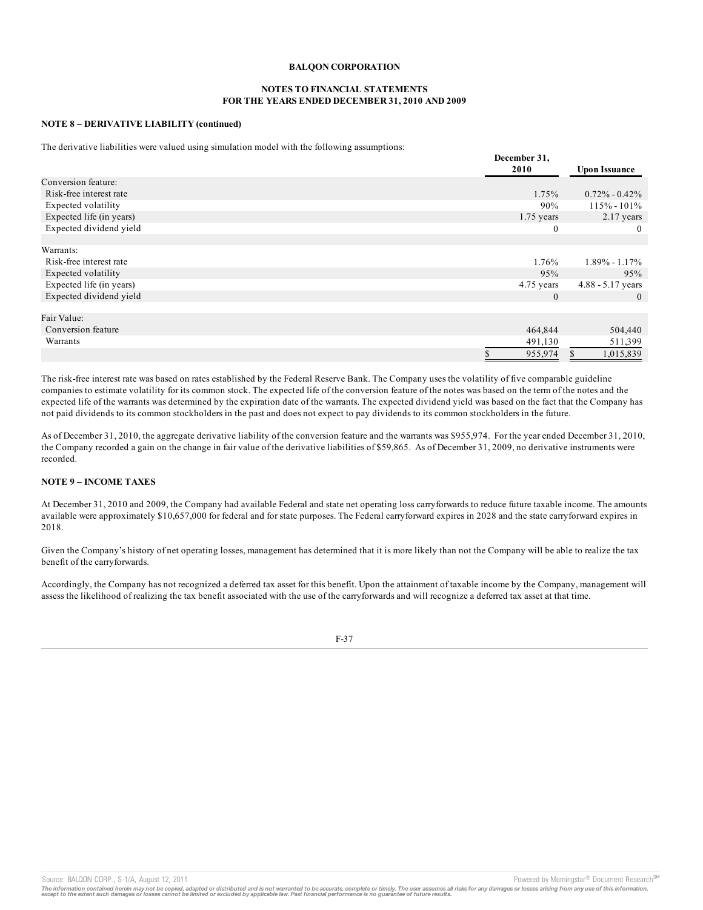**BALQON CORPORATION**

**NOTES TO FINANCIAL STATEMENTS**
**FOR THE YEARS ENDED DECEMBER 31, 2010 AND 2009**

**NOTE 8 – DERIVATIVE LIABILITY (continued)**

The derivative liabilities were valued using simulation model with the following assumptions:

| | December 31, 2010 | Upon Issuance |
|---|---|---|
| Conversion feature: | | |
| Risk-free interest rate | 1.75% | 0.72% - 0.42% |
| Expected volatility | 90% | 115% - 101% |
| Expected life (in years) | 1.75 years | 2.17 years |
| Expected dividend yield | 0 | 0 |
| | | |
| Warrants: | | |
| Risk-free interest rate | 1.76% | 1.89% - 1.17% |
| Expected volatility | 95% | 95% |
| Expected life (in years) | 4.75 years | 4.88 - 5.17 years |
| Expected dividend yield | 0 | 0 |
| | | |
| Fair Value: | | |
| Conversion feature | 464,844 | 504,440 |
| Warrants | 491,130 | 511,399 |
| | $ 955,974 | $ 1,015,839 |

The risk-free interest rate was based on rates established by the Federal Reserve Bank. The Company uses the volatility of five comparable guideline companies to estimate volatility for its common stock. The expected life of the conversion feature of the notes was based on the term of the notes and the expected life of the warrants was determined by the expiration date of the warrants. The expected dividend yield was based on the fact that the Company has not paid dividends to its common stockholders in the past and does not expect to pay dividends to its common stockholders in the future.

As of December 31, 2010, the aggregate derivative liability of the conversion feature and the warrants was $955,974. For the year ended December 31, 2010, the Company recorded a gain on the change in fair value of the derivative liabilities of $59,865. As of December 31, 2009, no derivative instruments were recorded.

**NOTE 9 – INCOME TAXES**

At December 31, 2010 and 2009, the Company had available Federal and state net operating loss carryforwards to reduce future taxable income. The amounts available were approximately $10,657,000 for federal and for state purposes. The Federal carryforward expires in 2028 and the state carryforward expires in 2018.

Given the Company's history of net operating losses, management has determined that it is more likely than not the Company will be able to realize the tax benefit of the carryforwards.

Accordingly, the Company has not recognized a deferred tax asset for this benefit. Upon the attainment of taxable income by the Company, management will assess the likelihood of realizing the tax benefit associated with the use of the carryforwards and will recognize a deferred tax asset at that time.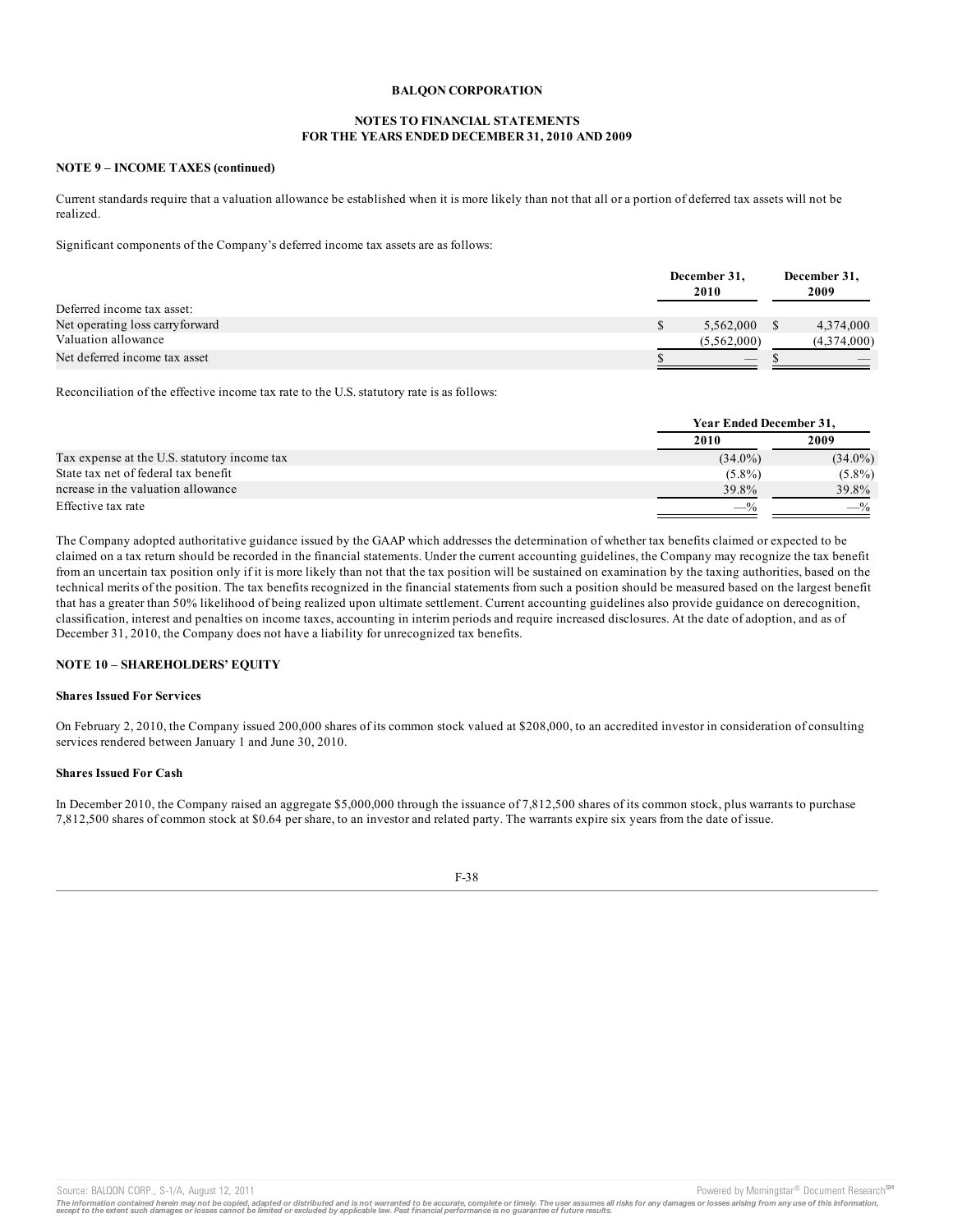**BALQON CORPORATION**

**NOTES TO FINANCIAL STATEMENTS**
**FOR THE YEARS ENDED DECEMBER 31, 2010 AND 2009**

**NOTE 9 – INCOME TAXES (continued)**

Current standards require that a valuation allowance be established when it is more likely than not that all or a portion of deferred tax assets will not be realized.

Significant components of the Company's deferred income tax assets are as follows:

| | December 31, 2010 | December 31, 2009 |
|---|---|---|
| Deferred income tax asset: | | |
| Net operating loss carryforward | $ 5,562,000 | $ 4,374,000 |
| Valuation allowance | (5,562,000) | (4,374,000) |
| Net deferred income tax asset | $ — | $ — |

Reconciliation of the effective income tax rate to the U.S. statutory rate is as follows:

| | Year Ended December 31, | |
|---|---|---|
| | 2010 | 2009 |
| Tax expense at the U.S. statutory income tax | (34.0%) | (34.0%) |
| State tax net of federal tax benefit | (5.8%) | (5.8%) |
| ncrease in the valuation allowance | 39.8% | 39.8% |
| Effective tax rate | —% | —% |

The Company adopted authoritative guidance issued by the GAAP which addresses the determination of whether tax benefits claimed or expected to be claimed on a tax return should be recorded in the financial statements. Under the current accounting guidelines, the Company may recognize the tax benefit from an uncertain tax position only if it is more likely than not that the tax position will be sustained on examination by the taxing authorities, based on the technical merits of the position. The tax benefits recognized in the financial statements from such a position should be measured based on the largest benefit that has a greater than 50% likelihood of being realized upon ultimate settlement. Current accounting guidelines also provide guidance on derecognition, classification, interest and penalties on income taxes, accounting in interim periods and require increased disclosures. At the date of adoption, and as of December 31, 2010, the Company does not have a liability for unrecognized tax benefits.

**NOTE 10 – SHAREHOLDERS' EQUITY**

**Shares Issued For Services**

On February 2, 2010, the Company issued 200,000 shares of its common stock valued at $208,000, to an accredited investor in consideration of consulting services rendered between January 1 and June 30, 2010.

**Shares Issued For Cash**

In December 2010, the Company raised an aggregate $5,000,000 through the issuance of 7,812,500 shares of its common stock, plus warrants to purchase 7,812,500 shares of common stock at $0.64 per share, to an investor and related party. The warrants expire six years from the date of issue.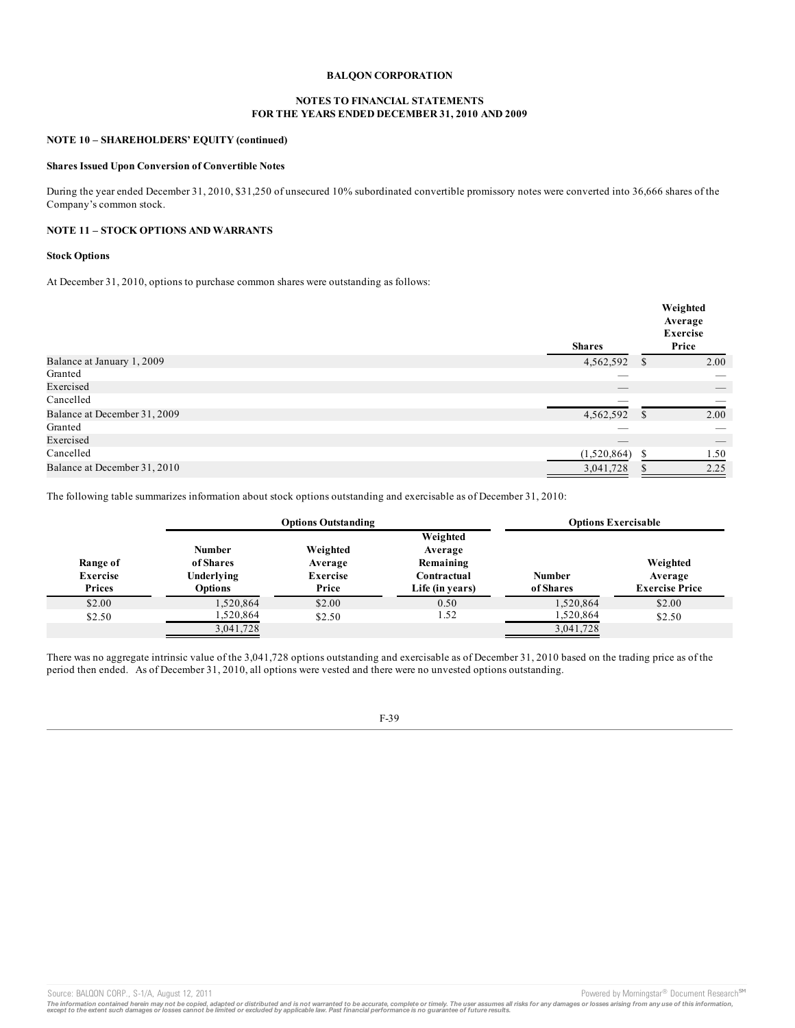**BALQON CORPORATION**

**NOTES TO FINANCIAL STATEMENTS**
**FOR THE YEARS ENDED DECEMBER 31, 2010 AND 2009**

**NOTE 10 – SHAREHOLDERS' EQUITY (continued)**

**Shares Issued Upon Conversion of Convertible Notes**

During the year ended December 31, 2010, $31,250 of unsecured 10% subordinated convertible promissory notes were converted into 36,666 shares of the Company's common stock.

**NOTE 11 – STOCK OPTIONS AND WARRANTS**

**Stock Options**

At December 31, 2010, options to purchase common shares were outstanding as follows:

| | Shares | Weighted Average Exercise Price |
|---|---|---|
| Balance at January 1, 2009 | 4,562,592 | $ 2.00 |
| Granted | — | — |
| Exercised | — | — |
| Cancelled | — | — |
| Balance at December 31, 2009 | 4,562,592 | $ 2.00 |
| Granted | — | — |
| Exercised | — | — |
| Cancelled | (1,520,864) | $ 1.50 |
| Balance at December 31, 2010 | 3,041,728 | $ 2.25 |

The following table summarizes information about stock options outstanding and exercisable as of December 31, 2010:

| | Options Outstanding | | | Options Exercisable | |
|---|---|---|---|---|---|
| Range of Exercise Prices | Number of Shares Underlying Options | Weighted Average Exercise Price | Weighted Average Remaining Contractual Life (in years) | Number of Shares | Weighted Average Exercise Price |
| $2.00 | 1,520,864 | $2.00 | 0.50 | 1,520,864 | $2.00 |
| $2.50 | 1,520,864 | $2.50 | 1.52 | 1,520,864 | $2.50 |
| | 3,041,728 | | | 3,041,728 | |

There was no aggregate intrinsic value of the 3,041,728 options outstanding and exercisable as of December 31, 2010 based on the trading price as of the period then ended. As of December 31, 2010, all options were vested and there were no unvested options outstanding.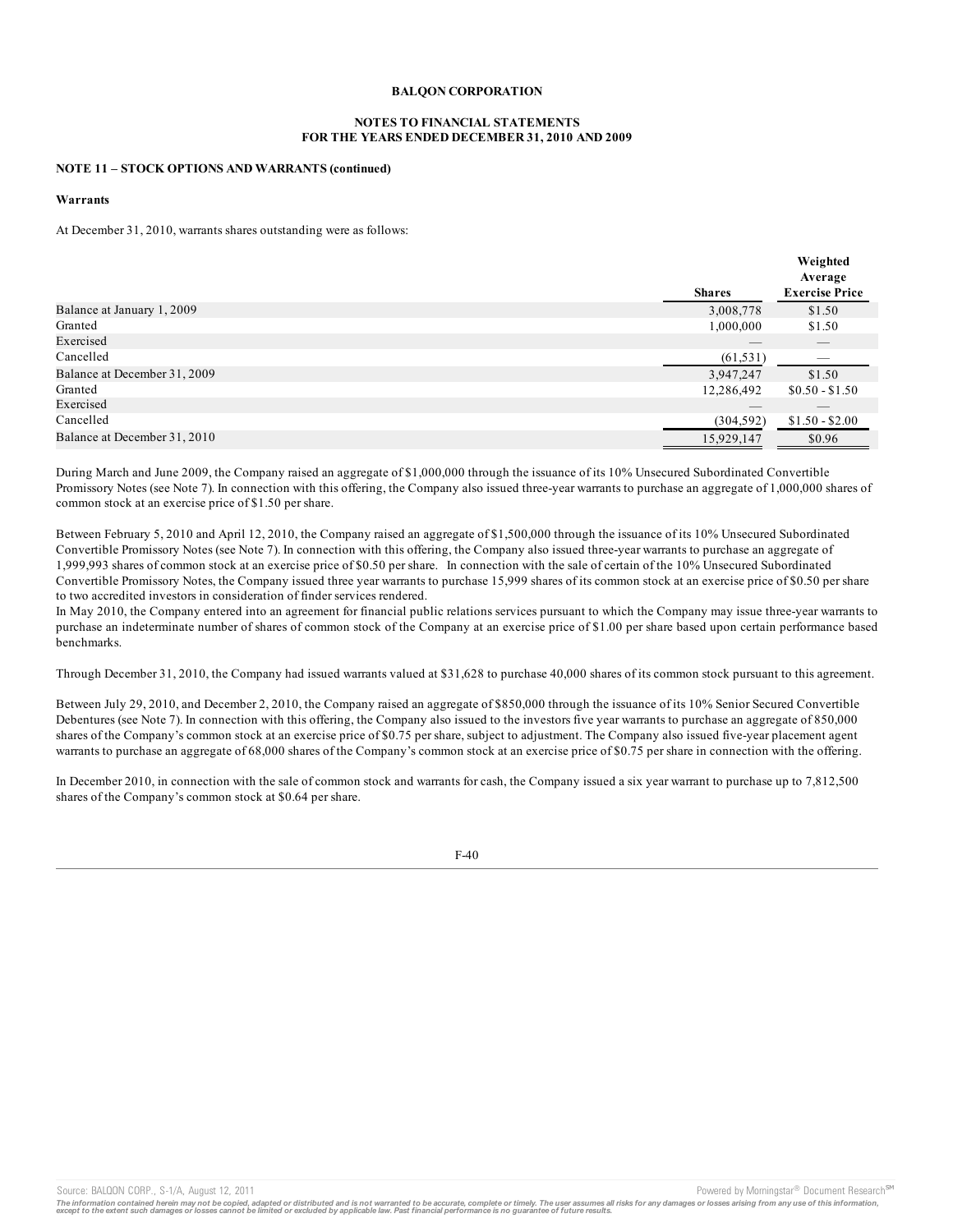**BALQON CORPORATION**

**NOTES TO FINANCIAL STATEMENTS**
**FOR THE YEARS ENDED DECEMBER 31, 2010 AND 2009**

**NOTE 11 – STOCK OPTIONS AND WARRANTS (continued)**

**Warrants**

At December 31, 2010, warrants shares outstanding were as follows:

| | Shares | Weighted Average Exercise Price |
|---|---|---|
| Balance at January 1, 2009 | 3,008,778 | $1.50 |
| Granted | 1,000,000 | $1.50 |
| Exercised | — | — |
| Cancelled | (61,531) | — |
| Balance at December 31, 2009 | 3,947,247 | $1.50 |
| Granted | 12,286,492 | $0.50 - $1.50 |
| Exercised | — | — |
| Cancelled | (304,592) | $1.50 - $2.00 |
| Balance at December 31, 2010 | 15,929,147 | $0.96 |

During March and June 2009, the Company raised an aggregate of $1,000,000 through the issuance of its 10% Unsecured Subordinated Convertible Promissory Notes (see Note 7). In connection with this offering, the Company also issued three-year warrants to purchase an aggregate of 1,000,000 shares of common stock at an exercise price of $1.50 per share.

Between February 5, 2010 and April 12, 2010, the Company raised an aggregate of $1,500,000 through the issuance of its 10% Unsecured Subordinated Convertible Promissory Notes (see Note 7). In connection with this offering, the Company also issued three-year warrants to purchase an aggregate of 1,999,993 shares of common stock at an exercise price of $0.50 per share. In connection with the sale of certain of the 10% Unsecured Subordinated Convertible Promissory Notes, the Company issued three year warrants to purchase 15,999 shares of its common stock at an exercise price of $0.50 per share to two accredited investors in consideration of finder services rendered.

In May 2010, the Company entered into an agreement for financial public relations services pursuant to which the Company may issue three-year warrants to purchase an indeterminate number of shares of common stock of the Company at an exercise price of $1.00 per share based upon certain performance based benchmarks.

Through December 31, 2010, the Company had issued warrants valued at $31,628 to purchase 40,000 shares of its common stock pursuant to this agreement.

Between July 29, 2010, and December 2, 2010, the Company raised an aggregate of $850,000 through the issuance of its 10% Senior Secured Convertible Debentures (see Note 7). In connection with this offering, the Company also issued to the investors five year warrants to purchase an aggregate of 850,000 shares of the Company's common stock at an exercise price of $0.75 per share, subject to adjustment. The Company also issued five-year placement agent warrants to purchase an aggregate of 68,000 shares of the Company's common stock at an exercise price of $0.75 per share in connection with the offering.

In December 2010, in connection with the sale of common stock and warrants for cash, the Company issued a six year warrant to purchase up to 7,812,500 shares of the Company's common stock at $0.64 per share.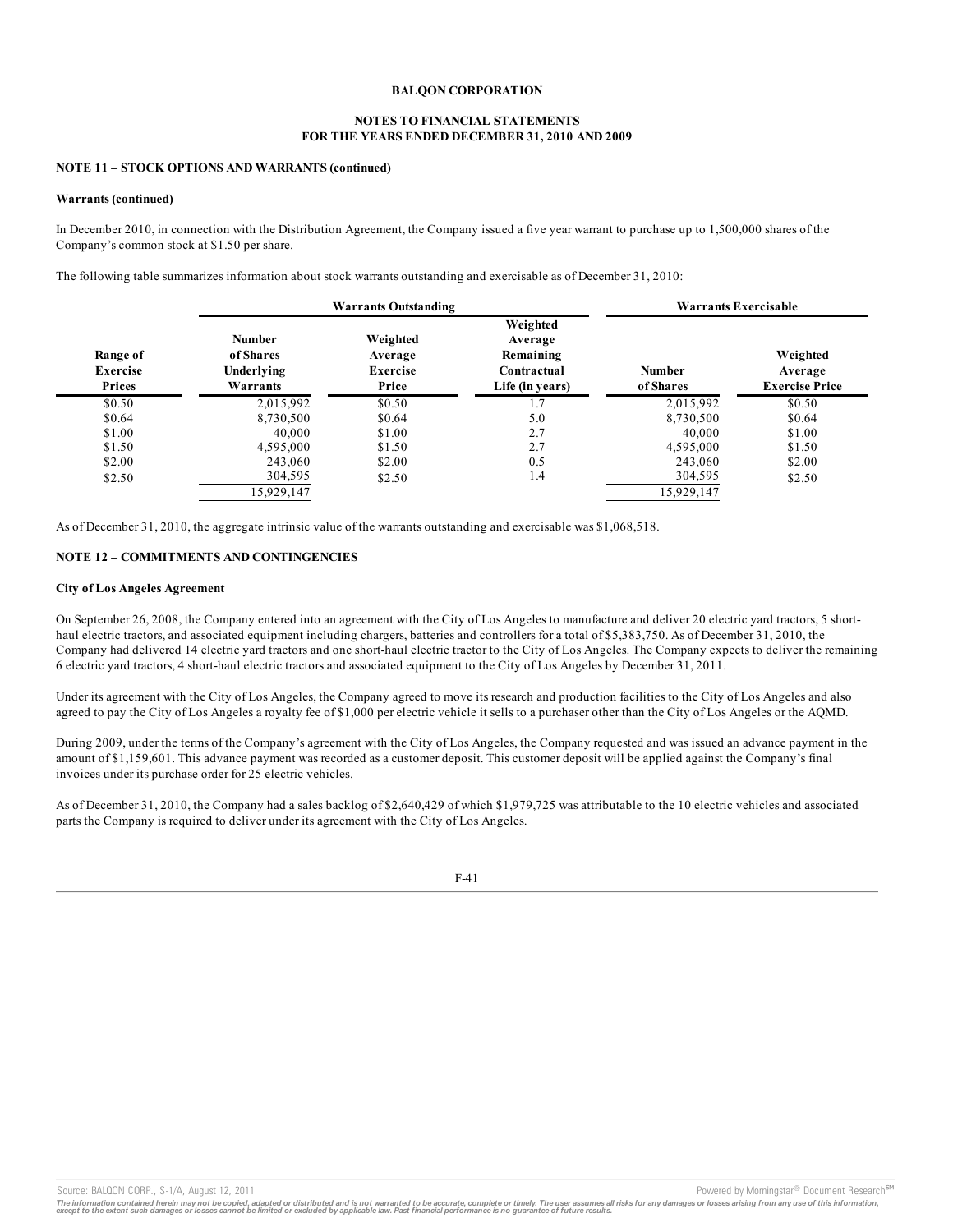**BALQON CORPORATION**

**NOTES TO FINANCIAL STATEMENTS**
**FOR THE YEARS ENDED DECEMBER 31, 2010 AND 2009**

**NOTE 11 – STOCK OPTIONS AND WARRANTS (continued)**

**Warrants (continued)**

In December 2010, in connection with the Distribution Agreement, the Company issued a five year warrant to purchase up to 1,500,000 shares of the Company's common stock at $1.50 per share.

The following table summarizes information about stock warrants outstanding and exercisable as of December 31, 2010:

| | Warrants Outstanding | | | Warrants Exercisable | |
|---|---|---|---|---|---|
| Range of Exercise Prices | Number of Shares Underlying Warrants | Weighted Average Exercise Price | Weighted Average Remaining Contractual Life (in years) | Number of Shares | Weighted Average Exercise Price |
| $0.50 | 2,015,992 | $0.50 | 1.7 | 2,015,992 | $0.50 |
| $0.64 | 8,730,500 | $0.64 | 5.0 | 8,730,500 | $0.64 |
| $1.00 | 40,000 | $1.00 | 2.7 | 40,000 | $1.00 |
| $1.50 | 4,595,000 | $1.50 | 2.7 | 4,595,000 | $1.50 |
| $2.00 | 243,060 | $2.00 | 0.5 | 243,060 | $2.00 |
| $2.50 | 304,595 | $2.50 | 1.4 | 304,595 | $2.50 |
| | 15,929,147 | | | 15,929,147 | |

As of December 31, 2010, the aggregate intrinsic value of the warrants outstanding and exercisable was $1,068,518.

**NOTE 12 – COMMITMENTS AND CONTINGENCIES**

**City of Los Angeles Agreement**

On September 26, 2008, the Company entered into an agreement with the City of Los Angeles to manufacture and deliver 20 electric yard tractors, 5 short-haul electric tractors, and associated equipment including chargers, batteries and controllers for a total of $5,383,750. As of December 31, 2010, the Company had delivered 14 electric yard tractors and one short-haul electric tractor to the City of Los Angeles. The Company expects to deliver the remaining 6 electric yard tractors, 4 short-haul electric tractors and associated equipment to the City of Los Angeles by December 31, 2011.

Under its agreement with the City of Los Angeles, the Company agreed to move its research and production facilities to the City of Los Angeles and also agreed to pay the City of Los Angeles a royalty fee of $1,000 per electric vehicle it sells to a purchaser other than the City of Los Angeles or the AQMD.

During 2009, under the terms of the Company's agreement with the City of Los Angeles, the Company requested and was issued an advance payment in the amount of $1,159,601. This advance payment was recorded as a customer deposit. This customer deposit will be applied against the Company's final invoices under its purchase order for 25 electric vehicles.

As of December 31, 2010, the Company had a sales backlog of $2,640,429 of which $1,979,725 was attributable to the 10 electric vehicles and associated parts the Company is required to deliver under its agreement with the City of Los Angeles.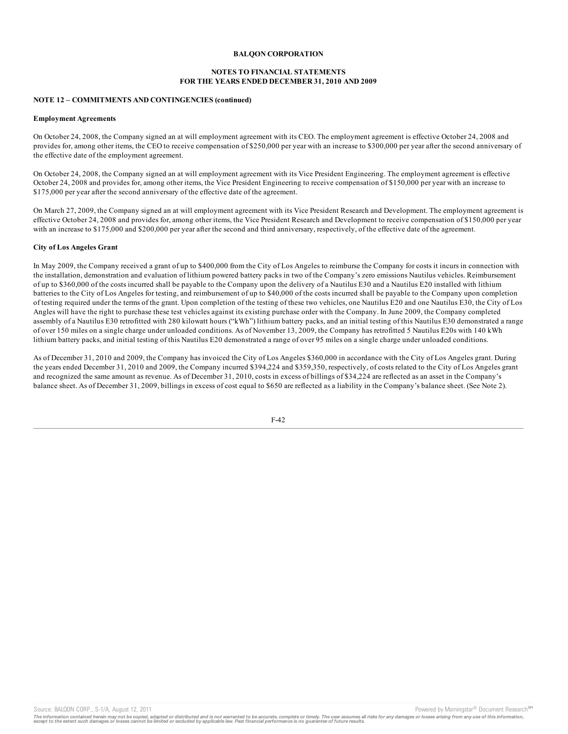**BALQON CORPORATION**

**NOTES TO FINANCIAL STATEMENTS**
**FOR THE YEARS ENDED DECEMBER 31, 2010 AND 2009**

**NOTE 12 – COMMITMENTS AND CONTINGENCIES (continued)**

**Employment Agreements**

On October 24, 2008, the Company signed an at will employment agreement with its CEO. The employment agreement is effective October 24, 2008 and provides for, among other items, the CEO to receive compensation of $250,000 per year with an increase to $300,000 per year after the second anniversary of the effective date of the employment agreement.

On October 24, 2008, the Company signed an at will employment agreement with its Vice President Engineering. The employment agreement is effective October 24, 2008 and provides for, among other items, the Vice President Engineering to receive compensation of $150,000 per year with an increase to $175,000 per year after the second anniversary of the effective date of the agreement.

On March 27, 2009, the Company signed an at will employment agreement with its Vice President Research and Development. The employment agreement is effective October 24, 2008 and provides for, among other items, the Vice President Research and Development to receive compensation of $150,000 per year with an increase to $175,000 and $200,000 per year after the second and third anniversary, respectively, of the effective date of the agreement.

**City of Los Angeles Grant**

In May 2009, the Company received a grant of up to $400,000 from the City of Los Angeles to reimburse the Company for costs it incurs in connection with the installation, demonstration and evaluation of lithium powered battery packs in two of the Company's zero emissions Nautilus vehicles. Reimbursement of up to $360,000 of the costs incurred shall be payable to the Company upon the delivery of a Nautilus E30 and a Nautilus E20 installed with lithium batteries to the City of Los Angeles for testing, and reimbursement of up to $40,000 of the costs incurred shall be payable to the Company upon completion of testing required under the terms of the grant. Upon completion of the testing of these two vehicles, one Nautilus E20 and one Nautilus E30, the City of Los Angles will have the right to purchase these test vehicles against its existing purchase order with the Company. In June 2009, the Company completed assembly of a Nautilus E30 retrofitted with 280 kilowatt hours ("kWh") lithium battery packs, and an initial testing of this Nautilus E30 demonstrated a range of over 150 miles on a single charge under unloaded conditions. As of November 13, 2009, the Company has retrofitted 5 Nautilus E20s with 140 kWh lithium battery packs, and initial testing of this Nautilus E20 demonstrated a range of over 95 miles on a single charge under unloaded conditions.

As of December 31, 2010 and 2009, the Company has invoiced the City of Los Angeles $360,000 in accordance with the City of Los Angeles grant. During the years ended December 31, 2010 and 2009, the Company incurred $394,224 and $359,350, respectively, of costs related to the City of Los Angeles grant and recognized the same amount as revenue. As of December 31, 2010, costs in excess of billings of $34,224 are reflected as an asset in the Company's balance sheet. As of December 31, 2009, billings in excess of cost equal to $650 are reflected as a liability in the Company's balance sheet. (See Note 2).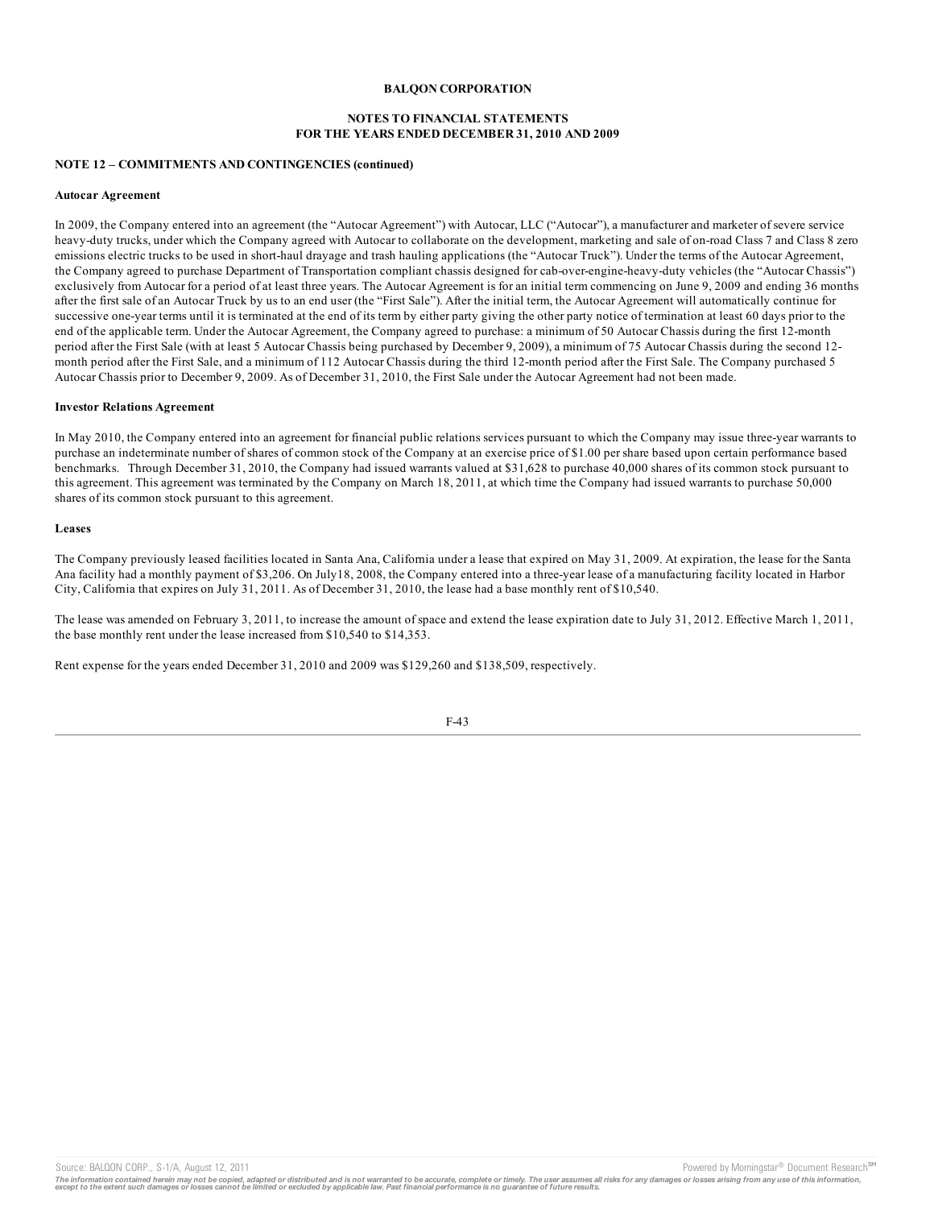**BALQON CORPORATION**

**NOTES TO FINANCIAL STATEMENTS**
**FOR THE YEARS ENDED DECEMBER 31, 2010 AND 2009**

**NOTE 12 – COMMITMENTS AND CONTINGENCIES (continued)**

**Autocar Agreement**

In 2009, the Company entered into an agreement (the "Autocar Agreement") with Autocar, LLC ("Autocar"), a manufacturer and marketer of severe service heavy-duty trucks, under which the Company agreed with Autocar to collaborate on the development, marketing and sale of on-road Class 7 and Class 8 zero emissions electric trucks to be used in short-haul drayage and trash hauling applications (the "Autocar Truck"). Under the terms of the Autocar Agreement, the Company agreed to purchase Department of Transportation compliant chassis designed for cab-over-engine-heavy-duty vehicles (the "Autocar Chassis") exclusively from Autocar for a period of at least three years. The Autocar Agreement is for an initial term commencing on June 9, 2009 and ending 36 months after the first sale of an Autocar Truck by us to an end user (the "First Sale"). After the initial term, the Autocar Agreement will automatically continue for successive one-year terms until it is terminated at the end of its term by either party giving the other party notice of termination at least 60 days prior to the end of the applicable term. Under the Autocar Agreement, the Company agreed to purchase: a minimum of 50 Autocar Chassis during the first 12-month period after the First Sale (with at least 5 Autocar Chassis being purchased by December 9, 2009), a minimum of 75 Autocar Chassis during the second 12-month period after the First Sale, and a minimum of 112 Autocar Chassis during the third 12-month period after the First Sale. The Company purchased 5 Autocar Chassis prior to December 9, 2009. As of December 31, 2010, the First Sale under the Autocar Agreement had not been made.

**Investor Relations Agreement**

In May 2010, the Company entered into an agreement for financial public relations services pursuant to which the Company may issue three-year warrants to purchase an indeterminate number of shares of common stock of the Company at an exercise price of $1.00 per share based upon certain performance based benchmarks. Through December 31, 2010, the Company had issued warrants valued at $31,628 to purchase 40,000 shares of its common stock pursuant to this agreement. This agreement was terminated by the Company on March 18, 2011, at which time the Company had issued warrants to purchase 50,000 shares of its common stock pursuant to this agreement.

**Leases**

The Company previously leased facilities located in Santa Ana, California under a lease that expired on May 31, 2009. At expiration, the lease for the Santa Ana facility had a monthly payment of $3,206. On July18, 2008, the Company entered into a three-year lease of a manufacturing facility located in Harbor City, California that expires on July 31, 2011. As of December 31, 2010, the lease had a base monthly rent of $10,540.

The lease was amended on February 3, 2011, to increase the amount of space and extend the lease expiration date to July 31, 2012. Effective March 1, 2011, the base monthly rent under the lease increased from $10,540 to $14,353.

Rent expense for the years ended December 31, 2010 and 2009 was $129,260 and $138,509, respectively.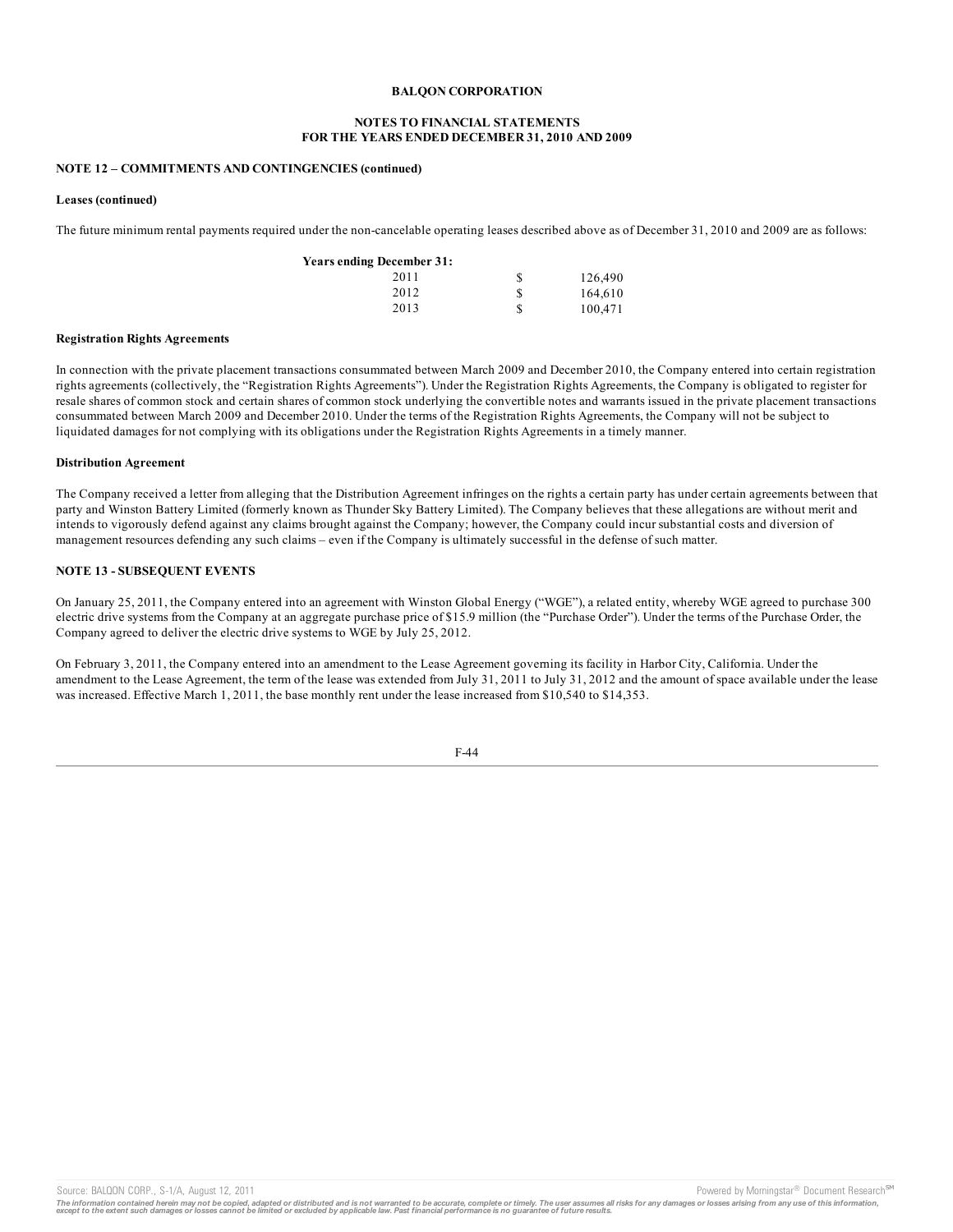**BALQON CORPORATION**

**NOTES TO FINANCIAL STATEMENTS**
**FOR THE YEARS ENDED DECEMBER 31, 2010 AND 2009**

**NOTE 12 – COMMITMENTS AND CONTINGENCIES (continued)**

**Leases (continued)**

The future minimum rental payments required under the non-cancelable operating leases described above as of December 31, 2010 and 2009 are as follows:

| **Years ending December 31:** | | |
|---|---|---|
| 2011 | $ | 126,490 |
| 2012 | $ | 164,610 |
| 2013 | $ | 100,471 |

**Registration Rights Agreements**

In connection with the private placement transactions consummated between March 2009 and December 2010, the Company entered into certain registration rights agreements (collectively, the "Registration Rights Agreements"). Under the Registration Rights Agreements, the Company is obligated to register for resale shares of common stock and certain shares of common stock underlying the convertible notes and warrants issued in the private placement transactions consummated between March 2009 and December 2010. Under the terms of the Registration Rights Agreements, the Company will not be subject to liquidated damages for not complying with its obligations under the Registration Rights Agreements in a timely manner.

**Distribution Agreement**

The Company received a letter from alleging that the Distribution Agreement infringes on the rights a certain party has under certain agreements between that party and Winston Battery Limited (formerly known as Thunder Sky Battery Limited). The Company believes that these allegations are without merit and intends to vigorously defend against any claims brought against the Company; however, the Company could incur substantial costs and diversion of management resources defending any such claims – even if the Company is ultimately successful in the defense of such matter.

**NOTE 13 - SUBSEQUENT EVENTS**

On January 25, 2011, the Company entered into an agreement with Winston Global Energy ("WGE"), a related entity, whereby WGE agreed to purchase 300 electric drive systems from the Company at an aggregate purchase price of $15.9 million (the "Purchase Order"). Under the terms of the Purchase Order, the Company agreed to deliver the electric drive systems to WGE by July 25, 2012.

On February 3, 2011, the Company entered into an amendment to the Lease Agreement governing its facility in Harbor City, California. Under the amendment to the Lease Agreement, the term of the lease was extended from July 31, 2011 to July 31, 2012 and the amount of space available under the lease was increased. Effective March 1, 2011, the base monthly rent under the lease increased from $10,540 to $14,353.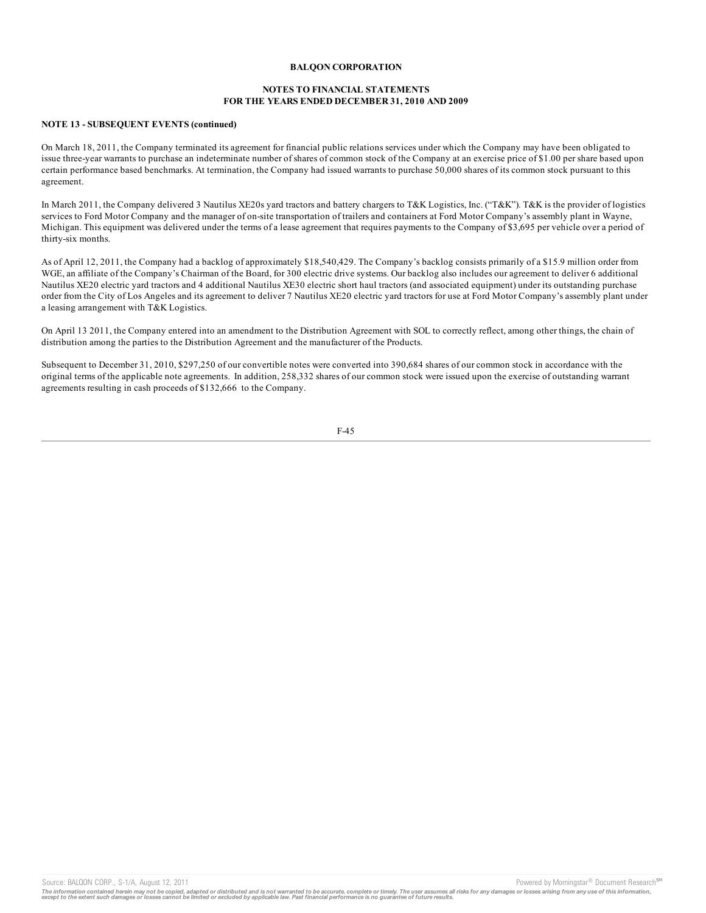**BALQON CORPORATION**

**NOTES TO FINANCIAL STATEMENTS**
**FOR THE YEARS ENDED DECEMBER 31, 2010 AND 2009**

**NOTE 13 - SUBSEQUENT EVENTS (continued)**

On March 18, 2011, the Company terminated its agreement for financial public relations services under which the Company may have been obligated to issue three-year warrants to purchase an indeterminate number of shares of common stock of the Company at an exercise price of $1.00 per share based upon certain performance based benchmarks. At termination, the Company had issued warrants to purchase 50,000 shares of its common stock pursuant to this agreement.

In March 2011, the Company delivered 3 Nautilus XE20s yard tractors and battery chargers to T&K Logistics, Inc. ("T&K"). T&K is the provider of logistics services to Ford Motor Company and the manager of on-site transportation of trailers and containers at Ford Motor Company's assembly plant in Wayne, Michigan. This equipment was delivered under the terms of a lease agreement that requires payments to the Company of $3,695 per vehicle over a period of thirty-six months.

As of April 12, 2011, the Company had a backlog of approximately $18,540,429. The Company's backlog consists primarily of a $15.9 million order from WGE, an affiliate of the Company's Chairman of the Board, for 300 electric drive systems. Our backlog also includes our agreement to deliver 6 additional Nautilus XE20 electric yard tractors and 4 additional Nautilus XE30 electric short haul tractors (and associated equipment) under its outstanding purchase order from the City of Los Angeles and its agreement to deliver 7 Nautilus XE20 electric yard tractors for use at Ford Motor Company's assembly plant under a leasing arrangement with T&K Logistics.

On April 13 2011, the Company entered into an amendment to the Distribution Agreement with SOL to correctly reflect, among other things, the chain of distribution among the parties to the Distribution Agreement and the manufacturer of the Products.

Subsequent to December 31, 2010, $297,250 of our convertible notes were converted into 390,684 shares of our common stock in accordance with the original terms of the applicable note agreements. In addition, 258,332 shares of our common stock were issued upon the exercise of outstanding warrant agreements resulting in cash proceeds of $132,666 to the Company.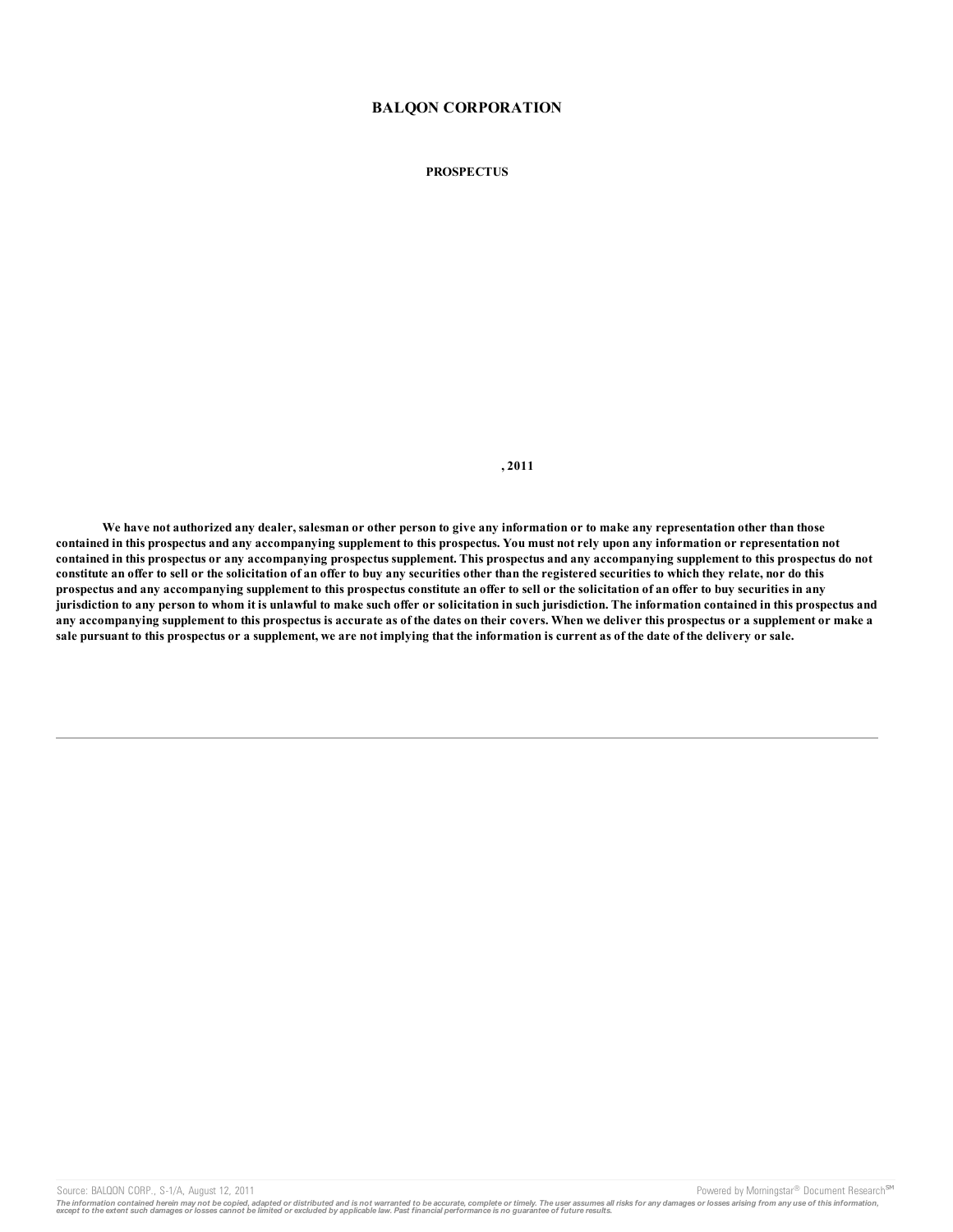# BALQON CORPORATION

**PROSPECTUS**

**, 2011**

**We have not authorized any dealer, salesman or other person to give any information or to make any representation other than those contained in this prospectus and any accompanying supplement to this prospectus. You must not rely upon any information or representation not contained in this prospectus or any accompanying prospectus supplement. This prospectus and any accompanying supplement to this prospectus do not constitute an offer to sell or the solicitation of an offer to buy any securities other than the registered securities to which they relate, nor do this prospectus and any accompanying supplement to this prospectus constitute an offer to sell or the solicitation of an offer to buy securities in any jurisdiction to any person to whom it is unlawful to make such offer or solicitation in such jurisdiction. The information contained in this prospectus and any accompanying supplement to this prospectus is accurate as of the dates on their covers. When we deliver this prospectus or a supplement or make a sale pursuant to this prospectus or a supplement, we are not implying that the information is current as of the date of the delivery or sale.**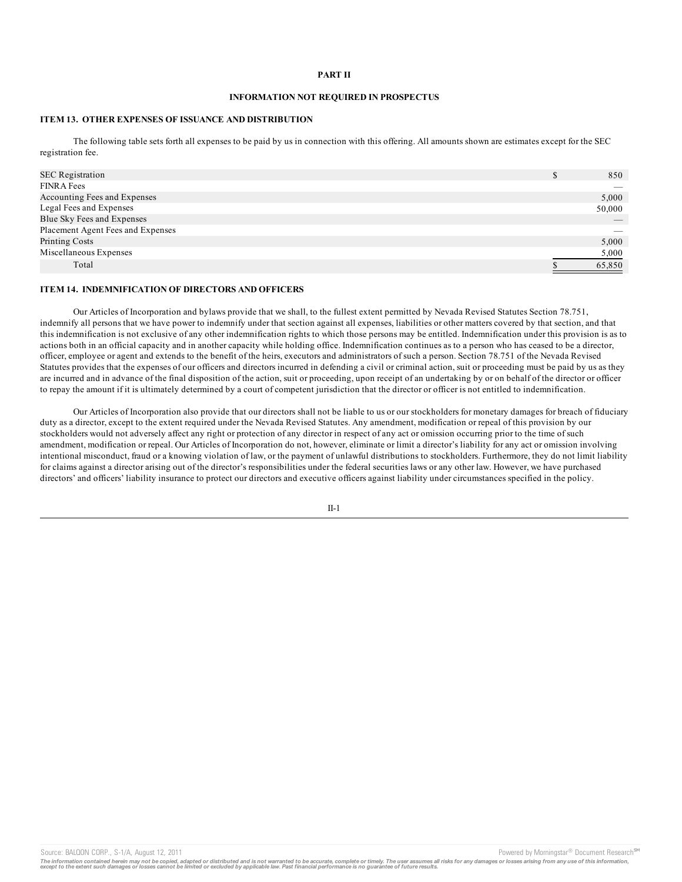# PART II

## INFORMATION NOT REQUIRED IN PROSPECTUS

### ITEM 13. OTHER EXPENSES OF ISSUANCE AND DISTRIBUTION

The following table sets forth all expenses to be paid by us in connection with this offering. All amounts shown are estimates except for the SEC registration fee.

| | | |
|---|---|---|
| SEC Registration | $ | 850 |
| FINRA Fees | | — |
| Accounting Fees and Expenses | | 5,000 |
| Legal Fees and Expenses | | 50,000 |
| Blue Sky Fees and Expenses | | — |
| Placement Agent Fees and Expenses | | — |
| Printing Costs | | 5,000 |
| Miscellaneous Expenses | | 5,000 |
| Total | $ | 65,850 |

### ITEM 14. INDEMNIFICATION OF DIRECTORS AND OFFICERS

Our Articles of Incorporation and bylaws provide that we shall, to the fullest extent permitted by Nevada Revised Statutes Section 78.751, indemnify all persons that we have power to indemnify under that section against all expenses, liabilities or other matters covered by that section, and that this indemnification is not exclusive of any other indemnification rights to which those persons may be entitled. Indemnification under this provision is as to actions both in an official capacity and in another capacity while holding office. Indemnification continues as to a person who has ceased to be a director, officer, employee or agent and extends to the benefit of the heirs, executors and administrators of such a person. Section 78.751 of the Nevada Revised Statutes provides that the expenses of our officers and directors incurred in defending a civil or criminal action, suit or proceeding must be paid by us as they are incurred and in advance of the final disposition of the action, suit or proceeding, upon receipt of an undertaking by or on behalf of the director or officer to repay the amount if it is ultimately determined by a court of competent jurisdiction that the director or officer is not entitled to indemnification.

Our Articles of Incorporation also provide that our directors shall not be liable to us or our stockholders for monetary damages for breach of fiduciary duty as a director, except to the extent required under the Nevada Revised Statutes. Any amendment, modification or repeal of this provision by our stockholders would not adversely affect any right or protection of any director in respect of any act or omission occurring prior to the time of such amendment, modification or repeal. Our Articles of Incorporation do not, however, eliminate or limit a director's liability for any act or omission involving intentional misconduct, fraud or a knowing violation of law, or the payment of unlawful distributions to stockholders. Furthermore, they do not limit liability for claims against a director arising out of the director's responsibilities under the federal securities laws or any other law. However, we have purchased directors' and officers' liability insurance to protect our directors and executive officers against liability under circumstances specified in the policy.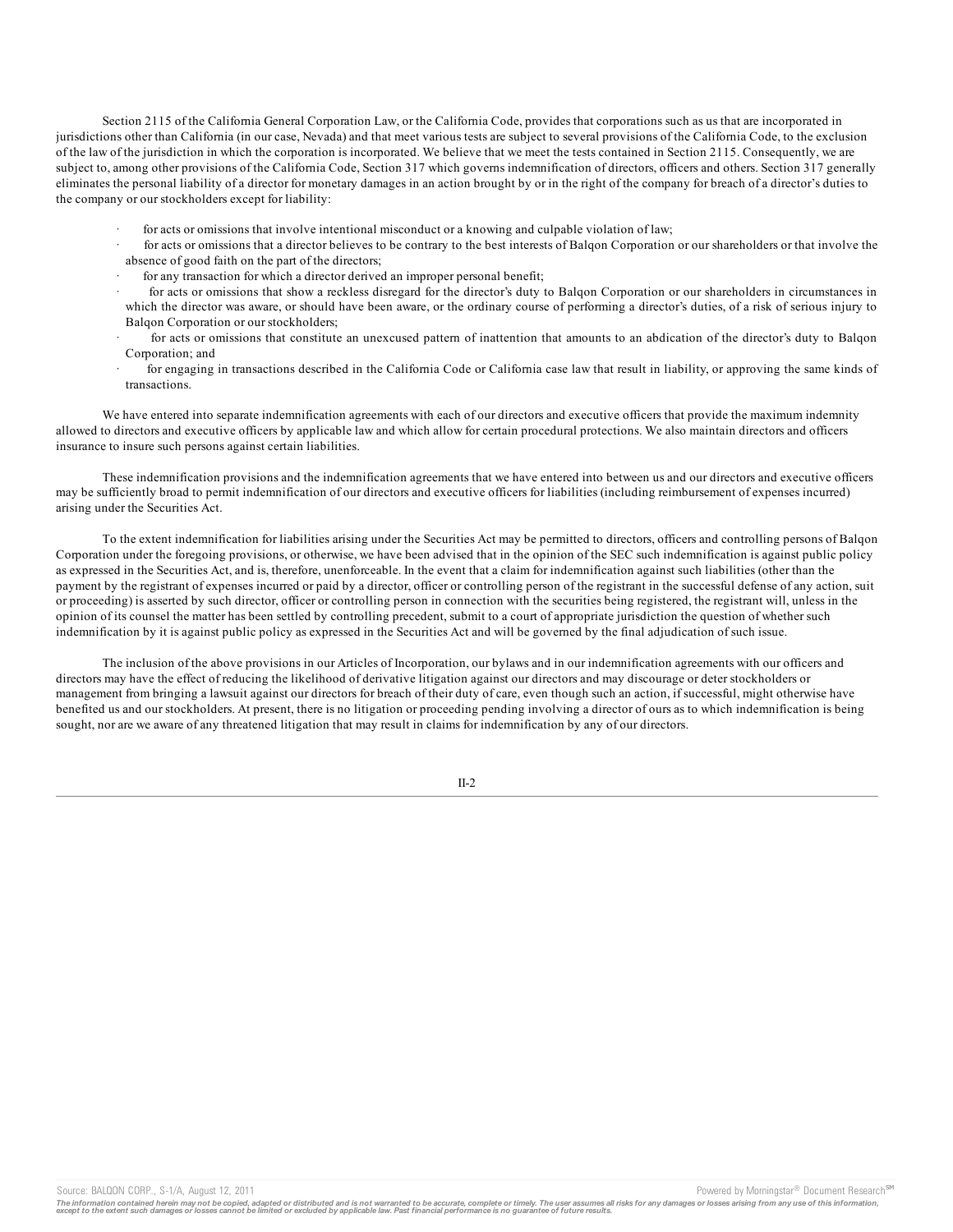Section 2115 of the California General Corporation Law, or the California Code, provides that corporations such as us that are incorporated in jurisdictions other than California (in our case, Nevada) and that meet various tests are subject to several provisions of the California Code, to the exclusion of the law of the jurisdiction in which the corporation is incorporated. We believe that we meet the tests contained in Section 2115. Consequently, we are subject to, among other provisions of the California Code, Section 317 which governs indemnification of directors, officers and others. Section 317 generally eliminates the personal liability of a director for monetary damages in an action brought by or in the right of the company for breach of a director's duties to the company or our stockholders except for liability:

- for acts or omissions that involve intentional misconduct or a knowing and culpable violation of law;
- for acts or omissions that a director believes to be contrary to the best interests of Balqon Corporation or our shareholders or that involve the absence of good faith on the part of the directors;
- for any transaction for which a director derived an improper personal benefit;
- for acts or omissions that show a reckless disregard for the director's duty to Balqon Corporation or our shareholders in circumstances in which the director was aware, or should have been aware, or the ordinary course of performing a director's duties, of a risk of serious injury to Balqon Corporation or our stockholders;
- for acts or omissions that constitute an unexcused pattern of inattention that amounts to an abdication of the director's duty to Balqon Corporation; and
- for engaging in transactions described in the California Code or California case law that result in liability, or approving the same kinds of transactions.

We have entered into separate indemnification agreements with each of our directors and executive officers that provide the maximum indemnity allowed to directors and executive officers by applicable law and which allow for certain procedural protections. We also maintain directors and officers insurance to insure such persons against certain liabilities.

These indemnification provisions and the indemnification agreements that we have entered into between us and our directors and executive officers may be sufficiently broad to permit indemnification of our directors and executive officers for liabilities (including reimbursement of expenses incurred) arising under the Securities Act.

To the extent indemnification for liabilities arising under the Securities Act may be permitted to directors, officers and controlling persons of Balqon Corporation under the foregoing provisions, or otherwise, we have been advised that in the opinion of the SEC such indemnification is against public policy as expressed in the Securities Act, and is, therefore, unenforceable. In the event that a claim for indemnification against such liabilities (other than the payment by the registrant of expenses incurred or paid by a director, officer or controlling person of the registrant in the successful defense of any action, suit or proceeding) is asserted by such director, officer or controlling person in connection with the securities being registered, the registrant will, unless in the opinion of its counsel the matter has been settled by controlling precedent, submit to a court of appropriate jurisdiction the question of whether such indemnification by it is against public policy as expressed in the Securities Act and will be governed by the final adjudication of such issue.

The inclusion of the above provisions in our Articles of Incorporation, our bylaws and in our indemnification agreements with our officers and directors may have the effect of reducing the likelihood of derivative litigation against our directors and may discourage or deter stockholders or management from bringing a lawsuit against our directors for breach of their duty of care, even though such an action, if successful, might otherwise have benefited us and our stockholders. At present, there is no litigation or proceeding pending involving a director of ours as to which indemnification is being sought, nor are we aware of any threatened litigation that may result in claims for indemnification by any of our directors.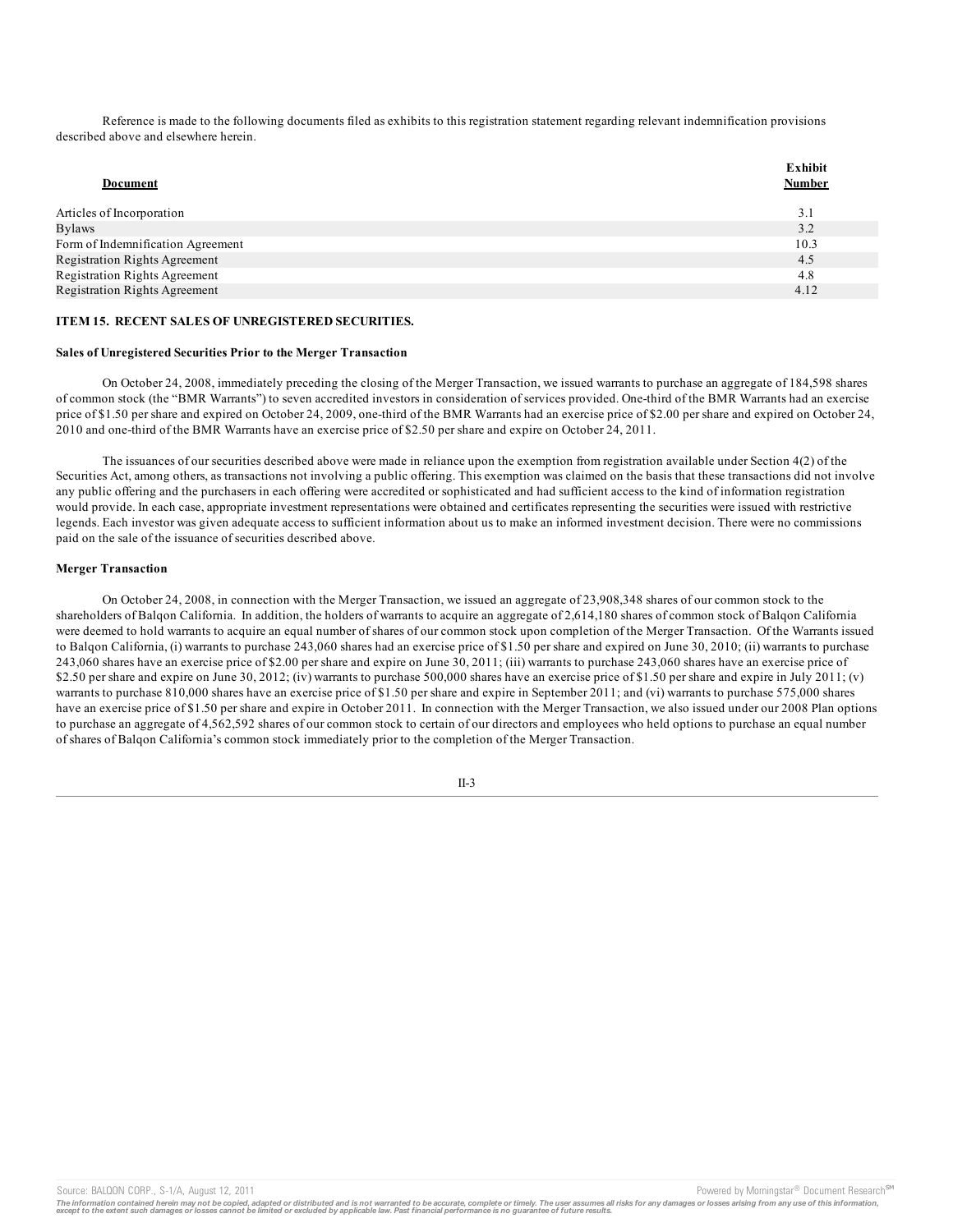Reference is made to the following documents filed as exhibits to this registration statement regarding relevant indemnification provisions described above and elsewhere herein.

| **Document** | **Exhibit Number** |
|---|---|
| Articles of Incorporation | 3.1 |
| Bylaws | 3.2 |
| Form of Indemnification Agreement | 10.3 |
| Registration Rights Agreement | 4.5 |
| Registration Rights Agreement | 4.8 |
| Registration Rights Agreement | 4.12 |

**ITEM 15. RECENT SALES OF UNREGISTERED SECURITIES.**

**Sales of Unregistered Securities Prior to the Merger Transaction**

On October 24, 2008, immediately preceding the closing of the Merger Transaction, we issued warrants to purchase an aggregate of 184,598 shares of common stock (the "BMR Warrants") to seven accredited investors in consideration of services provided. One-third of the BMR Warrants had an exercise price of $1.50 per share and expired on October 24, 2009, one-third of the BMR Warrants had an exercise price of $2.00 per share and expired on October 24, 2010 and one-third of the BMR Warrants have an exercise price of $2.50 per share and expire on October 24, 2011.

The issuances of our securities described above were made in reliance upon the exemption from registration available under Section 4(2) of the Securities Act, among others, as transactions not involving a public offering. This exemption was claimed on the basis that these transactions did not involve any public offering and the purchasers in each offering were accredited or sophisticated and had sufficient access to the kind of information registration would provide. In each case, appropriate investment representations were obtained and certificates representing the securities were issued with restrictive legends. Each investor was given adequate access to sufficient information about us to make an informed investment decision. There were no commissions paid on the sale of the issuance of securities described above.

**Merger Transaction**

On October 24, 2008, in connection with the Merger Transaction, we issued an aggregate of 23,908,348 shares of our common stock to the shareholders of Balqon California. In addition, the holders of warrants to acquire an aggregate of 2,614,180 shares of common stock of Balqon California were deemed to hold warrants to acquire an equal number of shares of our common stock upon completion of the Merger Transaction. Of the Warrants issued to Balqon California, (i) warrants to purchase 243,060 shares had an exercise price of $1.50 per share and expired on June 30, 2010; (ii) warrants to purchase 243,060 shares have an exercise price of $2.00 per share and expire on June 30, 2011; (iii) warrants to purchase 243,060 shares have an exercise price of $2.50 per share and expire on June 30, 2012; (iv) warrants to purchase 500,000 shares have an exercise price of $1.50 per share and expire in July 2011; (v) warrants to purchase 810,000 shares have an exercise price of $1.50 per share and expire in September 2011; and (vi) warrants to purchase 575,000 shares have an exercise price of $1.50 per share and expire in October 2011. In connection with the Merger Transaction, we also issued under our 2008 Plan options to purchase an aggregate of 4,562,592 shares of our common stock to certain of our directors and employees who held options to purchase an equal number of shares of Balqon California's common stock immediately prior to the completion of the Merger Transaction.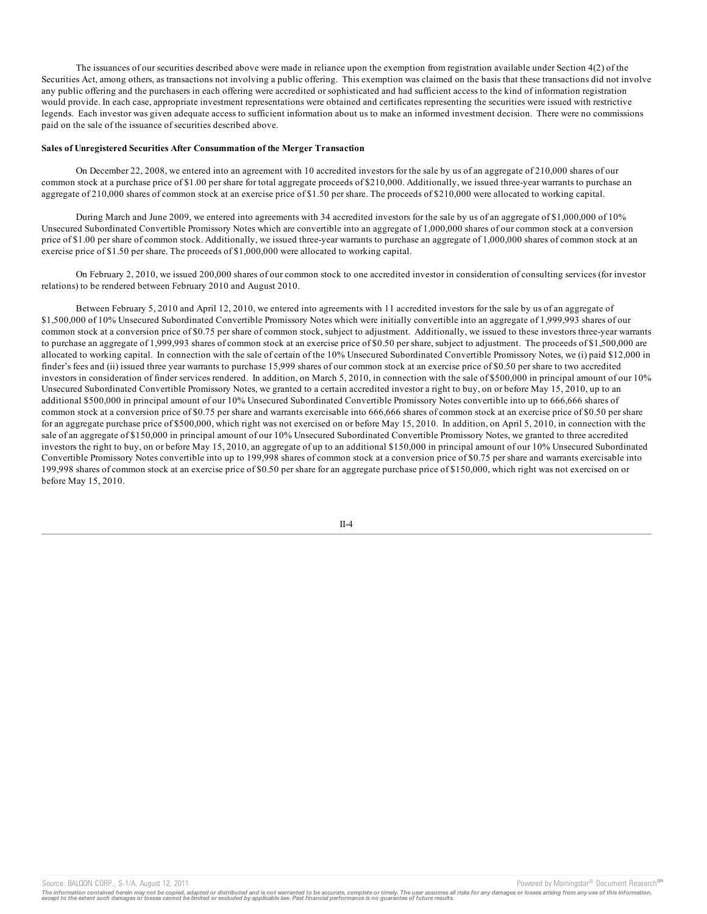The issuances of our securities described above were made in reliance upon the exemption from registration available under Section 4(2) of the Securities Act, among others, as transactions not involving a public offering. This exemption was claimed on the basis that these transactions did not involve any public offering and the purchasers in each offering were accredited or sophisticated and had sufficient access to the kind of information registration would provide. In each case, appropriate investment representations were obtained and certificates representing the securities were issued with restrictive legends. Each investor was given adequate access to sufficient information about us to make an informed investment decision. There were no commissions paid on the sale of the issuance of securities described above.

**Sales of Unregistered Securities After Consummation of the Merger Transaction**

On December 22, 2008, we entered into an agreement with 10 accredited investors for the sale by us of an aggregate of 210,000 shares of our common stock at a purchase price of $1.00 per share for total aggregate proceeds of $210,000. Additionally, we issued three-year warrants to purchase an aggregate of 210,000 shares of common stock at an exercise price of $1.50 per share. The proceeds of $210,000 were allocated to working capital.

During March and June 2009, we entered into agreements with 34 accredited investors for the sale by us of an aggregate of $1,000,000 of 10% Unsecured Subordinated Convertible Promissory Notes which are convertible into an aggregate of 1,000,000 shares of our common stock at a conversion price of $1.00 per share of common stock. Additionally, we issued three-year warrants to purchase an aggregate of 1,000,000 shares of common stock at an exercise price of $1.50 per share. The proceeds of $1,000,000 were allocated to working capital.

On February 2, 2010, we issued 200,000 shares of our common stock to one accredited investor in consideration of consulting services (for investor relations) to be rendered between February 2010 and August 2010.

Between February 5, 2010 and April 12, 2010, we entered into agreements with 11 accredited investors for the sale by us of an aggregate of $1,500,000 of 10% Unsecured Subordinated Convertible Promissory Notes which were initially convertible into an aggregate of 1,999,993 shares of our common stock at a conversion price of $0.75 per share of common stock, subject to adjustment. Additionally, we issued to these investors three-year warrants to purchase an aggregate of 1,999,993 shares of common stock at an exercise price of $0.50 per share, subject to adjustment. The proceeds of $1,500,000 are allocated to working capital. In connection with the sale of certain of the 10% Unsecured Subordinated Convertible Promissory Notes, we (i) paid $12,000 in finder's fees and (ii) issued three year warrants to purchase 15,999 shares of our common stock at an exercise price of $0.50 per share to two accredited investors in consideration of finder services rendered. In addition, on March 5, 2010, in connection with the sale of $500,000 in principal amount of our 10% Unsecured Subordinated Convertible Promissory Notes, we granted to a certain accredited investor a right to buy, on or before May 15, 2010, up to an additional $500,000 in principal amount of our 10% Unsecured Subordinated Convertible Promissory Notes convertible into up to 666,666 shares of common stock at a conversion price of $0.75 per share and warrants exercisable into 666,666 shares of common stock at an exercise price of $0.50 per share for an aggregate purchase price of $500,000, which right was not exercised on or before May 15, 2010. In addition, on April 5, 2010, in connection with the sale of an aggregate of $150,000 in principal amount of our 10% Unsecured Subordinated Convertible Promissory Notes, we granted to three accredited investors the right to buy, on or before May 15, 2010, an aggregate of up to an additional $150,000 in principal amount of our 10% Unsecured Subordinated Convertible Promissory Notes convertible into up to 199,998 shares of common stock at a conversion price of $0.75 per share and warrants exercisable into 199,998 shares of common stock at an exercise price of $0.50 per share for an aggregate purchase price of $150,000, which right was not exercised on or before May 15, 2010.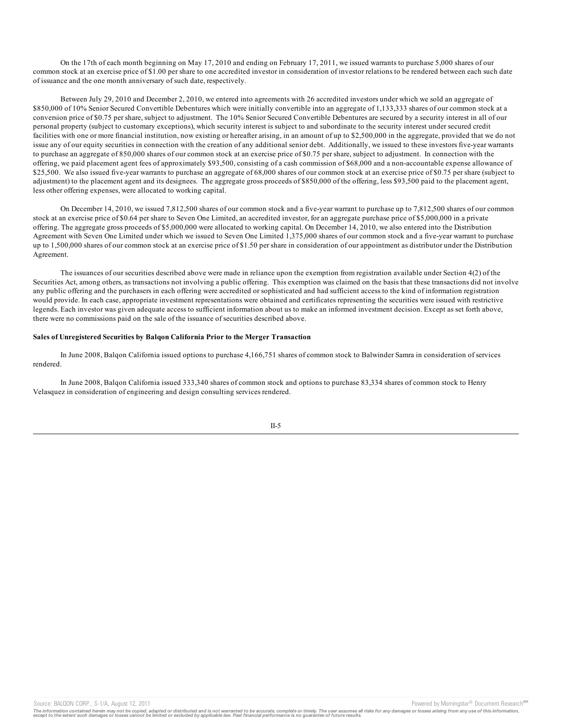On the 17th of each month beginning on May 17, 2010 and ending on February 17, 2011, we issued warrants to purchase 5,000 shares of our common stock at an exercise price of $1.00 per share to one accredited investor in consideration of investor relations to be rendered between each such date of issuance and the one month anniversary of such date, respectively.

Between July 29, 2010 and December 2, 2010, we entered into agreements with 26 accredited investors under which we sold an aggregate of $850,000 of 10% Senior Secured Convertible Debentures which were initially convertible into an aggregate of 1,133,333 shares of our common stock at a conversion price of $0.75 per share, subject to adjustment. The 10% Senior Secured Convertible Debentures are secured by a security interest in all of our personal property (subject to customary exceptions), which security interest is subject to and subordinate to the security interest under secured credit facilities with one or more financial institution, now existing or hereafter arising, in an amount of up to $2,500,000 in the aggregate, provided that we do not issue any of our equity securities in connection with the creation of any additional senior debt. Additionally, we issued to these investors five-year warrants to purchase an aggregate of 850,000 shares of our common stock at an exercise price of $0.75 per share, subject to adjustment. In connection with the offering, we paid placement agent fees of approximately $93,500, consisting of a cash commission of $68,000 and a non-accountable expense allowance of $25,500. We also issued five-year warrants to purchase an aggregate of 68,000 shares of our common stock at an exercise price of $0.75 per share (subject to adjustment) to the placement agent and its designees. The aggregate gross proceeds of $850,000 of the offering, less $93,500 paid to the placement agent, less other offering expenses, were allocated to working capital.

On December 14, 2010, we issued 7,812,500 shares of our common stock and a five-year warrant to purchase up to 7,812,500 shares of our common stock at an exercise price of $0.64 per share to Seven One Limited, an accredited investor, for an aggregate purchase price of $5,000,000 in a private offering. The aggregate gross proceeds of $5,000,000 were allocated to working capital. On December 14, 2010, we also entered into the Distribution Agreement with Seven One Limited under which we issued to Seven One Limited 1,375,000 shares of our common stock and a five-year warrant to purchase up to 1,500,000 shares of our common stock at an exercise price of $1.50 per share in consideration of our appointment as distributor under the Distribution Agreement.

The issuances of our securities described above were made in reliance upon the exemption from registration available under Section 4(2) of the Securities Act, among others, as transactions not involving a public offering. This exemption was claimed on the basis that these transactions did not involve any public offering and the purchasers in each offering were accredited or sophisticated and had sufficient access to the kind of information registration would provide. In each case, appropriate investment representations were obtained and certificates representing the securities were issued with restrictive legends. Each investor was given adequate access to sufficient information about us to make an informed investment decision. Except as set forth above, there were no commissions paid on the sale of the issuance of securities described above.

**Sales of Unregistered Securities by Balqon California Prior to the Merger Transaction**

In June 2008, Balqon California issued options to purchase 4,166,751 shares of common stock to Balwinder Samra in consideration of services rendered.

In June 2008, Balqon California issued 333,340 shares of common stock and options to purchase 83,334 shares of common stock to Henry Velasquez in consideration of engineering and design consulting services rendered.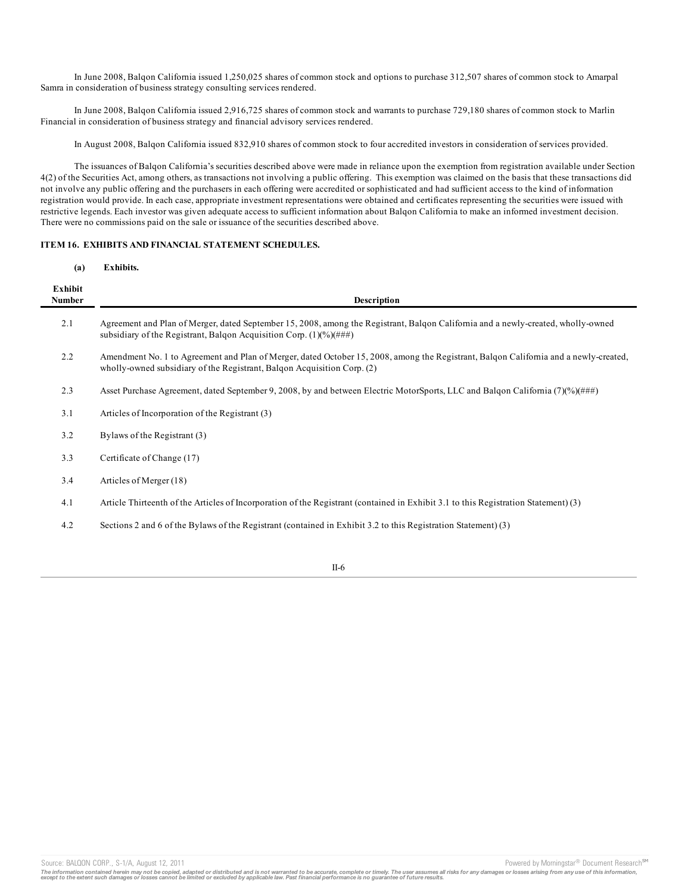In June 2008, Balqon California issued 1,250,025 shares of common stock and options to purchase 312,507 shares of common stock to Amarpal Samra in consideration of business strategy consulting services rendered.

In June 2008, Balqon California issued 2,916,725 shares of common stock and warrants to purchase 729,180 shares of common stock to Marlin Financial in consideration of business strategy and financial advisory services rendered.

In August 2008, Balqon California issued 832,910 shares of common stock to four accredited investors in consideration of services provided.

The issuances of Balqon California's securities described above were made in reliance upon the exemption from registration available under Section 4(2) of the Securities Act, among others, as transactions not involving a public offering. This exemption was claimed on the basis that these transactions did not involve any public offering and the purchasers in each offering were accredited or sophisticated and had sufficient access to the kind of information registration would provide. In each case, appropriate investment representations were obtained and certificates representing the securities were issued with restrictive legends. Each investor was given adequate access to sufficient information about Balqon California to make an informed investment decision. There were no commissions paid on the sale or issuance of the securities described above.

## ITEM 16. EXHIBITS AND FINANCIAL STATEMENT SCHEDULES.

**(a) Exhibits.**

| Exhibit Number | Description |
|---|---|
| 2.1 | Agreement and Plan of Merger, dated September 15, 2008, among the Registrant, Balqon California and a newly-created, wholly-owned subsidiary of the Registrant, Balqon Acquisition Corp. (1)(%)(###) |
| 2.2 | Amendment No. 1 to Agreement and Plan of Merger, dated October 15, 2008, among the Registrant, Balqon California and a newly-created, wholly-owned subsidiary of the Registrant, Balqon Acquisition Corp. (2) |
| 2.3 | Asset Purchase Agreement, dated September 9, 2008, by and between Electric MotorSports, LLC and Balqon California (7)(%)(###) |
| 3.1 | Articles of Incorporation of the Registrant (3) |
| 3.2 | Bylaws of the Registrant (3) |
| 3.3 | Certificate of Change (17) |
| 3.4 | Articles of Merger (18) |
| 4.1 | Article Thirteenth of the Articles of Incorporation of the Registrant (contained in Exhibit 3.1 to this Registration Statement) (3) |
| 4.2 | Sections 2 and 6 of the Bylaws of the Registrant (contained in Exhibit 3.2 to this Registration Statement) (3) |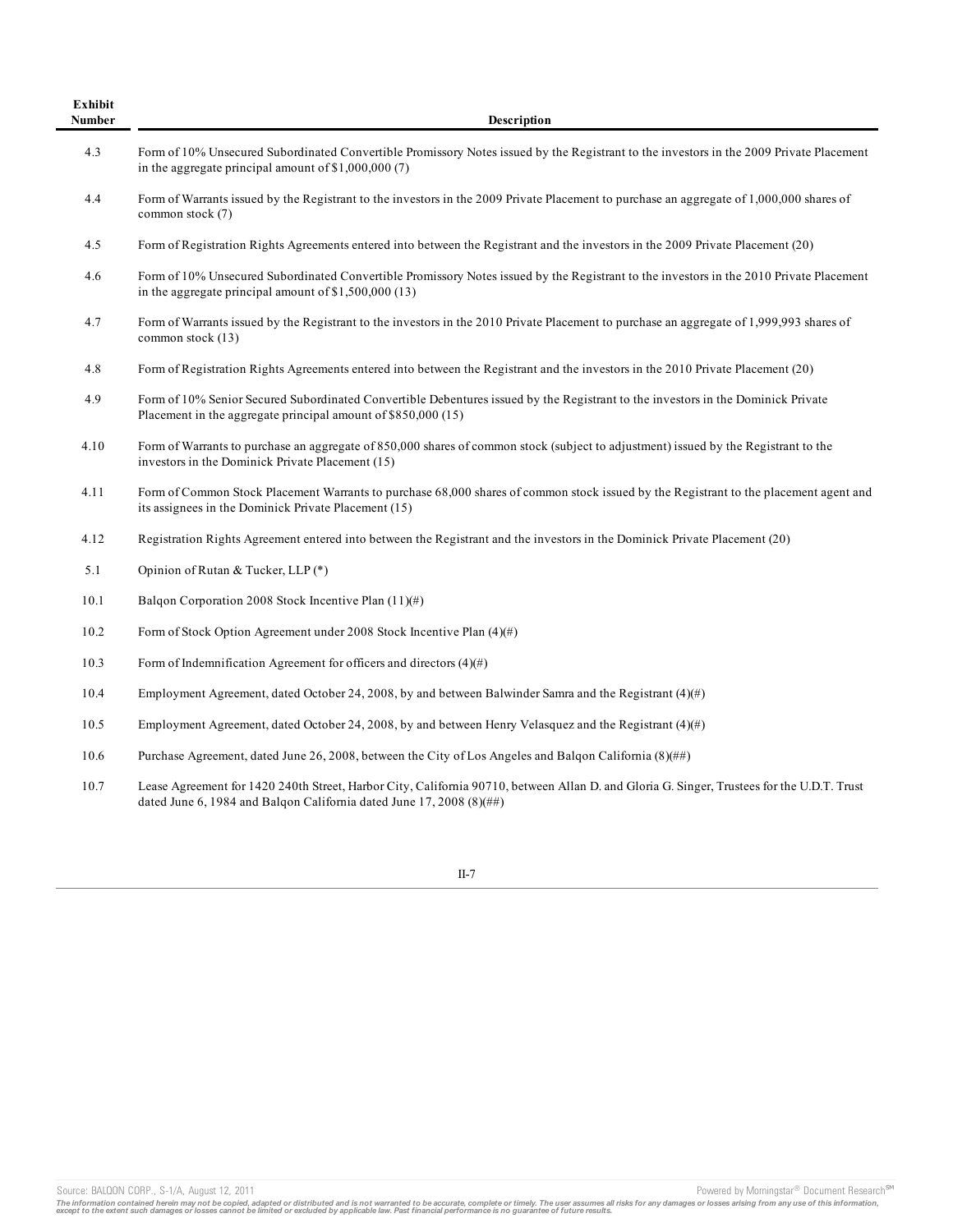| Exhibit Number | Description |
|---|---|
| 4.3 | Form of 10% Unsecured Subordinated Convertible Promissory Notes issued by the Registrant to the investors in the 2009 Private Placement in the aggregate principal amount of $1,000,000 (7) |
| 4.4 | Form of Warrants issued by the Registrant to the investors in the 2009 Private Placement to purchase an aggregate of 1,000,000 shares of common stock (7) |
| 4.5 | Form of Registration Rights Agreements entered into between the Registrant and the investors in the 2009 Private Placement (20) |
| 4.6 | Form of 10% Unsecured Subordinated Convertible Promissory Notes issued by the Registrant to the investors in the 2010 Private Placement in the aggregate principal amount of $1,500,000 (13) |
| 4.7 | Form of Warrants issued by the Registrant to the investors in the 2010 Private Placement to purchase an aggregate of 1,999,993 shares of common stock (13) |
| 4.8 | Form of Registration Rights Agreements entered into between the Registrant and the investors in the 2010 Private Placement (20) |
| 4.9 | Form of 10% Senior Secured Subordinated Convertible Debentures issued by the Registrant to the investors in the Dominick Private Placement in the aggregate principal amount of $850,000 (15) |
| 4.10 | Form of Warrants to purchase an aggregate of 850,000 shares of common stock (subject to adjustment) issued by the Registrant to the investors in the Dominick Private Placement (15) |
| 4.11 | Form of Common Stock Placement Warrants to purchase 68,000 shares of common stock issued by the Registrant to the placement agent and its assignees in the Dominick Private Placement (15) |
| 4.12 | Registration Rights Agreement entered into between the Registrant and the investors in the Dominick Private Placement (20) |
| 5.1 | Opinion of Rutan & Tucker, LLP (*) |
| 10.1 | Balqon Corporation 2008 Stock Incentive Plan (11)(#) |
| 10.2 | Form of Stock Option Agreement under 2008 Stock Incentive Plan (4)(#) |
| 10.3 | Form of Indemnification Agreement for officers and directors (4)(#) |
| 10.4 | Employment Agreement, dated October 24, 2008, by and between Balwinder Samra and the Registrant (4)(#) |
| 10.5 | Employment Agreement, dated October 24, 2008, by and between Henry Velasquez and the Registrant (4)(#) |
| 10.6 | Purchase Agreement, dated June 26, 2008, between the City of Los Angeles and Balqon California (8)(##) |
| 10.7 | Lease Agreement for 1420 240th Street, Harbor City, California 90710, between Allan D. and Gloria G. Singer, Trustees for the U.D.T. Trust dated June 6, 1984 and Balqon California dated June 17, 2008 (8)(##) |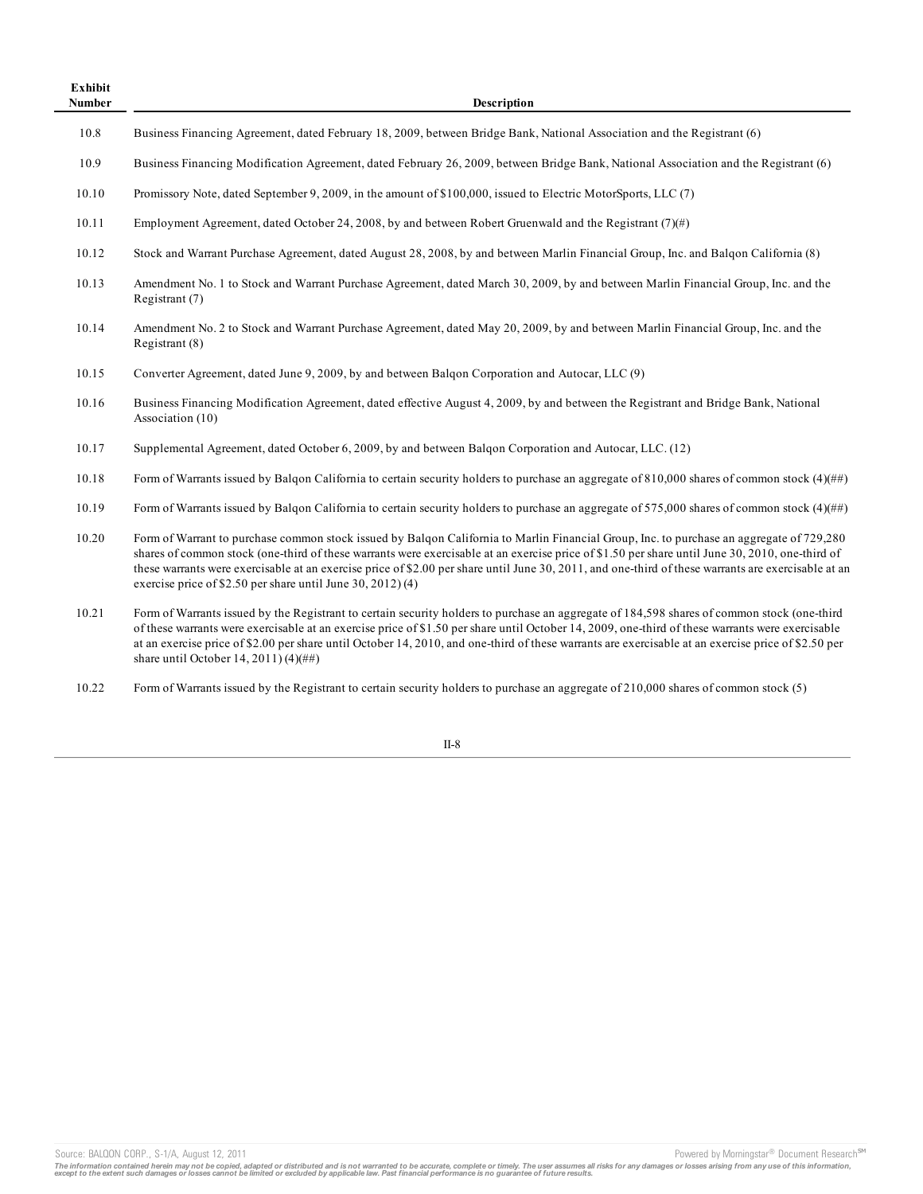| Exhibit Number | Description |
|---|---|
| 10.8 | Business Financing Agreement, dated February 18, 2009, between Bridge Bank, National Association and the Registrant (6) |
| 10.9 | Business Financing Modification Agreement, dated February 26, 2009, between Bridge Bank, National Association and the Registrant (6) |
| 10.10 | Promissory Note, dated September 9, 2009, in the amount of $100,000, issued to Electric MotorSports, LLC (7) |
| 10.11 | Employment Agreement, dated October 24, 2008, by and between Robert Gruenwald and the Registrant (7)(#) |
| 10.12 | Stock and Warrant Purchase Agreement, dated August 28, 2008, by and between Marlin Financial Group, Inc. and Balqon California (8) |
| 10.13 | Amendment No. 1 to Stock and Warrant Purchase Agreement, dated March 30, 2009, by and between Marlin Financial Group, Inc. and the Registrant (7) |
| 10.14 | Amendment No. 2 to Stock and Warrant Purchase Agreement, dated May 20, 2009, by and between Marlin Financial Group, Inc. and the Registrant (8) |
| 10.15 | Converter Agreement, dated June 9, 2009, by and between Balqon Corporation and Autocar, LLC (9) |
| 10.16 | Business Financing Modification Agreement, dated effective August 4, 2009, by and between the Registrant and Bridge Bank, National Association (10) |
| 10.17 | Supplemental Agreement, dated October 6, 2009, by and between Balqon Corporation and Autocar, LLC. (12) |
| 10.18 | Form of Warrants issued by Balqon California to certain security holders to purchase an aggregate of 810,000 shares of common stock (4)(##) |
| 10.19 | Form of Warrants issued by Balqon California to certain security holders to purchase an aggregate of 575,000 shares of common stock (4)(##) |
| 10.20 | Form of Warrant to purchase common stock issued by Balqon California to Marlin Financial Group, Inc. to purchase an aggregate of 729,280 shares of common stock (one-third of these warrants were exercisable at an exercise price of $1.50 per share until June 30, 2010, one-third of these warrants were exercisable at an exercise price of $2.00 per share until June 30, 2011, and one-third of these warrants are exercisable at an exercise price of $2.50 per share until June 30, 2012) (4) |
| 10.21 | Form of Warrants issued by the Registrant to certain security holders to purchase an aggregate of 184,598 shares of common stock (one-third of these warrants were exercisable at an exercise price of $1.50 per share until October 14, 2009, one-third of these warrants were exercisable at an exercise price of $2.00 per share until October 14, 2010, and one-third of these warrants are exercisable at an exercise price of $2.50 per share until October 14, 2011) (4)(##) |
| 10.22 | Form of Warrants issued by the Registrant to certain security holders to purchase an aggregate of 210,000 shares of common stock (5) |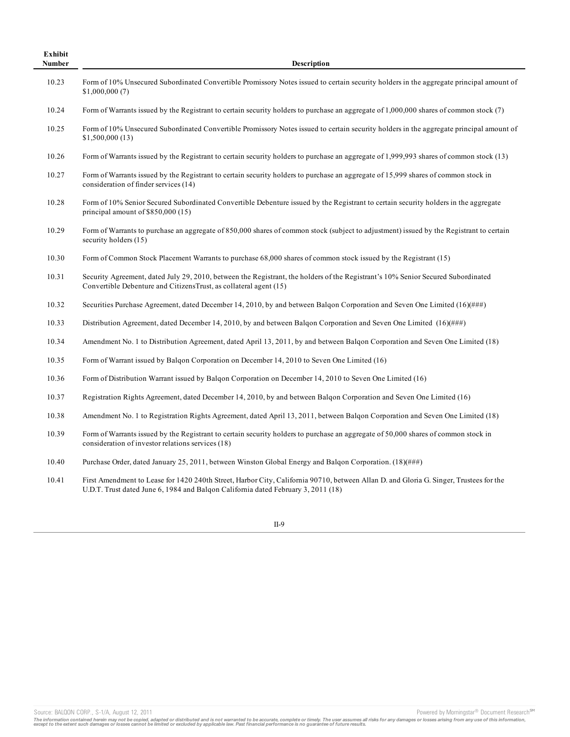| Exhibit Number | Description |
|---|---|
| 10.23 | Form of 10% Unsecured Subordinated Convertible Promissory Notes issued to certain security holders in the aggregate principal amount of $1,000,000 (7) |
| 10.24 | Form of Warrants issued by the Registrant to certain security holders to purchase an aggregate of 1,000,000 shares of common stock (7) |
| 10.25 | Form of 10% Unsecured Subordinated Convertible Promissory Notes issued to certain security holders in the aggregate principal amount of $1,500,000 (13) |
| 10.26 | Form of Warrants issued by the Registrant to certain security holders to purchase an aggregate of 1,999,993 shares of common stock (13) |
| 10.27 | Form of Warrants issued by the Registrant to certain security holders to purchase an aggregate of 15,999 shares of common stock in consideration of finder services (14) |
| 10.28 | Form of 10% Senior Secured Subordinated Convertible Debenture issued by the Registrant to certain security holders in the aggregate principal amount of $850,000 (15) |
| 10.29 | Form of Warrants to purchase an aggregate of 850,000 shares of common stock (subject to adjustment) issued by the Registrant to certain security holders (15) |
| 10.30 | Form of Common Stock Placement Warrants to purchase 68,000 shares of common stock issued by the Registrant (15) |
| 10.31 | Security Agreement, dated July 29, 2010, between the Registrant, the holders of the Registrant's 10% Senior Secured Subordinated Convertible Debenture and CitizensTrust, as collateral agent (15) |
| 10.32 | Securities Purchase Agreement, dated December 14, 2010, by and between Balqon Corporation and Seven One Limited (16)(###) |
| 10.33 | Distribution Agreement, dated December 14, 2010, by and between Balqon Corporation and Seven One Limited (16)(###) |
| 10.34 | Amendment No. 1 to Distribution Agreement, dated April 13, 2011, by and between Balqon Corporation and Seven One Limited (18) |
| 10.35 | Form of Warrant issued by Balqon Corporation on December 14, 2010 to Seven One Limited (16) |
| 10.36 | Form of Distribution Warrant issued by Balqon Corporation on December 14, 2010 to Seven One Limited (16) |
| 10.37 | Registration Rights Agreement, dated December 14, 2010, by and between Balqon Corporation and Seven One Limited (16) |
| 10.38 | Amendment No. 1 to Registration Rights Agreement, dated April 13, 2011, between Balqon Corporation and Seven One Limited (18) |
| 10.39 | Form of Warrants issued by the Registrant to certain security holders to purchase an aggregate of 50,000 shares of common stock in consideration of investor relations services (18) |
| 10.40 | Purchase Order, dated January 25, 2011, between Winston Global Energy and Balqon Corporation. (18)(###) |
| 10.41 | First Amendment to Lease for 1420 240th Street, Harbor City, California 90710, between Allan D. and Gloria G. Singer, Trustees for the U.D.T. Trust dated June 6, 1984 and Balqon California dated February 3, 2011 (18) |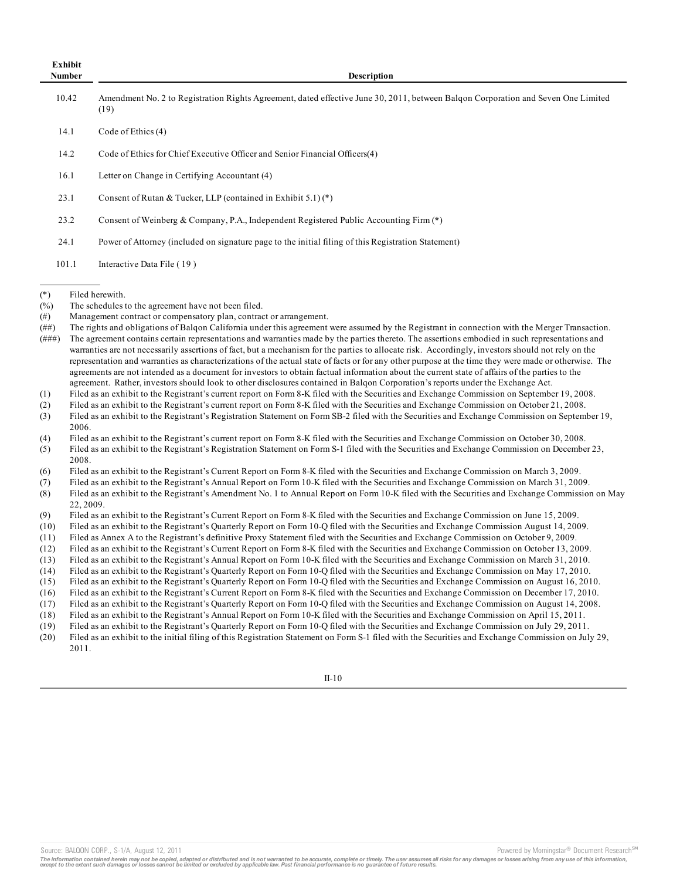| Exhibit Number | Description |
|---|---|
| 10.42 | Amendment No. 2 to Registration Rights Agreement, dated effective June 30, 2011, between Balqon Corporation and Seven One Limited (19) |
| 14.1 | Code of Ethics (4) |
| 14.2 | Code of Ethics for Chief Executive Officer and Senior Financial Officers(4) |
| 16.1 | Letter on Change in Certifying Accountant (4) |
| 23.1 | Consent of Rutan & Tucker, LLP (contained in Exhibit 5.1) (*) |
| 23.2 | Consent of Weinberg & Company, P.A., Independent Registered Public Accounting Firm (*) |
| 24.1 | Power of Attorney (included on signature page to the initial filing of this Registration Statement) |
| 101.1 | Interactive Data File ( 19 ) |

(*) Filed herewith.

(%) The schedules to the agreement have not been filed.

(#) Management contract or compensatory plan, contract or arrangement.

(##) The rights and obligations of Balqon California under this agreement were assumed by the Registrant in connection with the Merger Transaction.

(###) The agreement contains certain representations and warranties made by the parties thereto. The assertions embodied in such representations and warranties are not necessarily assertions of fact, but a mechanism for the parties to allocate risk. Accordingly, investors should not rely on the representation and warranties as characterizations of the actual state of facts or for any other purpose at the time they were made or otherwise. The agreements are not intended as a document for investors to obtain factual information about the current state of affairs of the parties to the agreement. Rather, investors should look to other disclosures contained in Balqon Corporation's reports under the Exchange Act.

(1) Filed as an exhibit to the Registrant's current report on Form 8-K filed with the Securities and Exchange Commission on September 19, 2008.

(2) Filed as an exhibit to the Registrant's current report on Form 8-K filed with the Securities and Exchange Commission on October 21, 2008.

(3) Filed as an exhibit to the Registrant's Registration Statement on Form SB-2 filed with the Securities and Exchange Commission on September 19, 2006.

(4) Filed as an exhibit to the Registrant's current report on Form 8-K filed with the Securities and Exchange Commission on October 30, 2008.

(5) Filed as an exhibit to the Registrant's Registration Statement on Form S-1 filed with the Securities and Exchange Commission on December 23, 2008.

(6) Filed as an exhibit to the Registrant's Current Report on Form 8-K filed with the Securities and Exchange Commission on March 3, 2009.

(7) Filed as an exhibit to the Registrant's Annual Report on Form 10-K filed with the Securities and Exchange Commission on March 31, 2009.

(8) Filed as an exhibit to the Registrant's Amendment No. 1 to Annual Report on Form 10-K filed with the Securities and Exchange Commission on May 22, 2009.

(9) Filed as an exhibit to the Registrant's Current Report on Form 8-K filed with the Securities and Exchange Commission on June 15, 2009.

(10) Filed as an exhibit to the Registrant's Quarterly Report on Form 10-Q filed with the Securities and Exchange Commission August 14, 2009.

(11) Filed as Annex A to the Registrant's definitive Proxy Statement filed with the Securities and Exchange Commission on October 9, 2009.

(12) Filed as an exhibit to the Registrant's Current Report on Form 8-K filed with the Securities and Exchange Commission on October 13, 2009.

(13) Filed as an exhibit to the Registrant's Annual Report on Form 10-K filed with the Securities and Exchange Commission on March 31, 2010.

(14) Filed as an exhibit to the Registrant's Quarterly Report on Form 10-Q filed with the Securities and Exchange Commission on May 17, 2010.

(15) Filed as an exhibit to the Registrant's Quarterly Report on Form 10-Q filed with the Securities and Exchange Commission on August 16, 2010.

(16) Filed as an exhibit to the Registrant's Current Report on Form 8-K filed with the Securities and Exchange Commission on December 17, 2010.

(17) Filed as an exhibit to the Registrant's Quarterly Report on Form 10-Q filed with the Securities and Exchange Commission on August 14, 2008.

(18) Filed as an exhibit to the Registrant's Annual Report on Form 10-K filed with the Securities and Exchange Commission on April 15, 2011.

(19) Filed as an exhibit to the Registrant's Quarterly Report on Form 10-Q filed with the Securities and Exchange Commission on July 29, 2011.

(20) Filed as an exhibit to the initial filing of this Registration Statement on Form S-1 filed with the Securities and Exchange Commission on July 29, 2011.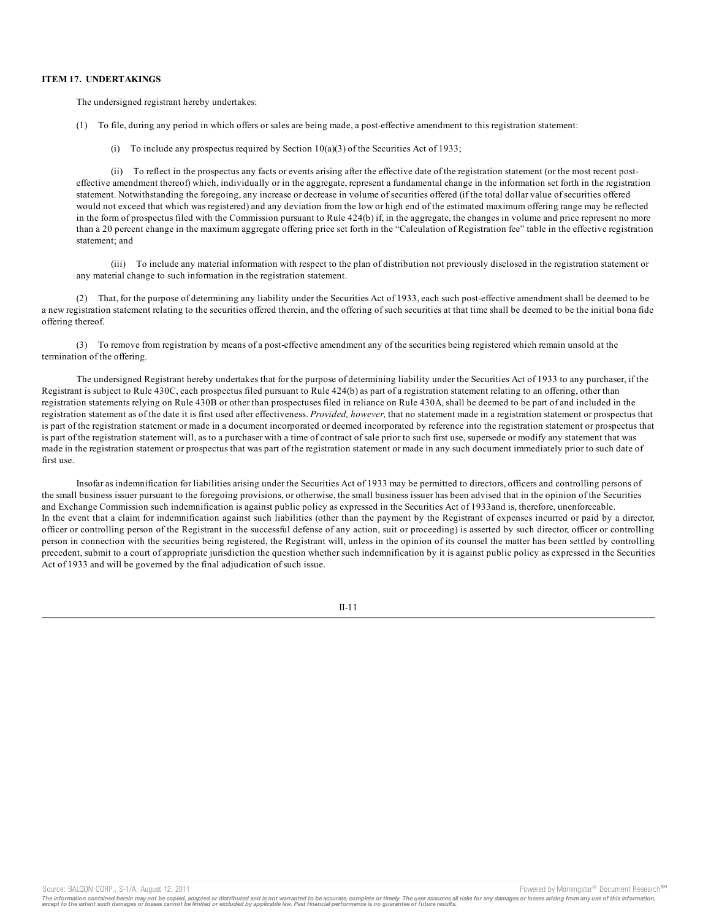**ITEM 17. UNDERTAKINGS**

The undersigned registrant hereby undertakes:

(1) To file, during any period in which offers or sales are being made, a post-effective amendment to this registration statement:

(i) To include any prospectus required by Section 10(a)(3) of the Securities Act of 1933;

(ii) To reflect in the prospectus any facts or events arising after the effective date of the registration statement (or the most recent post-effective amendment thereof) which, individually or in the aggregate, represent a fundamental change in the information set forth in the registration statement. Notwithstanding the foregoing, any increase or decrease in volume of securities offered (if the total dollar value of securities offered would not exceed that which was registered) and any deviation from the low or high end of the estimated maximum offering range may be reflected in the form of prospectus filed with the Commission pursuant to Rule 424(b) if, in the aggregate, the changes in volume and price represent no more than a 20 percent change in the maximum aggregate offering price set forth in the "Calculation of Registration fee" table in the effective registration statement; and

(iii) To include any material information with respect to the plan of distribution not previously disclosed in the registration statement or any material change to such information in the registration statement.

(2) That, for the purpose of determining any liability under the Securities Act of 1933, each such post-effective amendment shall be deemed to be a new registration statement relating to the securities offered therein, and the offering of such securities at that time shall be deemed to be the initial bona fide offering thereof.

(3) To remove from registration by means of a post-effective amendment any of the securities being registered which remain unsold at the termination of the offering.

The undersigned Registrant hereby undertakes that for the purpose of determining liability under the Securities Act of 1933 to any purchaser, if the Registrant is subject to Rule 430C, each prospectus filed pursuant to Rule 424(b) as part of a registration statement relating to an offering, other than registration statements relying on Rule 430B or other than prospectuses filed in reliance on Rule 430A, shall be deemed to be part of and included in the registration statement as of the date it is first used after effectiveness. *Provided, however,* that no statement made in a registration statement or prospectus that is part of the registration statement or made in a document incorporated or deemed incorporated by reference into the registration statement or prospectus that is part of the registration statement will, as to a purchaser with a time of contract of sale prior to such first use, supersede or modify any statement that was made in the registration statement or prospectus that was part of the registration statement or made in any such document immediately prior to such date of first use.

Insofar as indemnification for liabilities arising under the Securities Act of 1933 may be permitted to directors, officers and controlling persons of the small business issuer pursuant to the foregoing provisions, or otherwise, the small business issuer has been advised that in the opinion of the Securities and Exchange Commission such indemnification is against public policy as expressed in the Securities Act of 1933and is, therefore, unenforceable. In the event that a claim for indemnification against such liabilities (other than the payment by the Registrant of expenses incurred or paid by a director, officer or controlling person of the Registrant in the successful defense of any action, suit or proceeding) is asserted by such director, officer or controlling person in connection with the securities being registered, the Registrant will, unless in the opinion of its counsel the matter has been settled by controlling precedent, submit to a court of appropriate jurisdiction the question whether such indemnification by it is against public policy as expressed in the Securities Act of 1933 and will be governed by the final adjudication of such issue.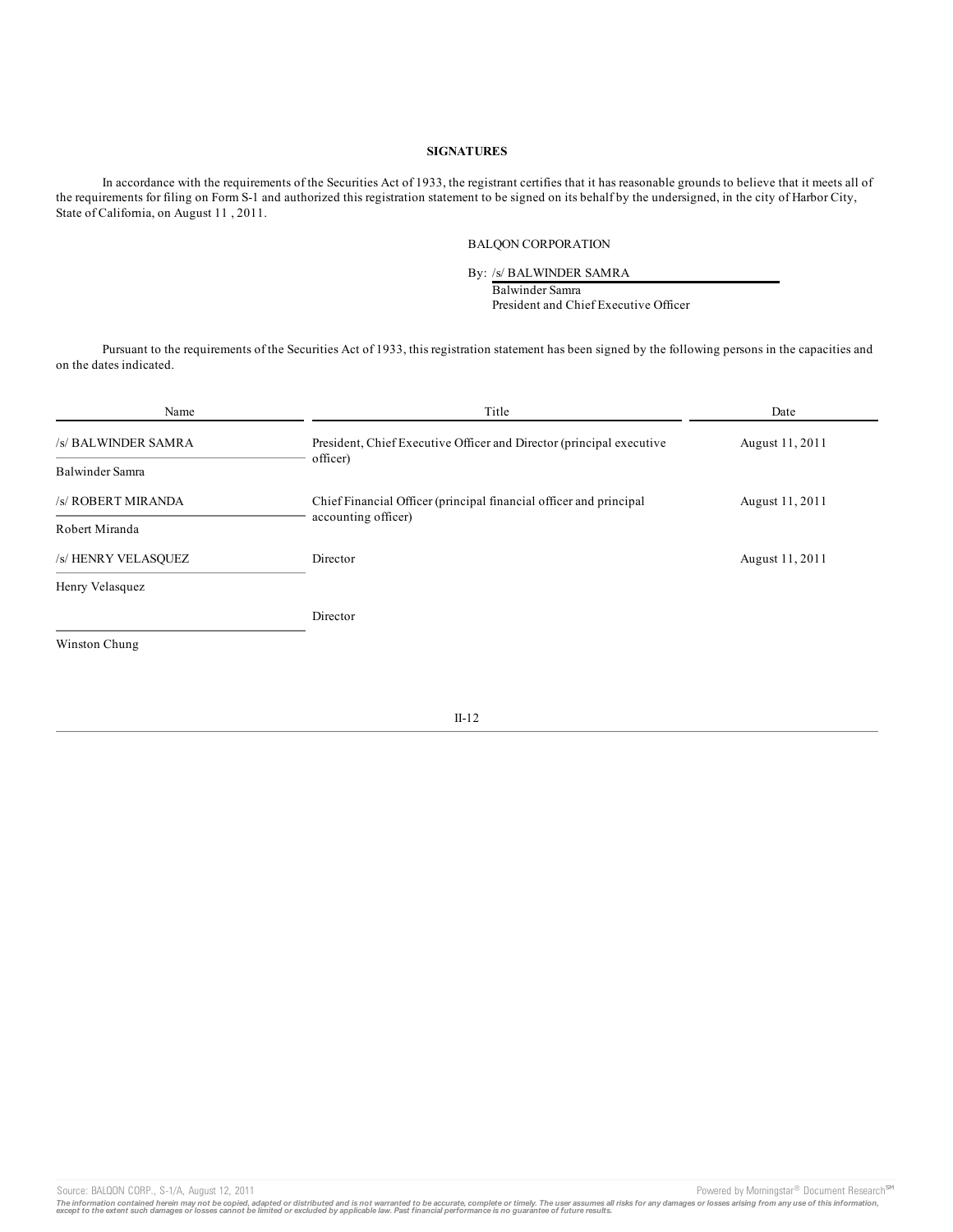## SIGNATURES

In accordance with the requirements of the Securities Act of 1933, the registrant certifies that it has reasonable grounds to believe that it meets all of the requirements for filing on Form S-1 and authorized this registration statement to be signed on its behalf by the undersigned, in the city of Harbor City, State of California, on August 11 , 2011.

BALQON CORPORATION

By: /s/ BALWINDER SAMRA
Balwinder Samra
President and Chief Executive Officer

Pursuant to the requirements of the Securities Act of 1933, this registration statement has been signed by the following persons in the capacities and on the dates indicated.

| Name | Title | Date |
|---|---|---|
| /s/ BALWINDER SAMRA<br>Balwinder Samra | President, Chief Executive Officer and Director (principal executive officer) | August 11, 2011 |
| /s/ ROBERT MIRANDA<br>Robert Miranda | Chief Financial Officer (principal financial officer and principal accounting officer) | August 11, 2011 |
| /s/ HENRY VELASQUEZ<br>Henry Velasquez | Director | August 11, 2011 |
| Winston Chung | Director | |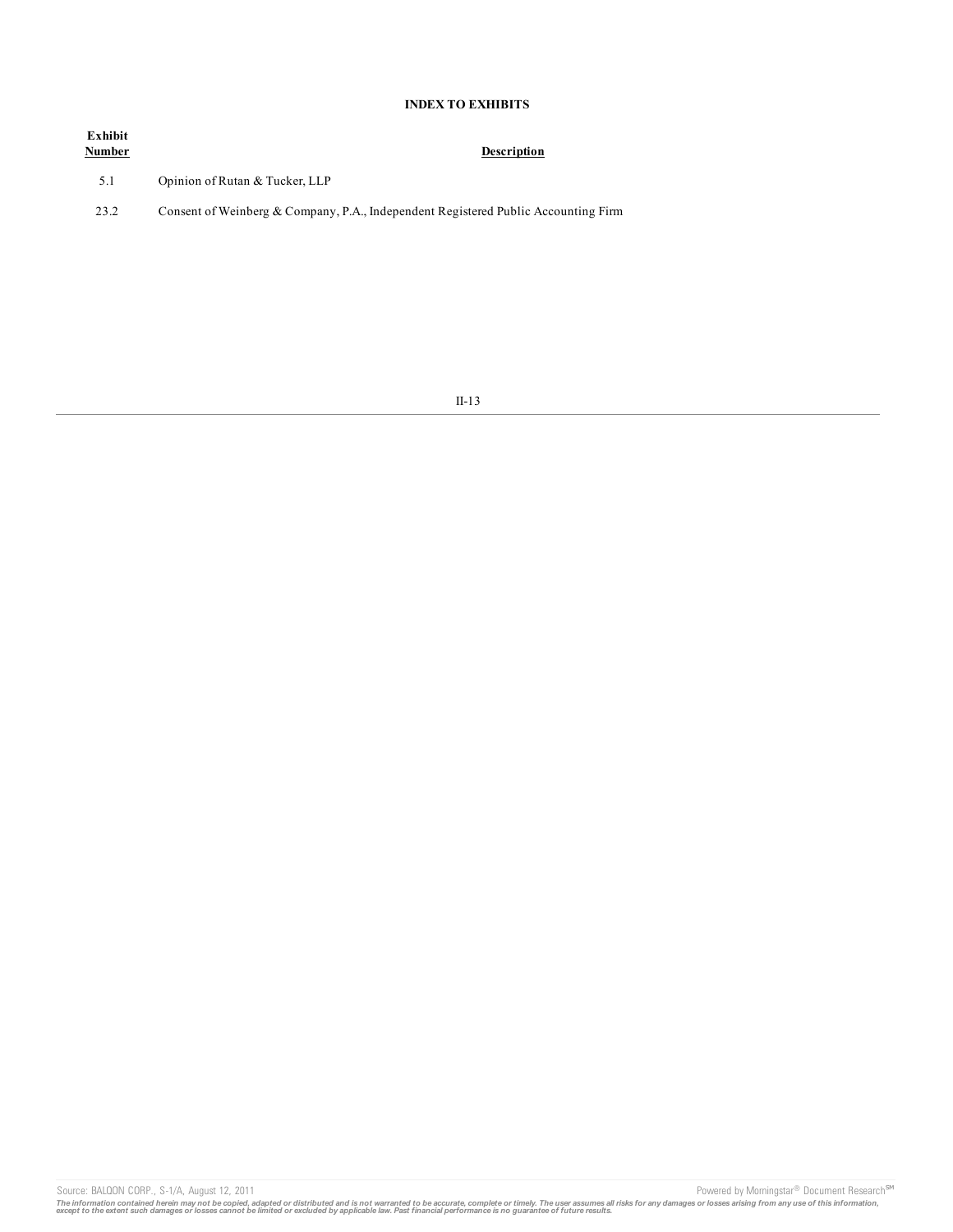## INDEX TO EXHIBITS

| Exhibit Number | Description |
| --- | --- |
| 5.1 | Opinion of Rutan & Tucker, LLP |
| 23.2 | Consent of Weinberg & Company, P.A., Independent Registered Public Accounting Firm |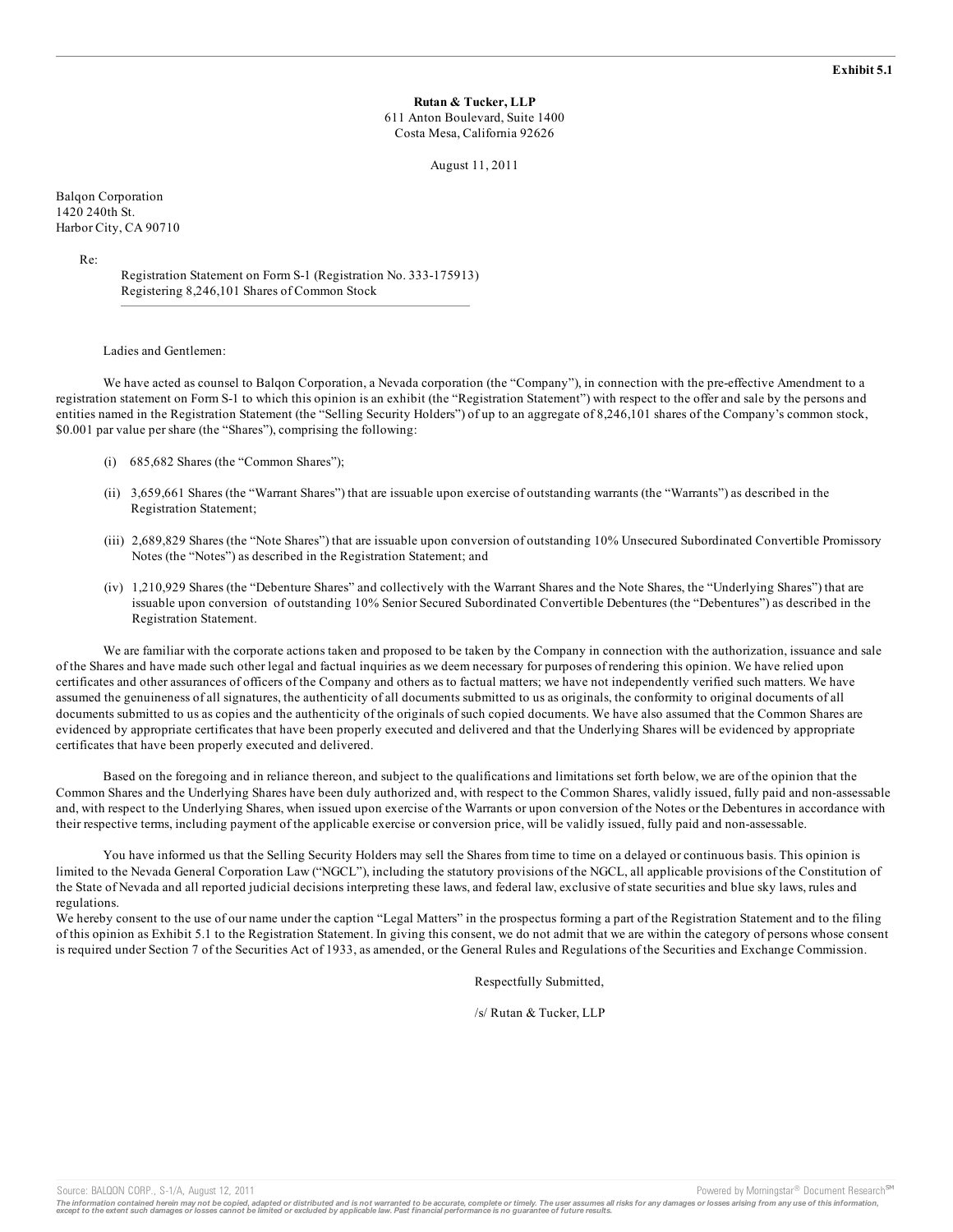**Exhibit 5.1**

**Rutan & Tucker, LLP**
611 Anton Boulevard, Suite 1400
Costa Mesa, California 92626

August 11, 2011

Balqon Corporation
1420 240th St.
Harbor City, CA 90710

Re:
Registration Statement on Form S-1 (Registration No. 333-175913)
Registering 8,246,101 Shares of Common Stock

Ladies and Gentlemen:

We have acted as counsel to Balqon Corporation, a Nevada corporation (the "Company"), in connection with the pre-effective Amendment to a registration statement on Form S-1 to which this opinion is an exhibit (the "Registration Statement") with respect to the offer and sale by the persons and entities named in the Registration Statement (the "Selling Security Holders") of up to an aggregate of 8,246,101 shares of the Company's common stock, $0.001 par value per share (the "Shares"), comprising the following:

(i) 685,682 Shares (the "Common Shares");

(ii) 3,659,661 Shares (the "Warrant Shares") that are issuable upon exercise of outstanding warrants (the "Warrants") as described in the Registration Statement;

(iii) 2,689,829 Shares (the "Note Shares") that are issuable upon conversion of outstanding 10% Unsecured Subordinated Convertible Promissory Notes (the "Notes") as described in the Registration Statement; and

(iv) 1,210,929 Shares (the "Debenture Shares" and collectively with the Warrant Shares and the Note Shares, the "Underlying Shares") that are issuable upon conversion of outstanding 10% Senior Secured Subordinated Convertible Debentures (the "Debentures") as described in the Registration Statement.

We are familiar with the corporate actions taken and proposed to be taken by the Company in connection with the authorization, issuance and sale of the Shares and have made such other legal and factual inquiries as we deem necessary for purposes of rendering this opinion. We have relied upon certificates and other assurances of officers of the Company and others as to factual matters; we have not independently verified such matters. We have assumed the genuineness of all signatures, the authenticity of all documents submitted to us as originals, the conformity to original documents of all documents submitted to us as copies and the authenticity of the originals of such copied documents. We have also assumed that the Common Shares are evidenced by appropriate certificates that have been properly executed and delivered and that the Underlying Shares will be evidenced by appropriate certificates that have been properly executed and delivered.

Based on the foregoing and in reliance thereon, and subject to the qualifications and limitations set forth below, we are of the opinion that the Common Shares and the Underlying Shares have been duly authorized and, with respect to the Common Shares, validly issued, fully paid and non-assessable and, with respect to the Underlying Shares, when issued upon exercise of the Warrants or upon conversion of the Notes or the Debentures in accordance with their respective terms, including payment of the applicable exercise or conversion price, will be validly issued, fully paid and non-assessable.

You have informed us that the Selling Security Holders may sell the Shares from time to time on a delayed or continuous basis. This opinion is limited to the Nevada General Corporation Law ("NGCL"), including the statutory provisions of the NGCL, all applicable provisions of the Constitution of the State of Nevada and all reported judicial decisions interpreting these laws, and federal law, exclusive of state securities and blue sky laws, rules and regulations.

We hereby consent to the use of our name under the caption "Legal Matters" in the prospectus forming a part of the Registration Statement and to the filing of this opinion as Exhibit 5.1 to the Registration Statement. In giving this consent, we do not admit that we are within the category of persons whose consent is required under Section 7 of the Securities Act of 1933, as amended, or the General Rules and Regulations of the Securities and Exchange Commission.

Respectfully Submitted,

/s/ Rutan & Tucker, LLP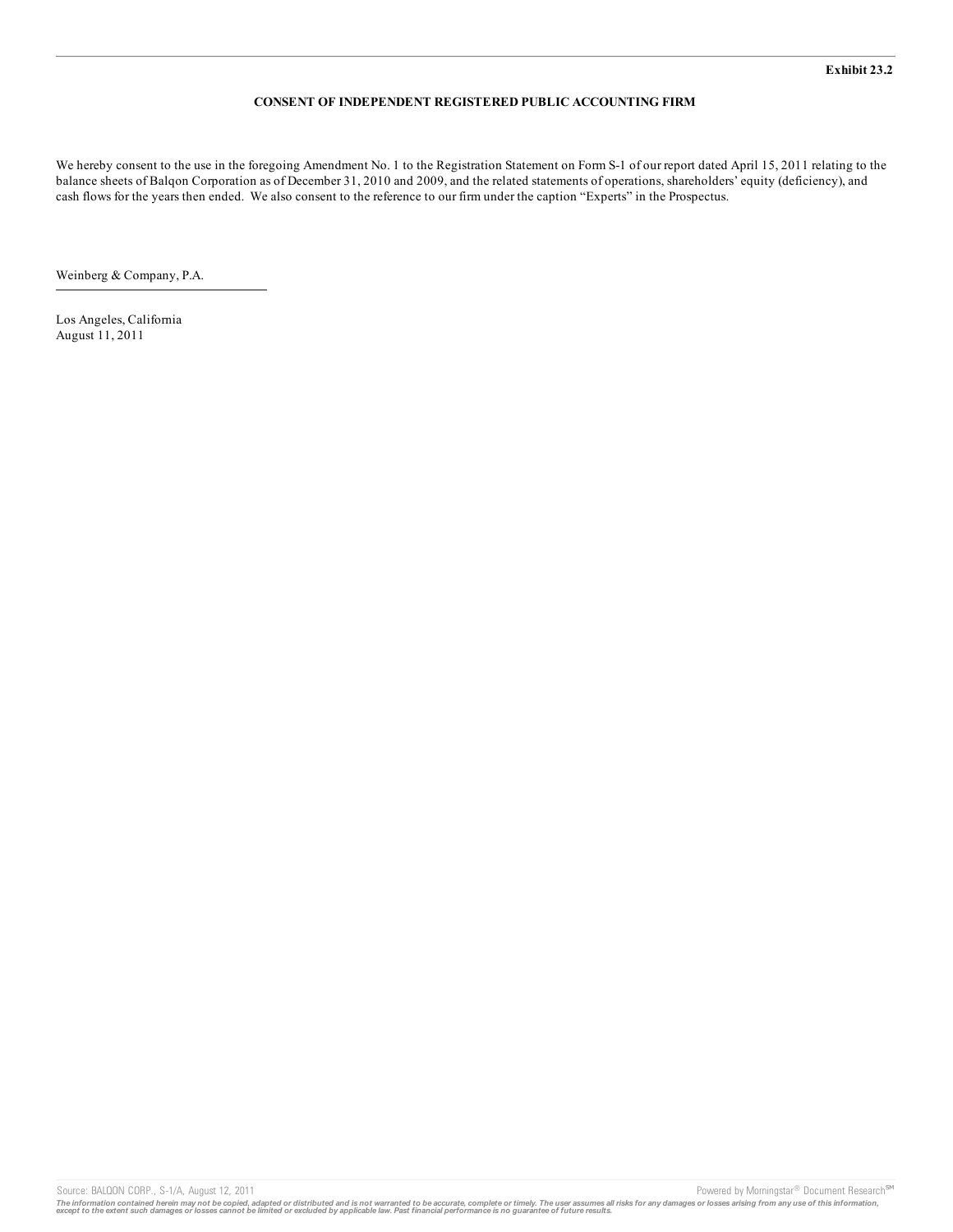**Exhibit 23.2**

**CONSENT OF INDEPENDENT REGISTERED PUBLIC ACCOUNTING FIRM**

We hereby consent to the use in the foregoing Amendment No. 1 to the Registration Statement on Form S-1 of our report dated April 15, 2011 relating to the balance sheets of Balqon Corporation as of December 31, 2010 and 2009, and the related statements of operations, shareholders' equity (deficiency), and cash flows for the years then ended. We also consent to the reference to our firm under the caption "Experts" in the Prospectus.

Weinberg & Company, P.A.

Los Angeles, California
August 11, 2011